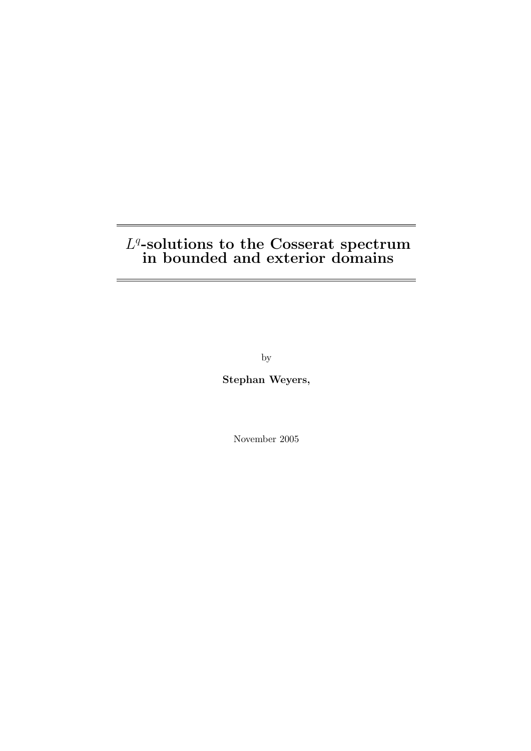# $L^q$-solutions to the Cosserat spectrum in bounded and exterior domains

by

**Stephan Weyers,**

November 2005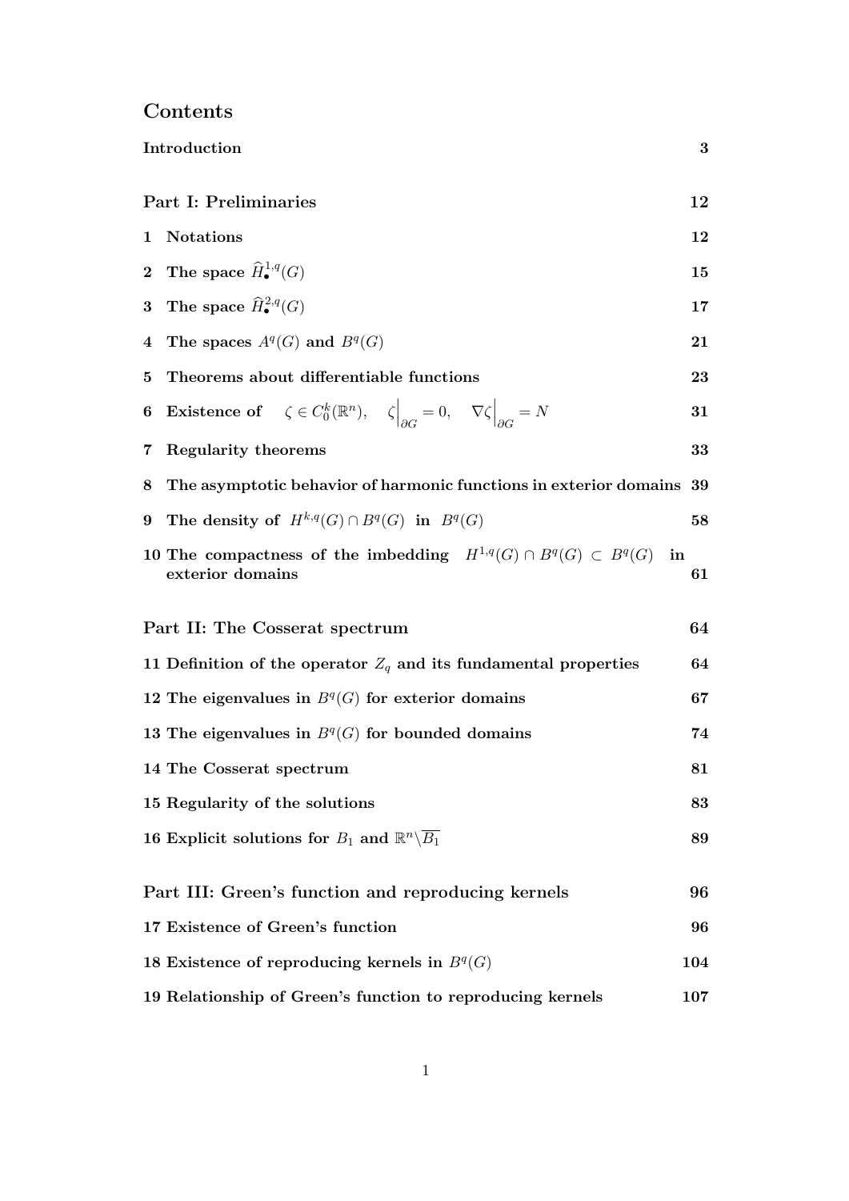# Contents

**Introduction** 3

## Part I: Preliminaries 12

**1 Notations** 12

**2 The space $\widehat{H}^{1,q}_\bullet(G)$** 15

**3 The space $\widehat{H}^{2,q}_\bullet(G)$** 17

**4 The spaces $A^q(G)$ and $B^q(G)$** 21

**5 Theorems about differentiable functions** 23

**6 Existence of $\zeta \in C^k_0(\mathbb{R}^n), \quad \zeta\Big|_{\partial G} = 0, \quad \nabla\zeta\Big|_{\partial G} = N$** 31

**7 Regularity theorems** 33

**8 The asymptotic behavior of harmonic functions in exterior domains** 39

**9 The density of $H^{k,q}(G) \cap B^q(G)$ in $B^q(G)$** 58

**10 The compactness of the imbedding $H^{1,q}(G) \cap B^q(G) \subset B^q(G)$ in exterior domains** 61

## Part II: The Cosserat spectrum 64

**11 Definition of the operator $Z_q$ and its fundamental properties** 64

**12 The eigenvalues in $B^q(G)$ for exterior domains** 67

**13 The eigenvalues in $B^q(G)$ for bounded domains** 74

**14 The Cosserat spectrum** 81

**15 Regularity of the solutions** 83

**16 Explicit solutions for $B_1$ and $\mathbb{R}^n \backslash \overline{B_1}$** 89

## Part III: Green's function and reproducing kernels 96

**17 Existence of Green's function** 96

**18 Existence of reproducing kernels in $B^q(G)$** 104

**19 Relationship of Green's function to reproducing kernels** 107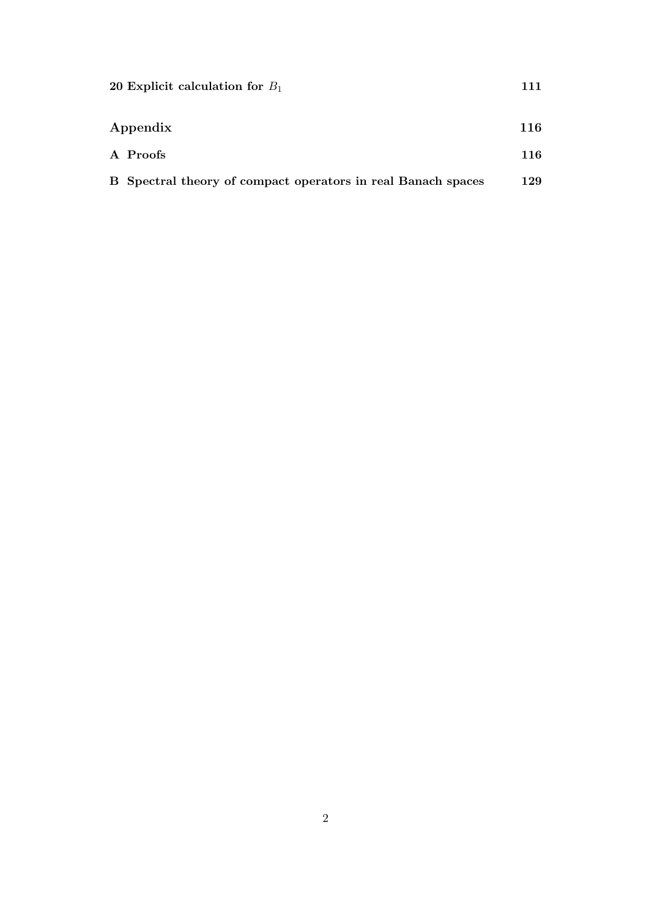**20 Explicit calculation for $B_1$** **111**

**Appendix** **116**

**A Proofs** **116**

**B Spectral theory of compact operators in real Banach spaces** **129**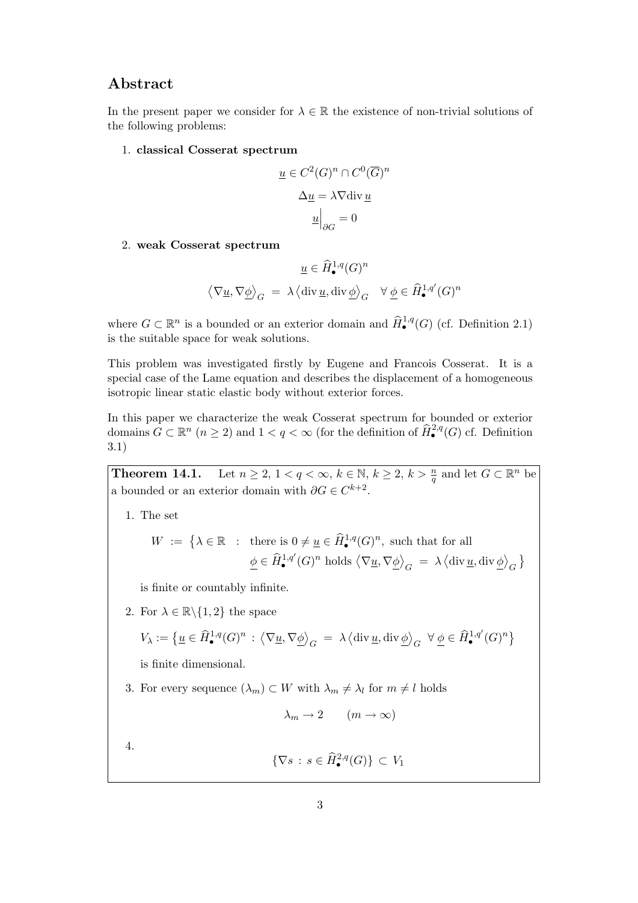# Abstract

In the present paper we consider for $\lambda \in \mathbb{R}$ the existence of non-trivial solutions of the following problems:

1. **classical Cosserat spectrum**

$$\underline{u} \in C^2(G)^n \cap C^0(\overline{G})^n$$

$$\Delta \underline{u} = \lambda \nabla \mathrm{div}\, \underline{u}$$

$$\underline{u}\Big|_{\partial G} = 0$$

2. **weak Cosserat spectrum**

$$\underline{u} \in \widehat{H}^{1,q}_{\bullet}(G)^n$$

$$\left\langle \nabla \underline{u}, \nabla \underline{\phi} \right\rangle_G \;=\; \lambda \left\langle \mathrm{div}\, \underline{u}, \mathrm{div}\, \underline{\phi} \right\rangle_G \quad \forall\, \underline{\phi} \in \widehat{H}^{1,q'}_{\bullet}(G)^n$$

where $G \subset \mathbb{R}^n$ is a bounded or an exterior domain and $\widehat{H}^{1,q}_{\bullet}(G)$ (cf. Definition 2.1) is the suitable space for weak solutions.

This problem was investigated firstly by Eugene and Francois Cosserat. It is a special case of the Lame equation and describes the displacement of a homogeneous isotropic linear static elastic body without exterior forces.

In this paper we characterize the weak Cosserat spectrum for bounded or exterior domains $G \subset \mathbb{R}^n$ ($n \geq 2$) and $1 < q < \infty$ (for the definition of $\widehat{H}^{2,q}_{\bullet}(G)$ cf. Definition 3.1)

**Theorem 14.1.** Let $n \geq 2$, $1 < q < \infty$, $k \in \mathbb{N}$, $k \geq 2$, $k > \frac{n}{q}$ and let $G \subset \mathbb{R}^n$ be a bounded or an exterior domain with $\partial G \in C^{k+2}$.

1. The set

$$W \;:=\; \big\{ \lambda \in \mathbb{R} \;\;:\;\; \text{there is } 0 \neq \underline{u} \in \widehat{H}^{1,q}_{\bullet}(G)^n, \text{ such that for all } \underline{\phi} \in \widehat{H}^{1,q'}_{\bullet}(G)^n \text{ holds } \left\langle \nabla \underline{u}, \nabla \underline{\phi} \right\rangle_G \;=\; \lambda \left\langle \mathrm{div}\, \underline{u}, \mathrm{div}\, \underline{\phi} \right\rangle_G \big\}$$

is finite or countably infinite.

2. For $\lambda \in \mathbb{R}\backslash\{1, 2\}$ the space

$$V_\lambda := \big\{ \underline{u} \in \widehat{H}^{1,q}_{\bullet}(G)^n \;:\; \left\langle \nabla \underline{u}, \nabla \underline{\phi} \right\rangle_G \;=\; \lambda \left\langle \mathrm{div}\, \underline{u}, \mathrm{div}\, \underline{\phi} \right\rangle_G \;\; \forall\, \underline{\phi} \in \widehat{H}^{1,q'}_{\bullet}(G)^n \big\}$$

is finite dimensional.

3. For every sequence $(\lambda_m) \subset W$ with $\lambda_m \neq \lambda_l$ for $m \neq l$ holds

$$\lambda_m \to 2 \qquad (m \to \infty)$$

4.

$$\{ \nabla s \;:\; s \in \widehat{H}^{2,q}_{\bullet}(G) \} \;\subset\; V_1$$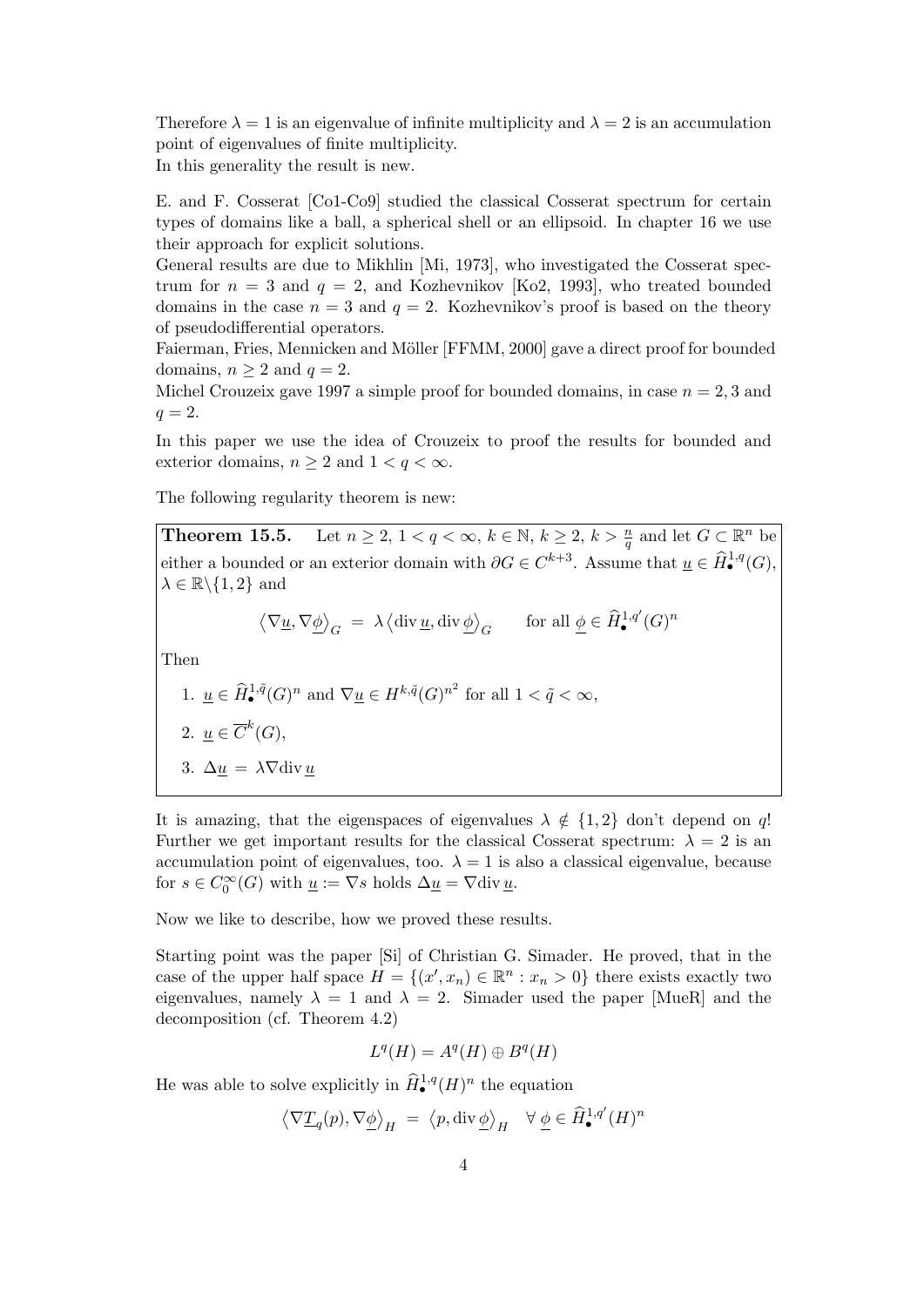Therefore $\lambda = 1$ is an eigenvalue of infinite multiplicity and $\lambda = 2$ is an accumulation point of eigenvalues of finite multiplicity.
In this generality the result is new.

E. and F. Cosserat [Co1-Co9] studied the classical Cosserat spectrum for certain types of domains like a ball, a spherical shell or an ellipsoid. In chapter 16 we use their approach for explicit solutions.
General results are due to Mikhlin [Mi, 1973], who investigated the Cosserat spectrum for $n = 3$ and $q = 2$, and Kozhevnikov [Ko2, 1993], who treated bounded domains in the case $n = 3$ and $q = 2$. Kozhevnikov's proof is based on the theory of pseudodifferential operators.
Faierman, Fries, Mennicken and Möller [FFMM, 2000] gave a direct proof for bounded domains, $n \geq 2$ and $q = 2$.
Michel Crouzeix gave 1997 a simple proof for bounded domains, in case $n = 2, 3$ and $q = 2$.

In this paper we use the idea of Crouzeix to proof the results for bounded and exterior domains, $n \geq 2$ and $1 < q < \infty$.

The following regularity theorem is new:

**Theorem 15.5.** Let $n \geq 2$, $1 < q < \infty$, $k \in \mathbb{N}$, $k \geq 2$, $k > \frac{n}{q}$ and let $G \subset \mathbb{R}^n$ be either a bounded or an exterior domain with $\partial G \in C^{k+3}$. Assume that $\underline{u} \in \widehat{H}_\bullet^{1,q}(G)$, $\lambda \in \mathbb{R}\backslash\{1, 2\}$ and

$$\left\langle \nabla \underline{u}, \nabla \underline{\phi} \right\rangle_G = \lambda \left\langle \operatorname{div} \underline{u}, \operatorname{div} \underline{\phi} \right\rangle_G \qquad \text{for all } \underline{\phi} \in \widehat{H}_\bullet^{1,q'}(G)^n$$

Then

1. $\underline{u} \in \widehat{H}_\bullet^{1,\tilde{q}}(G)^n$ and $\nabla \underline{u} \in H^{k,\tilde{q}}(G)^{n^2}$ for all $1 < \tilde{q} < \infty$,
2. $\underline{u} \in \overline{C}^k(G)$,
3. $\Delta \underline{u} = \lambda \nabla \operatorname{div} \underline{u}$

It is amazing, that the eigenspaces of eigenvalues $\lambda \notin \{1, 2\}$ don't depend on $q$! Further we get important results for the classical Cosserat spectrum: $\lambda = 2$ is an accumulation point of eigenvalues, too. $\lambda = 1$ is also a classical eigenvalue, because for $s \in C_0^\infty(G)$ with $\underline{u} := \nabla s$ holds $\Delta \underline{u} = \nabla \operatorname{div} \underline{u}$.

Now we like to describe, how we proved these results.

Starting point was the paper [Si] of Christian G. Simader. He proved, that in the case of the upper half space $H = \{(x', x_n) \in \mathbb{R}^n : x_n > 0\}$ there exists exactly two eigenvalues, namely $\lambda = 1$ and $\lambda = 2$. Simader used the paper [MueR] and the decomposition (cf. Theorem 4.2)

$$L^q(H) = A^q(H) \oplus B^q(H)$$

He was able to solve explicitly in $\widehat{H}_\bullet^{1,q}(H)^n$ the equation

$$\left\langle \nabla \underline{T}_q(p), \nabla \underline{\phi} \right\rangle_H = \left\langle p, \operatorname{div} \underline{\phi} \right\rangle_H \quad \forall\, \underline{\phi} \in \widehat{H}_\bullet^{1,q'}(H)^n$$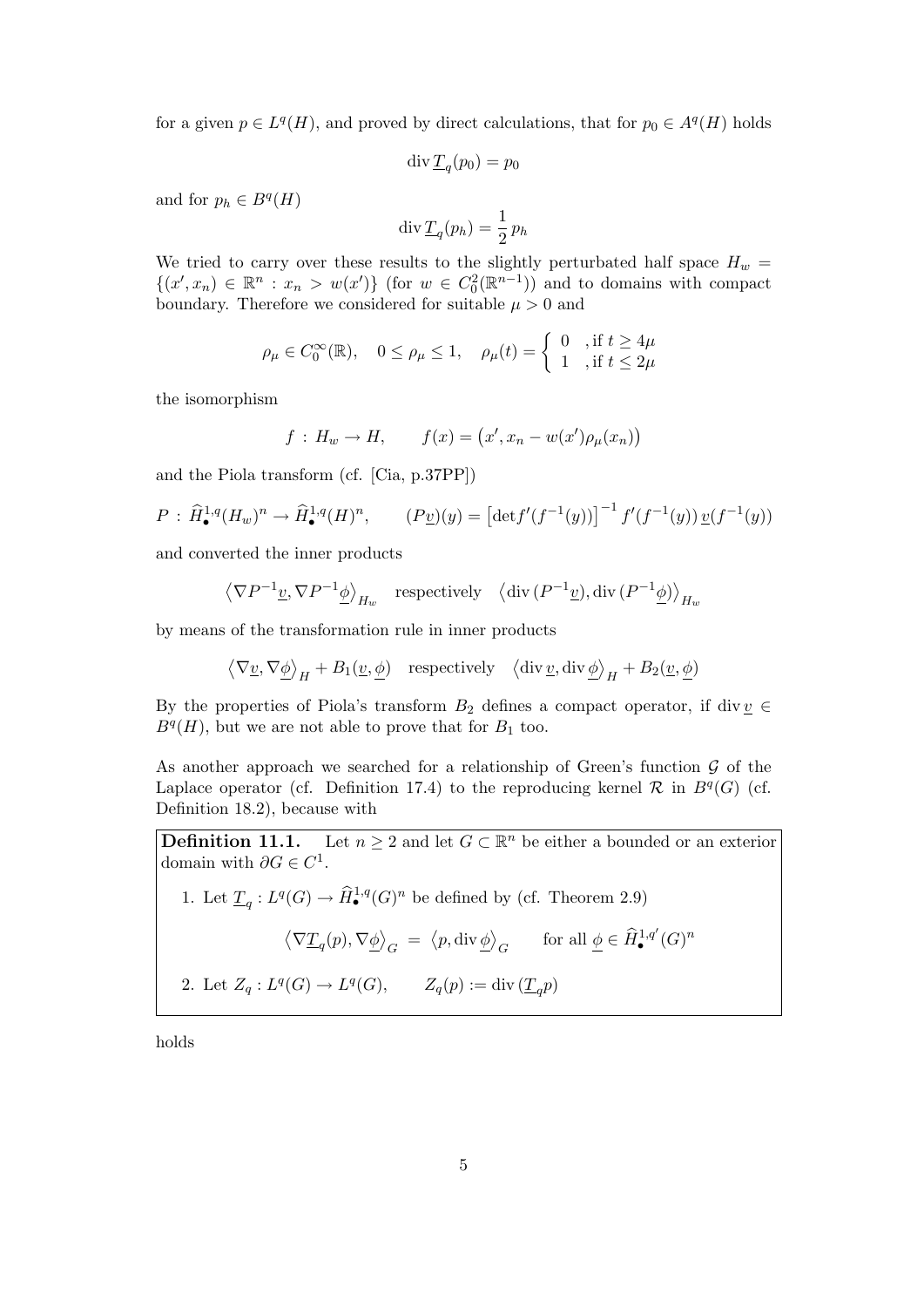for a given $p \in L^q(H)$, and proved by direct calculations, that for $p_0 \in A^q(H)$ holds

$$\operatorname{div} \underline{T}_q(p_0) = p_0$$

and for $p_h \in B^q(H)$

$$\operatorname{div} \underline{T}_q(p_h) = \frac{1}{2}\, p_h$$

We tried to carry over these results to the slightly perturbated half space $H_w = \{(x', x_n) \in \mathbb{R}^n : x_n > w(x')\}$ (for $w \in C_0^2(\mathbb{R}^{n-1})$) and to domains with compact boundary. Therefore we considered for suitable $\mu > 0$ and

$$\rho_\mu \in C_0^\infty(\mathbb{R}), \quad 0 \le \rho_\mu \le 1, \quad \rho_\mu(t) = \begin{cases} 0 & \text{, if } t \ge 4\mu \\ 1 & \text{, if } t \le 2\mu \end{cases}$$

the isomorphism

$$f \,:\, H_w \to H, \qquad f(x) = \big(x', x_n - w(x')\rho_\mu(x_n)\big)$$

and the Piola transform (cf. [Cia, p.37PP])

$$P \,:\, \widehat{H}_\bullet^{1,q}(H_w)^n \to \widehat{H}_\bullet^{1,q}(H)^n, \qquad (P\underline{v})(y) = \big[\det f'(f^{-1}(y))\big]^{-1} f'(f^{-1}(y))\, \underline{v}(f^{-1}(y))$$

and converted the inner products

$$\big\langle \nabla P^{-1}\underline{v}, \nabla P^{-1}\underline{\phi} \big\rangle_{H_w} \quad \text{respectively} \quad \big\langle \operatorname{div}(P^{-1}\underline{v}), \operatorname{div}(P^{-1}\underline{\phi}) \big\rangle_{H_w}$$

by means of the transformation rule in inner products

$$\big\langle \nabla \underline{v}, \nabla \underline{\phi} \big\rangle_H + B_1(\underline{v}, \underline{\phi}) \quad \text{respectively} \quad \big\langle \operatorname{div} \underline{v}, \operatorname{div} \underline{\phi} \big\rangle_H + B_2(\underline{v}, \underline{\phi})$$

By the properties of Piola's transform $B_2$ defines a compact operator, if $\operatorname{div} \underline{v} \in B^q(H)$, but we are not able to prove that for $B_1$ too.

As another approach we searched for a relationship of Green's function $\mathcal{G}$ of the Laplace operator (cf. Definition 17.4) to the reproducing kernel $\mathcal{R}$ in $B^q(G)$ (cf. Definition 18.2), because with

**Definition 11.1.** Let $n \ge 2$ and let $G \subset \mathbb{R}^n$ be either a bounded or an exterior domain with $\partial G \in C^1$.

1. Let $\underline{T}_q : L^q(G) \to \widehat{H}_\bullet^{1,q}(G)^n$ be defined by (cf. Theorem 2.9)

$$\big\langle \nabla \underline{T}_q(p), \nabla \underline{\phi} \big\rangle_G \;=\; \big\langle p, \operatorname{div} \underline{\phi} \big\rangle_G \qquad \text{for all } \underline{\phi} \in \widehat{H}_\bullet^{1,q'}(G)^n$$

2. Let $Z_q : L^q(G) \to L^q(G), \qquad Z_q(p) := \operatorname{div}(\underline{T}_q p)$

holds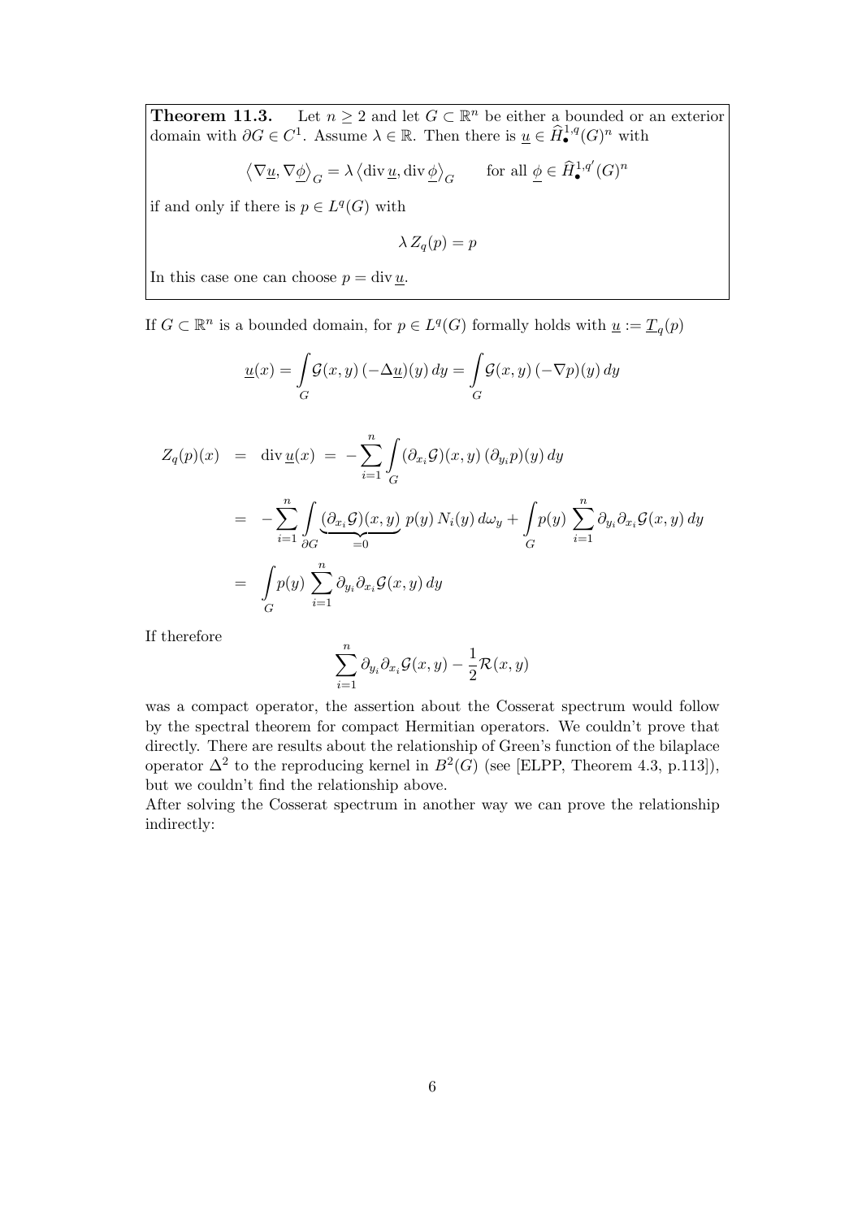**Theorem 11.3.** Let $n \geq 2$ and let $G \subset \mathbb{R}^n$ be either a bounded or an exterior domain with $\partial G \in C^1$. Assume $\lambda \in \mathbb{R}$. Then there is $\underline{u} \in \widehat{H}_\bullet^{1,q}(G)^n$ with

$$\left\langle \nabla \underline{u}, \nabla \underline{\phi} \right\rangle_G = \lambda \left\langle \operatorname{div} \underline{u}, \operatorname{div} \underline{\phi} \right\rangle_G \qquad \text{for all } \underline{\phi} \in \widehat{H}_\bullet^{1,q'}(G)^n$$

if and only if there is $p \in L^q(G)$ with

$$\lambda \, Z_q(p) = p$$

In this case one can choose $p = \operatorname{div} \underline{u}$.

If $G \subset \mathbb{R}^n$ is a bounded domain, for $p \in L^q(G)$ formally holds with $\underline{u} := \underline{T}_q(p)$

$$\underline{u}(x) = \int_G \mathcal{G}(x,y) \, (-\Delta \underline{u})(y) \, dy = \int_G \mathcal{G}(x,y) \, (-\nabla p)(y) \, dy$$

$$\begin{aligned}
Z_q(p)(x) &= \operatorname{div} \underline{u}(x) = -\sum_{i=1}^n \int_G (\partial_{x_i} \mathcal{G})(x,y) \, (\partial_{y_i} p)(y) \, dy \\
&= -\sum_{i=1}^n \int_{\partial G} \underbrace{(\partial_{x_i} \mathcal{G})(x,y)}_{=0} \, p(y) \, N_i(y) \, d\omega_y + \int_G p(y) \sum_{i=1}^n \partial_{y_i} \partial_{x_i} \mathcal{G}(x,y) \, dy \\
&= \int_G p(y) \sum_{i=1}^n \partial_{y_i} \partial_{x_i} \mathcal{G}(x,y) \, dy
\end{aligned}$$

If therefore

$$\sum_{i=1}^n \partial_{y_i} \partial_{x_i} \mathcal{G}(x,y) - \frac{1}{2} \mathcal{R}(x,y)$$

was a compact operator, the assertion about the Cosserat spectrum would follow by the spectral theorem for compact Hermitian operators. We couldn't prove that directly. There are results about the relationship of Green's function of the bilaplace operator $\Delta^2$ to the reproducing kernel in $B^2(G)$ (see [ELPP, Theorem 4.3, p.113]), but we couldn't find the relationship above.

After solving the Cosserat spectrum in another way we can prove the relationship indirectly: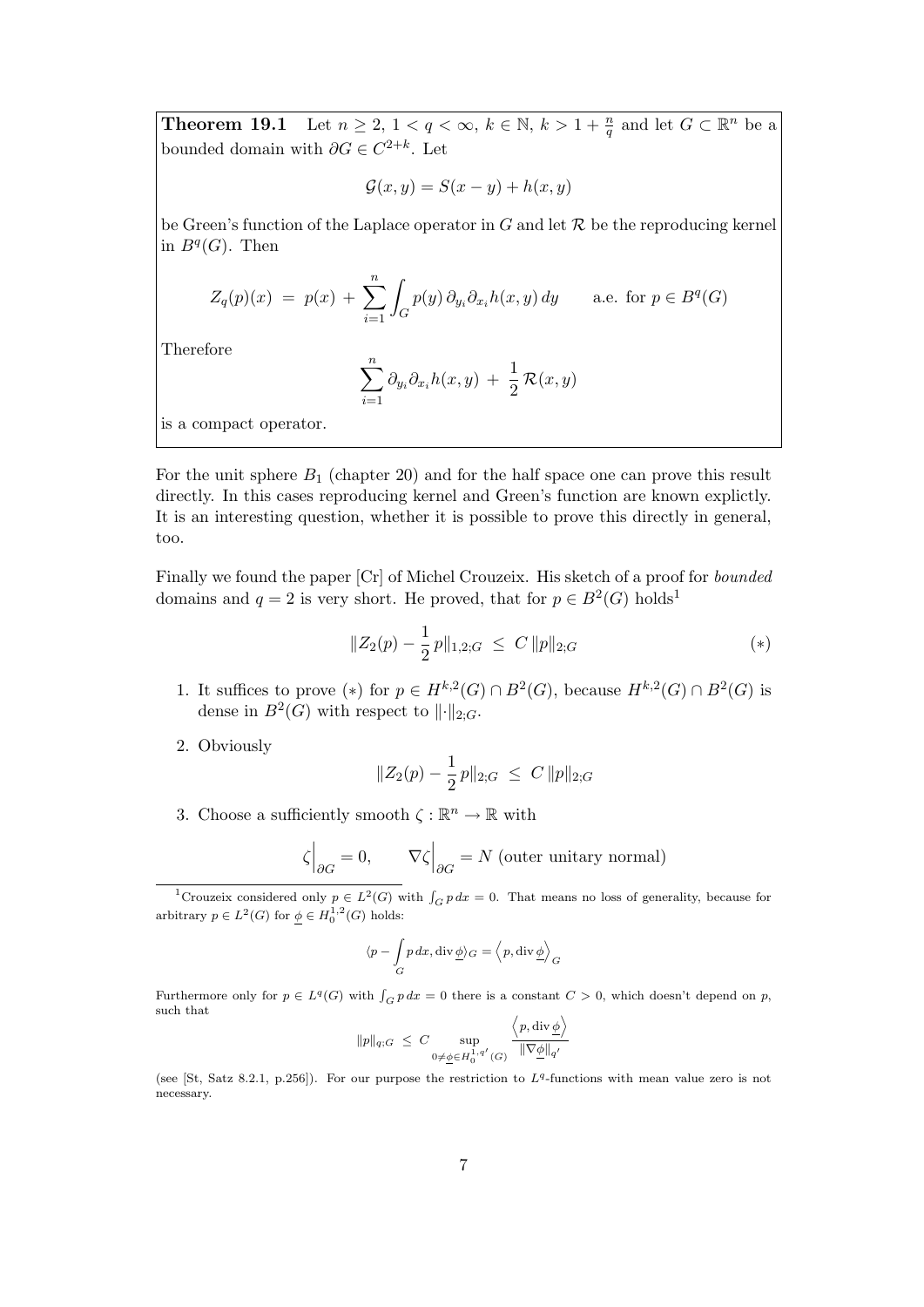**Theorem 19.1** Let $n \geq 2$, $1 < q < \infty$, $k \in \mathbb{N}$, $k > 1 + \frac{n}{q}$ and let $G \subset \mathbb{R}^n$ be a bounded domain with $\partial G \in C^{2+k}$. Let

$$\mathcal{G}(x,y) = S(x-y) + h(x,y)$$

be Green's function of the Laplace operator in $G$ and let $\mathcal{R}$ be the reproducing kernel in $B^q(G)$. Then

$$Z_q(p)(x) \;=\; p(x) \,+\, \sum_{i=1}^{n} \int_G p(y)\,\partial_{y_i}\partial_{x_i} h(x,y)\,dy \qquad \text{a.e. for } p \in B^q(G)$$

Therefore

$$\sum_{i=1}^{n} \partial_{y_i}\partial_{x_i} h(x,y) \,+\, \frac{1}{2}\,\mathcal{R}(x,y)$$

is a compact operator.

For the unit sphere $B_1$ (chapter 20) and for the half space one can prove this result directly. In this cases reproducing kernel and Green's function are known explictly. It is an interesting question, whether it is possible to prove this directly in general, too.

Finally we found the paper [Cr] of Michel Crouzeix. His sketch of a proof for *bounded* domains and $q = 2$ is very short. He proved, that for $p \in B^2(G)$ holds[1]

$$\|Z_2(p) - \frac{1}{2}\,p\|_{1,2;G} \;\leq\; C\,\|p\|_{2;G} \tag{$*$}$$

1. It suffices to prove $(*)$ for $p \in H^{k,2}(G) \cap B^2(G)$, because $H^{k,2}(G) \cap B^2(G)$ is dense in $B^2(G)$ with respect to $\|\cdot\|_{2;G}$.

2. Obviously
$$\|Z_2(p) - \frac{1}{2}\,p\|_{2;G} \;\leq\; C\,\|p\|_{2;G}$$

3. Choose a sufficiently smooth $\zeta : \mathbb{R}^n \to \mathbb{R}$ with
$$\zeta\Big|_{\partial G} = 0, \qquad \nabla\zeta\Big|_{\partial G} = N \text{ (outer unitary normal)}$$

---

[1] Crouzeix considered only $p \in L^2(G)$ with $\int_G p\,dx = 0$. That means no loss of generality, because for arbitrary $p \in L^2(G)$ for $\underline{\phi} \in H_0^{1,2}(G)$ holds:

$$\langle p - \int_G p\,dx, \operatorname{div}\underline{\phi}\rangle_G = \left\langle p, \operatorname{div}\underline{\phi}\right\rangle_G$$

Furthermore only for $p \in L^q(G)$ with $\int_G p\,dx = 0$ there is a constant $C > 0$, which doesn't depend on $p$, such that

$$\|p\|_{q;G} \;\leq\; C \sup_{0 \neq \underline{\phi} \in H_0^{1,q'}(G)} \frac{\left\langle p, \operatorname{div}\underline{\phi}\right\rangle}{\|\nabla\underline{\phi}\|_{q'}}$$

(see [St, Satz 8.2.1, p.256]). For our purpose the restriction to $L^q$-functions with mean value zero is not necessary.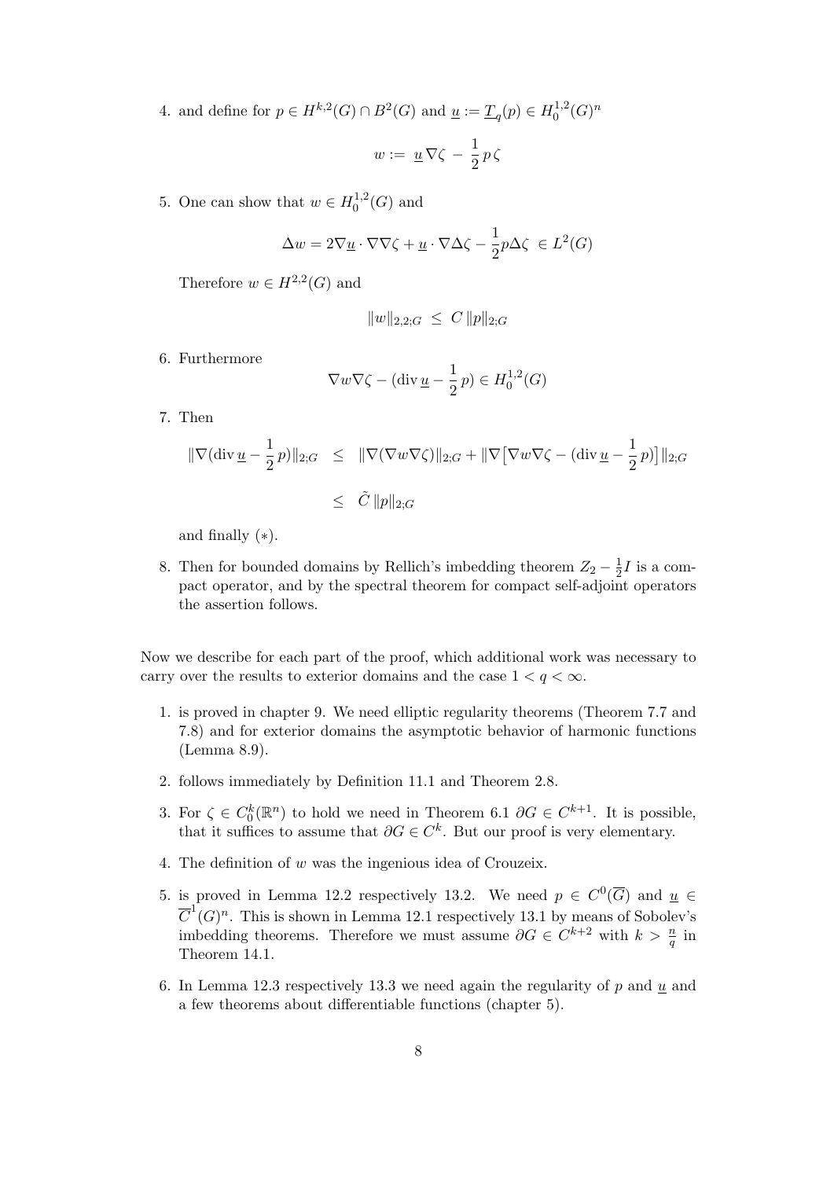4. and define for $p \in H^{k,2}(G) \cap B^2(G)$ and $\underline{u} := \underline{T}_q(p) \in H_0^{1,2}(G)^n$

$$w := \underline{u}\,\nabla\zeta \;-\; \frac{1}{2}\,p\,\zeta$$

5. One can show that $w \in H_0^{1,2}(G)$ and

$$\Delta w = 2\nabla\underline{u} \cdot \nabla\nabla\zeta + \underline{u} \cdot \nabla\Delta\zeta - \frac{1}{2}p\Delta\zeta \;\in L^2(G)$$

   Therefore $w \in H^{2,2}(G)$ and

$$\|w\|_{2,2;G} \;\leq\; C\,\|p\|_{2;G}$$

6. Furthermore

$$\nabla w \nabla\zeta - (\operatorname{div}\underline{u} - \frac{1}{2}\,p) \in H_0^{1,2}(G)$$

7. Then

$$\begin{aligned}
\|\nabla(\operatorname{div}\underline{u} - \frac{1}{2}\,p)\|_{2;G} &\leq \|\nabla(\nabla w \nabla\zeta)\|_{2;G} + \|\nabla\big[\nabla w \nabla\zeta - (\operatorname{div}\underline{u} - \frac{1}{2}\,p)\big]\|_{2;G} \\
&\leq \tilde{C}\,\|p\|_{2;G}
\end{aligned}$$

   and finally $(*)$.

8. Then for bounded domains by Rellich's imbedding theorem $Z_2 - \frac{1}{2}I$ is a compact operator, and by the spectral theorem for compact self-adjoint operators the assertion follows.

Now we describe for each part of the proof, which additional work was necessary to carry over the results to exterior domains and the case $1 < q < \infty$.

1. is proved in chapter 9. We need elliptic regularity theorems (Theorem 7.7 and 7.8) and for exterior domains the asymptotic behavior of harmonic functions (Lemma 8.9).

2. follows immediately by Definition 11.1 and Theorem 2.8.

3. For $\zeta \in C_0^k(\mathbb{R}^n)$ to hold we need in Theorem 6.1 $\partial G \in C^{k+1}$. It is possible, that it suffices to assume that $\partial G \in C^k$. But our proof is very elementary.

4. The definition of $w$ was the ingenious idea of Crouzeix.

5. is proved in Lemma 12.2 respectively 13.2. We need $p \in C^0(\overline{G})$ and $\underline{u} \in \overline{C}^1(G)^n$. This is shown in Lemma 12.1 respectively 13.1 by means of Sobolev's imbedding theorems. Therefore we must assume $\partial G \in C^{k+2}$ with $k > \frac{n}{q}$ in Theorem 14.1.

6. In Lemma 12.3 respectively 13.3 we need again the regularity of $p$ and $\underline{u}$ and a few theorems about differentiable functions (chapter 5).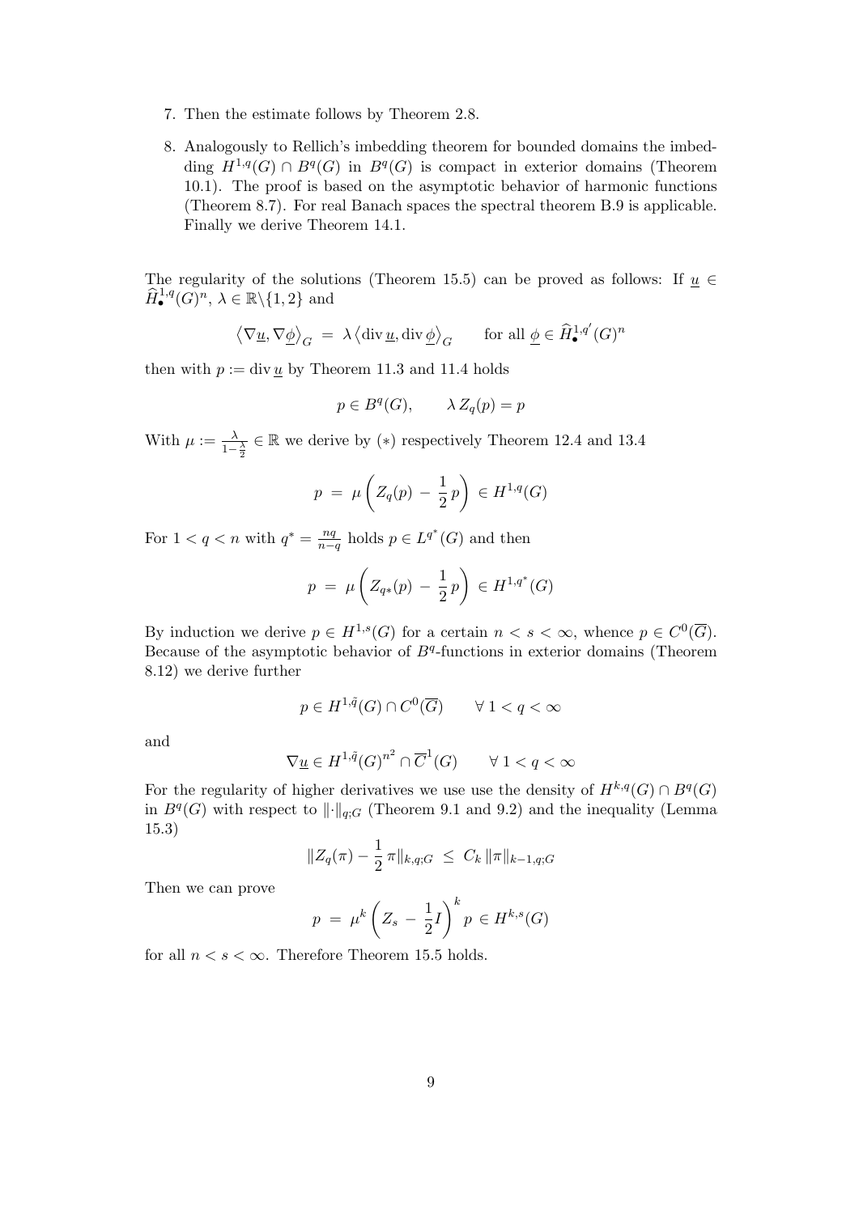7. Then the estimate follows by Theorem 2.8.

8. Analogously to Rellich's imbedding theorem for bounded domains the imbedding $H^{1,q}(G) \cap B^q(G)$ in $B^q(G)$ is compact in exterior domains (Theorem 10.1). The proof is based on the asymptotic behavior of harmonic functions (Theorem 8.7). For real Banach spaces the spectral theorem B.9 is applicable. Finally we derive Theorem 14.1.

The regularity of the solutions (Theorem 15.5) can be proved as follows: If $\underline{u} \in \widehat{H}^{1,q}_\bullet(G)^n$, $\lambda \in \mathbb{R}\backslash\{1,2\}$ and

$$\left\langle \nabla \underline{u}, \nabla \underline{\phi} \right\rangle_G \;=\; \lambda \left\langle \operatorname{div} \underline{u}, \operatorname{div} \underline{\phi} \right\rangle_G \qquad \text{for all } \underline{\phi} \in \widehat{H}^{1,q'}_\bullet(G)^n$$

then with $p := \operatorname{div} \underline{u}$ by Theorem 11.3 and 11.4 holds

$$p \in B^q(G), \qquad \lambda\, Z_q(p) = p$$

With $\mu := \frac{\lambda}{1-\frac{\lambda}{2}} \in \mathbb{R}$ we derive by $(*)$ respectively Theorem 12.4 and 13.4

$$p \;=\; \mu \left( Z_q(p) \,-\, \frac{1}{2}\, p \right) \;\in H^{1,q}(G)$$

For $1 < q < n$ with $q^* = \frac{nq}{n-q}$ holds $p \in L^{q^*}(G)$ and then

$$p \;=\; \mu \left( Z_{q*}(p) \,-\, \frac{1}{2}\, p \right) \;\in H^{1,q^*}(G)$$

By induction we derive $p \in H^{1,s}(G)$ for a certain $n < s < \infty$, whence $p \in C^0(\overline{G})$. Because of the asymptotic behavior of $B^q$-functions in exterior domains (Theorem 8.12) we derive further

$$p \in H^{1,\tilde{q}}(G) \cap C^0(\overline{G}) \qquad \forall\, 1 < q < \infty$$

and

$$\nabla \underline{u} \in H^{1,\tilde{q}}(G)^{n^2} \cap \overline{C}^1(G) \qquad \forall\, 1 < q < \infty$$

For the regularity of higher derivatives we use use the density of $H^{k,q}(G) \cap B^q(G)$ in $B^q(G)$ with respect to $\|\cdot\|_{q;G}$ (Theorem 9.1 and 9.2) and the inequality (Lemma 15.3)

$$\|Z_q(\pi) - \frac{1}{2}\, \pi\|_{k,q;G} \;\le\; C_k\, \|\pi\|_{k-1,q;G}$$

Then we can prove

$$p \;=\; \mu^k \left( Z_s \,-\, \frac{1}{2} I \right)^k p \in H^{k,s}(G)$$

for all $n < s < \infty$. Therefore Theorem 15.5 holds.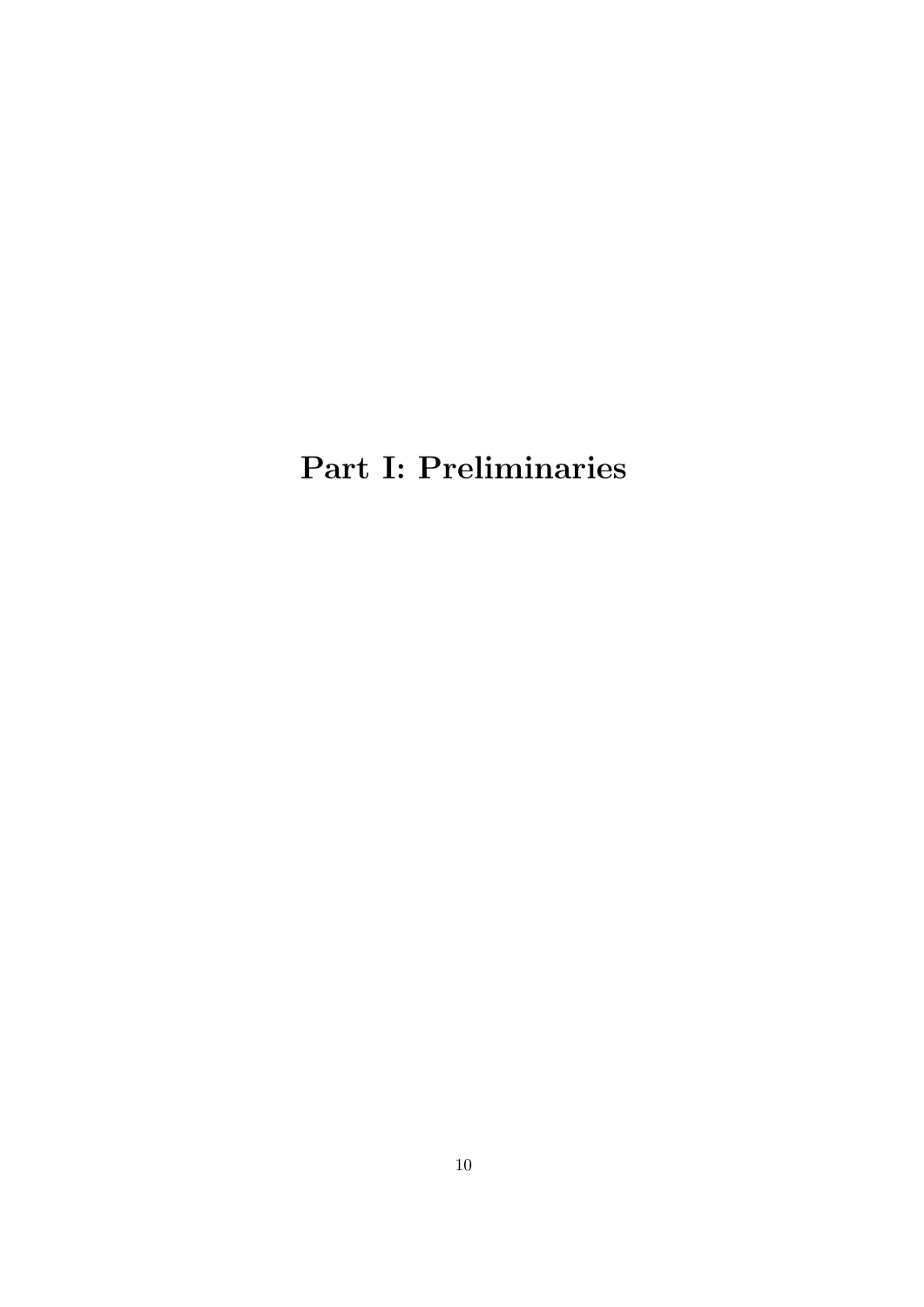# Part I: Preliminaries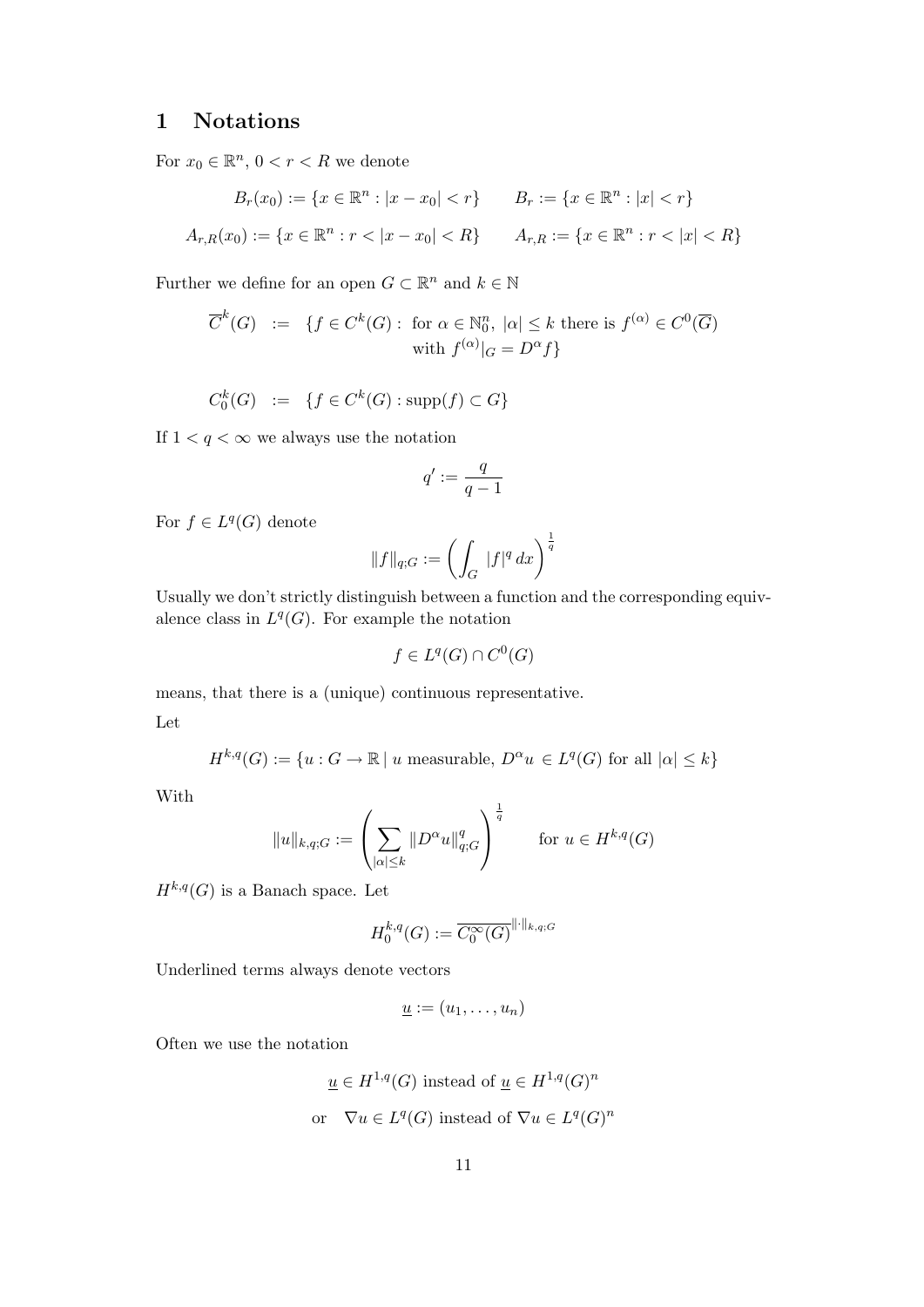# 1 Notations

For $x_0 \in \mathbb{R}^n$, $0 < r < R$ we denote

$$B_r(x_0) := \{x \in \mathbb{R}^n : |x - x_0| < r\} \qquad B_r := \{x \in \mathbb{R}^n : |x| < r\}$$

$$A_{r,R}(x_0) := \{x \in \mathbb{R}^n : r < |x - x_0| < R\} \qquad A_{r,R} := \{x \in \mathbb{R}^n : r < |x| < R\}$$

Further we define for an open $G \subset \mathbb{R}^n$ and $k \in \mathbb{N}$

$$\overline{C}^k(G) := \{f \in C^k(G) : \text{ for } \alpha \in \mathbb{N}_0^n,\ |\alpha| \leq k \text{ there is } f^{(\alpha)} \in C^0(\overline{G}) \text{ with } f^{(\alpha)}|_G = D^\alpha f\}$$

$$C_0^k(G) := \{f \in C^k(G) : \operatorname{supp}(f) \subset G\}$$

If $1 < q < \infty$ we always use the notation

$$q' := \frac{q}{q-1}$$

For $f \in L^q(G)$ denote

$$\|f\|_{q;G} := \left( \int_G |f|^q \, dx \right)^{\frac{1}{q}}$$

Usually we don't strictly distinguish between a function and the corresponding equivalence class in $L^q(G)$. For example the notation

$$f \in L^q(G) \cap C^0(G)$$

means, that there is a (unique) continuous representative.

Let

$$H^{k,q}(G) := \{u : G \to \mathbb{R} \mid u \text{ measurable, } D^\alpha u \in L^q(G) \text{ for all } |\alpha| \leq k\}$$

With

$$\|u\|_{k,q;G} := \left( \sum_{|\alpha| \leq k} \|D^\alpha u\|_{q;G}^q \right)^{\frac{1}{q}} \qquad \text{for } u \in H^{k,q}(G)$$

$H^{k,q}(G)$ is a Banach space. Let

$$H_0^{k,q}(G) := \overline{C_0^\infty(G)}^{\|\cdot\|_{k,q;G}}$$

Underlined terms always denote vectors

$$\underline{u} := (u_1, \ldots, u_n)$$

Often we use the notation

$$\underline{u} \in H^{1,q}(G) \text{ instead of } \underline{u} \in H^{1,q}(G)^n$$

$$\text{or} \quad \nabla u \in L^q(G) \text{ instead of } \nabla u \in L^q(G)^n$$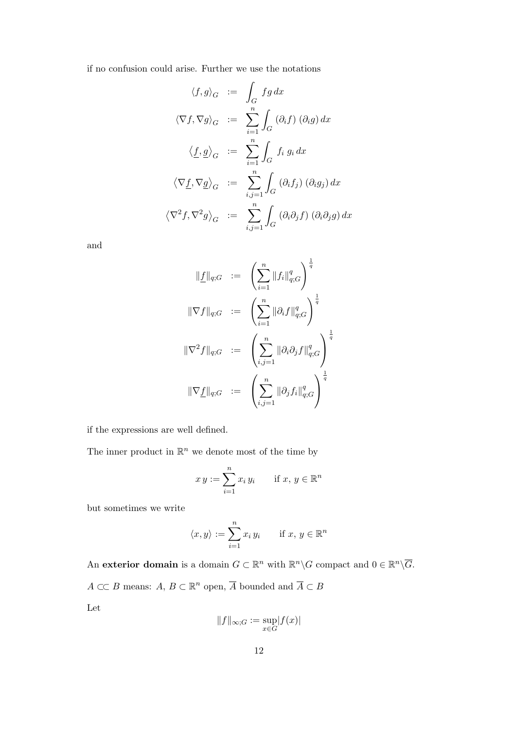if no confusion could arise. Further we use the notations

$$
\begin{aligned}
\langle f, g\rangle_G &:= \int_G f g \, dx \\
\langle \nabla f, \nabla g\rangle_G &:= \sum_{i=1}^{n} \int_G (\partial_i f)\,(\partial_i g)\, dx \\
\left\langle \underline{f}, \underline{g}\right\rangle_G &:= \sum_{i=1}^{n} \int_G f_i \, g_i \, dx \\
\left\langle \nabla \underline{f}, \nabla \underline{g}\right\rangle_G &:= \sum_{i,j=1}^{n} \int_G (\partial_i f_j)\,(\partial_i g_j)\, dx \\
\left\langle \nabla^2 f, \nabla^2 g\right\rangle_G &:= \sum_{i,j=1}^{n} \int_G (\partial_i \partial_j f)\,(\partial_i \partial_j g)\, dx
\end{aligned}
$$

and

$$
\begin{aligned}
\|\underline{f}\|_{q;G} &:= \left(\sum_{i=1}^{n} \|f_i\|_{q;G}^q\right)^{\frac{1}{q}} \\
\|\nabla f\|_{q;G} &:= \left(\sum_{i=1}^{n} \|\partial_i f\|_{q;G}^q\right)^{\frac{1}{q}} \\
\|\nabla^2 f\|_{q;G} &:= \left(\sum_{i,j=1}^{n} \|\partial_i \partial_j f\|_{q;G}^q\right)^{\frac{1}{q}} \\
\|\nabla \underline{f}\|_{q;G} &:= \left(\sum_{i,j=1}^{n} \|\partial_j f_i\|_{q;G}^q\right)^{\frac{1}{q}}
\end{aligned}
$$

if the expressions are well defined.

The inner product in $\mathbb{R}^n$ we denote most of the time by

$$
x\, y := \sum_{i=1}^{n} x_i \, y_i \qquad \text{if } x,\, y \in \mathbb{R}^n
$$

but sometimes we write

$$
\langle x, y\rangle := \sum_{i=1}^{n} x_i \, y_i \qquad \text{if } x,\, y \in \mathbb{R}^n
$$

An **exterior domain** is a domain $G \subset \mathbb{R}^n$ with $\mathbb{R}^n \backslash G$ compact and $0 \in \mathbb{R}^n \backslash \overline{G}$.

$A \subset\subset B$ means: $A,\, B \subset \mathbb{R}^n$ open, $\overline{A}$ bounded and $\overline{A} \subset B$

Let

$$
\|f\|_{\infty;G} := \sup_{x\in G} |f(x)|
$$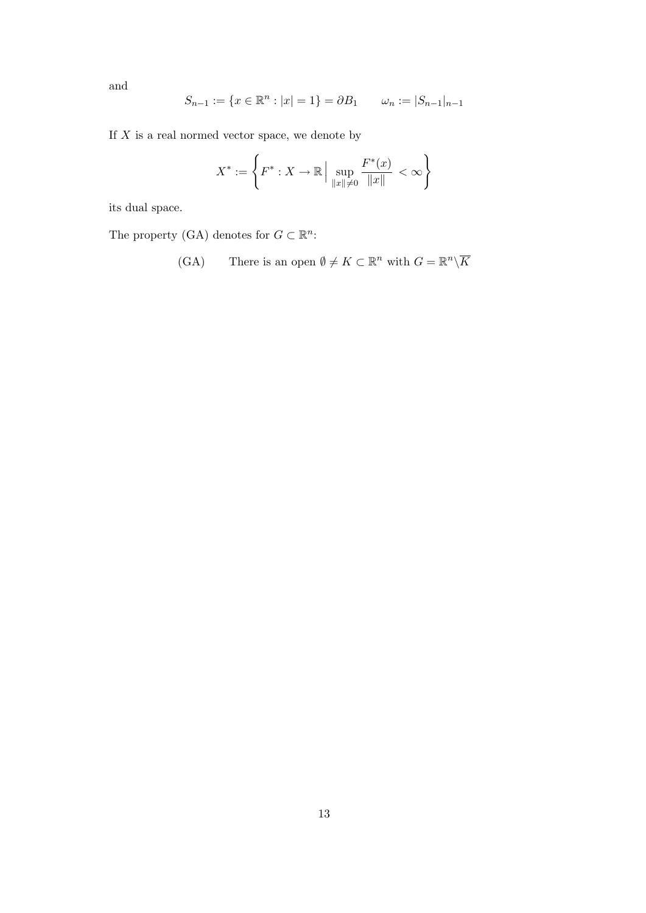and

$$S_{n-1} := \{x \in \mathbb{R}^n : |x| = 1\} = \partial B_1 \qquad \omega_n := |S_{n-1}|_{n-1}$$

If $X$ is a real normed vector space, we denote by

$$X^* := \left\{ F^* : X \to \mathbb{R} \,\Big|\, \sup_{\|x\| \neq 0} \frac{F^*(x)}{\|x\|} < \infty \right\}$$

its dual space.

The property (GA) denotes for $G \subset \mathbb{R}^n$:

$$\text{(GA)} \qquad \text{There is an open } \emptyset \neq K \subset \mathbb{R}^n \text{ with } G = \mathbb{R}^n \backslash \overline{K}$$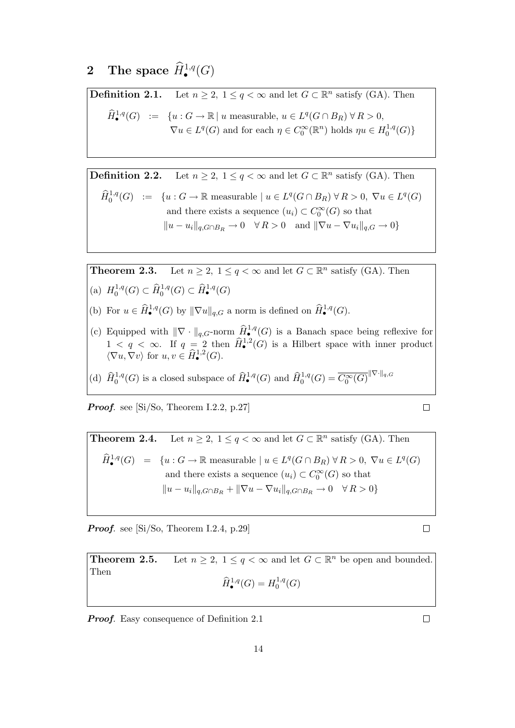## 2 The space $\widehat{H}_{\bullet}^{1,q}(G)$

**Definition 2.1.** Let $n \geq 2,\ 1 \leq q < \infty$ and let $G \subset \mathbb{R}^n$ satisfy (GA). Then

$$\widehat{H}_{\bullet}^{1,q}(G) \;:=\; \{u : G \to \mathbb{R} \mid u \text{ measurable},\ u \in L^q(G \cap B_R)\ \forall\, R > 0,\ \nabla u \in L^q(G) \text{ and for each } \eta \in C_0^{\infty}(\mathbb{R}^n) \text{ holds } \eta u \in H_0^{1,q}(G)\}$$

**Definition 2.2.** Let $n \geq 2,\ 1 \leq q < \infty$ and let $G \subset \mathbb{R}^n$ satisfy (GA). Then

$$\widehat{H}_{0}^{1,q}(G) \;:=\; \{u : G \to \mathbb{R} \text{ measurable} \mid u \in L^q(G \cap B_R)\ \forall\, R > 0,\ \nabla u \in L^q(G) \text{ and there exists a sequence } (u_i) \subset C_0^{\infty}(G) \text{ so that } \|u - u_i\|_{q, G \cap B_R} \to 0 \quad \forall\, R > 0 \quad \text{and } \|\nabla u - \nabla u_i\|_{q,G} \to 0\}$$

**Theorem 2.3.** Let $n \geq 2,\ 1 \leq q < \infty$ and let $G \subset \mathbb{R}^n$ satisfy (GA). Then

(a) $H_0^{1,q}(G) \subset \widehat{H}_0^{1,q}(G) \subset \widehat{H}_{\bullet}^{1,q}(G)$

(b) For $u \in \widehat{H}_{\bullet}^{1,q}(G)$ by $\|\nabla u\|_{q,G}$ a norm is defined on $\widehat{H}_{\bullet}^{1,q}(G)$.

(c) Equipped with $\|\nabla \cdot\|_{q,G}$-norm $\widehat{H}_{\bullet}^{1,q}(G)$ is a Banach space being reflexive for $1 < q < \infty$. If $q = 2$ then $\widehat{H}_{\bullet}^{1,2}(G)$ is a Hilbert space with inner product $\langle \nabla u, \nabla v \rangle$ for $u, v \in \widehat{H}_{\bullet}^{1,2}(G)$.

(d) $\widehat{H}_0^{1,q}(G)$ is a closed subspace of $\widehat{H}_{\bullet}^{1,q}(G)$ and $\widehat{H}_0^{1,q}(G) = \overline{C_0^{\infty}(G)}^{\|\nabla \cdot\|_{q,G}}$

***Proof.*** see [Si/So, Theorem I.2.2, p.27] $\square$

**Theorem 2.4.** Let $n \geq 2,\ 1 \leq q < \infty$ and let $G \subset \mathbb{R}^n$ satisfy (GA). Then

$$\widehat{H}_{\bullet}^{1,q}(G) \;=\; \{u : G \to \mathbb{R} \text{ measurable} \mid u \in L^q(G \cap B_R)\ \forall\, R > 0,\ \nabla u \in L^q(G) \text{ and there exists a sequence } (u_i) \subset C_0^{\infty}(G) \text{ so that } \|u - u_i\|_{q, G \cap B_R} + \|\nabla u - \nabla u_i\|_{q, G \cap B_R} \to 0 \quad \forall\, R > 0\}$$

***Proof.*** see [Si/So, Theorem I.2.4, p.29] $\square$

**Theorem 2.5.** Let $n \geq 2,\ 1 \leq q < \infty$ and let $G \subset \mathbb{R}^n$ be open and bounded. Then

$$\widehat{H}_{\bullet}^{1,q}(G) = H_0^{1,q}(G)$$

***Proof.*** Easy consequence of Definition 2.1 $\square$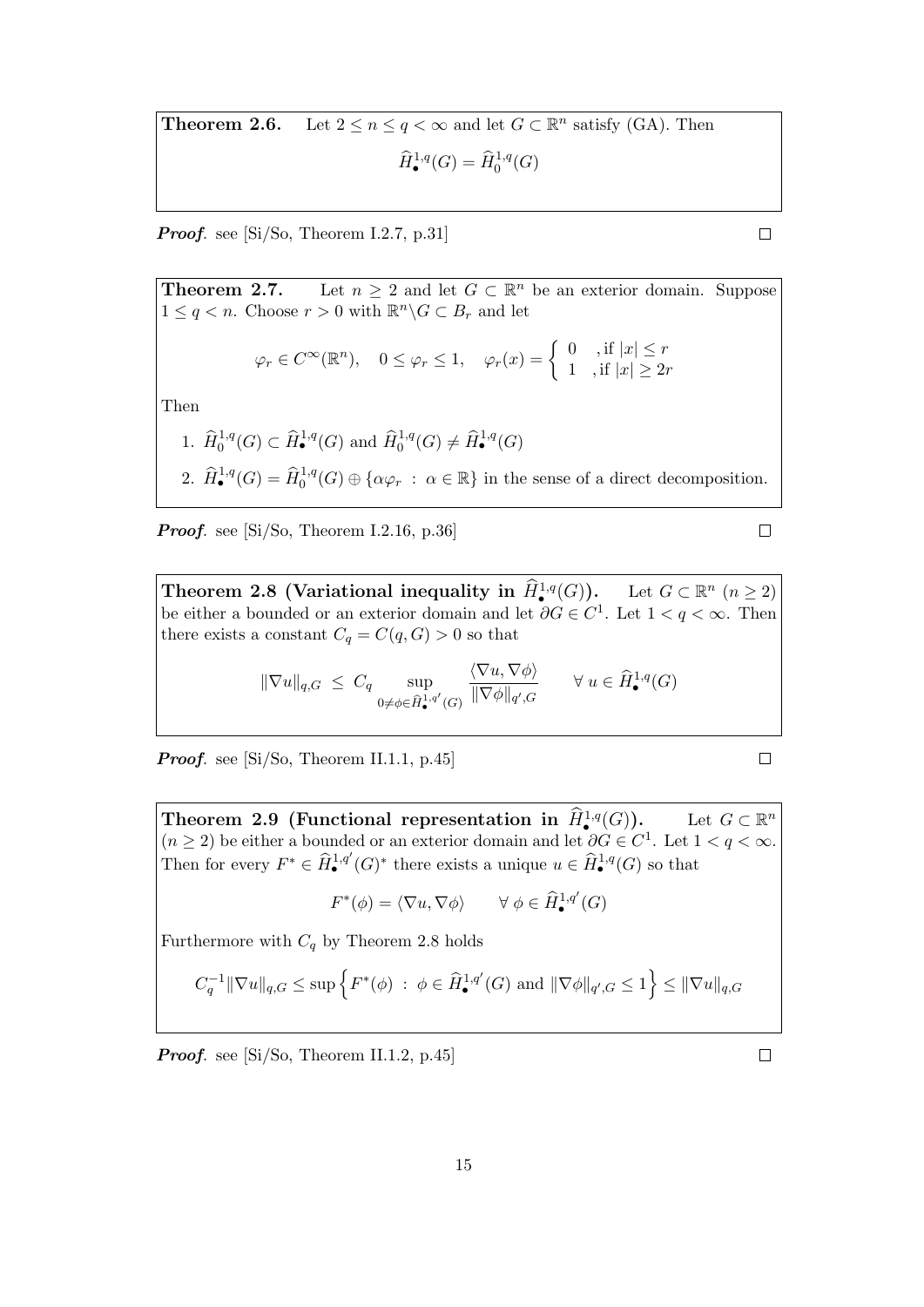**Theorem 2.6.** Let $2 \le n \le q < \infty$ and let $G \subset \mathbb{R}^n$ satisfy (GA). Then

$$\widehat{H}_\bullet^{1,q}(G) = \widehat{H}_0^{1,q}(G)$$

***Proof.*** see [Si/So, Theorem I.2.7, p.31] $\square$

**Theorem 2.7.** Let $n \ge 2$ and let $G \subset \mathbb{R}^n$ be an exterior domain. Suppose $1 \le q < n$. Choose $r > 0$ with $\mathbb{R}^n \backslash G \subset B_r$ and let

$$\varphi_r \in C^\infty(\mathbb{R}^n), \quad 0 \le \varphi_r \le 1, \quad \varphi_r(x) = \begin{cases} 0 & , \text{if } |x| \le r \\ 1 & , \text{if } |x| \ge 2r \end{cases}$$

Then

1. $\widehat{H}_0^{1,q}(G) \subset \widehat{H}_\bullet^{1,q}(G)$ and $\widehat{H}_0^{1,q}(G) \neq \widehat{H}_\bullet^{1,q}(G)$
2. $\widehat{H}_\bullet^{1,q}(G) = \widehat{H}_0^{1,q}(G) \oplus \{\alpha\varphi_r \ : \ \alpha \in \mathbb{R}\}$ in the sense of a direct decomposition.

***Proof.*** see [Si/So, Theorem I.2.16, p.36] $\square$

**Theorem 2.8 (Variational inequality in $\widehat{H}_\bullet^{1,q}(G)$).** Let $G \subset \mathbb{R}^n$ $(n \ge 2)$ be either a bounded or an exterior domain and let $\partial G \in C^1$. Let $1 < q < \infty$. Then there exists a constant $C_q = C(q, G) > 0$ so that

$$\|\nabla u\|_{q,G} \ \le \ C_q \sup_{0 \neq \phi \in \widehat{H}_\bullet^{1,q'}(G)} \frac{\langle \nabla u, \nabla \phi \rangle}{\|\nabla \phi\|_{q',G}} \qquad \forall \ u \in \widehat{H}_\bullet^{1,q}(G)$$

***Proof.*** see [Si/So, Theorem II.1.1, p.45] $\square$

**Theorem 2.9 (Functional representation in $\widehat{H}_\bullet^{1,q}(G)$).** Let $G \subset \mathbb{R}^n$ $(n \ge 2)$ be either a bounded or an exterior domain and let $\partial G \in C^1$. Let $1 < q < \infty$. Then for every $F^* \in \widehat{H}_\bullet^{1,q'}(G)^*$ there exists a unique $u \in \widehat{H}_\bullet^{1,q}(G)$ so that

$$F^*(\phi) = \langle \nabla u, \nabla \phi \rangle \qquad \forall \ \phi \in \widehat{H}_\bullet^{1,q'}(G)$$

Furthermore with $C_q$ by Theorem 2.8 holds

$$C_q^{-1}\|\nabla u\|_{q,G} \le \sup\Big\{F^*(\phi) \ : \ \phi \in \widehat{H}_\bullet^{1,q'}(G) \text{ and } \|\nabla \phi\|_{q',G} \le 1\Big\} \le \|\nabla u\|_{q,G}$$

***Proof.*** see [Si/So, Theorem II.1.2, p.45] $\square$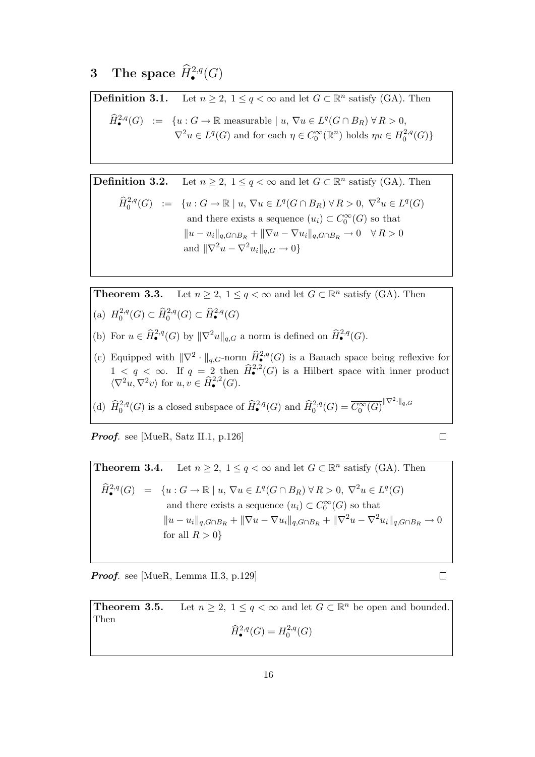# 3 The space $\widehat{H}_\bullet^{2,q}(G)$

**Definition 3.1.** Let $n \geq 2,\ 1 \leq q < \infty$ and let $G \subset \mathbb{R}^n$ satisfy (GA). Then

$$\begin{aligned}\widehat{H}_\bullet^{2,q}(G) \ := \ & \{u : G \to \mathbb{R} \text{ measurable} \mid u,\ \nabla u \in L^q(G \cap B_R)\ \forall\, R > 0, \\ & \nabla^2 u \in L^q(G) \text{ and for each } \eta \in C_0^\infty(\mathbb{R}^n) \text{ holds } \eta u \in H_0^{2,q}(G)\}\end{aligned}$$

**Definition 3.2.** Let $n \geq 2,\ 1 \leq q < \infty$ and let $G \subset \mathbb{R}^n$ satisfy (GA). Then

$$\begin{aligned}\widehat{H}_0^{2,q}(G) \ := \ & \{u : G \to \mathbb{R} \mid u,\ \nabla u \in L^q(G \cap B_R)\ \forall\, R > 0,\ \nabla^2 u \in L^q(G) \\ & \text{and there exists a sequence } (u_i) \subset C_0^\infty(G) \text{ so that} \\ & \|u - u_i\|_{q, G\cap B_R} + \|\nabla u - \nabla u_i\|_{q, G\cap B_R} \to 0 \quad \forall\, R > 0 \\ & \text{and } \|\nabla^2 u - \nabla^2 u_i\|_{q,G} \to 0\}\end{aligned}$$

**Theorem 3.3.** Let $n \geq 2,\ 1 \leq q < \infty$ and let $G \subset \mathbb{R}^n$ satisfy (GA). Then

(a) $H_0^{2,q}(G) \subset \widehat{H}_0^{2,q}(G) \subset \widehat{H}_\bullet^{2,q}(G)$

(b) For $u \in \widehat{H}_\bullet^{2,q}(G)$ by $\|\nabla^2 u\|_{q,G}$ a norm is defined on $\widehat{H}_\bullet^{2,q}(G)$.

(c) Equipped with $\|\nabla^2 \cdot\|_{q,G}$-norm $\widehat{H}_\bullet^{2,q}(G)$ is a Banach space being reflexive for $1 < q < \infty$. If $q = 2$ then $\widehat{H}_\bullet^{2,2}(G)$ is a Hilbert space with inner product $\langle \nabla^2 u, \nabla^2 v\rangle$ for $u, v \in \widehat{H}_\bullet^{2,2}(G)$.

(d) $\widehat{H}_0^{2,q}(G)$ is a closed subspace of $\widehat{H}_\bullet^{2,q}(G)$ and $\widehat{H}_0^{2,q}(G) = \overline{C_0^\infty(G)}^{\|\nabla^2 \cdot\|_{q,G}}$

***Proof.*** see [MueR, Satz II.1, p.126] $\square$

**Theorem 3.4.** Let $n \geq 2,\ 1 \leq q < \infty$ and let $G \subset \mathbb{R}^n$ satisfy (GA). Then

$$\begin{aligned}\widehat{H}_\bullet^{2,q}(G) \ = \ & \{u : G \to \mathbb{R} \mid u,\ \nabla u \in L^q(G \cap B_R)\ \forall\, R > 0,\ \nabla^2 u \in L^q(G) \\ & \text{and there exists a sequence } (u_i) \subset C_0^\infty(G) \text{ so that} \\ & \|u - u_i\|_{q, G\cap B_R} + \|\nabla u - \nabla u_i\|_{q, G\cap B_R} + \|\nabla^2 u - \nabla^2 u_i\|_{q, G\cap B_R} \to 0 \\ & \text{for all } R > 0\}\end{aligned}$$

***Proof.*** see [MueR, Lemma II.3, p.129] $\square$

**Theorem 3.5.** Let $n \geq 2,\ 1 \leq q < \infty$ and let $G \subset \mathbb{R}^n$ be open and bounded. Then

$$\widehat{H}_\bullet^{2,q}(G) = H_0^{2,q}(G)$$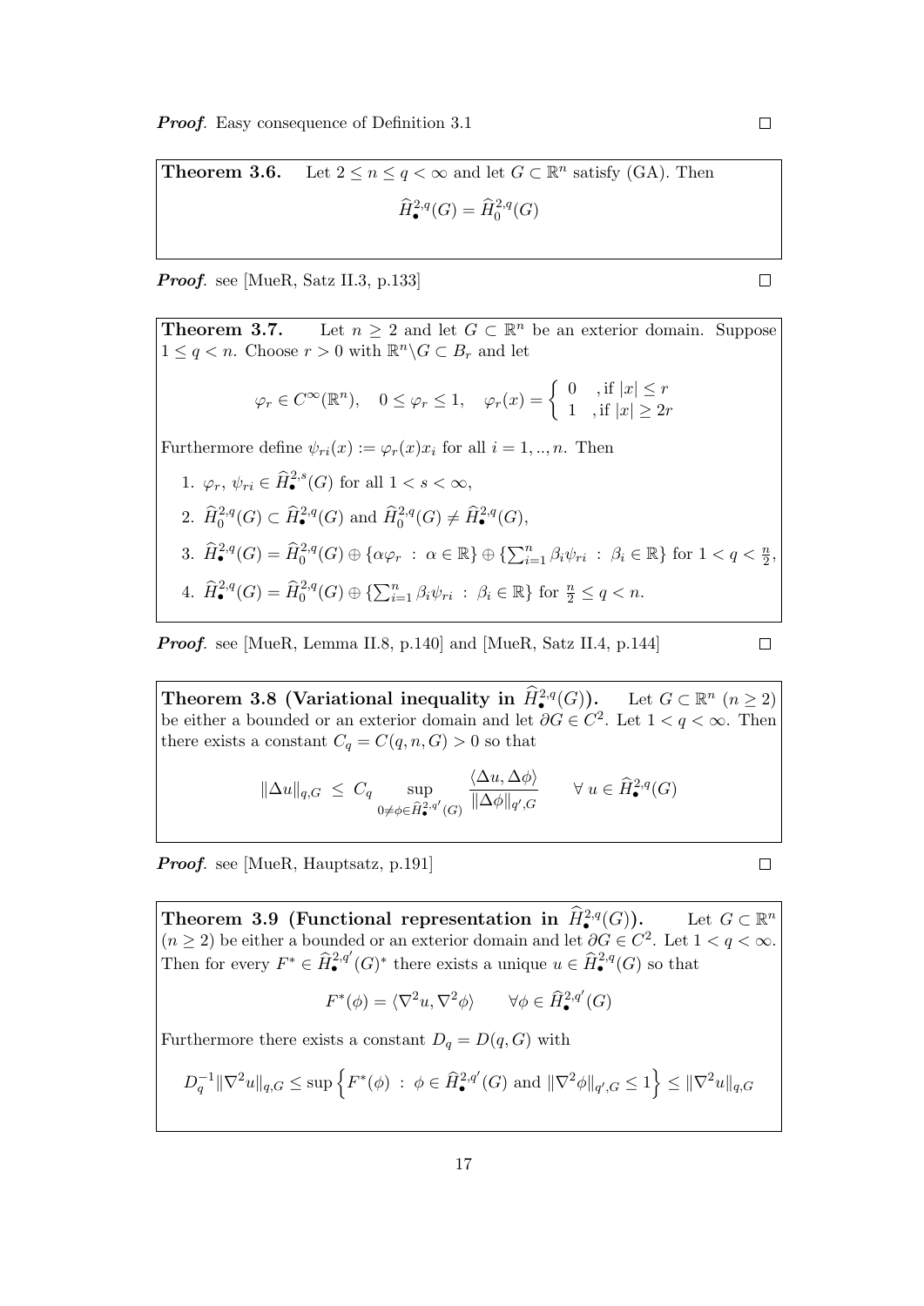***Proof.*** Easy consequence of Definition 3.1 $\square$

**Theorem 3.6.** Let $2 \le n \le q < \infty$ and let $G \subset \mathbb{R}^n$ satisfy (GA). Then

$$\widehat{H}_\bullet^{2,q}(G) = \widehat{H}_0^{2,q}(G)$$

***Proof.*** see [MueR, Satz II.3, p.133] $\square$

**Theorem 3.7.** Let $n \ge 2$ and let $G \subset \mathbb{R}^n$ be an exterior domain. Suppose $1 \le q < n$. Choose $r > 0$ with $\mathbb{R}^n \backslash G \subset B_r$ and let

$$\varphi_r \in C^\infty(\mathbb{R}^n), \quad 0 \le \varphi_r \le 1, \quad \varphi_r(x) = \begin{cases} 0 & \text{, if } |x| \le r \\ 1 & \text{, if } |x| \ge 2r \end{cases}$$

Furthermore define $\psi_{ri}(x) := \varphi_r(x) x_i$ for all $i = 1, .., n$. Then

1. $\varphi_r, \, \psi_{ri} \in \widehat{H}_\bullet^{2,s}(G)$ for all $1 < s < \infty$,
2. $\widehat{H}_0^{2,q}(G) \subset \widehat{H}_\bullet^{2,q}(G)$ and $\widehat{H}_0^{2,q}(G) \neq \widehat{H}_\bullet^{2,q}(G)$,
3. $\widehat{H}_\bullet^{2,q}(G) = \widehat{H}_0^{2,q}(G) \oplus \{\alpha \varphi_r \; : \; \alpha \in \mathbb{R}\} \oplus \{\sum_{i=1}^n \beta_i \psi_{ri} \; : \; \beta_i \in \mathbb{R}\}$ for $1 < q < \frac{n}{2}$,
4. $\widehat{H}_\bullet^{2,q}(G) = \widehat{H}_0^{2,q}(G) \oplus \{\sum_{i=1}^n \beta_i \psi_{ri} \; : \; \beta_i \in \mathbb{R}\}$ for $\frac{n}{2} \le q < n$.

***Proof.*** see [MueR, Lemma II.8, p.140] and [MueR, Satz II.4, p.144] $\square$

**Theorem 3.8 (Variational inequality in $\widehat{H}_\bullet^{2,q}(G)$).** Let $G \subset \mathbb{R}^n$ $(n \ge 2)$ be either a bounded or an exterior domain and let $\partial G \in C^2$. Let $1 < q < \infty$. Then there exists a constant $C_q = C(q, n, G) > 0$ so that

$$\|\Delta u\|_{q,G} \; \le \; C_q \sup_{0 \neq \phi \in \widehat{H}_\bullet^{2,q'}(G)} \frac{\langle \Delta u, \Delta \phi \rangle}{\|\Delta \phi\|_{q',G}} \qquad \forall \; u \in \widehat{H}_\bullet^{2,q}(G)$$

***Proof.*** see [MueR, Hauptsatz, p.191] $\square$

**Theorem 3.9 (Functional representation in $\widehat{H}_\bullet^{2,q}(G)$).** Let $G \subset \mathbb{R}^n$ $(n \ge 2)$ be either a bounded or an exterior domain and let $\partial G \in C^2$. Let $1 < q < \infty$. Then for every $F^* \in \widehat{H}_\bullet^{2,q'}(G)^*$ there exists a unique $u \in \widehat{H}_\bullet^{2,q}(G)$ so that

$$F^*(\phi) = \langle \nabla^2 u, \nabla^2 \phi \rangle \qquad \forall \phi \in \widehat{H}_\bullet^{2,q'}(G)$$

Furthermore there exists a constant $D_q = D(q, G)$ with

$$D_q^{-1} \|\nabla^2 u\|_{q,G} \le \sup \left\{ F^*(\phi) \; : \; \phi \in \widehat{H}_\bullet^{2,q'}(G) \text{ and } \|\nabla^2 \phi\|_{q',G} \le 1 \right\} \le \|\nabla^2 u\|_{q,G}$$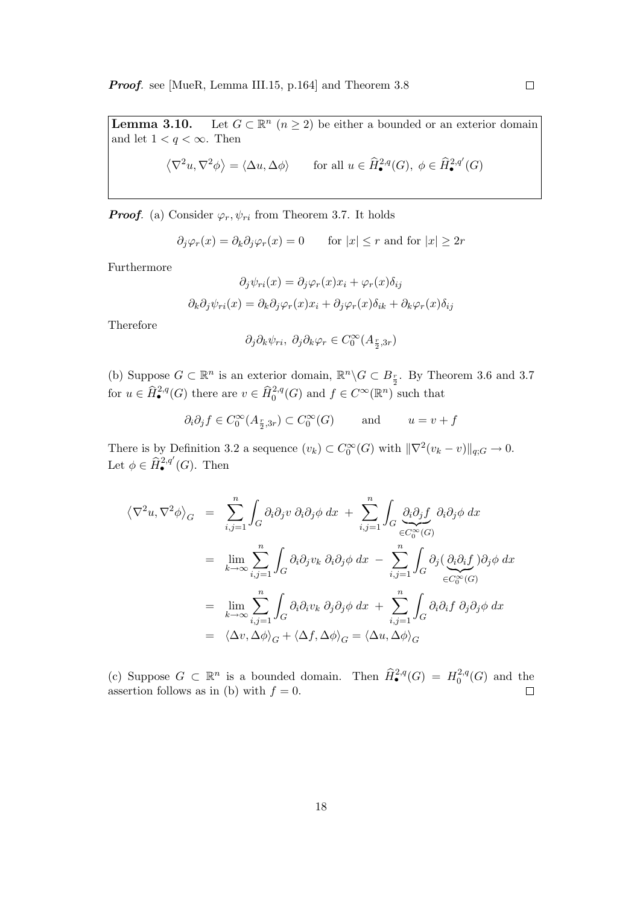***Proof*.** see [MueR, Lemma III.15, p.164] and Theorem 3.8 $\square$

**Lemma 3.10.** Let $G \subset \mathbb{R}^n$ ($n \geq 2$) be either a bounded or an exterior domain and let $1 < q < \infty$. Then

$$\langle \nabla^2 u, \nabla^2 \phi \rangle = \langle \Delta u, \Delta \phi \rangle \qquad \text{for all } u \in \widehat{H}^{2,q}_{\bullet}(G),\ \phi \in \widehat{H}^{2,q'}_{\bullet}(G)$$

***Proof*.** (a) Consider $\varphi_r, \psi_{ri}$ from Theorem 3.7. It holds

$$\partial_j \varphi_r(x) = \partial_k \partial_j \varphi_r(x) = 0 \qquad \text{for } |x| \leq r \text{ and for } |x| \geq 2r$$

Furthermore

$$\partial_j \psi_{ri}(x) = \partial_j \varphi_r(x) x_i + \varphi_r(x) \delta_{ij}$$

$$\partial_k \partial_j \psi_{ri}(x) = \partial_k \partial_j \varphi_r(x) x_i + \partial_j \varphi_r(x) \delta_{ik} + \partial_k \varphi_r(x) \delta_{ij}$$

Therefore

$$\partial_j \partial_k \psi_{ri},\ \partial_j \partial_k \varphi_r \in C_0^\infty(A_{\frac{r}{2},3r})$$

(b) Suppose $G \subset \mathbb{R}^n$ is an exterior domain, $\mathbb{R}^n \backslash G \subset B_{\frac{r}{2}}$. By Theorem 3.6 and 3.7 for $u \in \widehat{H}^{2,q}_{\bullet}(G)$ there are $v \in \widehat{H}^{2,q}_0(G)$ and $f \in C^\infty(\mathbb{R}^n)$ such that

$$\partial_i \partial_j f \in C_0^\infty(A_{\frac{r}{2},3r}) \subset C_0^\infty(G) \qquad \text{and} \qquad u = v + f$$

There is by Definition 3.2 a sequence $(v_k) \subset C_0^\infty(G)$ with $\|\nabla^2(v_k - v)\|_{q;G} \to 0$. Let $\phi \in \widehat{H}^{2,q'}_{\bullet}(G)$. Then

$$\begin{aligned}
\langle \nabla^2 u, \nabla^2 \phi \rangle_G &= \sum_{i,j=1}^n \int_G \partial_i \partial_j v \ \partial_i \partial_j \phi \ dx \ + \ \sum_{i,j=1}^n \int_G \underbrace{\partial_i \partial_j f}_{\in C_0^\infty(G)} \ \partial_i \partial_j \phi \ dx \\
&= \lim_{k \to \infty} \sum_{i,j=1}^n \int_G \partial_i \partial_j v_k \ \partial_i \partial_j \phi \ dx \ - \ \sum_{i,j=1}^n \int_G \partial_j ( \underbrace{\partial_i \partial_i f}_{\in C_0^\infty(G)} ) \partial_j \phi \ dx \\
&= \lim_{k \to \infty} \sum_{i,j=1}^n \int_G \partial_i \partial_i v_k \ \partial_j \partial_j \phi \ dx \ + \ \sum_{i,j=1}^n \int_G \partial_i \partial_i f \ \partial_j \partial_j \phi \ dx \\
&= \langle \Delta v, \Delta \phi \rangle_G + \langle \Delta f, \Delta \phi \rangle_G = \langle \Delta u, \Delta \phi \rangle_G
\end{aligned}$$

(c) Suppose $G \subset \mathbb{R}^n$ is a bounded domain. Then $\widehat{H}^{2,q}_{\bullet}(G) = H^{2,q}_0(G)$ and the assertion follows as in (b) with $f = 0$. $\square$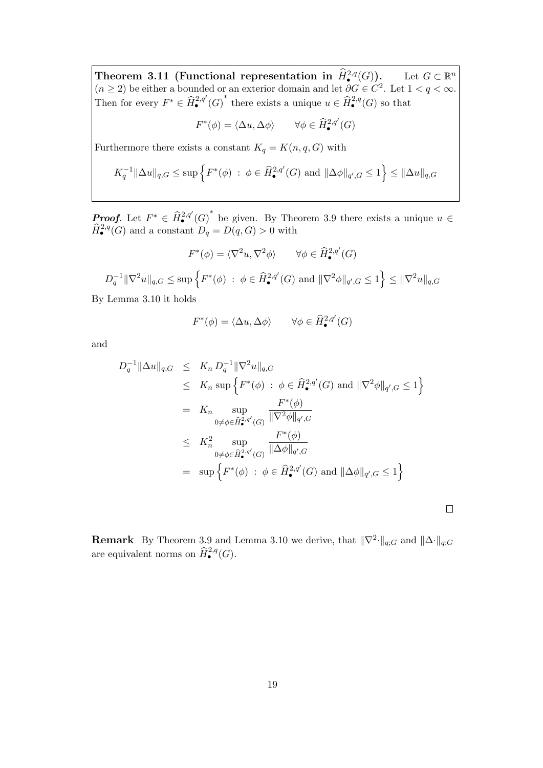**Theorem 3.11 (Functional representation in $\widehat{H}^{2,q}_\bullet(G)$).** Let $G \subset \mathbb{R}^n$ ($n \geq 2$) be either a bounded or an exterior domain and let $\partial G \in C^2$. Let $1 < q < \infty$. Then for every $F^* \in \widehat{H}^{2,q'}_\bullet(G)^*$ there exists a unique $u \in \widehat{H}^{2,q}_\bullet(G)$ so that

$$F^*(\phi) = \langle \Delta u, \Delta \phi \rangle \qquad \forall \phi \in \widehat{H}^{2,q'}_\bullet(G)$$

Furthermore there exists a constant $K_q = K(n, q, G)$ with

$$K_q^{-1} \|\Delta u\|_{q,G} \leq \sup \left\{ F^*(\phi) \;:\; \phi \in \widehat{H}^{2,q'}_\bullet(G) \text{ and } \|\Delta \phi\|_{q',G} \leq 1 \right\} \leq \|\Delta u\|_{q,G}$$

***Proof*.** Let $F^* \in \widehat{H}^{2,q'}_\bullet(G)^*$ be given. By Theorem 3.9 there exists a unique $u \in \widehat{H}^{2,q}_\bullet(G)$ and a constant $D_q = D(q, G) > 0$ with

$$F^*(\phi) = \langle \nabla^2 u, \nabla^2 \phi \rangle \qquad \forall \phi \in \widehat{H}^{2,q'}_\bullet(G)$$

$$D_q^{-1} \|\nabla^2 u\|_{q,G} \leq \sup \left\{ F^*(\phi) \;:\; \phi \in \widehat{H}^{2,q'}_\bullet(G) \text{ and } \|\nabla^2 \phi\|_{q',G} \leq 1 \right\} \leq \|\nabla^2 u\|_{q,G}$$

By Lemma 3.10 it holds

$$F^*(\phi) = \langle \Delta u, \Delta \phi \rangle \qquad \forall \phi \in \widehat{H}^{2,q'}_\bullet(G)$$

and

$$\begin{aligned}
D_q^{-1} \|\Delta u\|_{q,G} &\leq K_n \, D_q^{-1} \|\nabla^2 u\|_{q,G} \\
&\leq K_n \sup \left\{ F^*(\phi) \;:\; \phi \in \widehat{H}^{2,q'}_\bullet(G) \text{ and } \|\nabla^2 \phi\|_{q',G} \leq 1 \right\} \\
&= K_n \sup_{0 \neq \phi \in \widehat{H}^{2,q'}_\bullet(G)} \frac{F^*(\phi)}{\|\nabla^2 \phi\|_{q',G}} \\
&\leq K_n^2 \sup_{0 \neq \phi \in \widehat{H}^{2,q'}_\bullet(G)} \frac{F^*(\phi)}{\|\Delta \phi\|_{q',G}} \\
&= \sup \left\{ F^*(\phi) \;:\; \phi \in \widehat{H}^{2,q'}_\bullet(G) \text{ and } \|\Delta \phi\|_{q',G} \leq 1 \right\}
\end{aligned}$$

$\square$

**Remark** By Theorem 3.9 and Lemma 3.10 we derive, that $\|\nabla^2 \cdot\|_{q;G}$ and $\|\Delta \cdot\|_{q;G}$ are equivalent norms on $\widehat{H}^{2,q}_\bullet(G)$.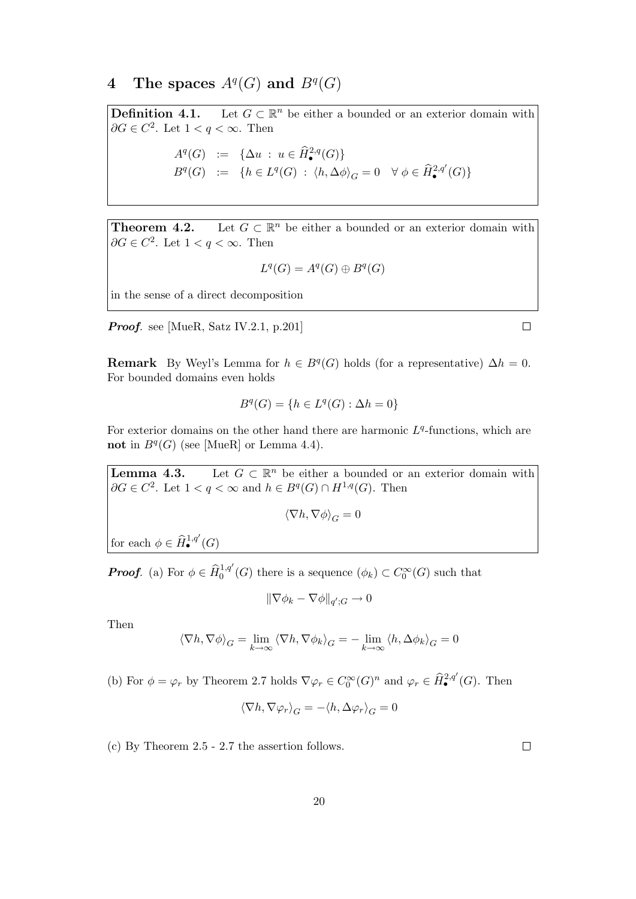# 4 The spaces $A^q(G)$ and $B^q(G)$

**Definition 4.1.** Let $G \subset \mathbb{R}^n$ be either a bounded or an exterior domain with $\partial G \in C^2$. Let $1 < q < \infty$. Then

$$
\begin{aligned}
A^q(G) &:= \{\Delta u \,:\, u \in \widehat{H}^{2,q}_{\bullet}(G)\} \\
B^q(G) &:= \{h \in L^q(G) \,:\, \langle h, \Delta\phi\rangle_G = 0 \quad \forall\, \phi \in \widehat{H}^{2,q'}_{\bullet}(G)\}
\end{aligned}
$$

**Theorem 4.2.** Let $G \subset \mathbb{R}^n$ be either a bounded or an exterior domain with $\partial G \in C^2$. Let $1 < q < \infty$. Then

$$
L^q(G) = A^q(G) \oplus B^q(G)
$$

in the sense of a direct decomposition

***Proof.*** see [MueR, Satz IV.2.1, p.201] $\square$

**Remark** By Weyl's Lemma for $h \in B^q(G)$ holds (for a representative) $\Delta h = 0$. For bounded domains even holds

$$
B^q(G) = \{h \in L^q(G) : \Delta h = 0\}
$$

For exterior domains on the other hand there are harmonic $L^q$-functions, which are **not** in $B^q(G)$ (see [MueR] or Lemma 4.4).

**Lemma 4.3.** Let $G \subset \mathbb{R}^n$ be either a bounded or an exterior domain with $\partial G \in C^2$. Let $1 < q < \infty$ and $h \in B^q(G) \cap H^{1,q}(G)$. Then

$$
\langle \nabla h, \nabla\phi\rangle_G = 0
$$

for each $\phi \in \widehat{H}^{1,q'}_{\bullet}(G)$

***Proof.*** (a) For $\phi \in \widehat{H}^{1,q'}_0(G)$ there is a sequence $(\phi_k) \subset C_0^\infty(G)$ such that

$$
\|\nabla\phi_k - \nabla\phi\|_{q';G} \to 0
$$

Then

$$
\langle \nabla h, \nabla\phi\rangle_G = \lim_{k\to\infty} \langle \nabla h, \nabla\phi_k\rangle_G = -\lim_{k\to\infty} \langle h, \Delta\phi_k\rangle_G = 0
$$

(b) For $\phi = \varphi_r$ by Theorem 2.7 holds $\nabla\varphi_r \in C_0^\infty(G)^n$ and $\varphi_r \in \widehat{H}^{2,q'}_{\bullet}(G)$. Then

$$
\langle \nabla h, \nabla\varphi_r\rangle_G = -\langle h, \Delta\varphi_r\rangle_G = 0
$$

(c) By Theorem 2.5 - 2.7 the assertion follows. $\square$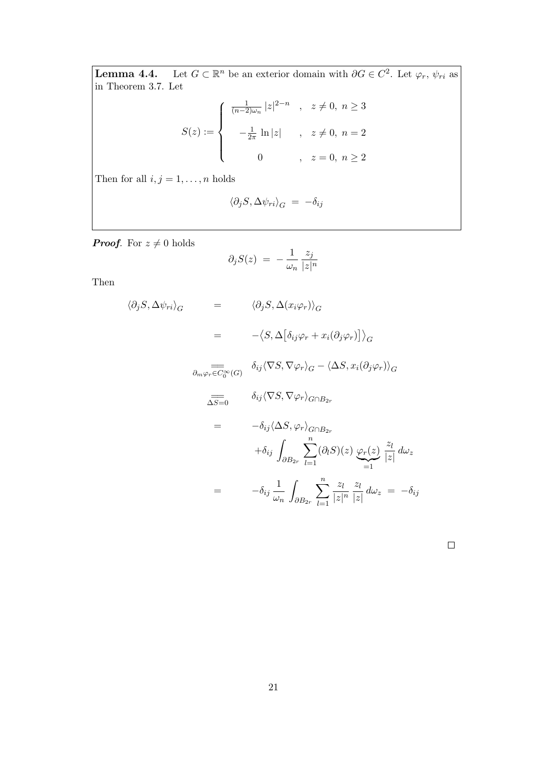**Lemma 4.4.** Let $G \subset \mathbb{R}^n$ be an exterior domain with $\partial G \in C^2$. Let $\varphi_r$, $\psi_{ri}$ as in Theorem 3.7. Let

$$S(z) := \begin{cases} \frac{1}{(n-2)\omega_n} |z|^{2-n} & , \quad z \neq 0,\ n \geq 3 \\ -\frac{1}{2\pi} \ln |z| & , \quad z \neq 0,\ n = 2 \\ 0 & , \quad z = 0,\ n \geq 2 \end{cases}$$

Then for all $i, j = 1, \ldots, n$ holds

$$\langle \partial_j S, \Delta \psi_{ri} \rangle_G \;=\; -\delta_{ij}$$

***Proof***. For $z \neq 0$ holds

$$\partial_j S(z) \;=\; -\frac{1}{\omega_n} \frac{z_j}{|z|^n}$$

Then

$$\begin{aligned}
\langle \partial_j S, \Delta \psi_{ri} \rangle_G \quad &= \quad \langle \partial_j S, \Delta(x_i \varphi_r) \rangle_G \\
&= \quad -\big\langle S, \Delta\big[\delta_{ij}\varphi_r + x_i(\partial_j \varphi_r)\big] \big\rangle_G \\
&\underset{\partial_m \varphi_r \in C_0^\infty(G)}{=\!=} \quad \delta_{ij} \langle \nabla S, \nabla \varphi_r \rangle_G - \langle \Delta S, x_i(\partial_j \varphi_r) \rangle_G \\
&\underset{\Delta S = 0}{=\!=} \quad \delta_{ij} \langle \nabla S, \nabla \varphi_r \rangle_{G \cap B_{2r}} \\
&= \quad -\delta_{ij} \langle \Delta S, \varphi_r \rangle_{G \cap B_{2r}} \\
&\qquad + \delta_{ij} \int_{\partial B_{2r}} \sum_{l=1}^n (\partial_l S)(z) \underbrace{\varphi_r(z)}_{=1} \frac{z_l}{|z|} \, d\omega_z \\
&= \quad -\delta_{ij} \frac{1}{\omega_n} \int_{\partial B_{2r}} \sum_{l=1}^n \frac{z_l}{|z|^n} \frac{z_l}{|z|} \, d\omega_z \;=\; -\delta_{ij}
\end{aligned}$$

□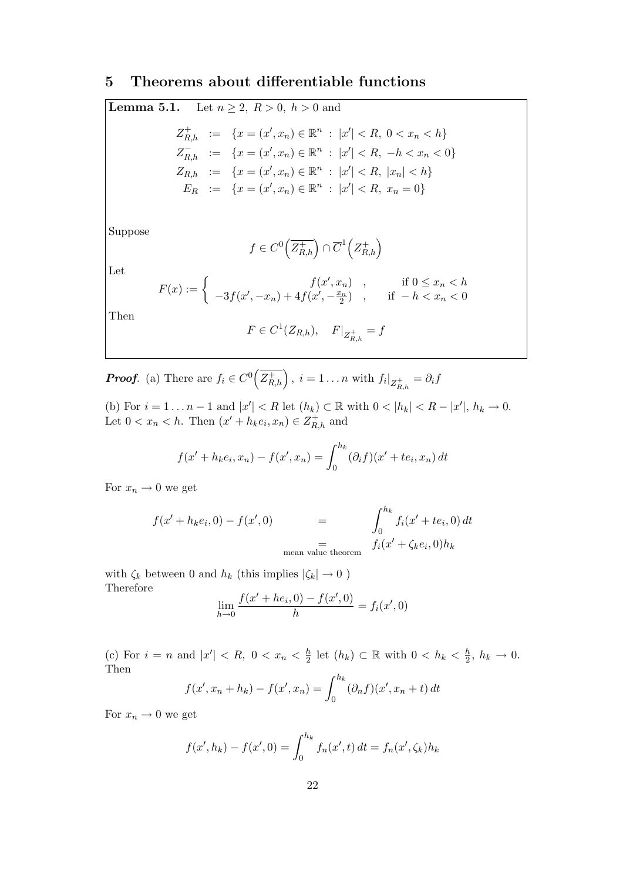# 5 Theorems about differentiable functions

**Lemma 5.1.** Let $n \geq 2,\ R > 0,\ h > 0$ and

$$
\begin{aligned}
Z^+_{R,h} &:= \{x = (x', x_n) \in \mathbb{R}^n \ :\ |x'| < R,\ 0 < x_n < h\} \\
Z^-_{R,h} &:= \{x = (x', x_n) \in \mathbb{R}^n \ :\ |x'| < R,\ -h < x_n < 0\} \\
Z_{R,h} &:= \{x = (x', x_n) \in \mathbb{R}^n \ :\ |x'| < R,\ |x_n| < h\} \\
E_R &:= \{x = (x', x_n) \in \mathbb{R}^n \ :\ |x'| < R,\ x_n = 0\}
\end{aligned}
$$

Suppose

$$
f \in C^0\Big(\overline{Z^+_{R,h}}\Big) \cap \overline{C}^1\Big(Z^+_{R,h}\Big)
$$

Let

$$
F(x) := \begin{cases} f(x', x_n) \quad , & \text{if } 0 \leq x_n < h \\ -3f(x', -x_n) + 4f(x', -\frac{x_n}{2}) \quad , & \text{if } -h < x_n < 0 \end{cases}
$$

Then

$$
F \in C^1(Z_{R,h}), \quad F|_{Z^+_{R,h}} = f
$$

***Proof*.** (a) There are $f_i \in C^0\Big(\overline{Z^+_{R,h}}\Big),\ i = 1 \dots n$ with $f_i|_{Z^+_{R,h}} = \partial_i f$

(b) For $i = 1 \dots n-1$ and $|x'| < R$ let $(h_k) \subset \mathbb{R}$ with $0 < |h_k| < R - |x'|,\ h_k \to 0$. Let $0 < x_n < h$. Then $(x' + h_k e_i, x_n) \in Z^+_{R,h}$ and

$$
f(x' + h_k e_i, x_n) - f(x', x_n) = \int_0^{h_k} (\partial_i f)(x' + te_i, x_n)\, dt
$$

For $x_n \to 0$ we get

$$
\begin{aligned}
f(x' + h_k e_i, 0) - f(x', 0) &= \int_0^{h_k} f_i(x' + te_i, 0)\, dt \\
&\underset{\text{mean value theorem}}{=} f_i(x' + \zeta_k e_i, 0) h_k
\end{aligned}
$$

with $\zeta_k$ between 0 and $h_k$ (this implies $|\zeta_k| \to 0$ )
Therefore

$$
\lim_{h \to 0} \frac{f(x' + he_i, 0) - f(x', 0)}{h} = f_i(x', 0)
$$

(c) For $i = n$ and $|x'| < R,\ 0 < x_n < \frac{h}{2}$ let $(h_k) \subset \mathbb{R}$ with $0 < h_k < \frac{h}{2},\ h_k \to 0$. Then

$$
f(x', x_n + h_k) - f(x', x_n) = \int_0^{h_k} (\partial_n f)(x', x_n + t)\, dt
$$

For $x_n \to 0$ we get

$$
f(x', h_k) - f(x', 0) = \int_0^{h_k} f_n(x', t)\, dt = f_n(x', \zeta_k) h_k
$$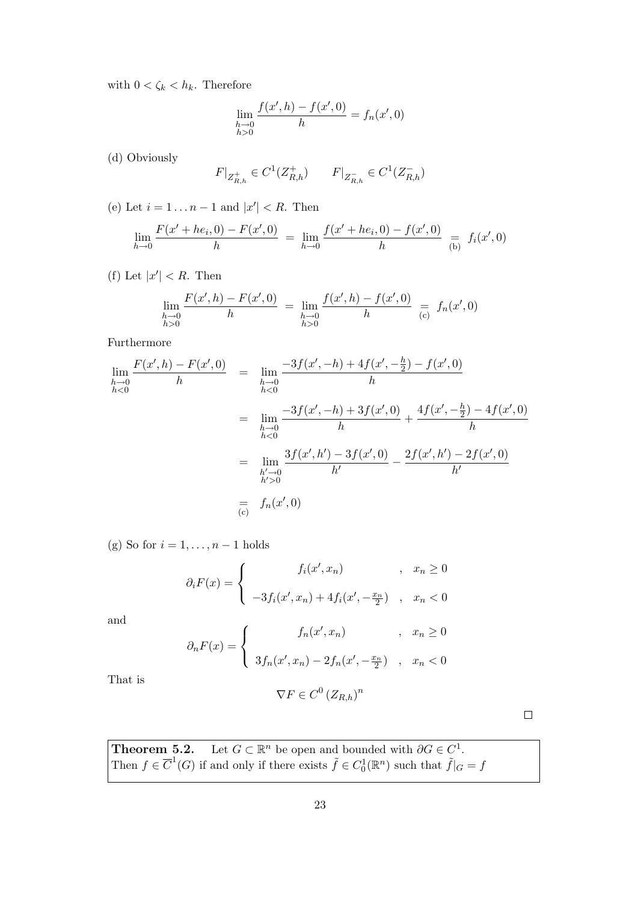with $0 < \zeta_k < h_k$. Therefore

$$\lim_{\substack{h\to 0\\ h>0}} \frac{f(x',h)-f(x',0)}{h} = f_n(x',0)$$

(d) Obviously

$$F|_{Z^+_{R,h}} \in C^1(Z^+_{R,h}) \qquad F|_{Z^-_{R,h}} \in C^1(Z^-_{R,h})$$

(e) Let $i = 1 \ldots n-1$ and $|x'| < R$. Then

$$\lim_{h\to 0} \frac{F(x'+he_i,0)-F(x',0)}{h} \;=\; \lim_{h\to 0} \frac{f(x'+he_i,0)-f(x',0)}{h} \;\underset{\text{(b)}}{=}\; f_i(x',0)$$

(f) Let $|x'| < R$. Then

$$\lim_{\substack{h\to 0\\ h>0}} \frac{F(x',h)-F(x',0)}{h} \;=\; \lim_{\substack{h\to 0\\ h>0}} \frac{f(x',h)-f(x',0)}{h} \;\underset{\text{(c)}}{=}\; f_n(x',0)$$

Furthermore

$$\begin{aligned}
\lim_{\substack{h\to 0\\ h<0}} \frac{F(x',h)-F(x',0)}{h} \;&=\; \lim_{\substack{h\to 0\\ h<0}} \frac{-3f(x',-h)+4f(x',-\frac{h}{2})-f(x',0)}{h} \\
&=\; \lim_{\substack{h\to 0\\ h<0}} \frac{-3f(x',-h)+3f(x',0)}{h} + \frac{4f(x',-\frac{h}{2})-4f(x',0)}{h} \\
&=\; \lim_{\substack{h'\to 0\\ h'>0}} \frac{3f(x',h')-3f(x',0)}{h'} - \frac{2f(x',h')-2f(x',0)}{h'} \\
&\underset{\text{(c)}}{=}\; f_n(x',0)
\end{aligned}$$

(g) So for $i = 1, \ldots, n-1$ holds

$$\partial_i F(x) = \begin{cases} f_i(x',x_n) & , \quad x_n \geq 0 \\[2ex] -3f_i(x',x_n)+4f_i(x',-\frac{x_n}{2}) & , \quad x_n < 0 \end{cases}$$

and

$$\partial_n F(x) = \begin{cases} f_n(x',x_n) & , \quad x_n \geq 0 \\[2ex] 3f_n(x',x_n)-2f_n(x',-\frac{x_n}{2}) & , \quad x_n < 0 \end{cases}$$

That is

$$\nabla F \in C^0\left(Z_{R,h}\right)^n$$

$\square$

**Theorem 5.2.** Let $G \subset \mathbb{R}^n$ be open and bounded with $\partial G \in C^1$. Then $f \in \overline{C}^1(G)$ if and only if there exists $\tilde{f} \in C^1_0(\mathbb{R}^n)$ such that $\tilde{f}|_G = f$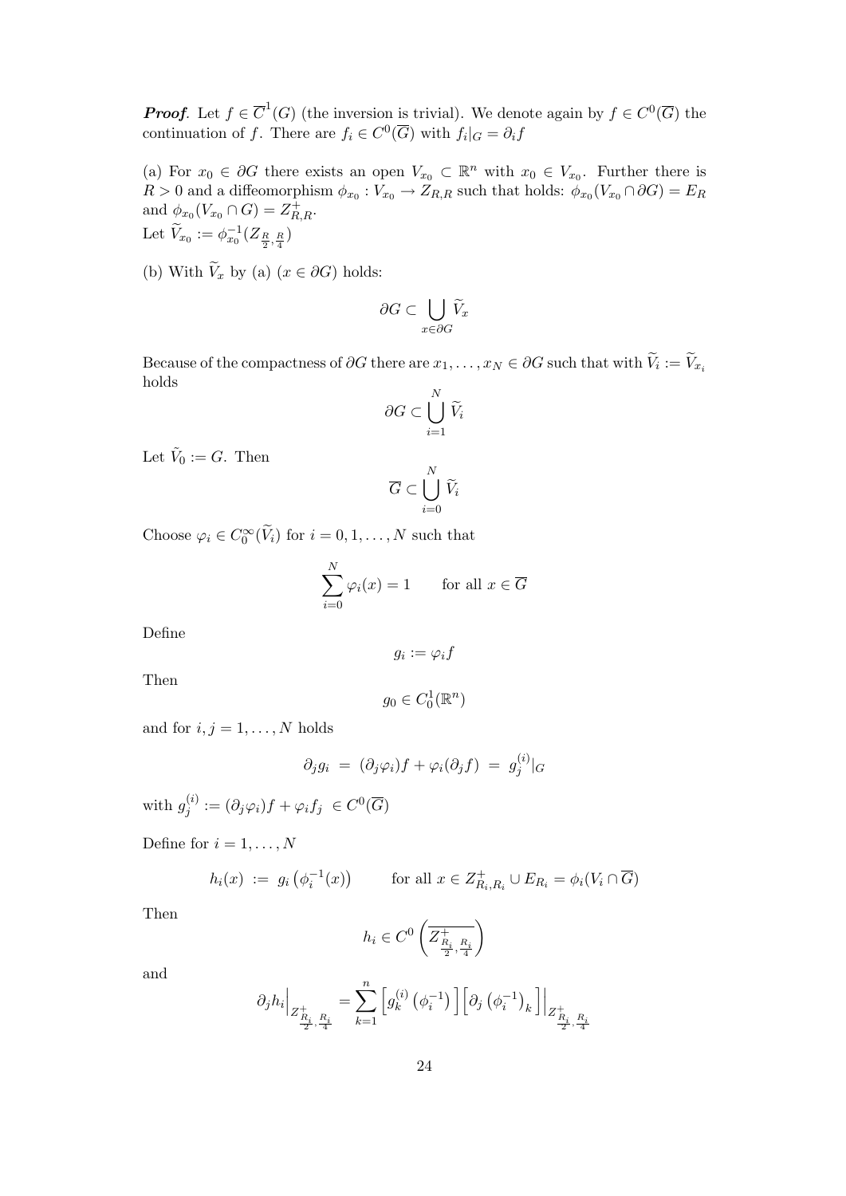***Proof***. Let $f \in \overline{C}^1(G)$ (the inversion is trivial). We denote again by $f \in C^0(\overline{G})$ the continuation of $f$. There are $f_i \in C^0(\overline{G})$ with $f_i|_G = \partial_i f$

(a) For $x_0 \in \partial G$ there exists an open $V_{x_0} \subset \mathbb{R}^n$ with $x_0 \in V_{x_0}$. Further there is $R > 0$ and a diffeomorphism $\phi_{x_0} : V_{x_0} \to Z_{R,R}$ such that holds: $\phi_{x_0}(V_{x_0} \cap \partial G) = E_R$ and $\phi_{x_0}(V_{x_0} \cap G) = Z^+_{R,R}$.
Let $\widetilde{V}_{x_0} := \phi^{-1}_{x_0}(Z_{\frac{R}{2},\frac{R}{4}})$

(b) With $\widetilde{V}_x$ by (a) ($x \in \partial G$) holds:

$$\partial G \subset \bigcup_{x \in \partial G} \widetilde{V}_x$$

Because of the compactness of $\partial G$ there are $x_1, \ldots, x_N \in \partial G$ such that with $\widetilde{V}_i := \widetilde{V}_{x_i}$ holds

$$\partial G \subset \bigcup_{i=1}^{N} \widetilde{V}_i$$

Let $\tilde{V}_0 := G$. Then

$$\overline{G} \subset \bigcup_{i=0}^{N} \widetilde{V}_i$$

Choose $\varphi_i \in C^\infty_0(\widetilde{V}_i)$ for $i = 0, 1, \ldots, N$ such that

$$\sum_{i=0}^{N} \varphi_i(x) = 1 \qquad \text{for all } x \in \overline{G}$$

Define

$$g_i := \varphi_i f$$

Then

$$g_0 \in C^1_0(\mathbb{R}^n)$$

and for $i, j = 1, \ldots, N$ holds

$$\partial_j g_i \;=\; (\partial_j \varphi_i) f + \varphi_i (\partial_j f) \;=\; g^{(i)}_j|_G$$

with $g^{(i)}_j := (\partial_j \varphi_i) f + \varphi_i f_j \; \in C^0(\overline{G})$

Define for $i = 1, \ldots, N$

$$h_i(x) \;:=\; g_i\left(\phi_i^{-1}(x)\right) \qquad \text{for all } x \in Z^+_{R_i,R_i} \cup E_{R_i} = \phi_i(V_i \cap \overline{G})$$

Then

$$h_i \in C^0\left(\overline{Z^+_{\frac{R_i}{2},\frac{R_i}{4}}}\right)$$

and

$$\partial_j h_i\Big|_{Z^+_{\frac{R_i}{2},\frac{R_i}{4}}} = \sum_{k=1}^{n} \left[g^{(i)}_k\left(\phi_i^{-1}\right)\right]\left[\partial_j \left(\phi_i^{-1}\right)_k\right]\Big|_{Z^+_{\frac{R_i}{2},\frac{R_i}{4}}}$$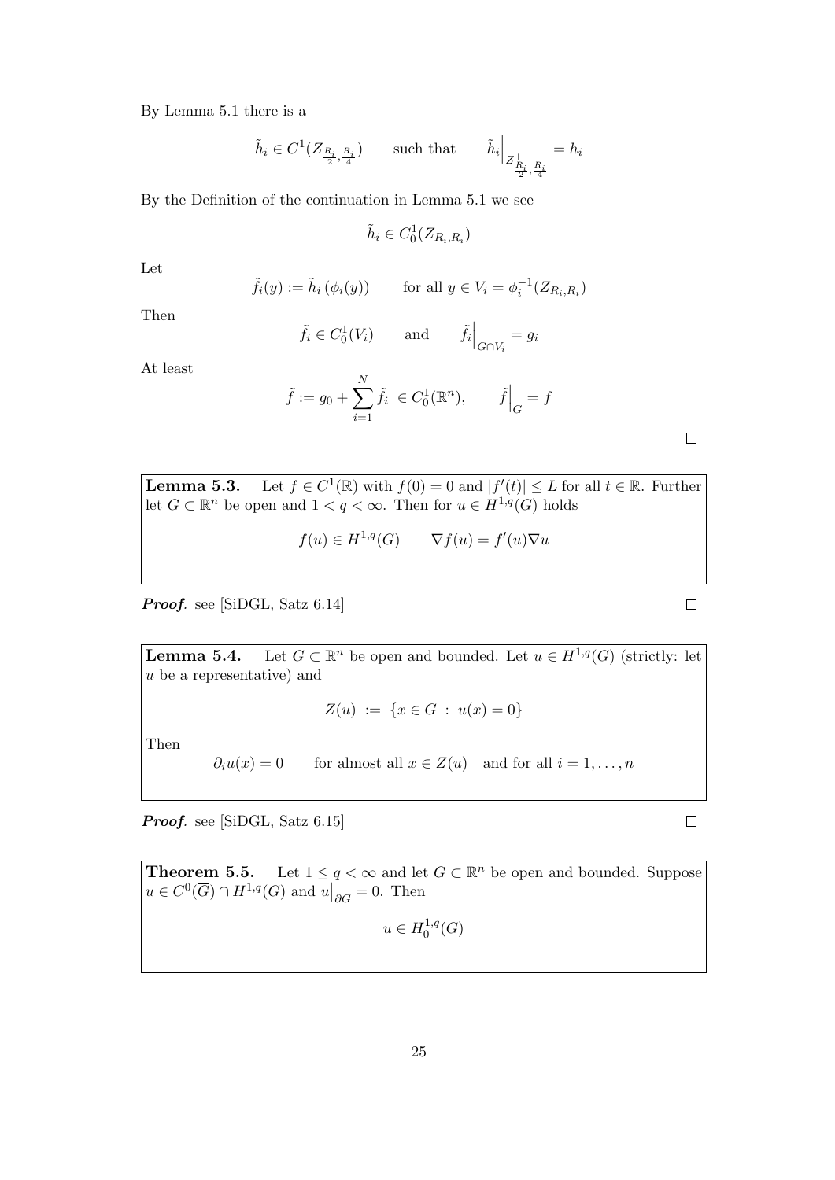By Lemma 5.1 there is a

$$\tilde{h}_i \in C^1(Z_{\frac{R_i}{2},\frac{R_i}{4}}) \qquad \text{such that} \qquad \tilde{h}_i\Big|_{Z^+_{\frac{R_i}{2},\frac{R_i}{4}}} = h_i$$

By the Definition of the continuation in Lemma 5.1 we see

$$\tilde{h}_i \in C^1_0(Z_{R_i,R_i})$$

Let

$$\tilde{f}_i(y) := \tilde{h}_i\left(\phi_i(y)\right) \qquad \text{for all } y \in V_i = \phi_i^{-1}(Z_{R_i,R_i})$$

Then

$$\tilde{f}_i \in C^1_0(V_i) \qquad \text{and} \qquad \tilde{f}_i\Big|_{G\cap V_i} = g_i$$

At least

$$\tilde{f} := g_0 + \sum_{i=1}^{N} \tilde{f}_i \ \in C^1_0(\mathbb{R}^n), \qquad \tilde{f}\Big|_G = f$$

□

**Lemma 5.3.** Let $f \in C^1(\mathbb{R})$ with $f(0) = 0$ and $|f'(t)| \leq L$ for all $t \in \mathbb{R}$. Further let $G \subset \mathbb{R}^n$ be open and $1 < q < \infty$. Then for $u \in H^{1,q}(G)$ holds

$$f(u) \in H^{1,q}(G) \qquad \nabla f(u) = f'(u)\nabla u$$

***Proof.*** see [SiDGL, Satz 6.14] □

**Lemma 5.4.** Let $G \subset \mathbb{R}^n$ be open and bounded. Let $u \in H^{1,q}(G)$ (strictly: let $u$ be a representative) and

$$Z(u) \ := \ \{x \in G \ : \ u(x) = 0\}$$

Then

$$\partial_i u(x) = 0 \qquad \text{for almost all } x \in Z(u) \quad \text{and for all } i = 1, \ldots, n$$

***Proof.*** see [SiDGL, Satz 6.15] □

**Theorem 5.5.** Let $1 \leq q < \infty$ and let $G \subset \mathbb{R}^n$ be open and bounded. Suppose $u \in C^0(\overline{G}) \cap H^{1,q}(G)$ and $u\big|_{\partial G} = 0$. Then

$$u \in H^{1,q}_0(G)$$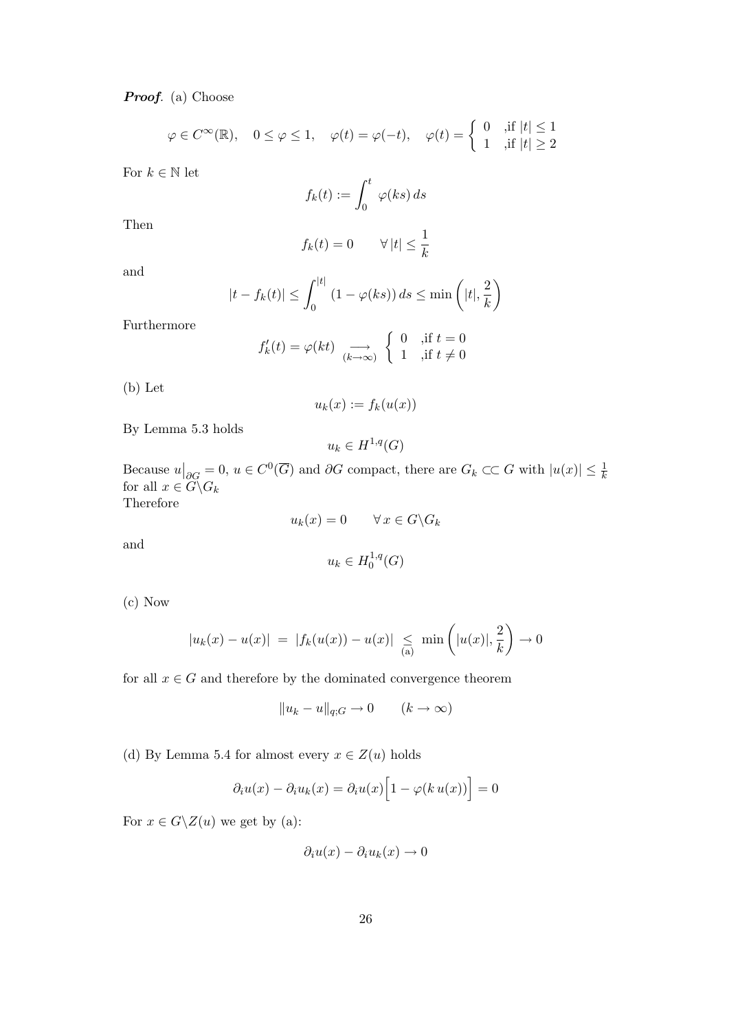***Proof***. (a) Choose

$$\varphi \in C^\infty(\mathbb{R}), \quad 0 \le \varphi \le 1, \quad \varphi(t) = \varphi(-t), \quad \varphi(t) = \begin{cases} 0 & \text{,if } |t| \le 1 \\ 1 & \text{,if } |t| \ge 2 \end{cases}$$

For $k \in \mathbb{N}$ let

$$f_k(t) := \int_0^t \varphi(ks)\, ds$$

Then

$$f_k(t) = 0 \qquad \forall\, |t| \le \frac{1}{k}$$

and

$$|t - f_k(t)| \le \int_0^{|t|} (1 - \varphi(ks))\, ds \le \min\left(|t|, \frac{2}{k}\right)$$

Furthermore

$$f_k'(t) = \varphi(kt) \underset{(k\to\infty)}{\longrightarrow} \begin{cases} 0 & \text{,if } t = 0 \\ 1 & \text{,if } t \neq 0 \end{cases}$$

(b) Let

$$u_k(x) := f_k(u(x))$$

By Lemma 5.3 holds

$$u_k \in H^{1,q}(G)$$

Because $u\big|_{\partial G} = 0$, $u \in C^0(\overline{G})$ and $\partial G$ compact, there are $G_k \subset\subset G$ with $|u(x)| \le \frac{1}{k}$ for all $x \in G \backslash G_k$

Therefore

$$u_k(x) = 0 \qquad \forall\, x \in G\backslash G_k$$

and

$$u_k \in H_0^{1,q}(G)$$

(c) Now

$$|u_k(x) - u(x)| \;=\; |f_k(u(x)) - u(x)| \;\underset{\text{(a)}}{\le}\; \min\left(|u(x)|, \frac{2}{k}\right) \to 0$$

for all $x \in G$ and therefore by the dominated convergence theorem

$$\|u_k - u\|_{q;G} \to 0 \qquad (k \to \infty)$$

(d) By Lemma 5.4 for almost every $x \in Z(u)$ holds

$$\partial_i u(x) - \partial_i u_k(x) = \partial_i u(x)\Big[1 - \varphi(k\, u(x))\Big] = 0$$

For $x \in G\backslash Z(u)$ we get by (a):

$$\partial_i u(x) - \partial_i u_k(x) \to 0$$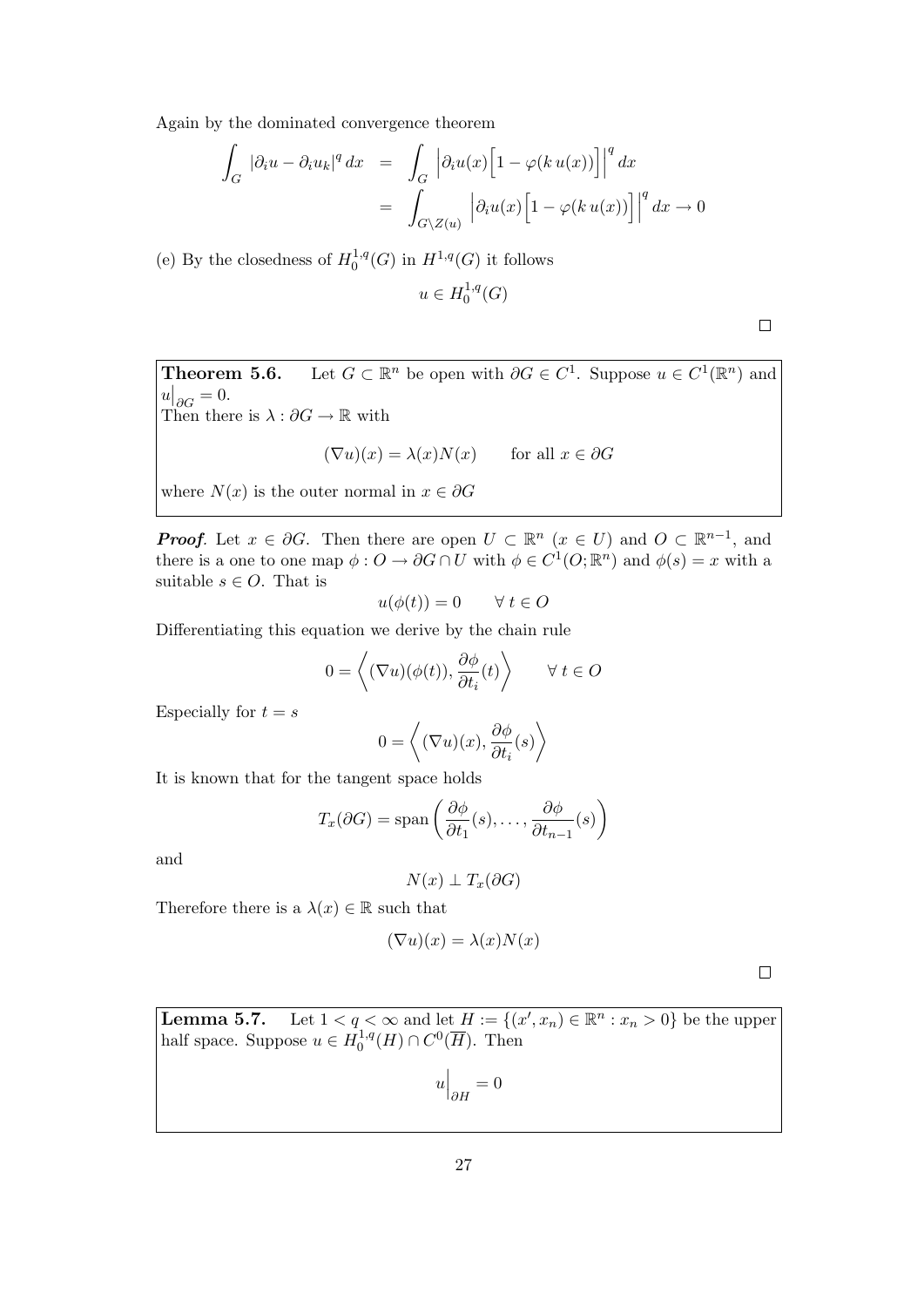Again by the dominated convergence theorem

$$
\begin{aligned}
\int_G |\partial_i u - \partial_i u_k|^q \, dx &= \int_G \Big|\partial_i u(x)\Big[1 - \varphi(k\, u(x))\Big]\Big|^q \, dx \\
&= \int_{G \setminus Z(u)} \Big|\partial_i u(x)\Big[1 - \varphi(k\, u(x))\Big]\Big|^q \, dx \to 0
\end{aligned}
$$

(e) By the closedness of $H_0^{1,q}(G)$ in $H^{1,q}(G)$ it follows

$$
u \in H_0^{1,q}(G)
$$

□

**Theorem 5.6.** Let $G \subset \mathbb{R}^n$ be open with $\partial G \in C^1$. Suppose $u \in C^1(\mathbb{R}^n)$ and $u\big|_{\partial G} = 0$.
Then there is $\lambda : \partial G \to \mathbb{R}$ with

$$
(\nabla u)(x) = \lambda(x) N(x) \qquad \text{for all } x \in \partial G
$$

where $N(x)$ is the outer normal in $x \in \partial G$

***Proof.*** Let $x \in \partial G$. Then there are open $U \subset \mathbb{R}^n$ ($x \in U$) and $O \subset \mathbb{R}^{n-1}$, and there is a one to one map $\phi : O \to \partial G \cap U$ with $\phi \in C^1(O; \mathbb{R}^n)$ and $\phi(s) = x$ with a suitable $s \in O$. That is

$$
u(\phi(t)) = 0 \qquad \forall\, t \in O
$$

Differentiating this equation we derive by the chain rule

$$
0 = \left\langle (\nabla u)(\phi(t)), \frac{\partial \phi}{\partial t_i}(t) \right\rangle \qquad \forall\, t \in O
$$

Especially for $t = s$

$$
0 = \left\langle (\nabla u)(x), \frac{\partial \phi}{\partial t_i}(s) \right\rangle
$$

It is known that for the tangent space holds

$$
T_x(\partial G) = \operatorname{span}\left( \frac{\partial \phi}{\partial t_1}(s), \ldots, \frac{\partial \phi}{\partial t_{n-1}}(s) \right)
$$

and

$$
N(x) \perp T_x(\partial G)
$$

Therefore there is a $\lambda(x) \in \mathbb{R}$ such that

$$
(\nabla u)(x) = \lambda(x) N(x)
$$

□

**Lemma 5.7.** Let $1 < q < \infty$ and let $H := \{(x', x_n) \in \mathbb{R}^n : x_n > 0\}$ be the upper half space. Suppose $u \in H_0^{1,q}(H) \cap C^0(\overline{H})$. Then

$$
u\Big|_{\partial H} = 0
$$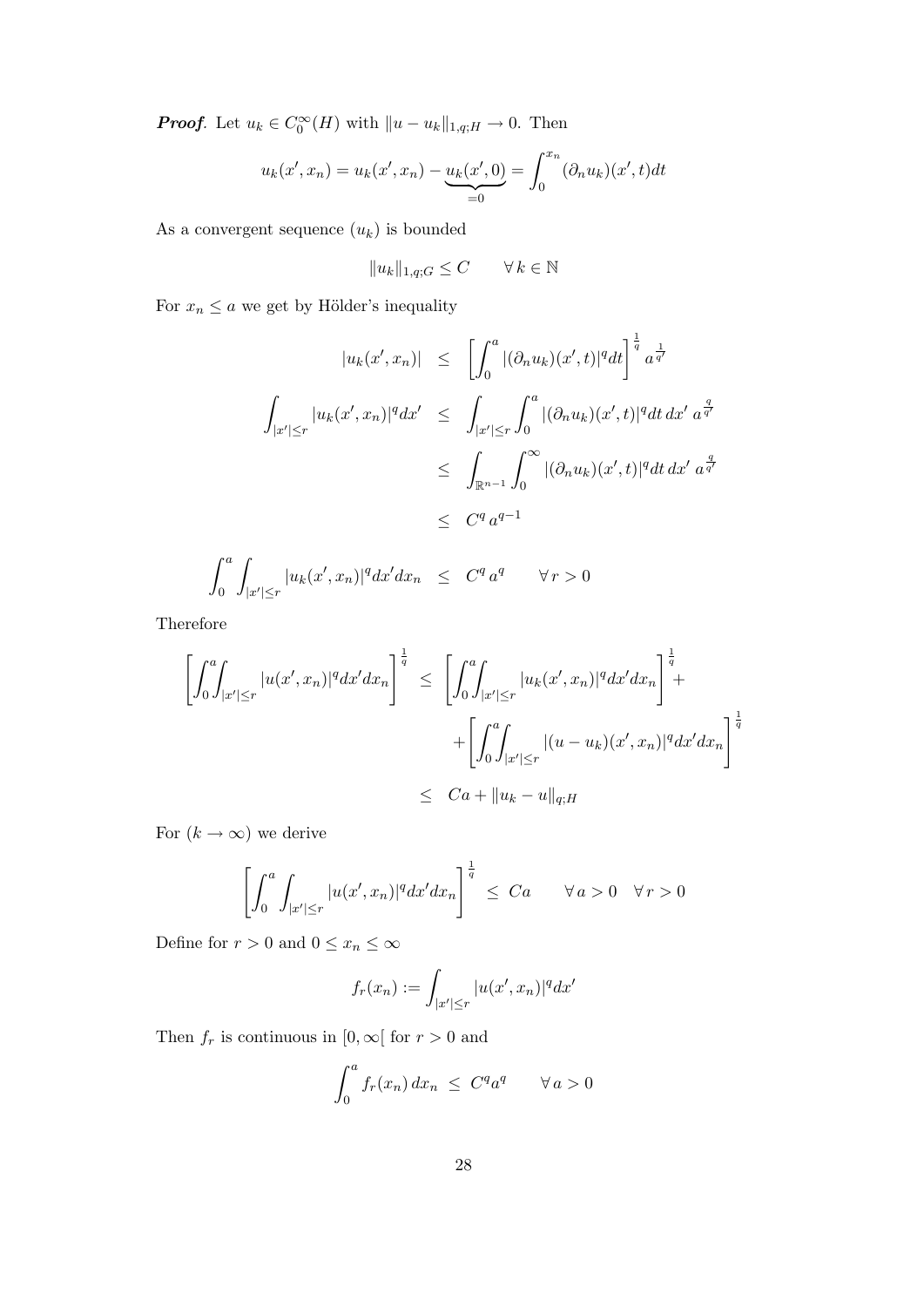***Proof***. Let $u_k \in C_0^\infty(H)$ with $\|u - u_k\|_{1,q;H} \to 0$. Then

$$u_k(x', x_n) = u_k(x', x_n) - \underbrace{u_k(x', 0)}_{=0} = \int_0^{x_n} (\partial_n u_k)(x', t)dt$$

As a convergent sequence $(u_k)$ is bounded

$$\|u_k\|_{1,q;G} \leq C \qquad \forall\, k \in \mathbb{N}$$

For $x_n \leq a$ we get by Hölder's inequality

$$\begin{aligned}
|u_k(x', x_n)| &\leq \left[\int_0^a |(\partial_n u_k)(x', t)|^q dt\right]^{\frac{1}{q}} a^{\frac{1}{q'}} \\
\int_{|x'| \leq r} |u_k(x', x_n)|^q dx' &\leq \int_{|x'| \leq r} \int_0^a |(\partial_n u_k)(x', t)|^q dt\, dx'\; a^{\frac{q}{q'}} \\
&\leq \int_{\mathbb{R}^{n-1}} \int_0^\infty |(\partial_n u_k)(x', t)|^q dt\, dx'\; a^{\frac{q}{q'}} \\
&\leq C^q\, a^{q-1}
\end{aligned}$$

$$\int_0^a \int_{|x'| \leq r} |u_k(x', x_n)|^q dx' dx_n \;\leq\; C^q\, a^q \qquad \forall\, r > 0$$

Therefore

$$\begin{aligned}
\left[\int_0^a\!\!\int_{|x'| \leq r} |u(x', x_n)|^q dx' dx_n\right]^{\frac{1}{q}} &\leq \left[\int_0^a\!\!\int_{|x'| \leq r} |u_k(x', x_n)|^q dx' dx_n\right]^{\frac{1}{q}} + \\
&\quad + \left[\int_0^a\!\!\int_{|x'| \leq r} |(u - u_k)(x', x_n)|^q dx' dx_n\right]^{\frac{1}{q}} \\
&\leq Ca + \|u_k - u\|_{q;H}
\end{aligned}$$

For $(k \to \infty)$ we derive

$$\left[\int_0^a \int_{|x'| \leq r} |u(x', x_n)|^q dx' dx_n\right]^{\frac{1}{q}} \;\leq\; Ca \qquad \forall\, a > 0 \quad \forall\, r > 0$$

Define for $r > 0$ and $0 \leq x_n \leq \infty$

$$f_r(x_n) := \int_{|x'| \leq r} |u(x', x_n)|^q dx'$$

Then $f_r$ is continuous in $[0, \infty[$ for $r > 0$ and

$$\int_0^a f_r(x_n)\, dx_n \;\leq\; C^q a^q \qquad \forall\, a > 0$$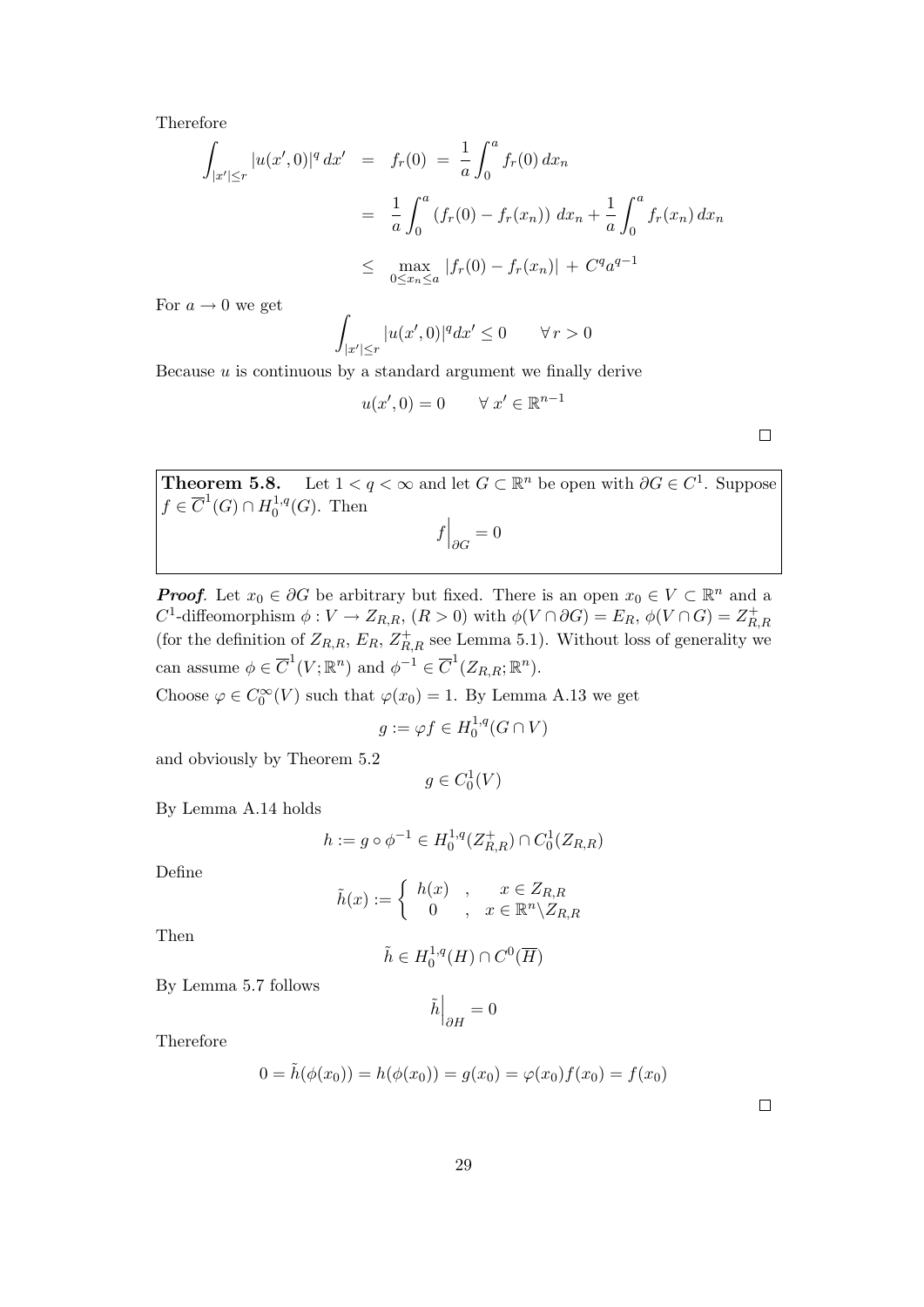Therefore

$$
\begin{aligned}
\int_{|x'|\leq r} |u(x',0)|^q \, dx' &= f_r(0) \;=\; \frac{1}{a}\int_0^a f_r(0)\, dx_n \\
&= \frac{1}{a}\int_0^a \left(f_r(0) - f_r(x_n)\right)\, dx_n + \frac{1}{a}\int_0^a f_r(x_n)\, dx_n \\
&\leq \max_{0\leq x_n \leq a} |f_r(0) - f_r(x_n)| \;+\; C^q a^{q-1}
\end{aligned}
$$

For $a \to 0$ we get

$$
\int_{|x'|\leq r} |u(x',0)|^q dx' \leq 0 \qquad \forall\, r > 0
$$

Because $u$ is continuous by a standard argument we finally derive

$$
u(x',0) = 0 \qquad \forall\, x' \in \mathbb{R}^{n-1}
$$

$\square$

**Theorem 5.8.** Let $1 < q < \infty$ and let $G \subset \mathbb{R}^n$ be open with $\partial G \in C^1$. Suppose $f \in \overline{C}^1(G) \cap H_0^{1,q}(G)$. Then

$$
f\Big|_{\partial G} = 0
$$

***Proof***. Let $x_0 \in \partial G$ be arbitrary but fixed. There is an open $x_0 \in V \subset \mathbb{R}^n$ and a $C^1$-diffeomorphism $\phi : V \to Z_{R,R}$, $(R > 0)$ with $\phi(V \cap \partial G) = E_R$, $\phi(V \cap G) = Z_{R,R}^+$ (for the definition of $Z_{R,R}$, $E_R$, $Z_{R,R}^+$ see Lemma 5.1). Without loss of generality we can assume $\phi \in \overline{C}^1(V;\mathbb{R}^n)$ and $\phi^{-1} \in \overline{C}^1(Z_{R,R};\mathbb{R}^n)$.

Choose $\varphi \in C_0^\infty(V)$ such that $\varphi(x_0) = 1$. By Lemma A.13 we get

$$
g := \varphi f \in H_0^{1,q}(G \cap V)
$$

and obviously by Theorem 5.2

$$
g \in C_0^1(V)
$$

By Lemma A.14 holds

$$
h := g \circ \phi^{-1} \in H_0^{1,q}(Z_{R,R}^+) \cap C_0^1(Z_{R,R})
$$

Define

$$
\tilde{h}(x) := \begin{cases} h(x) & , \quad x \in Z_{R,R} \\ 0 & , \quad x \in \mathbb{R}^n \setminus Z_{R,R} \end{cases}
$$

Then

$$
\tilde{h} \in H_0^{1,q}(H) \cap C^0(\overline{H})
$$

By Lemma 5.7 follows

$$
\tilde{h}\Big|_{\partial H} = 0
$$

Therefore

$$
0 = \tilde{h}(\phi(x_0)) = h(\phi(x_0)) = g(x_0) = \varphi(x_0) f(x_0) = f(x_0)
$$

$\square$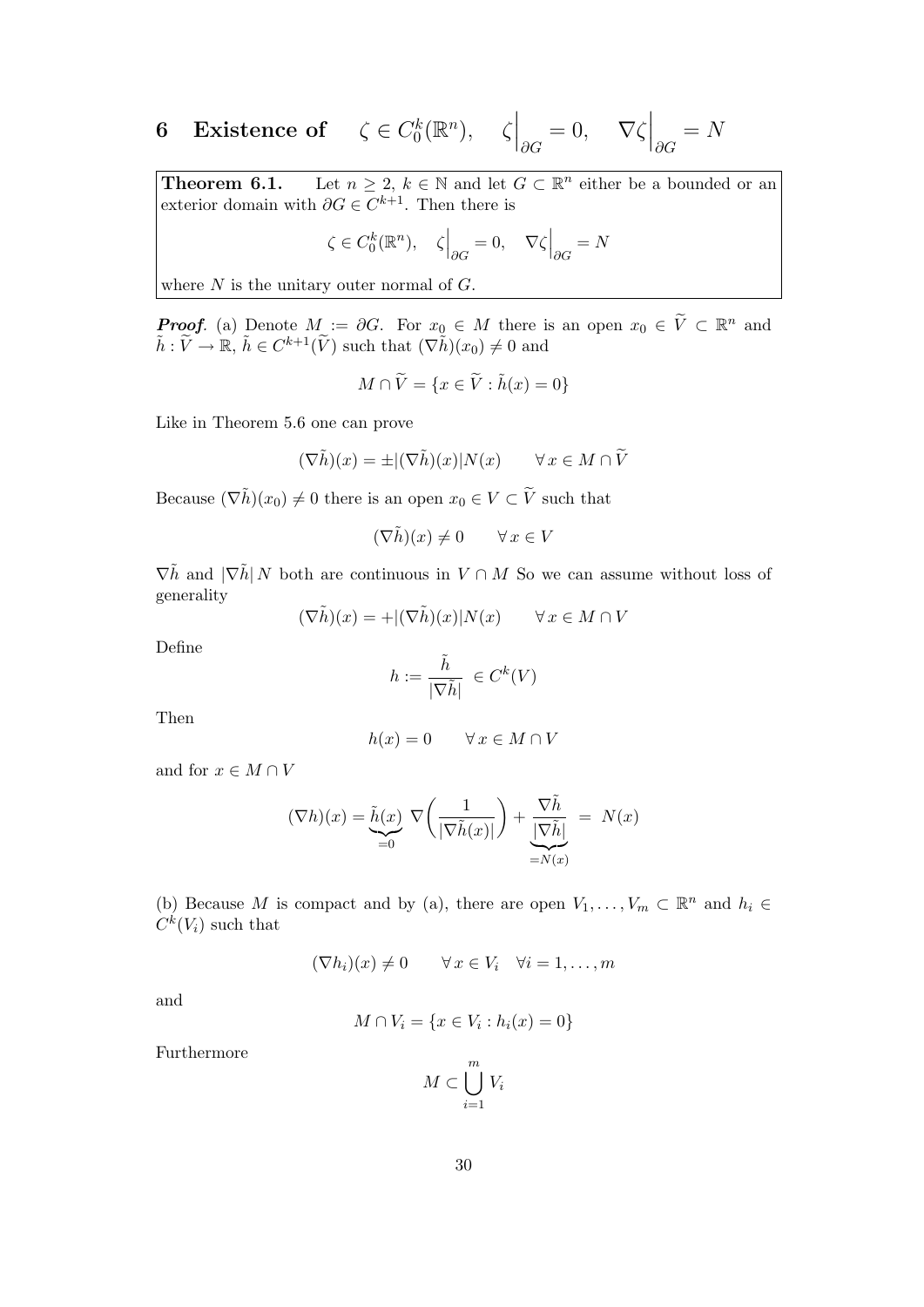# 6 Existence of $\zeta \in C_0^k(\mathbb{R}^n), \quad \zeta\Big|_{\partial G} = 0, \quad \nabla\zeta\Big|_{\partial G} = N$

**Theorem 6.1.** Let $n \geq 2$, $k \in \mathbb{N}$ and let $G \subset \mathbb{R}^n$ either be a bounded or an exterior domain with $\partial G \in C^{k+1}$. Then there is

$$\zeta \in C_0^k(\mathbb{R}^n), \quad \zeta\Big|_{\partial G} = 0, \quad \nabla\zeta\Big|_{\partial G} = N$$

where $N$ is the unitary outer normal of $G$.

***Proof.*** (a) Denote $M := \partial G$. For $x_0 \in M$ there is an open $x_0 \in \widetilde{V} \subset \mathbb{R}^n$ and $\tilde{h} : \widetilde{V} \to \mathbb{R}$, $\tilde{h} \in C^{k+1}(\widetilde{V})$ such that $(\nabla\tilde{h})(x_0) \neq 0$ and

$$M \cap \widetilde{V} = \{x \in \widetilde{V} : \tilde{h}(x) = 0\}$$

Like in Theorem 5.6 one can prove

$$(\nabla\tilde{h})(x) = \pm|(\nabla\tilde{h})(x)|N(x) \qquad \forall\, x \in M \cap \widetilde{V}$$

Because $(\nabla\tilde{h})(x_0) \neq 0$ there is an open $x_0 \in V \subset \widetilde{V}$ such that

$$(\nabla\tilde{h})(x) \neq 0 \qquad \forall\, x \in V$$

$\nabla\tilde{h}$ and $|\nabla\tilde{h}|\, N$ both are continuous in $V \cap M$ So we can assume without loss of generality

$$(\nabla\tilde{h})(x) = +|(\nabla\tilde{h})(x)|N(x) \qquad \forall\, x \in M \cap V$$

Define

$$h := \frac{\tilde{h}}{|\nabla\tilde{h}|} \in C^k(V)$$

Then

$$h(x) = 0 \qquad \forall\, x \in M \cap V$$

and for $x \in M \cap V$

$$(\nabla h)(x) = \underbrace{\tilde{h}(x)}_{=0}\ \nabla\bigg(\frac{1}{|\nabla\tilde{h}(x)|}\bigg) + \underbrace{\frac{\nabla\tilde{h}}{|\nabla\tilde{h}|}}_{=N(x)} \;=\; N(x)$$

(b) Because $M$ is compact and by (a), there are open $V_1, \ldots, V_m \subset \mathbb{R}^n$ and $h_i \in C^k(V_i)$ such that

$$(\nabla h_i)(x) \neq 0 \qquad \forall\, x \in V_i \quad \forall i = 1, \ldots, m$$

and

$$M \cap V_i = \{x \in V_i : h_i(x) = 0\}$$

Furthermore

$$M \subset \bigcup_{i=1}^{m} V_i$$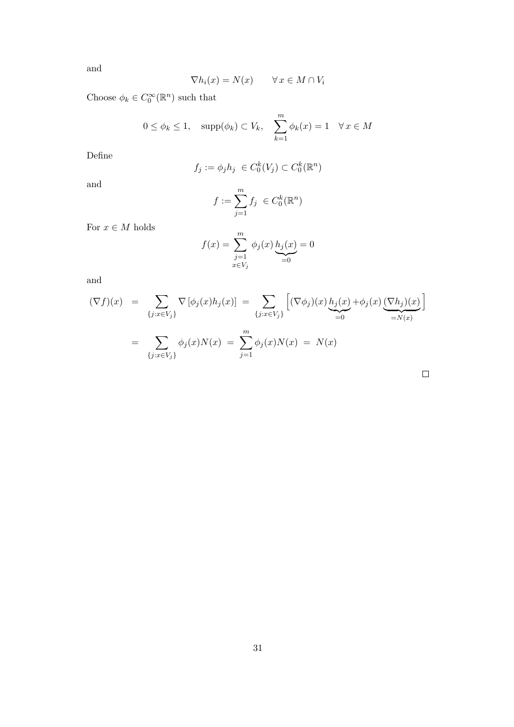and

$$\nabla h_i(x) = N(x) \qquad \forall\, x \in M \cap V_i$$

Choose $\phi_k \in C_0^\infty(\mathbb{R}^n)$ such that

$$0 \le \phi_k \le 1, \quad \operatorname{supp}(\phi_k) \subset V_k, \quad \sum_{k=1}^m \phi_k(x) = 1 \quad \forall\, x \in M$$

Define

$$f_j := \phi_j h_j \ \in C_0^k(V_j) \subset C_0^k(\mathbb{R}^n)$$

and

$$f := \sum_{j=1}^m f_j \ \in C_0^k(\mathbb{R}^n)$$

For $x \in M$ holds

$$f(x) = \sum_{\substack{j=1 \\ x \in V_j}}^m \phi_j(x) \underbrace{h_j(x)}_{=0} = 0$$

and

$$\begin{aligned}
(\nabla f)(x) \;&=\; \sum_{\{j : x \in V_j\}} \nabla \left[\phi_j(x) h_j(x)\right] \;=\; \sum_{\{j : x \in V_j\}} \Big[ (\nabla \phi_j)(x) \underbrace{h_j(x)}_{=0} + \phi_j(x) \underbrace{(\nabla h_j)(x)}_{=N(x)} \Big] \\
&=\; \sum_{\{j : x \in V_j\}} \phi_j(x) N(x) \;=\; \sum_{j=1}^m \phi_j(x) N(x) \;=\; N(x)
\end{aligned}$$

□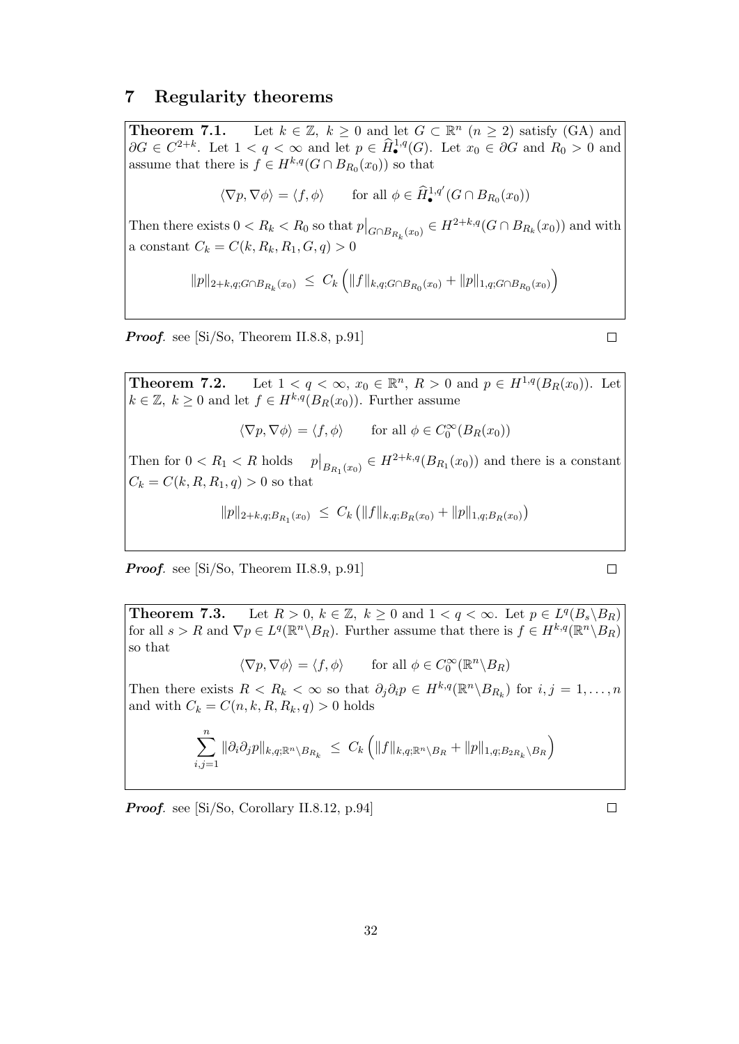# 7 Regularity theorems

**Theorem 7.1.** Let $k \in \mathbb{Z}$, $k \geq 0$ and let $G \subset \mathbb{R}^n$ $(n \geq 2)$ satisfy (GA) and $\partial G \in C^{2+k}$. Let $1 < q < \infty$ and let $p \in \widehat{H}^{1,q}_{\bullet}(G)$. Let $x_0 \in \partial G$ and $R_0 > 0$ and assume that there is $f \in H^{k,q}(G \cap B_{R_0}(x_0))$ so that

$$\langle \nabla p, \nabla \phi \rangle = \langle f, \phi \rangle \qquad \text{for all } \phi \in \widehat{H}^{1,q'}_{\bullet}(G \cap B_{R_0}(x_0))$$

Then there exists $0 < R_k < R_0$ so that $p\big|_{G \cap B_{R_k}(x_0)} \in H^{2+k,q}(G \cap B_{R_k}(x_0))$ and with a constant $C_k = C(k, R_k, R_1, G, q) > 0$

$$\|p\|_{2+k,q;G \cap B_{R_k}(x_0)} \;\leq\; C_k \left( \|f\|_{k,q;G \cap B_{R_0}(x_0)} + \|p\|_{1,q;G \cap B_{R_0}(x_0)} \right)$$

***Proof***. see [Si/So, Theorem II.8.8, p.91] □

**Theorem 7.2.** Let $1 < q < \infty$, $x_0 \in \mathbb{R}^n$, $R > 0$ and $p \in H^{1,q}(B_R(x_0))$. Let $k \in \mathbb{Z}$, $k \geq 0$ and let $f \in H^{k,q}(B_R(x_0))$. Further assume

$$\langle \nabla p, \nabla \phi \rangle = \langle f, \phi \rangle \qquad \text{for all } \phi \in C_0^{\infty}(B_R(x_0))$$

Then for $0 < R_1 < R$ holds $p\big|_{B_{R_1}(x_0)} \in H^{2+k,q}(B_{R_1}(x_0))$ and there is a constant $C_k = C(k, R, R_1, q) > 0$ so that

$$\|p\|_{2+k,q;B_{R_1}(x_0)} \;\leq\; C_k \left( \|f\|_{k,q;B_R(x_0)} + \|p\|_{1,q;B_R(x_0)} \right)$$

***Proof***. see [Si/So, Theorem II.8.9, p.91] □

**Theorem 7.3.** Let $R > 0$, $k \in \mathbb{Z}$, $k \geq 0$ and $1 < q < \infty$. Let $p \in L^q(B_s \backslash B_R)$ for all $s > R$ and $\nabla p \in L^q(\mathbb{R}^n \backslash B_R)$. Further assume that there is $f \in H^{k,q}(\mathbb{R}^n \backslash B_R)$ so that

$$\langle \nabla p, \nabla \phi \rangle = \langle f, \phi \rangle \qquad \text{for all } \phi \in C_0^{\infty}(\mathbb{R}^n \backslash B_R)$$

Then there exists $R < R_k < \infty$ so that $\partial_j \partial_i p \in H^{k,q}(\mathbb{R}^n \backslash B_{R_k})$ for $i, j = 1, \ldots, n$ and with $C_k = C(n, k, R, R_k, q) > 0$ holds

$$\sum_{i,j=1}^{n} \|\partial_i \partial_j p\|_{k,q;\mathbb{R}^n \backslash B_{R_k}} \;\leq\; C_k \left( \|f\|_{k,q;\mathbb{R}^n \backslash B_R} + \|p\|_{1,q;B_{2R_k} \backslash B_R} \right)$$

***Proof***. see [Si/So, Corollary II.8.12, p.94] □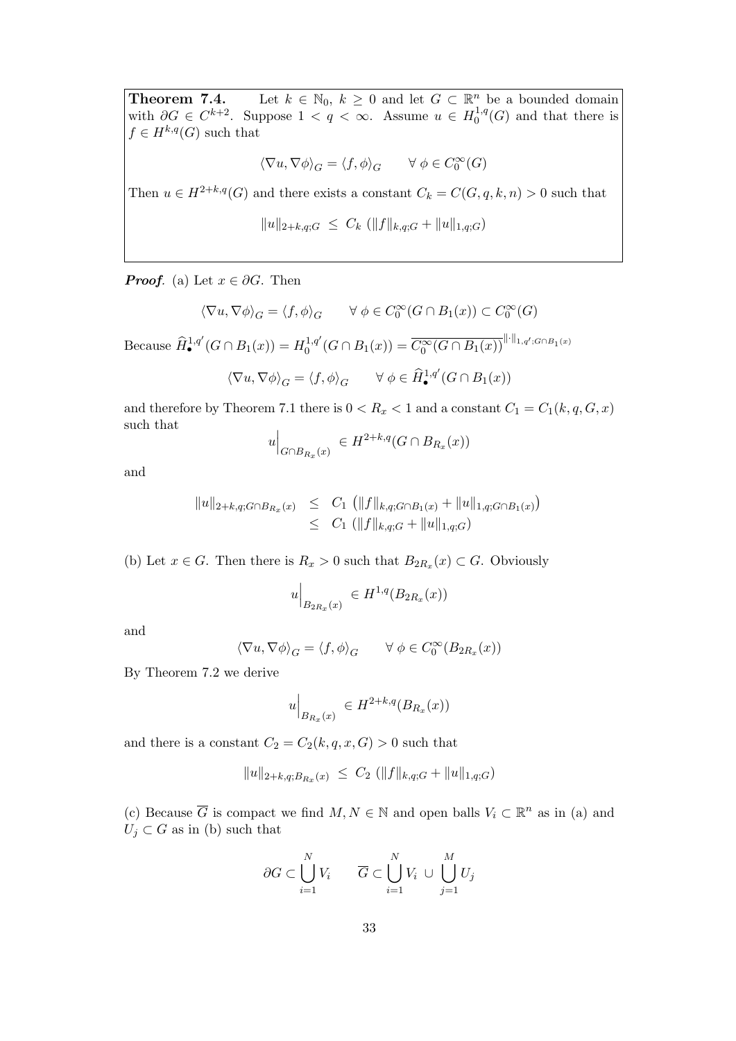**Theorem 7.4.** Let $k \in \mathbb{N}_0$, $k \geq 0$ and let $G \subset \mathbb{R}^n$ be a bounded domain with $\partial G \in C^{k+2}$. Suppose $1 < q < \infty$. Assume $u \in H_0^{1,q}(G)$ and that there is $f \in H^{k,q}(G)$ such that

$$\langle \nabla u, \nabla \phi \rangle_G = \langle f, \phi \rangle_G \qquad \forall\, \phi \in C_0^\infty(G)$$

Then $u \in H^{2+k,q}(G)$ and there exists a constant $C_k = C(G, q, k, n) > 0$ such that

$$\|u\|_{2+k,q;G} \;\leq\; C_k \left(\|f\|_{k,q;G} + \|u\|_{1,q;G}\right)$$

***Proof.*** (a) Let $x \in \partial G$. Then

$$\langle \nabla u, \nabla \phi \rangle_G = \langle f, \phi \rangle_G \qquad \forall\, \phi \in C_0^\infty(G \cap B_1(x)) \subset C_0^\infty(G)$$

Because $\widehat{H}_\bullet^{1,q'}(G \cap B_1(x)) = H_0^{1,q'}(G \cap B_1(x)) = \overline{C_0^\infty(G \cap B_1(x))}^{\|\cdot\|_{1,q';G\cap B_1(x)}}$

$$\langle \nabla u, \nabla \phi \rangle_G = \langle f, \phi \rangle_G \qquad \forall\, \phi \in \widehat{H}_\bullet^{1,q'}(G \cap B_1(x))$$

and therefore by Theorem 7.1 there is $0 < R_x < 1$ and a constant $C_1 = C_1(k, q, G, x)$ such that

$$u\Big|_{G \cap B_{R_x}(x)} \in H^{2+k,q}(G \cap B_{R_x}(x))$$

and

$$\begin{aligned}
\|u\|_{2+k,q;G\cap B_{R_x}(x)} &\leq C_1 \left(\|f\|_{k,q;G\cap B_1(x)} + \|u\|_{1,q;G\cap B_1(x)}\right) \\
&\leq C_1 \left(\|f\|_{k,q;G} + \|u\|_{1,q;G}\right)
\end{aligned}$$

(b) Let $x \in G$. Then there is $R_x > 0$ such that $B_{2R_x}(x) \subset G$. Obviously

$$u\Big|_{B_{2R_x}(x)} \in H^{1,q}(B_{2R_x}(x))$$

and

$$\langle \nabla u, \nabla \phi \rangle_G = \langle f, \phi \rangle_G \qquad \forall\, \phi \in C_0^\infty(B_{2R_x}(x))$$

By Theorem 7.2 we derive

$$u\Big|_{B_{R_x}(x)} \in H^{2+k,q}(B_{R_x}(x))$$

and there is a constant $C_2 = C_2(k, q, x, G) > 0$ such that

$$\|u\|_{2+k,q;B_{R_x}(x)} \;\leq\; C_2 \left(\|f\|_{k,q;G} + \|u\|_{1,q;G}\right)$$

(c) Because $\overline{G}$ is compact we find $M, N \in \mathbb{N}$ and open balls $V_i \subset \mathbb{R}^n$ as in (a) and $U_j \subset G$ as in (b) such that

$$\partial G \subset \bigcup_{i=1}^{N} V_i \qquad \overline{G} \subset \bigcup_{i=1}^{N} V_i \;\cup\; \bigcup_{j=1}^{M} U_j$$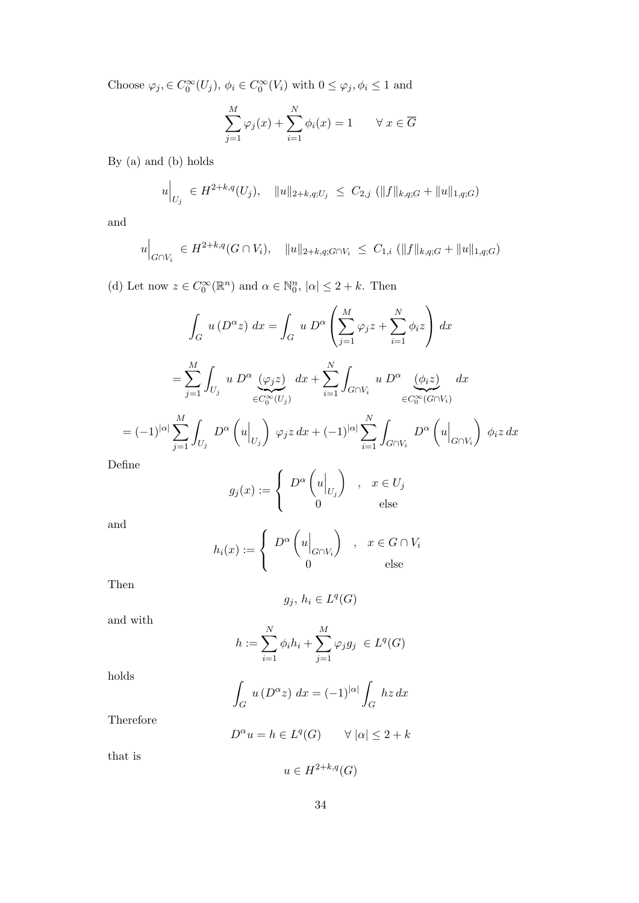Choose $\varphi_j, \in C_0^\infty(U_j)$, $\phi_i \in C_0^\infty(V_i)$ with $0 \le \varphi_j, \phi_i \le 1$ and

$$\sum_{j=1}^{M} \varphi_j(x) + \sum_{i=1}^{N} \phi_i(x) = 1 \qquad \forall\, x \in \overline{G}$$

By (a) and (b) holds

$$u\Big|_{U_j} \in H^{2+k,q}(U_j), \quad \|u\|_{2+k,q;U_j} \;\le\; C_{2,j}\ (\|f\|_{k,q;G} + \|u\|_{1,q;G})$$

and

$$u\Big|_{G\cap V_i} \in H^{2+k,q}(G\cap V_i), \quad \|u\|_{2+k,q;G\cap V_i} \;\le\; C_{1,i}\ (\|f\|_{k,q;G} + \|u\|_{1,q;G})$$

(d) Let now $z \in C_0^\infty(\mathbb{R}^n)$ and $\alpha \in \mathbb{N}_0^n$, $|\alpha| \le 2+k$. Then

$$\int_G u\,(D^\alpha z)\ dx = \int_G u\ D^\alpha \left( \sum_{j=1}^{M} \varphi_j z + \sum_{i=1}^{N} \phi_i z \right)\ dx$$

$$= \sum_{j=1}^{M} \int_{U_j} u\ D^\alpha \underbrace{(\varphi_j z)}_{\in C_0^\infty(U_j)}\ dx + \sum_{i=1}^{N} \int_{G\cap V_i} u\ D^\alpha \underbrace{(\phi_i z)}_{\in C_0^\infty(G\cap V_i)}\ dx$$

$$= (-1)^{|\alpha|} \sum_{j=1}^{M} \int_{U_j} D^\alpha \left( u\Big|_{U_j} \right)\ \varphi_j z\, dx + (-1)^{|\alpha|} \sum_{i=1}^{N} \int_{G\cap V_i} D^\alpha \left( u\Big|_{G\cap V_i} \right)\ \phi_i z\, dx$$

Define

$$g_j(x) := \begin{cases} D^\alpha \left( u\Big|_{U_j} \right) & , \quad x \in U_j \\ 0 & \qquad \text{else} \end{cases}$$

and

$$h_i(x) := \begin{cases} D^\alpha \left( u\Big|_{G\cap V_i} \right) & , \quad x \in G\cap V_i \\ 0 & \qquad \text{else} \end{cases}$$

Then

$$g_j,\, h_i \in L^q(G)$$

and with

$$h := \sum_{i=1}^{N} \phi_i h_i + \sum_{j=1}^{M} \varphi_j g_j \ \in L^q(G)$$

holds

$$\int_G u\,(D^\alpha z)\ dx = (-1)^{|\alpha|} \int_G hz\, dx$$

Therefore

$$D^\alpha u = h \in L^q(G) \qquad \forall\ |\alpha| \le 2+k$$

that is

$$u \in H^{2+k,q}(G)$$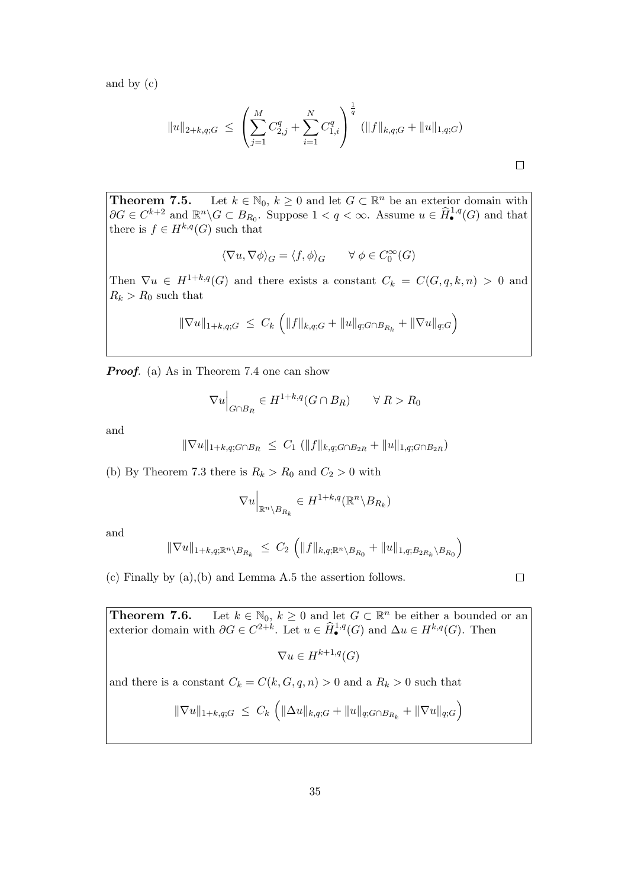and by (c)

$$\|u\|_{2+k,q;G} \;\leq\; \left( \sum_{j=1}^{M} C_{2,j}^q + \sum_{i=1}^{N} C_{1,i}^q \right)^{\frac{1}{q}} \left( \|f\|_{k,q;G} + \|u\|_{1,q;G} \right)$$

□

**Theorem 7.5.** Let $k \in \mathbb{N}_0$, $k \geq 0$ and let $G \subset \mathbb{R}^n$ be an exterior domain with $\partial G \in C^{k+2}$ and $\mathbb{R}^n \backslash G \subset B_{R_0}$. Suppose $1 < q < \infty$. Assume $u \in \widehat{H}^{1,q}_\bullet(G)$ and that there is $f \in H^{k,q}(G)$ such that

$$\langle \nabla u, \nabla \phi \rangle_G = \langle f, \phi \rangle_G \qquad \forall\, \phi \in C_0^\infty(G)$$

Then $\nabla u \in H^{1+k,q}(G)$ and there exists a constant $C_k = C(G,q,k,n) > 0$ and $R_k > R_0$ such that

$$\|\nabla u\|_{1+k,q;G} \;\leq\; C_k \left( \|f\|_{k,q;G} + \|u\|_{q;G \cap B_{R_k}} + \|\nabla u\|_{q;G} \right)$$

***Proof.*** (a) As in Theorem 7.4 one can show

$$\nabla u\Big|_{G \cap B_R} \in H^{1+k,q}(G \cap B_R) \qquad \forall\, R > R_0$$

and

$$\|\nabla u\|_{1+k,q;G\cap B_R} \;\leq\; C_1 \left( \|f\|_{k,q;G\cap B_{2R}} + \|u\|_{1,q;G \cap B_{2R}} \right)$$

(b) By Theorem 7.3 there is $R_k > R_0$ and $C_2 > 0$ with

$$\nabla u\Big|_{\mathbb{R}^n \backslash B_{R_k}} \in H^{1+k,q}(\mathbb{R}^n \backslash B_{R_k})$$

and

$$\|\nabla u\|_{1+k,q;\mathbb{R}^n \backslash B_{R_k}} \;\leq\; C_2 \left( \|f\|_{k,q;\mathbb{R}^n \backslash B_{R_0}} + \|u\|_{1,q;B_{2R_k} \backslash B_{R_0}} \right)$$

(c) Finally by (a),(b) and Lemma A.5 the assertion follows. □

**Theorem 7.6.** Let $k \in \mathbb{N}_0$, $k \geq 0$ and let $G \subset \mathbb{R}^n$ be either a bounded or an exterior domain with $\partial G \in C^{2+k}$. Let $u \in \widehat{H}^{1,q}_\bullet(G)$ and $\Delta u \in H^{k,q}(G)$. Then

$$\nabla u \in H^{k+1,q}(G)$$

and there is a constant $C_k = C(k,G,q,n) > 0$ and a $R_k > 0$ such that

$$\|\nabla u\|_{1+k,q;G} \;\leq\; C_k \left( \|\Delta u\|_{k,q;G} + \|u\|_{q;G \cap B_{R_k}} + \|\nabla u\|_{q;G} \right)$$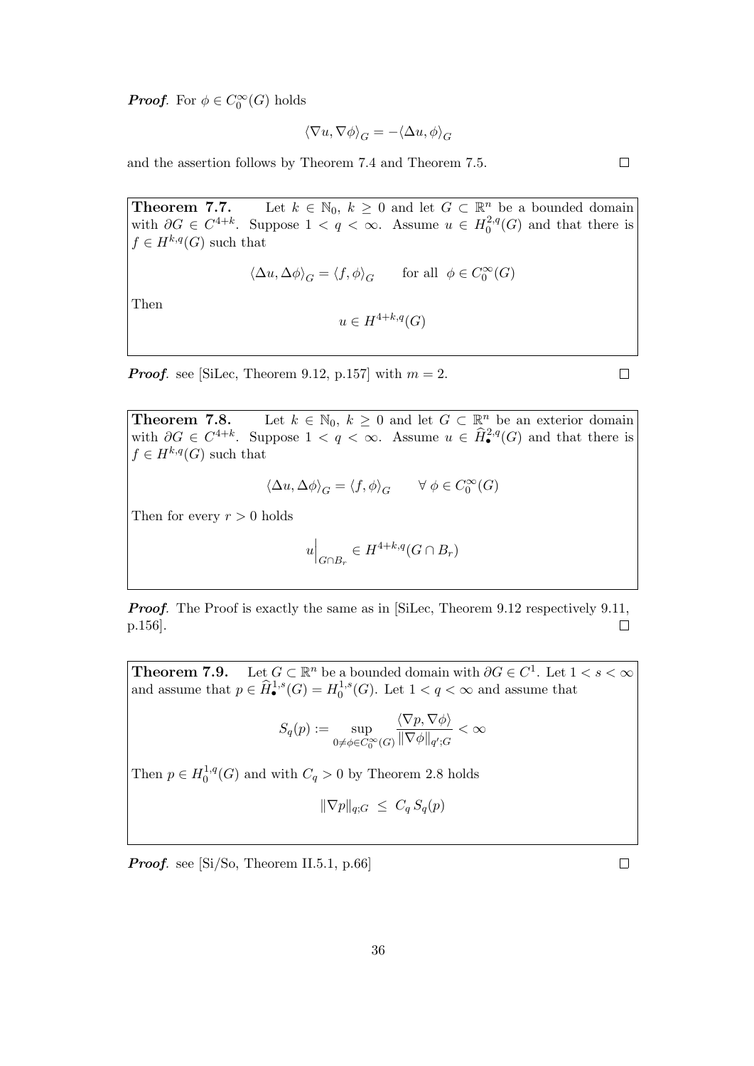***Proof***. For $\phi \in C_0^\infty(G)$ holds

$$\langle \nabla u, \nabla \phi \rangle_G = -\langle \Delta u, \phi \rangle_G$$

and the assertion follows by Theorem 7.4 and Theorem 7.5. $\square$

**Theorem 7.7.** Let $k \in \mathbb{N}_0$, $k \geq 0$ and let $G \subset \mathbb{R}^n$ be a bounded domain with $\partial G \in C^{4+k}$. Suppose $1 < q < \infty$. Assume $u \in H_0^{2,q}(G)$ and that there is $f \in H^{k,q}(G)$ such that

$$\langle \Delta u, \Delta \phi \rangle_G = \langle f, \phi \rangle_G \qquad \text{for all } \phi \in C_0^\infty(G)$$

Then

$$u \in H^{4+k,q}(G)$$

***Proof***. see [SiLec, Theorem 9.12, p.157] with $m = 2$. $\square$

**Theorem 7.8.** Let $k \in \mathbb{N}_0$, $k \geq 0$ and let $G \subset \mathbb{R}^n$ be an exterior domain with $\partial G \in C^{4+k}$. Suppose $1 < q < \infty$. Assume $u \in \widehat{H}_\bullet^{2,q}(G)$ and that there is $f \in H^{k,q}(G)$ such that

$$\langle \Delta u, \Delta \phi \rangle_G = \langle f, \phi \rangle_G \qquad \forall\ \phi \in C_0^\infty(G)$$

Then for every $r > 0$ holds

$$u\Big|_{G \cap B_r} \in H^{4+k,q}(G \cap B_r)$$

***Proof***. The Proof is exactly the same as in [SiLec, Theorem 9.12 respectively 9.11, p.156]. $\square$

**Theorem 7.9.** Let $G \subset \mathbb{R}^n$ be a bounded domain with $\partial G \in C^1$. Let $1 < s < \infty$ and assume that $p \in \widehat{H}_\bullet^{1,s}(G) = H_0^{1,s}(G)$. Let $1 < q < \infty$ and assume that

$$S_q(p) := \sup_{0 \neq \phi \in C_0^\infty(G)} \frac{\langle \nabla p, \nabla \phi \rangle}{\|\nabla \phi\|_{q';G}} < \infty$$

Then $p \in H_0^{1,q}(G)$ and with $C_q > 0$ by Theorem 2.8 holds

$$\|\nabla p\|_{q;G} \ \leq\ C_q\, S_q(p)$$

***Proof***. see [Si/So, Theorem II.5.1, p.66] $\square$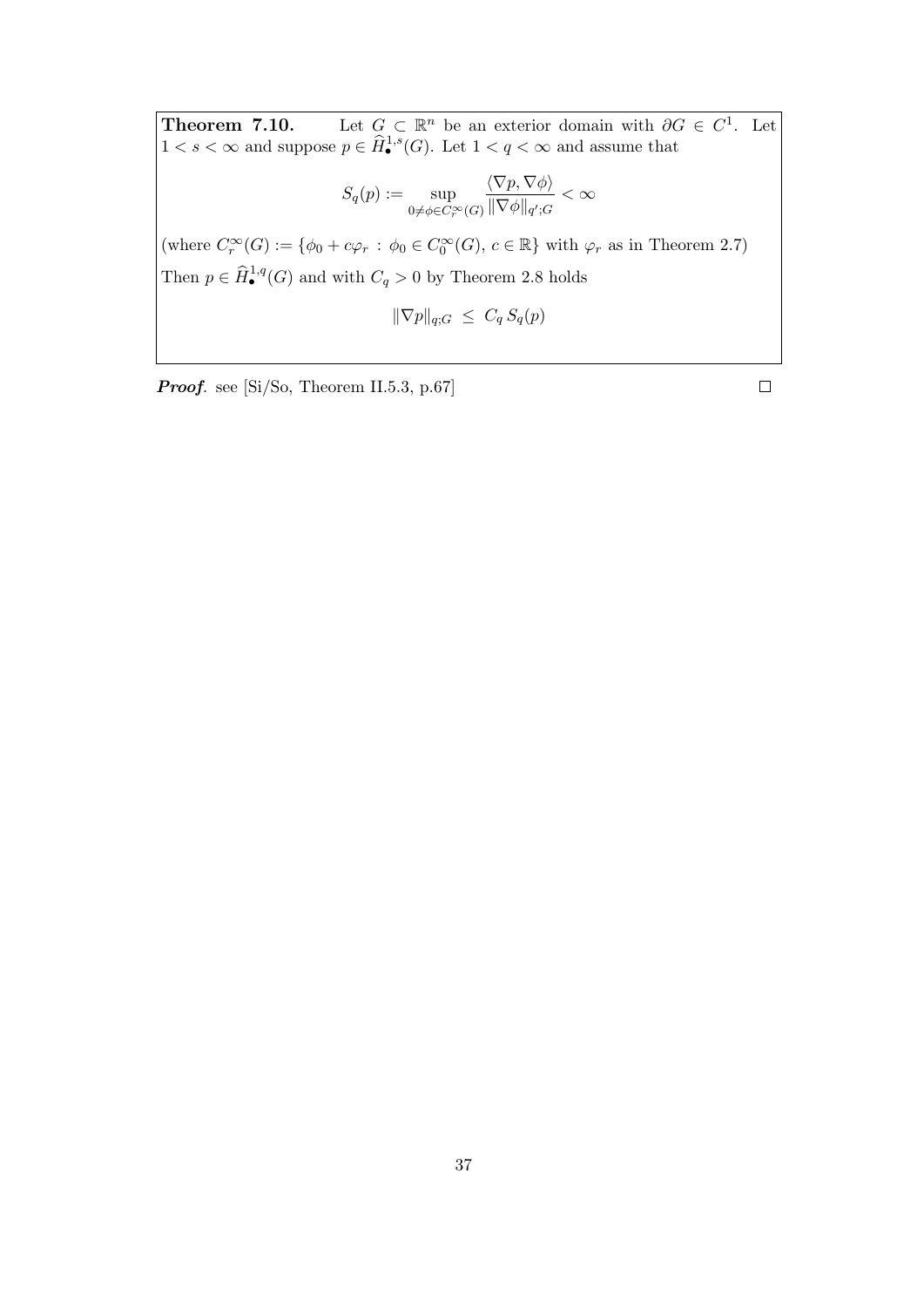**Theorem 7.10.** Let $G \subset \mathbb{R}^n$ be an exterior domain with $\partial G \in C^1$. Let $1 < s < \infty$ and suppose $p \in \widehat{H}^{1,s}_\bullet(G)$. Let $1 < q < \infty$ and assume that

$$S_q(p) := \sup_{0 \neq \phi \in C_r^\infty(G)} \frac{\langle \nabla p, \nabla \phi \rangle}{\|\nabla \phi\|_{q';G}} < \infty$$

(where $C_r^\infty(G) := \{\phi_0 + c\varphi_r \, : \, \phi_0 \in C_0^\infty(G),\, c \in \mathbb{R}\}$ with $\varphi_r$ as in Theorem 2.7)

Then $p \in \widehat{H}^{1,q}_\bullet(G)$ and with $C_q > 0$ by Theorem 2.8 holds

$$\|\nabla p\|_{q;G} \;\leq\; C_q \, S_q(p)$$

***Proof.*** see [Si/So, Theorem II.5.3, p.67] $\square$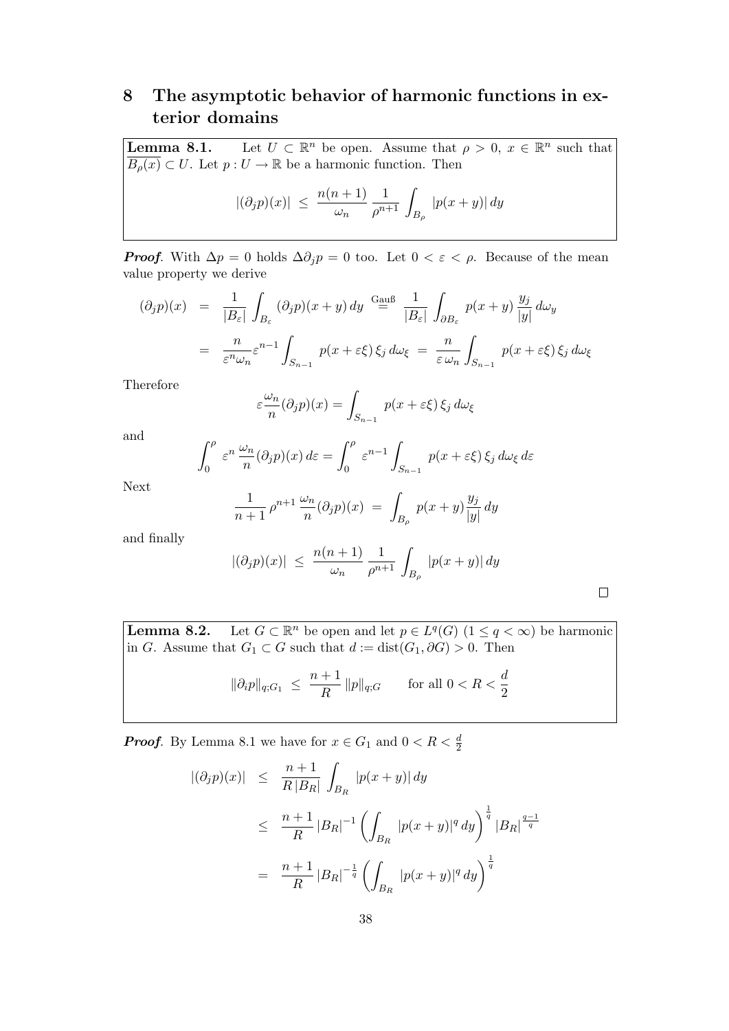## 8 The asymptotic behavior of harmonic functions in exterior domains

**Lemma 8.1.** Let $U \subset \mathbb{R}^n$ be open. Assume that $\rho > 0$, $x \in \mathbb{R}^n$ such that $\overline{B_\rho(x)} \subset U$. Let $p : U \to \mathbb{R}$ be a harmonic function. Then

$$|(\partial_j p)(x)| \;\leq\; \frac{n(n+1)}{\omega_n} \, \frac{1}{\rho^{n+1}} \int_{B_\rho} |p(x+y)| \, dy$$

***Proof***. With $\Delta p = 0$ holds $\Delta \partial_j p = 0$ too. Let $0 < \varepsilon < \rho$. Because of the mean value property we derive

$$\begin{aligned}
(\partial_j p)(x) &= \frac{1}{|B_\varepsilon|} \int_{B_\varepsilon} (\partial_j p)(x+y) \, dy \overset{\text{Gauß}}{=} \frac{1}{|B_\varepsilon|} \int_{\partial B_\varepsilon} p(x+y) \, \frac{y_j}{|y|} \, d\omega_y \\
&= \frac{n}{\varepsilon^n \omega_n} \varepsilon^{n-1} \int_{S_{n-1}} p(x + \varepsilon\xi) \, \xi_j \, d\omega_\xi \;=\; \frac{n}{\varepsilon \, \omega_n} \int_{S_{n-1}} p(x+\varepsilon\xi) \, \xi_j \, d\omega_\xi
\end{aligned}$$

Therefore

$$\varepsilon \frac{\omega_n}{n} (\partial_j p)(x) = \int_{S_{n-1}} p(x+\varepsilon\xi) \, \xi_j \, d\omega_\xi$$

and

$$\int_0^\rho \varepsilon^n \, \frac{\omega_n}{n} (\partial_j p)(x) \, d\varepsilon = \int_0^\rho \varepsilon^{n-1} \int_{S_{n-1}} p(x+\varepsilon\xi) \, \xi_j \, d\omega_\xi \, d\varepsilon$$

Next

$$\frac{1}{n+1} \, \rho^{n+1} \, \frac{\omega_n}{n} (\partial_j p)(x) \;=\; \int_{B_\rho} p(x+y) \frac{y_j}{|y|} \, dy$$

and finally

$$|(\partial_j p)(x)| \;\leq\; \frac{n(n+1)}{\omega_n} \, \frac{1}{\rho^{n+1}} \int_{B_\rho} |p(x+y)| \, dy$$

□

**Lemma 8.2.** Let $G \subset \mathbb{R}^n$ be open and let $p \in L^q(G)$ $(1 \leq q < \infty)$ be harmonic in $G$. Assume that $G_1 \subset G$ such that $d := \operatorname{dist}(G_1, \partial G) > 0$. Then

$$\|\partial_i p\|_{q;G_1} \;\leq\; \frac{n+1}{R} \, \|p\|_{q;G} \qquad \text{for all } 0 < R < \frac{d}{2}$$

***Proof***. By Lemma 8.1 we have for $x \in G_1$ and $0 < R < \frac{d}{2}$

$$\begin{aligned}
|(\partial_j p)(x)| &\leq \frac{n+1}{R \, |B_R|} \int_{B_R} |p(x+y)| \, dy \\
&\leq \frac{n+1}{R} \, |B_R|^{-1} \left( \int_{B_R} |p(x+y)|^q \, dy \right)^{\frac{1}{q}} |B_R|^{\frac{q-1}{q}} \\
&= \frac{n+1}{R} \, |B_R|^{-\frac{1}{q}} \left( \int_{B_R} |p(x+y)|^q \, dy \right)^{\frac{1}{q}}
\end{aligned}$$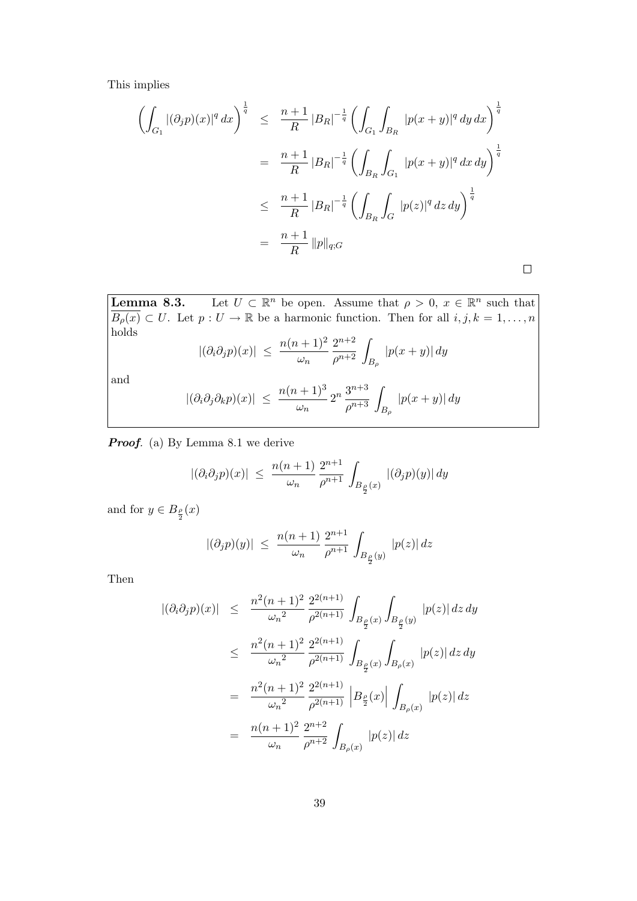This implies

$$
\begin{aligned}
\left( \int_{G_1} |(\partial_j p)(x)|^q \, dx \right)^{\frac{1}{q}} &\leq \frac{n+1}{R} \, |B_R|^{-\frac{1}{q}} \left( \int_{G_1} \int_{B_R} |p(x+y)|^q \, dy \, dx \right)^{\frac{1}{q}} \\
&= \frac{n+1}{R} \, |B_R|^{-\frac{1}{q}} \left( \int_{B_R} \int_{G_1} |p(x+y)|^q \, dx \, dy \right)^{\frac{1}{q}} \\
&\leq \frac{n+1}{R} \, |B_R|^{-\frac{1}{q}} \left( \int_{B_R} \int_{G} |p(z)|^q \, dz \, dy \right)^{\frac{1}{q}} \\
&= \frac{n+1}{R} \, \|p\|_{q;G}
\end{aligned}
$$

□

**Lemma 8.3.** Let $U \subset \mathbb{R}^n$ be open. Assume that $\rho > 0$, $x \in \mathbb{R}^n$ such that $\overline{B_\rho(x)} \subset U$. Let $p : U \to \mathbb{R}$ be a harmonic function. Then for all $i, j, k = 1, \ldots, n$ holds

$$
|(\partial_i \partial_j p)(x)| \;\leq\; \frac{n(n+1)^2}{\omega_n} \, \frac{2^{n+2}}{\rho^{n+2}} \int_{B_\rho} |p(x+y)| \, dy
$$

and

$$
|(\partial_i \partial_j \partial_k p)(x)| \;\leq\; \frac{n(n+1)^3}{\omega_n} \, 2^n \, \frac{3^{n+3}}{\rho^{n+3}} \int_{B_\rho} |p(x+y)| \, dy
$$

***Proof.*** (a) By Lemma 8.1 we derive

$$
|(\partial_i \partial_j p)(x)| \;\leq\; \frac{n(n+1)}{\omega_n} \, \frac{2^{n+1}}{\rho^{n+1}} \int_{B_{\frac{\rho}{2}}(x)} |(\partial_j p)(y)| \, dy
$$

and for $y \in B_{\frac{\rho}{2}}(x)$

$$
|(\partial_j p)(y)| \;\leq\; \frac{n(n+1)}{\omega_n} \, \frac{2^{n+1}}{\rho^{n+1}} \int_{B_{\frac{\rho}{2}}(y)} |p(z)| \, dz
$$

Then

$$
\begin{aligned}
|(\partial_i \partial_j p)(x)| &\leq \frac{n^2(n+1)^2}{{\omega_n}^2} \, \frac{2^{2(n+1)}}{\rho^{2(n+1)}} \int_{B_{\frac{\rho}{2}}(x)} \int_{B_{\frac{\rho}{2}}(y)} |p(z)| \, dz \, dy \\
&\leq \frac{n^2(n+1)^2}{{\omega_n}^2} \, \frac{2^{2(n+1)}}{\rho^{2(n+1)}} \int_{B_{\frac{\rho}{2}}(x)} \int_{B_\rho(x)} |p(z)| \, dz \, dy \\
&= \frac{n^2(n+1)^2}{{\omega_n}^2} \, \frac{2^{2(n+1)}}{\rho^{2(n+1)}} \left| B_{\frac{\rho}{2}}(x) \right| \int_{B_\rho(x)} |p(z)| \, dz \\
&= \frac{n(n+1)^2}{\omega_n} \, \frac{2^{n+2}}{\rho^{n+2}} \int_{B_\rho(x)} |p(z)| \, dz
\end{aligned}
$$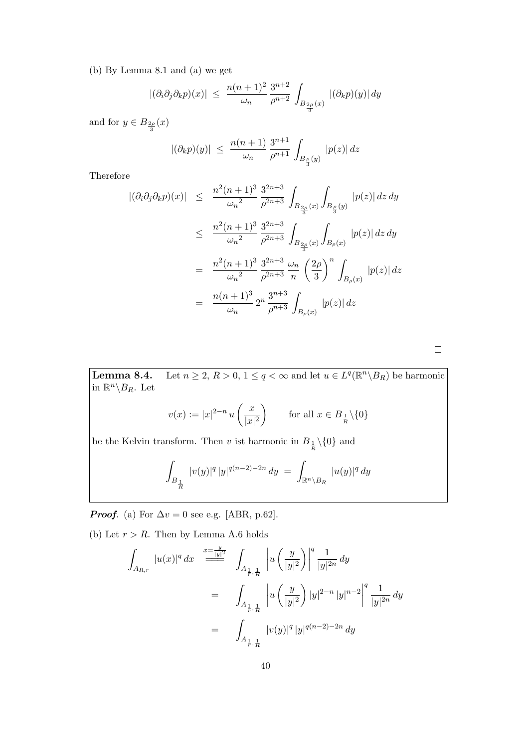(b) By Lemma 8.1 and (a) we get

$$|(\partial_i\partial_j\partial_k p)(x)| \;\leq\; \frac{n(n+1)^2}{\omega_n}\,\frac{3^{n+2}}{\rho^{n+2}}\int_{B_{\frac{2\rho}{3}}(x)} |(\partial_k p)(y)|\,dy$$

and for $y \in B_{\frac{2\rho}{3}}(x)$

$$|(\partial_k p)(y)| \;\leq\; \frac{n(n+1)}{\omega_n}\,\frac{3^{n+1}}{\rho^{n+1}}\int_{B_{\frac{\rho}{3}}(y)} |p(z)|\,dz$$

Therefore

$$\begin{aligned}
|(\partial_i\partial_j\partial_k p)(x)| &\leq \frac{n^2(n+1)^3}{{\omega_n}^2}\,\frac{3^{2n+3}}{\rho^{2n+3}}\int_{B_{\frac{2\rho}{3}}(x)}\int_{B_{\frac{\rho}{3}}(y)} |p(z)|\,dz\,dy \\
&\leq \frac{n^2(n+1)^3}{{\omega_n}^2}\,\frac{3^{2n+3}}{\rho^{2n+3}}\int_{B_{\frac{2\rho}{3}}(x)}\int_{B_{\rho}(x)} |p(z)|\,dz\,dy \\
&= \frac{n^2(n+1)^3}{{\omega_n}^2}\,\frac{3^{2n+3}}{\rho^{2n+3}}\,\frac{\omega_n}{n}\left(\frac{2\rho}{3}\right)^n\int_{B_{\rho}(x)} |p(z)|\,dz \\
&= \frac{n(n+1)^3}{\omega_n}\,2^n\,\frac{3^{n+3}}{\rho^{n+3}}\int_{B_{\rho}(x)} |p(z)|\,dz
\end{aligned}$$

□

**Lemma 8.4.** Let $n \geq 2$, $R > 0$, $1 \leq q < \infty$ and let $u \in L^q(\mathbb{R}^n\backslash B_R)$ be harmonic in $\mathbb{R}^n\backslash B_R$. Let

$$v(x) := |x|^{2-n}\,u\left(\frac{x}{|x|^2}\right) \qquad \text{for all } x \in B_{\frac{1}{R}}\backslash\{0\}$$

be the Kelvin transform. Then $v$ ist harmonic in $B_{\frac{1}{R}}\backslash\{0\}$ and

$$\int_{B_{\frac{1}{R}}} |v(y)|^q\,|y|^{q(n-2)-2n}\,dy \;=\; \int_{\mathbb{R}^n\backslash B_R} |u(y)|^q\,dy$$

***Proof***. (a) For $\Delta v = 0$ see e.g. [ABR, p.62].

(b) Let $r > R$. Then by Lemma A.6 holds

$$\begin{aligned}
\int_{A_{R,r}} |u(x)|^q\,dx &\overset{x=\frac{y}{|y|^2}}{=\!=\!=} \int_{A_{\frac{1}{r},\frac{1}{R}}} \left|u\left(\frac{y}{|y|^2}\right)\right|^q \frac{1}{|y|^{2n}}\,dy \\
&= \int_{A_{\frac{1}{r},\frac{1}{R}}} \left|u\left(\frac{y}{|y|^2}\right)|y|^{2-n}\,|y|^{n-2}\right|^q \frac{1}{|y|^{2n}}\,dy \\
&= \int_{A_{\frac{1}{r},\frac{1}{R}}} |v(y)|^q\,|y|^{q(n-2)-2n}\,dy
\end{aligned}$$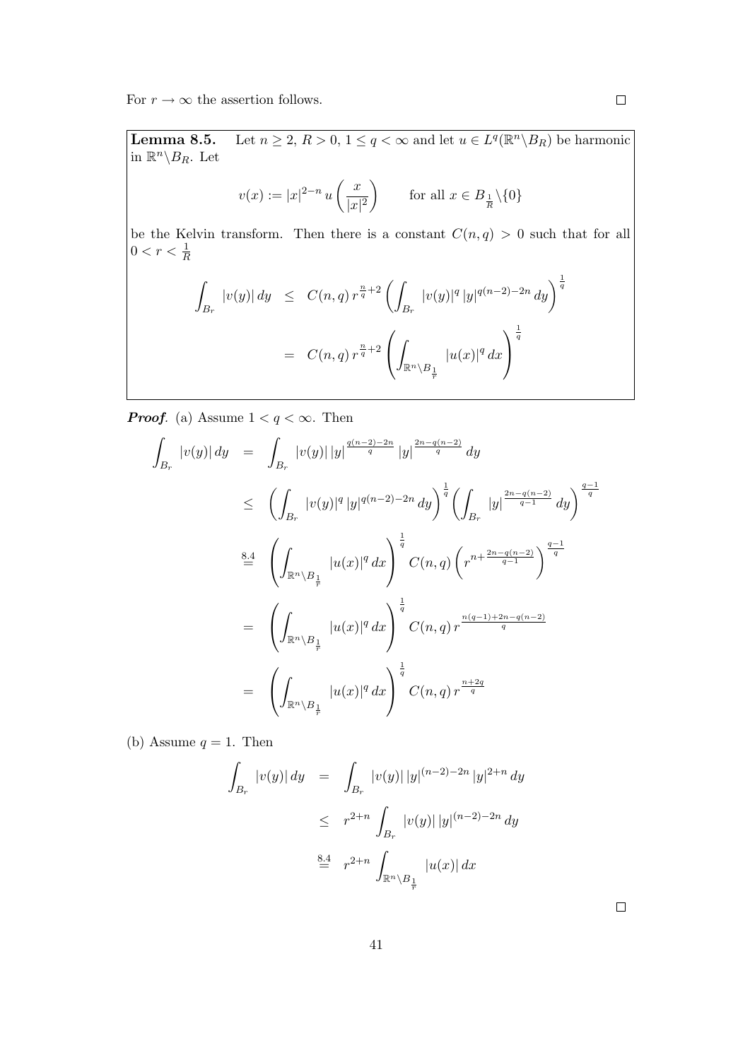For $r \to \infty$ the assertion follows. $\square$

**Lemma 8.5.** Let $n \geq 2$, $R > 0$, $1 \leq q < \infty$ and let $u \in L^q(\mathbb{R}^n \backslash B_R)$ be harmonic in $\mathbb{R}^n \backslash B_R$. Let

$$v(x) := |x|^{2-n}\, u\left(\frac{x}{|x|^2}\right) \qquad \text{for all } x \in B_{\frac{1}{R}} \backslash \{0\}$$

be the Kelvin transform. Then there is a constant $C(n,q) > 0$ such that for all $0 < r < \frac{1}{R}$

$$\begin{aligned}
\int_{B_r} |v(y)|\, dy &\leq C(n,q)\, r^{\frac{n}{q}+2} \left( \int_{B_r} |v(y)|^q\, |y|^{q(n-2)-2n}\, dy \right)^{\frac{1}{q}} \\
&= C(n,q)\, r^{\frac{n}{q}+2} \left( \int_{\mathbb{R}^n \backslash B_{\frac{1}{r}}} |u(x)|^q\, dx \right)^{\frac{1}{q}}
\end{aligned}$$

***Proof***. (a) Assume $1 < q < \infty$. Then

$$\begin{aligned}
\int_{B_r} |v(y)|\, dy &= \int_{B_r} |v(y)|\, |y|^{\frac{q(n-2)-2n}{q}}\, |y|^{\frac{2n-q(n-2)}{q}}\, dy \\
&\leq \left( \int_{B_r} |v(y)|^q\, |y|^{q(n-2)-2n}\, dy \right)^{\frac{1}{q}} \left( \int_{B_r} |y|^{\frac{2n-q(n-2)}{q-1}}\, dy \right)^{\frac{q-1}{q}} \\
&\overset{8.4}{=} \left( \int_{\mathbb{R}^n \backslash B_{\frac{1}{r}}} |u(x)|^q\, dx \right)^{\frac{1}{q}} C(n,q) \left( r^{n+\frac{2n-q(n-2)}{q-1}} \right)^{\frac{q-1}{q}} \\
&= \left( \int_{\mathbb{R}^n \backslash B_{\frac{1}{r}}} |u(x)|^q\, dx \right)^{\frac{1}{q}} C(n,q)\, r^{\frac{n(q-1)+2n-q(n-2)}{q}} \\
&= \left( \int_{\mathbb{R}^n \backslash B_{\frac{1}{r}}} |u(x)|^q\, dx \right)^{\frac{1}{q}} C(n,q)\, r^{\frac{n+2q}{q}}
\end{aligned}$$

(b) Assume $q = 1$. Then

$$\begin{aligned}
\int_{B_r} |v(y)|\, dy &= \int_{B_r} |v(y)|\, |y|^{(n-2)-2n}\, |y|^{2+n}\, dy \\
&\leq r^{2+n} \int_{B_r} |v(y)|\, |y|^{(n-2)-2n}\, dy \\
&\overset{8.4}{=} r^{2+n} \int_{\mathbb{R}^n \backslash B_{\frac{1}{r}}} |u(x)|\, dx
\end{aligned}$$

$\square$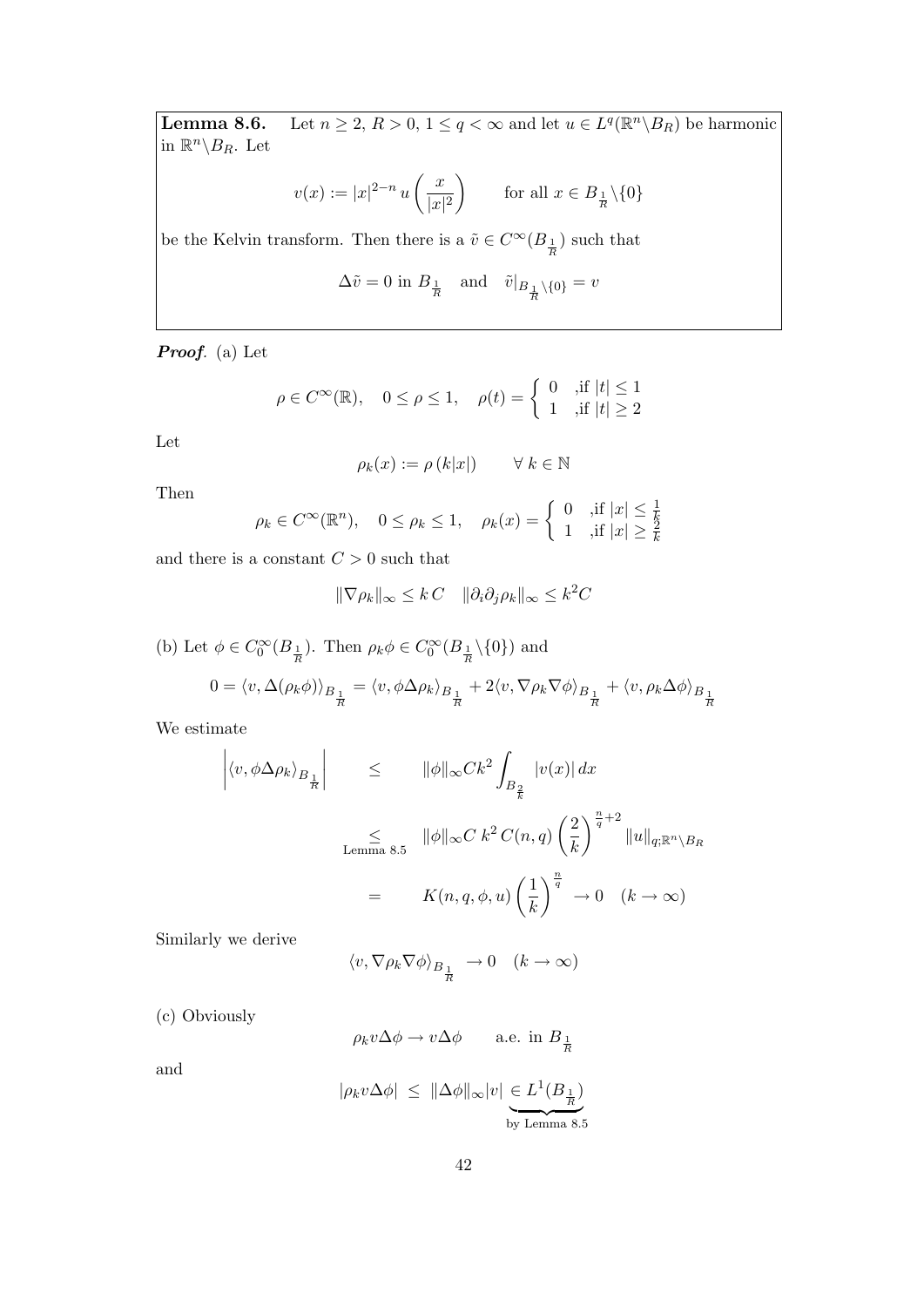**Lemma 8.6.** Let $n \geq 2$, $R > 0$, $1 \leq q < \infty$ and let $u \in L^q(\mathbb{R}^n \backslash B_R)$ be harmonic in $\mathbb{R}^n \backslash B_R$. Let

$$v(x) := |x|^{2-n}\, u\left(\frac{x}{|x|^2}\right) \qquad \text{for all } x \in B_{\frac{1}{R}} \backslash \{0\}$$

be the Kelvin transform. Then there is a $\tilde{v} \in C^\infty(B_{\frac{1}{R}})$ such that

$$\Delta \tilde{v} = 0 \text{ in } B_{\frac{1}{R}} \quad \text{and} \quad \tilde{v}|_{B_{\frac{1}{R}} \backslash \{0\}} = v$$

***Proof.*** (a) Let

$$\rho \in C^\infty(\mathbb{R}), \quad 0 \leq \rho \leq 1, \quad \rho(t) = \begin{cases} 0 & ,\text{if } |t| \leq 1 \\ 1 & ,\text{if } |t| \geq 2 \end{cases}$$

Let

$$\rho_k(x) := \rho\left(k|x|\right) \qquad \forall\, k \in \mathbb{N}$$

Then

$$\rho_k \in C^\infty(\mathbb{R}^n), \quad 0 \leq \rho_k \leq 1, \quad \rho_k(x) = \begin{cases} 0 & ,\text{if } |x| \leq \frac{1}{k} \\ 1 & ,\text{if } |x| \geq \frac{2}{k} \end{cases}$$

and there is a constant $C > 0$ such that

$$\|\nabla \rho_k\|_\infty \leq k\, C \quad \|\partial_i \partial_j \rho_k\|_\infty \leq k^2 C$$

(b) Let $\phi \in C_0^\infty(B_{\frac{1}{R}})$. Then $\rho_k \phi \in C_0^\infty(B_{\frac{1}{R}} \backslash \{0\})$ and

$$0 = \langle v, \Delta(\rho_k \phi)\rangle_{B_{\frac{1}{R}}} = \langle v, \phi \Delta \rho_k\rangle_{B_{\frac{1}{R}}} + 2\langle v, \nabla \rho_k \nabla \phi\rangle_{B_{\frac{1}{R}}} + \langle v, \rho_k \Delta \phi\rangle_{B_{\frac{1}{R}}}$$

We estimate

$$\begin{aligned}
\left|\langle v, \phi \Delta \rho_k\rangle_{B_{\frac{1}{R}}}\right| \quad &\leq \quad \|\phi\|_\infty C k^2 \int_{B_{\frac{2}{k}}} |v(x)|\, dx \\
&\underset{\text{Lemma 8.5}}{\leq} \quad \|\phi\|_\infty C\, k^2\, C(n,q) \left(\frac{2}{k}\right)^{\frac{n}{q}+2} \|u\|_{q;\mathbb{R}^n \backslash B_R} \\
&= \quad K(n,q,\phi,u) \left(\frac{1}{k}\right)^{\frac{n}{q}} \to 0 \quad (k \to \infty)
\end{aligned}$$

Similarly we derive

$$\langle v, \nabla \rho_k \nabla \phi\rangle_{B_{\frac{1}{R}}} \to 0 \quad (k \to \infty)$$

(c) Obviously

$$\rho_k v \Delta \phi \to v \Delta \phi \qquad \text{a.e. in } B_{\frac{1}{R}}$$

and

$$|\rho_k v \Delta \phi| \;\leq\; \|\Delta \phi\|_\infty |v| \underbrace{\in L^1(B_{\frac{1}{R}})}_{\text{by Lemma 8.5}}$$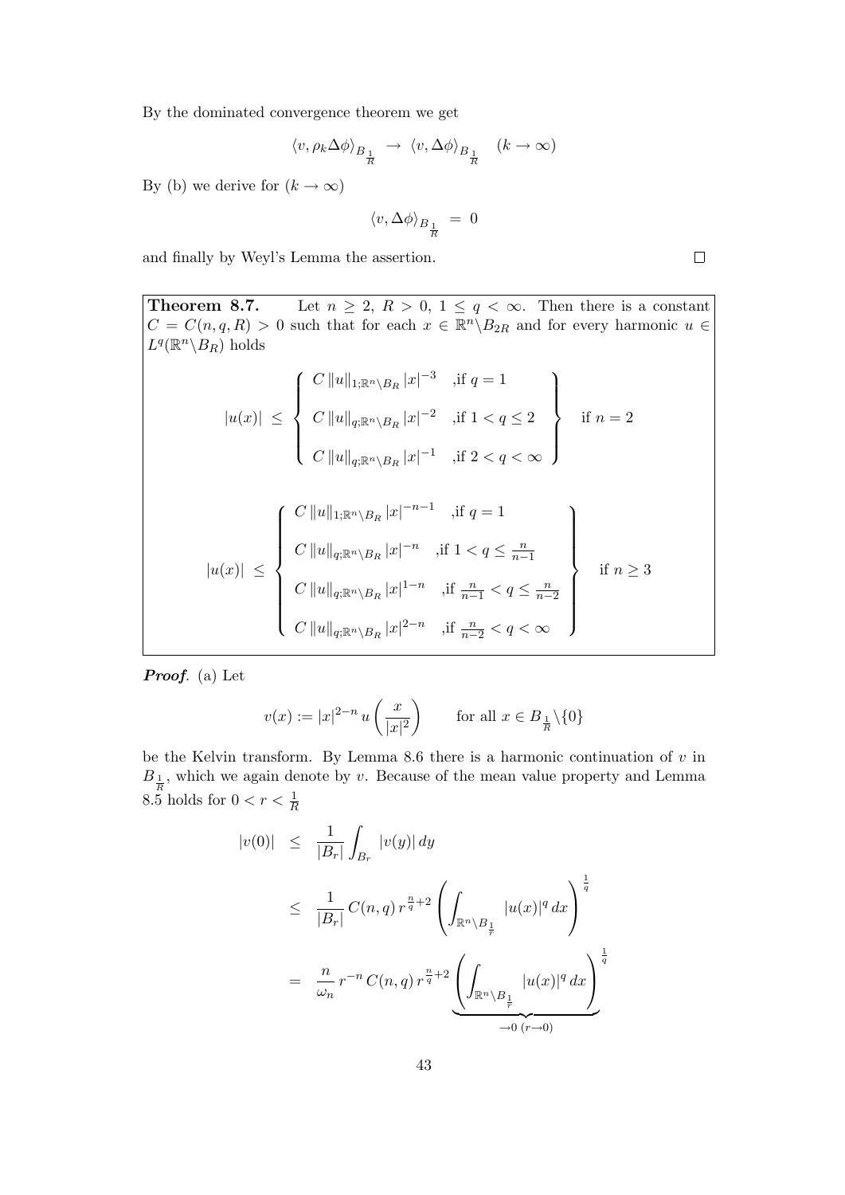By the dominated convergence theorem we get

$$\langle v, \rho_k \Delta\phi \rangle_{B_{\frac{1}{R}}} \;\to\; \langle v, \Delta\phi \rangle_{B_{\frac{1}{R}}} \quad (k \to \infty)$$

By (b) we derive for $(k \to \infty)$

$$\langle v, \Delta\phi \rangle_{B_{\frac{1}{R}}} \;=\; 0$$

and finally by Weyl's Lemma the assertion. $\square$

---

**Theorem 8.7.** Let $n \geq 2$, $R > 0$, $1 \leq q < \infty$. Then there is a constant $C = C(n, q, R) > 0$ such that for each $x \in \mathbb{R}^n \backslash B_{2R}$ and for every harmonic $u \in L^q(\mathbb{R}^n \backslash B_R)$ holds

$$|u(x)| \;\leq\; \left\{ \begin{array}{ll} C\,\|u\|_{1;\mathbb{R}^n\backslash B_R}\,|x|^{-3} & ,\text{if } q = 1 \\[2ex] C\,\|u\|_{q;\mathbb{R}^n\backslash B_R}\,|x|^{-2} & ,\text{if } 1 < q \leq 2 \\[2ex] C\,\|u\|_{q;\mathbb{R}^n\backslash B_R}\,|x|^{-1} & ,\text{if } 2 < q < \infty \end{array} \right\} \quad \text{if } n = 2$$

$$|u(x)| \;\leq\; \left\{ \begin{array}{ll} C\,\|u\|_{1;\mathbb{R}^n\backslash B_R}\,|x|^{-n-1} & ,\text{if } q = 1 \\[2ex] C\,\|u\|_{q;\mathbb{R}^n\backslash B_R}\,|x|^{-n} & ,\text{if } 1 < q \leq \frac{n}{n-1} \\[2ex] C\,\|u\|_{q;\mathbb{R}^n\backslash B_R}\,|x|^{1-n} & ,\text{if } \frac{n}{n-1} < q \leq \frac{n}{n-2} \\[2ex] C\,\|u\|_{q;\mathbb{R}^n\backslash B_R}\,|x|^{2-n} & ,\text{if } \frac{n}{n-2} < q < \infty \end{array} \right\} \quad \text{if } n \geq 3$$

---

***Proof.*** (a) Let

$$v(x) := |x|^{2-n}\, u\!\left(\frac{x}{|x|^2}\right) \qquad \text{for all } x \in B_{\frac{1}{R}}\backslash\{0\}$$

be the Kelvin transform. By Lemma 8.6 there is a harmonic continuation of $v$ in $B_{\frac{1}{R}}$, which we again denote by $v$. Because of the mean value property and Lemma 8.5 holds for $0 < r < \frac{1}{R}$

$$\begin{aligned} |v(0)| \;&\leq\; \frac{1}{|B_r|} \int_{B_r} |v(y)|\, dy \\ &\leq\; \frac{1}{|B_r|}\, C(n,q)\, r^{\frac{n}{q}+2} \left( \int_{\mathbb{R}^n\backslash B_{\frac{1}{r}}} |u(x)|^q\, dx \right)^{\frac{1}{q}} \\ &=\; \frac{n}{\omega_n}\, r^{-n}\, C(n,q)\, r^{\frac{n}{q}+2} \underbrace{\left( \int_{\mathbb{R}^n\backslash B_{\frac{1}{r}}} |u(x)|^q\, dx \right)^{\frac{1}{q}}}_{\to 0 \ (r \to 0)} \end{aligned}$$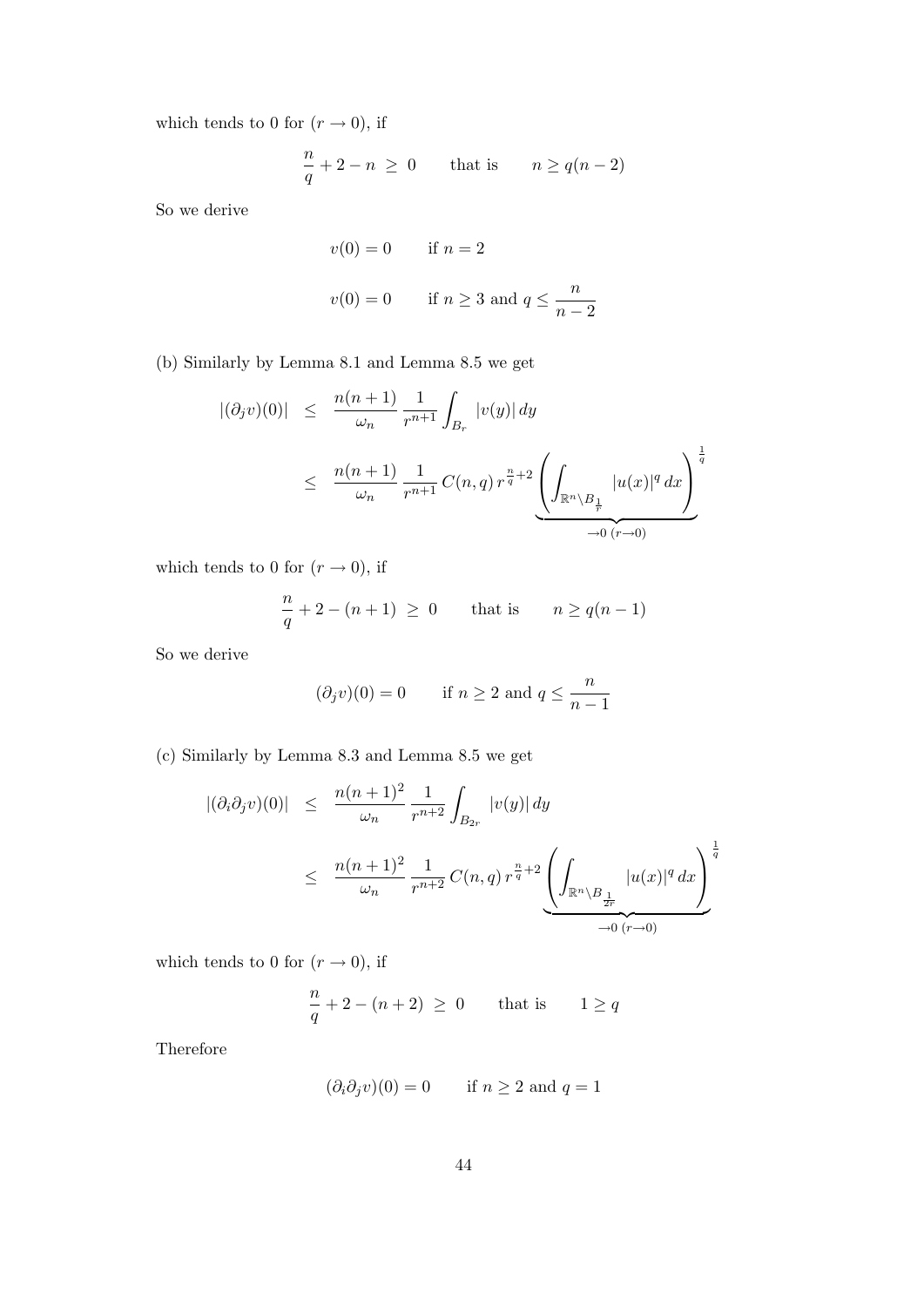which tends to 0 for $(r \to 0)$, if

$$\frac{n}{q} + 2 - n \;\geq\; 0 \qquad \text{that is} \qquad n \geq q(n-2)$$

So we derive

$$v(0) = 0 \qquad \text{if } n = 2$$

$$v(0) = 0 \qquad \text{if } n \geq 3 \text{ and } q \leq \frac{n}{n-2}$$

(b) Similarly by Lemma 8.1 and Lemma 8.5 we get

$$\begin{aligned}
|(\partial_j v)(0)| &\leq \frac{n(n+1)}{\omega_n} \frac{1}{r^{n+1}} \int_{B_r} |v(y)|\, dy \\
&\leq \frac{n(n+1)}{\omega_n} \frac{1}{r^{n+1}} C(n,q)\, r^{\frac{n}{q}+2} \underbrace{\left( \int_{\mathbb{R}^n \setminus B_{\frac{1}{r}}} |u(x)|^q \, dx \right)^{\frac{1}{q}}}_{\to 0 \; (r \to 0)}
\end{aligned}$$

which tends to 0 for $(r \to 0)$, if

$$\frac{n}{q} + 2 - (n+1) \;\geq\; 0 \qquad \text{that is} \qquad n \geq q(n-1)$$

So we derive

$$(\partial_j v)(0) = 0 \qquad \text{if } n \geq 2 \text{ and } q \leq \frac{n}{n-1}$$

(c) Similarly by Lemma 8.3 and Lemma 8.5 we get

$$\begin{aligned}
|(\partial_i \partial_j v)(0)| &\leq \frac{n(n+1)^2}{\omega_n} \frac{1}{r^{n+2}} \int_{B_{2r}} |v(y)|\, dy \\
&\leq \frac{n(n+1)^2}{\omega_n} \frac{1}{r^{n+2}} C(n,q)\, r^{\frac{n}{q}+2} \underbrace{\left( \int_{\mathbb{R}^n \setminus B_{\frac{1}{2r}}} |u(x)|^q \, dx \right)^{\frac{1}{q}}}_{\to 0 \; (r \to 0)}
\end{aligned}$$

which tends to 0 for $(r \to 0)$, if

$$\frac{n}{q} + 2 - (n+2) \;\geq\; 0 \qquad \text{that is} \qquad 1 \geq q$$

Therefore

$$(\partial_i \partial_j v)(0) = 0 \qquad \text{if } n \geq 2 \text{ and } q = 1$$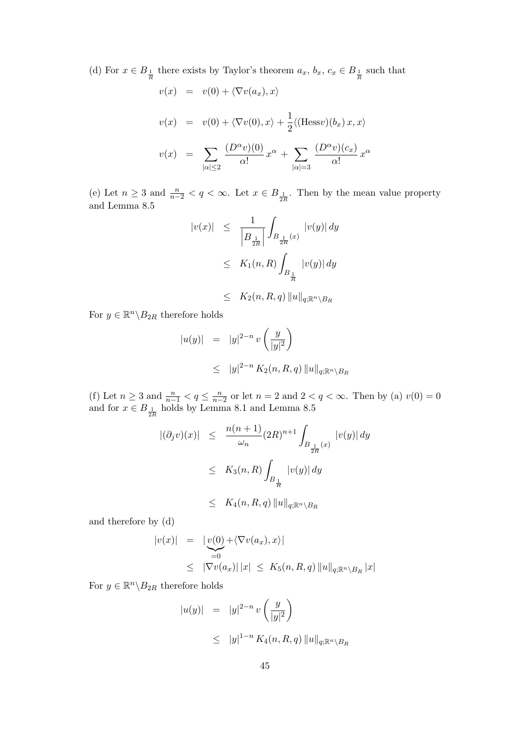(d) For $x \in B_{\frac{1}{R}}$ there exists by Taylor's theorem $a_x,\, b_x,\, c_x \in B_{\frac{1}{R}}$ such that

$$
\begin{aligned}
v(x) &= v(0) + \langle \nabla v(a_x), x\rangle \\
v(x) &= v(0) + \langle \nabla v(0), x\rangle + \frac{1}{2}\langle (\mathrm{Hess} v)(b_x)\, x, x\rangle \\
v(x) &= \sum_{|\alpha|\le 2} \frac{(D^\alpha v)(0)}{\alpha!}\, x^\alpha + \sum_{|\alpha|=3} \frac{(D^\alpha v)(c_x)}{\alpha!}\, x^\alpha
\end{aligned}
$$

(e) Let $n \ge 3$ and $\frac{n}{n-2} < q < \infty$. Let $x \in B_{\frac{1}{2R}}$. Then by the mean value property and Lemma 8.5

$$
\begin{aligned}
|v(x)| &\le \frac{1}{\left|B_{\frac{1}{2R}}\right|} \int_{B_{\frac{1}{2R}}(x)} |v(y)|\, dy \\
&\le K_1(n,R) \int_{B_{\frac{1}{R}}} |v(y)|\, dy \\
&\le K_2(n,R,q)\, \|u\|_{q;\mathbb{R}^n\setminus B_R}
\end{aligned}
$$

For $y \in \mathbb{R}^n\setminus B_{2R}$ therefore holds

$$
\begin{aligned}
|u(y)| &= |y|^{2-n}\, v\left(\frac{y}{|y|^2}\right) \\
&\le |y|^{2-n}\, K_2(n,R,q)\, \|u\|_{q;\mathbb{R}^n\setminus B_R}
\end{aligned}
$$

(f) Let $n \ge 3$ and $\frac{n}{n-1} < q \le \frac{n}{n-2}$ or let $n = 2$ and $2 < q < \infty$. Then by (a) $v(0) = 0$ and for $x \in B_{\frac{1}{2R}}$ holds by Lemma 8.1 and Lemma 8.5

$$
\begin{aligned}
|(\partial_j v)(x)| &\le \frac{n(n+1)}{\omega_n}(2R)^{n+1} \int_{B_{\frac{1}{2R}}(x)} |v(y)|\, dy \\
&\le K_3(n,R) \int_{B_{\frac{1}{R}}} |v(y)|\, dy \\
&\le K_4(n,R,q)\, \|u\|_{q;\mathbb{R}^n\setminus B_R}
\end{aligned}
$$

and therefore by (d)

$$
\begin{aligned}
|v(x)| &= |\underbrace{v(0)}_{=0} + \langle \nabla v(a_x), x\rangle| \\
&\le |\nabla v(a_x)|\, |x| \;\le\; K_5(n,R,q)\, \|u\|_{q;\mathbb{R}^n\setminus B_R}\, |x|
\end{aligned}
$$

For $y \in \mathbb{R}^n\setminus B_{2R}$ therefore holds

$$
\begin{aligned}
|u(y)| &= |y|^{2-n}\, v\left(\frac{y}{|y|^2}\right) \\
&\le |y|^{1-n}\, K_4(n,R,q)\, \|u\|_{q;\mathbb{R}^n\setminus B_R}
\end{aligned}
$$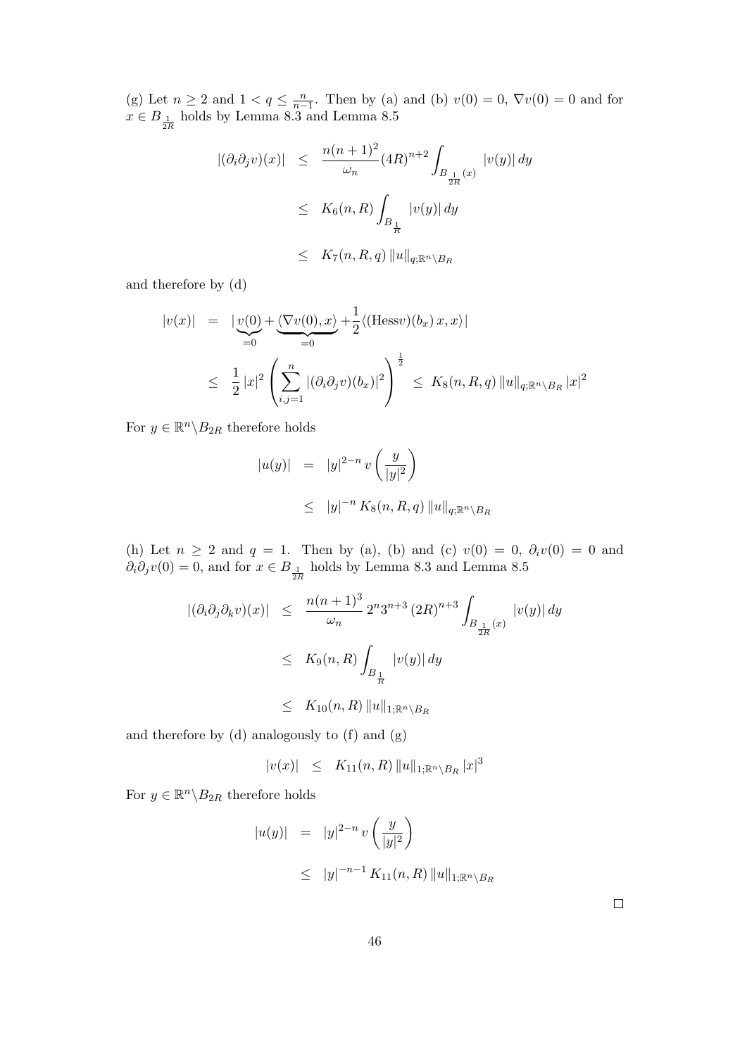(g) Let $n \geq 2$ and $1 < q \leq \frac{n}{n-1}$. Then by (a) and (b) $v(0) = 0$, $\nabla v(0) = 0$ and for $x \in B_{\frac{1}{2R}}$ holds by Lemma 8.3 and Lemma 8.5

$$
\begin{aligned}
|(\partial_i \partial_j v)(x)| &\leq \frac{n(n+1)^2}{\omega_n} (4R)^{n+2} \int_{B_{\frac{1}{2R}}(x)} |v(y)| \, dy \\
&\leq K_6(n, R) \int_{B_{\frac{1}{R}}} |v(y)| \, dy \\
&\leq K_7(n, R, q) \, \|u\|_{q; \mathbb{R}^n \setminus B_R}
\end{aligned}
$$

and therefore by (d)

$$
\begin{aligned}
|v(x)| &= |\underbrace{v(0)}_{=0} + \underbrace{\langle \nabla v(0), x \rangle}_{=0} + \frac{1}{2} \langle (\mathrm{Hess} v)(b_x) \, x, x \rangle | \\
&\leq \frac{1}{2} |x|^2 \left( \sum_{i,j=1}^{n} |(\partial_i \partial_j v)(b_x)|^2 \right)^{\frac{1}{2}} \leq K_8(n, R, q) \, \|u\|_{q; \mathbb{R}^n \setminus B_R} \, |x|^2
\end{aligned}
$$

For $y \in \mathbb{R}^n \setminus B_{2R}$ therefore holds

$$
\begin{aligned}
|u(y)| &= |y|^{2-n} \, v\left( \frac{y}{|y|^2} \right) \\
&\leq |y|^{-n} \, K_8(n, R, q) \, \|u\|_{q; \mathbb{R}^n \setminus B_R}
\end{aligned}
$$

(h) Let $n \geq 2$ and $q = 1$. Then by (a), (b) and (c) $v(0) = 0$, $\partial_i v(0) = 0$ and $\partial_i \partial_j v(0) = 0$, and for $x \in B_{\frac{1}{2R}}$ holds by Lemma 8.3 and Lemma 8.5

$$
\begin{aligned}
|(\partial_i \partial_j \partial_k v)(x)| &\leq \frac{n(n+1)^3}{\omega_n} \, 2^n 3^{n+3} \, (2R)^{n+3} \int_{B_{\frac{1}{2R}}(x)} |v(y)| \, dy \\
&\leq K_9(n, R) \int_{B_{\frac{1}{R}}} |v(y)| \, dy \\
&\leq K_{10}(n, R) \, \|u\|_{1; \mathbb{R}^n \setminus B_R}
\end{aligned}
$$

and therefore by (d) analogously to (f) and (g)

$$
|v(x)| \leq K_{11}(n, R) \, \|u\|_{1; \mathbb{R}^n \setminus B_R} \, |x|^3
$$

For $y \in \mathbb{R}^n \setminus B_{2R}$ therefore holds

$$
\begin{aligned}
|u(y)| &= |y|^{2-n} \, v\left( \frac{y}{|y|^2} \right) \\
&\leq |y|^{-n-1} \, K_{11}(n, R) \, \|u\|_{1; \mathbb{R}^n \setminus B_R}
\end{aligned}
$$

$\square$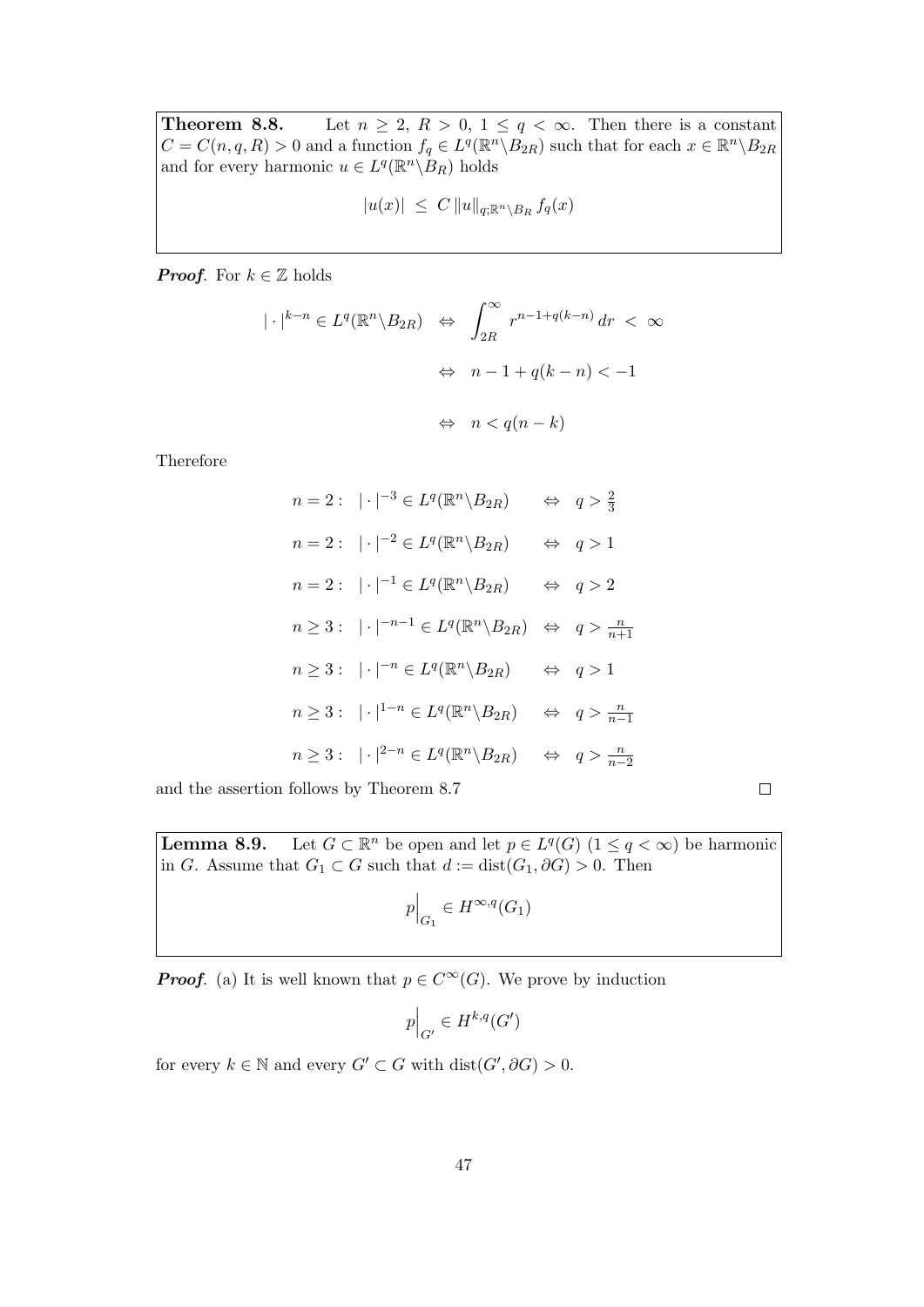**Theorem 8.8.** Let $n \geq 2$, $R > 0$, $1 \leq q < \infty$. Then there is a constant $C = C(n,q,R) > 0$ and a function $f_q \in L^q(\mathbb{R}^n \backslash B_{2R})$ such that for each $x \in \mathbb{R}^n \backslash B_{2R}$ and for every harmonic $u \in L^q(\mathbb{R}^n \backslash B_R)$ holds

$$|u(x)| \ \leq \ C \, \|u\|_{q;\mathbb{R}^n \backslash B_R} \, f_q(x)$$

***Proof***. For $k \in \mathbb{Z}$ holds

$$
\begin{aligned}
|\cdot|^{k-n} \in L^q(\mathbb{R}^n \backslash B_{2R}) \ &\Leftrightarrow \ \int_{2R}^{\infty} r^{n-1+q(k-n)} \, dr \ < \ \infty \\
&\Leftrightarrow \ n - 1 + q(k-n) < -1 \\
&\Leftrightarrow \ n < q(n-k)
\end{aligned}
$$

Therefore

$$
\begin{aligned}
n = 2: \quad & |\cdot|^{-3} \in L^q(\mathbb{R}^n \backslash B_{2R}) && \Leftrightarrow \quad q > \tfrac{2}{3} \\
n = 2: \quad & |\cdot|^{-2} \in L^q(\mathbb{R}^n \backslash B_{2R}) && \Leftrightarrow \quad q > 1 \\
n = 2: \quad & |\cdot|^{-1} \in L^q(\mathbb{R}^n \backslash B_{2R}) && \Leftrightarrow \quad q > 2 \\
n \geq 3: \quad & |\cdot|^{-n-1} \in L^q(\mathbb{R}^n \backslash B_{2R}) && \Leftrightarrow \quad q > \tfrac{n}{n+1} \\
n \geq 3: \quad & |\cdot|^{-n} \in L^q(\mathbb{R}^n \backslash B_{2R}) && \Leftrightarrow \quad q > 1 \\
n \geq 3: \quad & |\cdot|^{1-n} \in L^q(\mathbb{R}^n \backslash B_{2R}) && \Leftrightarrow \quad q > \tfrac{n}{n-1} \\
n \geq 3: \quad & |\cdot|^{2-n} \in L^q(\mathbb{R}^n \backslash B_{2R}) && \Leftrightarrow \quad q > \tfrac{n}{n-2}
\end{aligned}
$$

and the assertion follows by Theorem 8.7 $\square$

**Lemma 8.9.** Let $G \subset \mathbb{R}^n$ be open and let $p \in L^q(G)$ $(1 \leq q < \infty)$ be harmonic in $G$. Assume that $G_1 \subset G$ such that $d := \operatorname{dist}(G_1, \partial G) > 0$. Then

$$p\Big|_{G_1} \in H^{\infty,q}(G_1)$$

***Proof***. (a) It is well known that $p \in C^\infty(G)$. We prove by induction

$$p\Big|_{G'} \in H^{k,q}(G')$$

for every $k \in \mathbb{N}$ and every $G' \subset G$ with $\operatorname{dist}(G', \partial G) > 0$.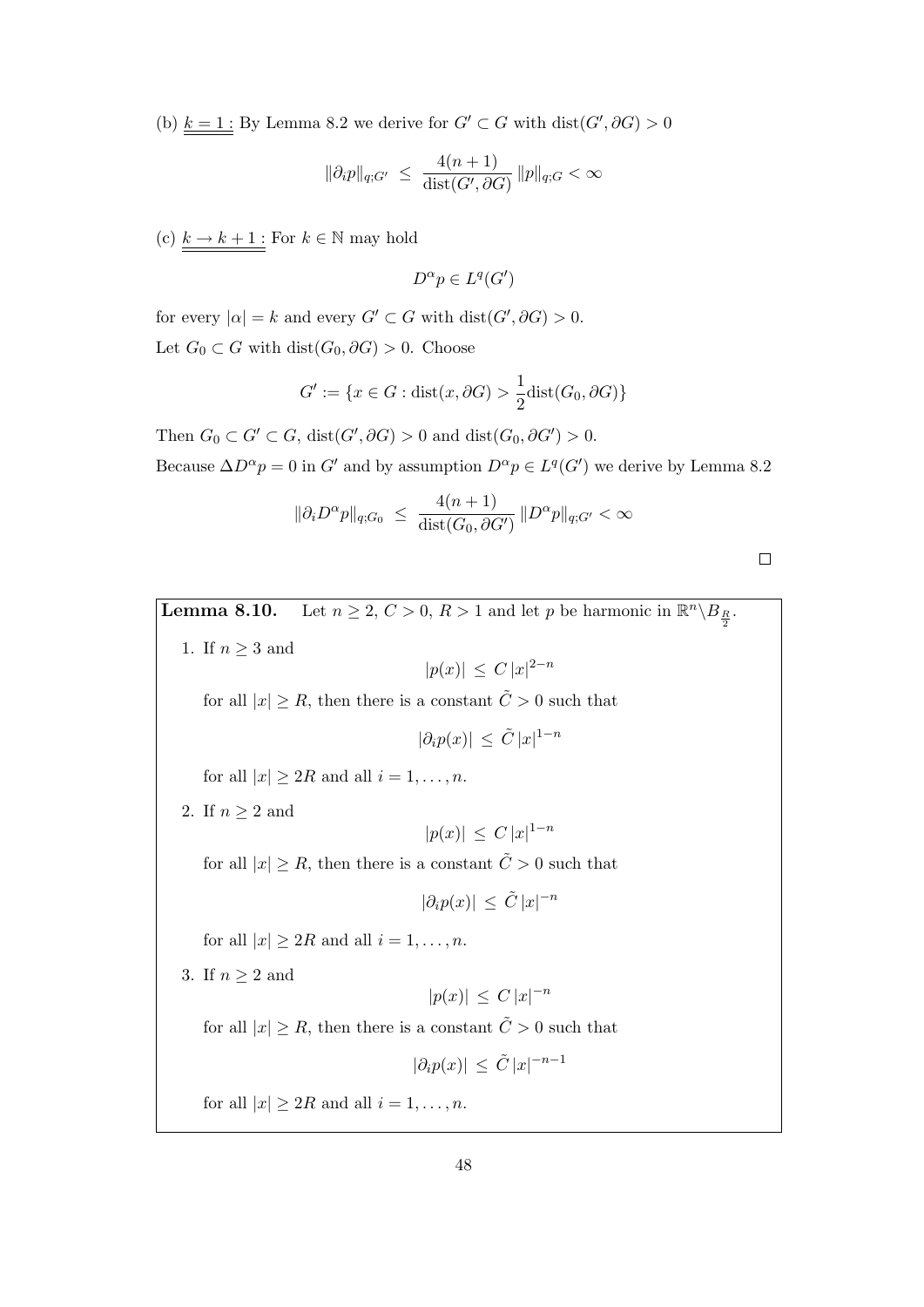(b) $\underline{\underline{k=1:}}$ By Lemma 8.2 we derive for $G' \subset G$ with $\text{dist}(G', \partial G) > 0$

$$\|\partial_i p\|_{q;G'} \leq \frac{4(n+1)}{\text{dist}(G', \partial G)} \|p\|_{q;G} < \infty$$

(c) $\underline{\underline{k \to k+1:}}$ For $k \in \mathbb{N}$ may hold

$$D^\alpha p \in L^q(G')$$

for every $|\alpha| = k$ and every $G' \subset G$ with $\text{dist}(G', \partial G) > 0$.

Let $G_0 \subset G$ with $\text{dist}(G_0, \partial G) > 0$. Choose

$$G' := \{x \in G : \text{dist}(x, \partial G) > \frac{1}{2}\text{dist}(G_0, \partial G)\}$$

Then $G_0 \subset G' \subset G$, $\text{dist}(G', \partial G) > 0$ and $\text{dist}(G_0, \partial G') > 0$.

Because $\Delta D^\alpha p = 0$ in $G'$ and by assumption $D^\alpha p \in L^q(G')$ we derive by Lemma 8.2

$$\|\partial_i D^\alpha p\|_{q;G_0} \leq \frac{4(n+1)}{\text{dist}(G_0, \partial G')} \|D^\alpha p\|_{q;G'} < \infty$$

$\square$

**Lemma 8.10.** Let $n \geq 2$, $C > 0$, $R > 1$ and let $p$ be harmonic in $\mathbb{R}^n \backslash B_{\frac{R}{2}}$.

1. If $n \geq 3$ and
$$|p(x)| \leq C\,|x|^{2-n}$$
for all $|x| \geq R$, then there is a constant $\tilde{C} > 0$ such that
$$|\partial_i p(x)| \leq \tilde{C}\,|x|^{1-n}$$
for all $|x| \geq 2R$ and all $i = 1, \ldots, n$.

2. If $n \geq 2$ and
$$|p(x)| \leq C\,|x|^{1-n}$$
for all $|x| \geq R$, then there is a constant $\tilde{C} > 0$ such that
$$|\partial_i p(x)| \leq \tilde{C}\,|x|^{-n}$$
for all $|x| \geq 2R$ and all $i = 1, \ldots, n$.

3. If $n \geq 2$ and
$$|p(x)| \leq C\,|x|^{-n}$$
for all $|x| \geq R$, then there is a constant $\tilde{C} > 0$ such that
$$|\partial_i p(x)| \leq \tilde{C}\,|x|^{-n-1}$$
for all $|x| \geq 2R$ and all $i = 1, \ldots, n$.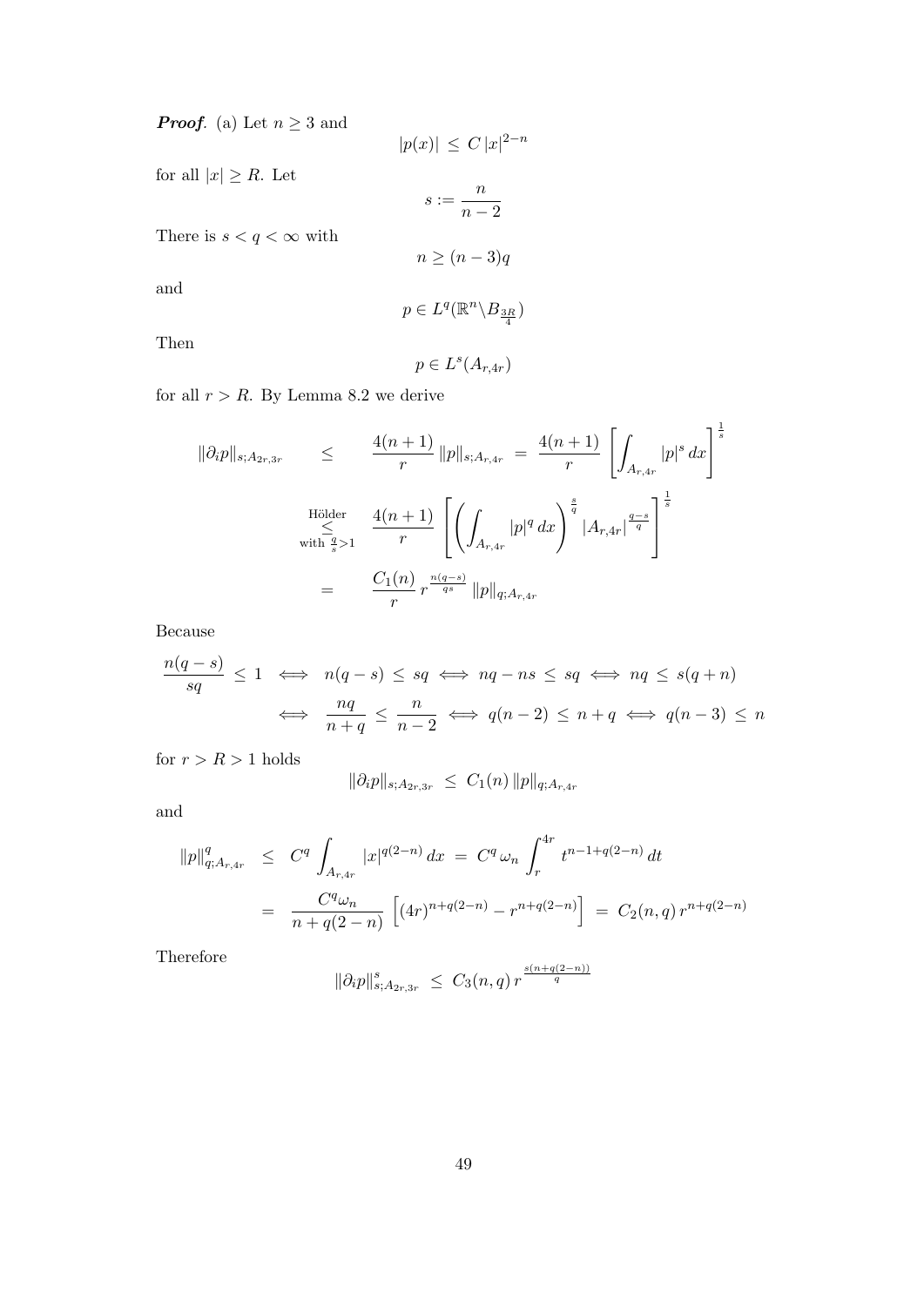***Proof***. (a) Let $n \geq 3$ and

$$|p(x)| \leq C\,|x|^{2-n}$$

for all $|x| \geq R$. Let

$$s := \frac{n}{n-2}$$

There is $s < q < \infty$ with

$$n \geq (n-3)q$$

and

$$p \in L^q(\mathbb{R}^n \backslash B_{\frac{3R}{4}})$$

Then

$$p \in L^s(A_{r,4r})$$

for all $r > R$. By Lemma 8.2 we derive

$$\begin{aligned}
\|\partial_i p\|_{s;A_{2r,3r}} \quad &\leq \quad \frac{4(n+1)}{r}\,\|p\|_{s;A_{r,4r}} \;=\; \frac{4(n+1)}{r}\left[\int_{A_{r,4r}} |p|^s\,dx\right]^{\frac{1}{s}} \\
&\underset{\text{with } \frac{q}{s}>1}{\overset{\text{Hölder}}{\leq}} \quad \frac{4(n+1)}{r}\left[\left(\int_{A_{r,4r}} |p|^q\,dx\right)^{\frac{s}{q}} |A_{r,4r}|^{\frac{q-s}{q}}\right]^{\frac{1}{s}} \\
&= \quad \frac{C_1(n)}{r}\,r^{\frac{n(q-s)}{qs}}\,\|p\|_{q;A_{r,4r}}
\end{aligned}$$

Because

$$\begin{aligned}
\frac{n(q-s)}{sq} \leq 1 \;&\iff\; n(q-s) \leq sq \iff nq - ns \leq sq \iff nq \leq s(q+n) \\
&\iff\; \frac{nq}{n+q} \leq \frac{n}{n-2} \iff q(n-2) \leq n+q \iff q(n-3) \leq n
\end{aligned}$$

for $r > R > 1$ holds

$$\|\partial_i p\|_{s;A_{2r,3r}} \leq C_1(n)\,\|p\|_{q;A_{r,4r}}$$

and

$$\begin{aligned}
\|p\|^q_{q;A_{r,4r}} \;&\leq\; C^q \int_{A_{r,4r}} |x|^{q(2-n)}\,dx \;=\; C^q\,\omega_n \int_r^{4r} t^{n-1+q(2-n)}\,dt \\
&=\; \frac{C^q\omega_n}{n+q(2-n)}\left[(4r)^{n+q(2-n)} - r^{n+q(2-n)}\right] \;=\; C_2(n,q)\,r^{n+q(2-n)}
\end{aligned}$$

Therefore

$$\|\partial_i p\|^s_{s;A_{2r,3r}} \leq C_3(n,q)\,r^{\frac{s(n+q(2-n))}{q}}$$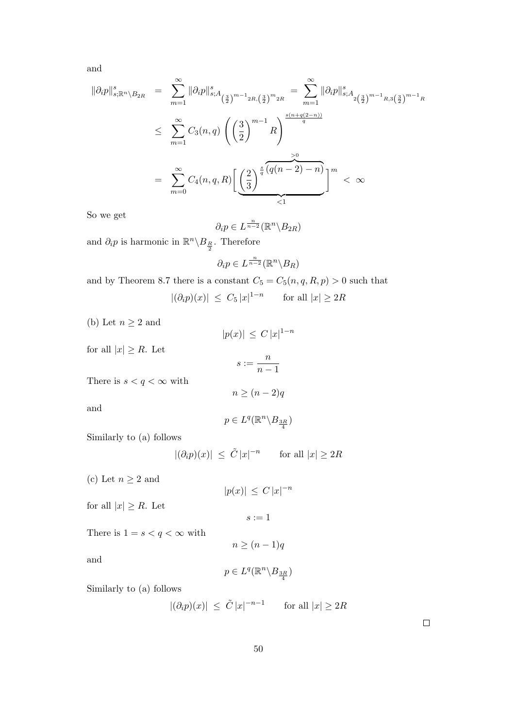and

$$
\begin{aligned}
\|\partial_i p\|_{s;\mathbb{R}^n\backslash B_{2R}}^s &= \sum_{m=1}^{\infty} \|\partial_i p\|_{s;A_{\left(\frac{3}{2}\right)^{m-1}2R,\left(\frac{3}{2}\right)^{m}2R}}^s = \sum_{m=1}^{\infty} \|\partial_i p\|_{s;A_{2\left(\frac{3}{2}\right)^{m-1}R,3\left(\frac{3}{2}\right)^{m-1}R}}^s \\
&\leq \sum_{m=1}^{\infty} C_3(n,q)\left(\left(\frac{3}{2}\right)^{m-1} R\right)^{\frac{s(n+q(2-n))}{q}} \\
&= \sum_{m=0}^{\infty} C_4(n,q,R)\Big[\underbrace{\left(\frac{2}{3}\right)^{\frac{s}{q}\overbrace{(q(n-2)-n)}^{>0}}}_{<1}\Big]^m \;<\; \infty
\end{aligned}
$$

So we get

$$
\partial_i p \in L^{\frac{n}{n-2}}(\mathbb{R}^n\backslash B_{2R})
$$

and $\partial_i p$ is harmonic in $\mathbb{R}^n\backslash B_{\frac{R}{2}}$. Therefore

$$
\partial_i p \in L^{\frac{n}{n-2}}(\mathbb{R}^n\backslash B_R)
$$

and by Theorem 8.7 there is a constant $C_5 = C_5(n,q,R,p) > 0$ such that

$$
|(\partial_i p)(x)| \;\leq\; C_5\,|x|^{1-n} \qquad \text{for all } |x| \geq 2R
$$

(b) Let $n \geq 2$ and

$$
|p(x)| \;\leq\; C\,|x|^{1-n}
$$

for all $|x| \geq R$. Let

$$
s := \frac{n}{n-1}
$$

There is $s < q < \infty$ with

$$
n \geq (n-2)q
$$

and

$$
p \in L^q(\mathbb{R}^n\backslash B_{\frac{3R}{4}})
$$

Similarly to (a) follows

$$
|(\partial_i p)(x)| \;\leq\; \tilde{C}\,|x|^{-n} \qquad \text{for all } |x| \geq 2R
$$

(c) Let $n \geq 2$ and

$$
|p(x)| \;\leq\; C\,|x|^{-n}
$$

for all $|x| \geq R$. Let

$$
s := 1
$$

There is $1 = s < q < \infty$ with

$$
n \geq (n-1)q
$$

and

$$
p \in L^q(\mathbb{R}^n\backslash B_{\frac{3R}{4}})
$$

Similarly to (a) follows

$$
|(\partial_i p)(x)| \;\leq\; \tilde{C}\,|x|^{-n-1} \qquad \text{for all } |x| \geq 2R
$$

□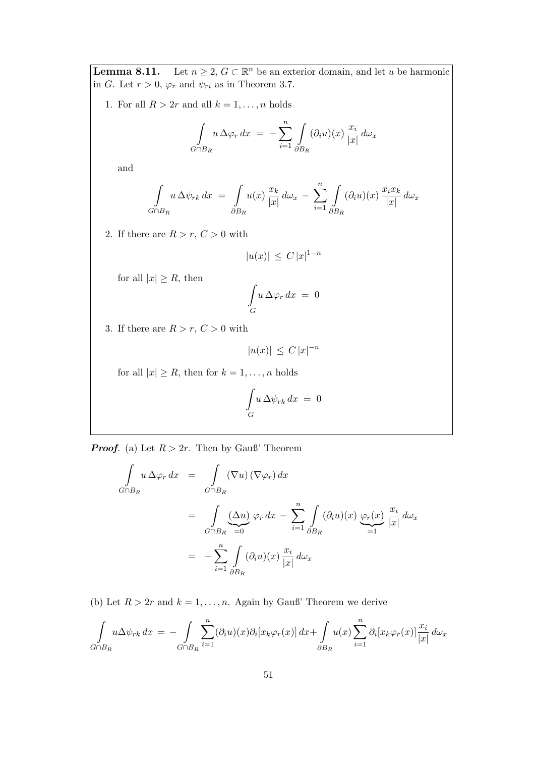**Lemma 8.11.** Let $n \geq 2$, $G \subset \mathbb{R}^n$ be an exterior domain, and let $u$ be harmonic in $G$. Let $r > 0$, $\varphi_r$ and $\psi_{ri}$ as in Theorem 3.7.

1. For all $R > 2r$ and all $k = 1, \ldots, n$ holds

$$\int\limits_{G \cap B_R} u \, \Delta \varphi_r \, dx \;=\; -\sum_{i=1}^{n} \int\limits_{\partial B_R} (\partial_i u)(x) \, \frac{x_i}{|x|} \, d\omega_x$$

   and

$$\int\limits_{G \cap B_R} u \, \Delta \psi_{rk} \, dx \;=\; \int\limits_{\partial B_R} u(x) \, \frac{x_k}{|x|} \, d\omega_x \;-\; \sum_{i=1}^{n} \int\limits_{\partial B_R} (\partial_i u)(x) \, \frac{x_i x_k}{|x|} \, d\omega_x$$

2. If there are $R > r$, $C > 0$ with

$$|u(x)| \;\leq\; C \, |x|^{1-n}$$

   for all $|x| \geq R$, then

$$\int\limits_{G} u \, \Delta \varphi_r \, dx \;=\; 0$$

3. If there are $R > r$, $C > 0$ with

$$|u(x)| \;\leq\; C \, |x|^{-n}$$

   for all $|x| \geq R$, then for $k = 1, \ldots, n$ holds

$$\int\limits_{G} u \, \Delta \psi_{rk} \, dx \;=\; 0$$

***Proof.*** (a) Let $R > 2r$. Then by Gauß' Theorem

$$\begin{aligned}
\int\limits_{G \cap B_R} u \, \Delta \varphi_r \, dx \;&=\; \int\limits_{G \cap B_R} (\nabla u) \, (\nabla \varphi_r) \, dx \\
&=\; \int\limits_{G \cap B_R} \underbrace{(\Delta u)}_{=0} \, \varphi_r \, dx \;-\; \sum_{i=1}^{n} \int\limits_{\partial B_R} (\partial_i u)(x) \, \underbrace{\varphi_r(x)}_{=1} \, \frac{x_i}{|x|} \, d\omega_x \\
&=\; -\sum_{i=1}^{n} \int\limits_{\partial B_R} (\partial_i u)(x) \, \frac{x_i}{|x|} \, d\omega_x
\end{aligned}$$

(b) Let $R > 2r$ and $k = 1, \ldots, n$. Again by Gauß' Theorem we derive

$$\int\limits_{G \cap B_R} u \Delta \psi_{rk} \, dx \;=\; -\int\limits_{G \cap B_R} \sum_{i=1}^{n} (\partial_i u)(x) \partial_i [x_k \varphi_r(x)] \, dx + \int\limits_{\partial B_R} u(x) \sum_{i=1}^{n} \partial_i [x_k \varphi_r(x)] \frac{x_i}{|x|} \, d\omega_x$$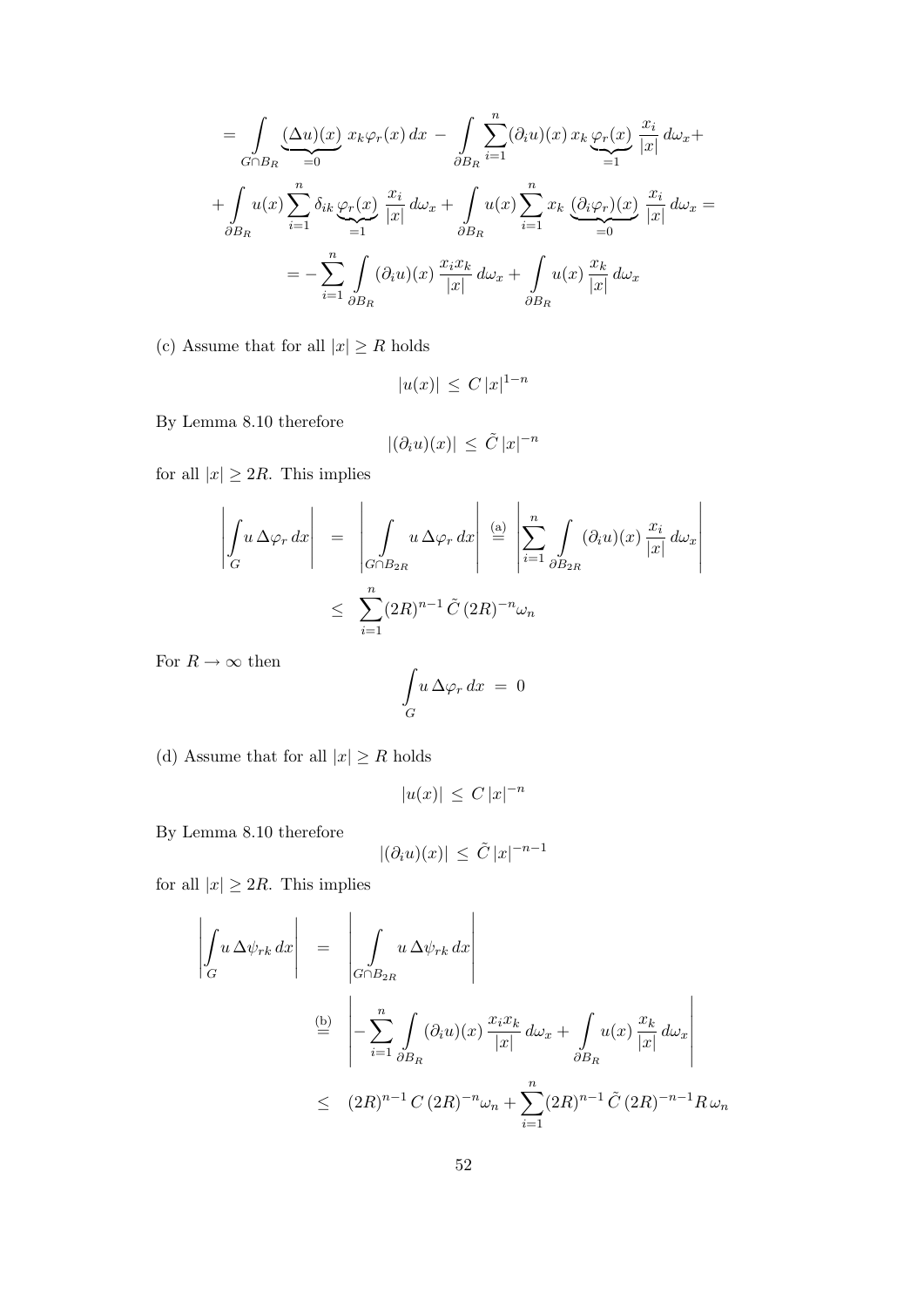$$
= \int\limits_{G\cap B_R} \underbrace{(\Delta u)(x)}_{=0}\, x_k \varphi_r(x)\, dx \;-\; \int\limits_{\partial B_R} \sum_{i=1}^{n} (\partial_i u)(x)\, x_k \underbrace{\varphi_r(x)}_{=1}\, \frac{x_i}{|x|}\, d\omega_x +
$$

$$
+ \int\limits_{\partial B_R} u(x) \sum_{i=1}^{n} \delta_{ik} \underbrace{\varphi_r(x)}_{=1}\, \frac{x_i}{|x|}\, d\omega_x + \int\limits_{\partial B_R} u(x) \sum_{i=1}^{n} x_k\, \underbrace{(\partial_i \varphi_r)(x)}_{=0}\, \frac{x_i}{|x|}\, d\omega_x =
$$

$$
= -\sum_{i=1}^{n} \int\limits_{\partial B_R} (\partial_i u)(x)\, \frac{x_i x_k}{|x|}\, d\omega_x + \int\limits_{\partial B_R} u(x)\, \frac{x_k}{|x|}\, d\omega_x
$$

(c) Assume that for all $|x| \geq R$ holds

$$
|u(x)| \;\leq\; C\, |x|^{1-n}
$$

By Lemma 8.10 therefore

$$
|(\partial_i u)(x)| \;\leq\; \tilde{C}\, |x|^{-n}
$$

for all $|x| \geq 2R$. This implies

$$
\begin{aligned}
\left| \int\limits_{G} u\, \Delta\varphi_r\, dx \right| \;&=\; \left| \int\limits_{G\cap B_{2R}} u\, \Delta\varphi_r\, dx \right| \overset{\text{(a)}}{=} \left| \sum_{i=1}^{n} \int\limits_{\partial B_{2R}} (\partial_i u)(x)\, \frac{x_i}{|x|}\, d\omega_x \right| \\
&\leq\; \sum_{i=1}^{n} (2R)^{n-1}\, \tilde{C}\, (2R)^{-n} \omega_n
\end{aligned}
$$

For $R \to \infty$ then

$$
\int\limits_{G} u\, \Delta\varphi_r\, dx \;=\; 0
$$

(d) Assume that for all $|x| \geq R$ holds

$$
|u(x)| \;\leq\; C\, |x|^{-n}
$$

By Lemma 8.10 therefore

$$
|(\partial_i u)(x)| \;\leq\; \tilde{C}\, |x|^{-n-1}
$$

for all $|x| \geq 2R$. This implies

$$
\begin{aligned}
\left| \int\limits_{G} u\, \Delta\psi_{rk}\, dx \right| \;&=\; \left| \int\limits_{G\cap B_{2R}} u\, \Delta\psi_{rk}\, dx \right| \\
&\overset{\text{(b)}}{=}\; \left| -\sum_{i=1}^{n} \int\limits_{\partial B_R} (\partial_i u)(x)\, \frac{x_i x_k}{|x|}\, d\omega_x + \int\limits_{\partial B_R} u(x)\, \frac{x_k}{|x|}\, d\omega_x \right| \\
&\leq\; (2R)^{n-1}\, C\, (2R)^{-n} \omega_n + \sum_{i=1}^{n} (2R)^{n-1}\, \tilde{C}\, (2R)^{-n-1} R\, \omega_n
\end{aligned}
$$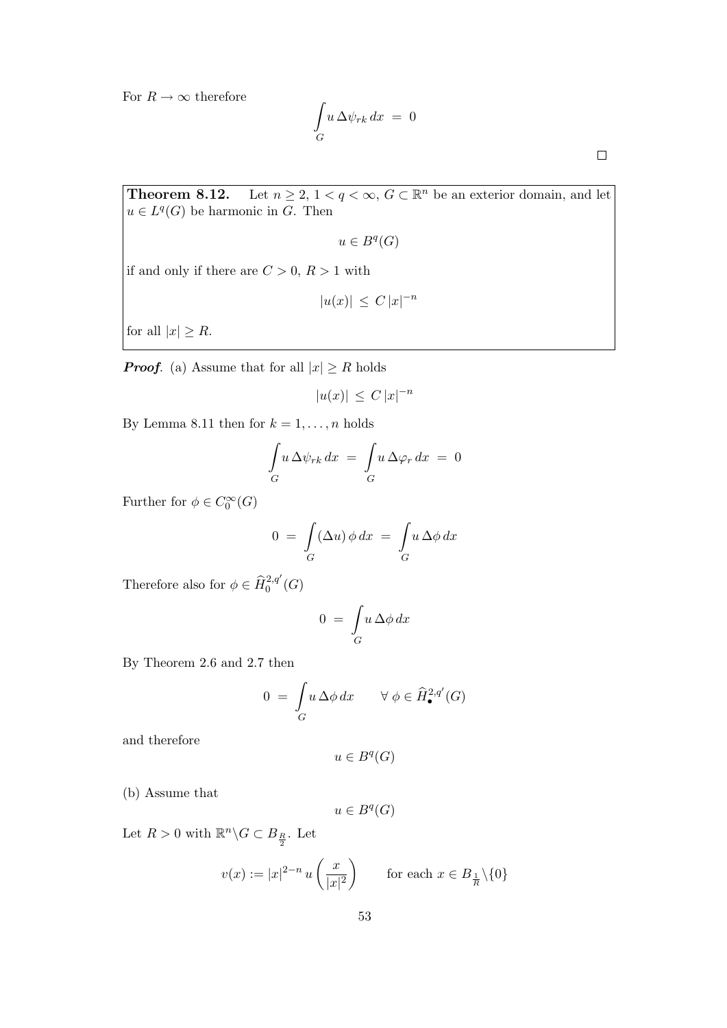For $R \to \infty$ therefore

$$\int_G u \, \Delta\psi_{rk} \, dx \;=\; 0$$

$\square$

**Theorem 8.12.** Let $n \geq 2$, $1 < q < \infty$, $G \subset \mathbb{R}^n$ be an exterior domain, and let $u \in L^q(G)$ be harmonic in $G$. Then

$$u \in B^q(G)$$

if and only if there are $C > 0$, $R > 1$ with

$$|u(x)| \;\leq\; C\,|x|^{-n}$$

for all $|x| \geq R$.

***Proof.*** (a) Assume that for all $|x| \geq R$ holds

$$|u(x)| \;\leq\; C\,|x|^{-n}$$

By Lemma 8.11 then for $k = 1, \ldots, n$ holds

$$\int_G u \, \Delta\psi_{rk} \, dx \;=\; \int_G u \, \Delta\varphi_r \, dx \;=\; 0$$

Further for $\phi \in C_0^\infty(G)$

$$0 \;=\; \int_G (\Delta u) \, \phi \, dx \;=\; \int_G u \, \Delta\phi \, dx$$

Therefore also for $\phi \in \widehat{H}_0^{2,q'}(G)$

$$0 \;=\; \int_G u \, \Delta\phi \, dx$$

By Theorem 2.6 and 2.7 then

$$0 \;=\; \int_G u \, \Delta\phi \, dx \qquad \forall\; \phi \in \widehat{H}_\bullet^{2,q'}(G)$$

and therefore

$$u \in B^q(G)$$

(b) Assume that

$$u \in B^q(G)$$

Let $R > 0$ with $\mathbb{R}^n \backslash G \subset B_{\frac{R}{2}}$. Let

$$v(x) := |x|^{2-n}\, u\left(\frac{x}{|x|^2}\right) \qquad \text{for each } x \in B_{\frac{1}{R}} \backslash \{0\}$$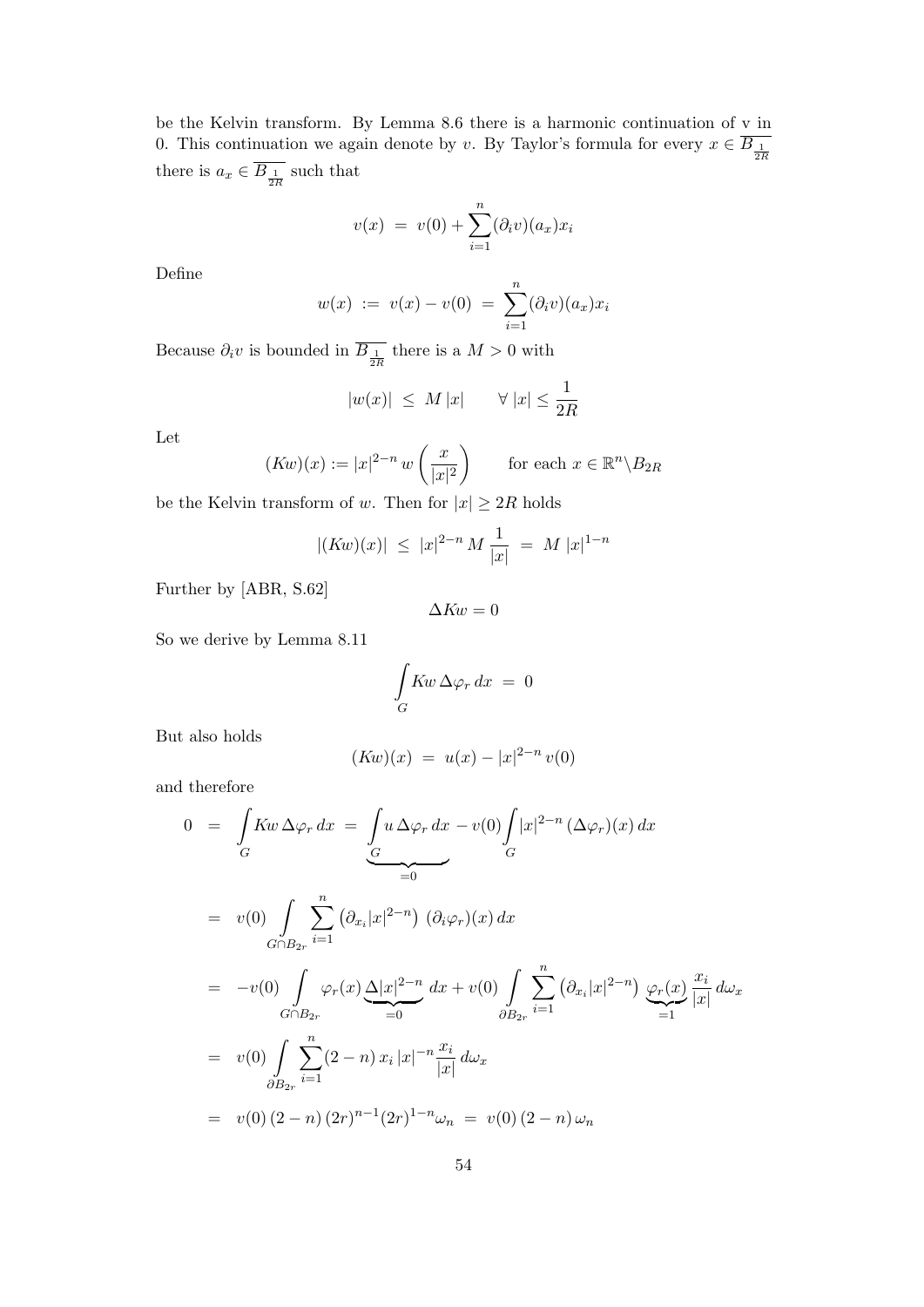be the Kelvin transform. By Lemma 8.6 there is a harmonic continuation of v in 0. This continuation we again denote by $v$. By Taylor's formula for every $x \in \overline{B_{\frac{1}{2R}}}$ there is $a_x \in \overline{B_{\frac{1}{2R}}}$ such that

$$v(x) \ = \ v(0) + \sum_{i=1}^{n} (\partial_i v)(a_x) x_i$$

Define

$$w(x) \ := \ v(x) - v(0) \ = \ \sum_{i=1}^{n} (\partial_i v)(a_x) x_i$$

Because $\partial_i v$ is bounded in $\overline{B_{\frac{1}{2R}}}$ there is a $M > 0$ with

$$|w(x)| \ \leq \ M\,|x| \qquad \forall\, |x| \leq \frac{1}{2R}$$

Let

$$(Kw)(x) := |x|^{2-n}\, w\left(\frac{x}{|x|^2}\right) \qquad \text{for each } x \in \mathbb{R}^n \backslash B_{2R}$$

be the Kelvin transform of $w$. Then for $|x| \geq 2R$ holds

$$|(Kw)(x)| \ \leq \ |x|^{2-n}\, M\, \frac{1}{|x|} \ = \ M\, |x|^{1-n}$$

Further by [ABR, S.62]

$$\Delta K w = 0$$

So we derive by Lemma 8.11

$$\int_G K w\, \Delta \varphi_r \, dx \ = \ 0$$

But also holds

$$(Kw)(x) \ = \ u(x) - |x|^{2-n}\, v(0)$$

and therefore

$$\begin{aligned}
0 \ &= \ \int_G K w\, \Delta\varphi_r \, dx \ = \ \underbrace{\int_G u\, \Delta \varphi_r\, dx}_{=0} - v(0) \int_G |x|^{2-n}\, (\Delta\varphi_r)(x)\, dx \\
&= \ v(0) \int_{G \cap B_{2r}} \sum_{i=1}^{n} \left(\partial_{x_i} |x|^{2-n}\right)\, (\partial_i \varphi_r)(x)\, dx \\
&= \ -v(0) \int_{G \cap B_{2r}} \varphi_r(x) \underbrace{\Delta |x|^{2-n}}_{=0}\, dx + v(0) \int_{\partial B_{2r}} \sum_{i=1}^{n} \left(\partial_{x_i} |x|^{2-n}\right)\, \underbrace{\varphi_r(x)}_{=1}\, \frac{x_i}{|x|}\, d\omega_x \\
&= \ v(0) \int_{\partial B_{2r}} \sum_{i=1}^{n} (2-n)\, x_i\, |x|^{-n} \frac{x_i}{|x|}\, d\omega_x \\
&= \ v(0)\, (2-n)\, (2r)^{n-1} (2r)^{1-n} \omega_n \ = \ v(0)\, (2-n)\, \omega_n
\end{aligned}$$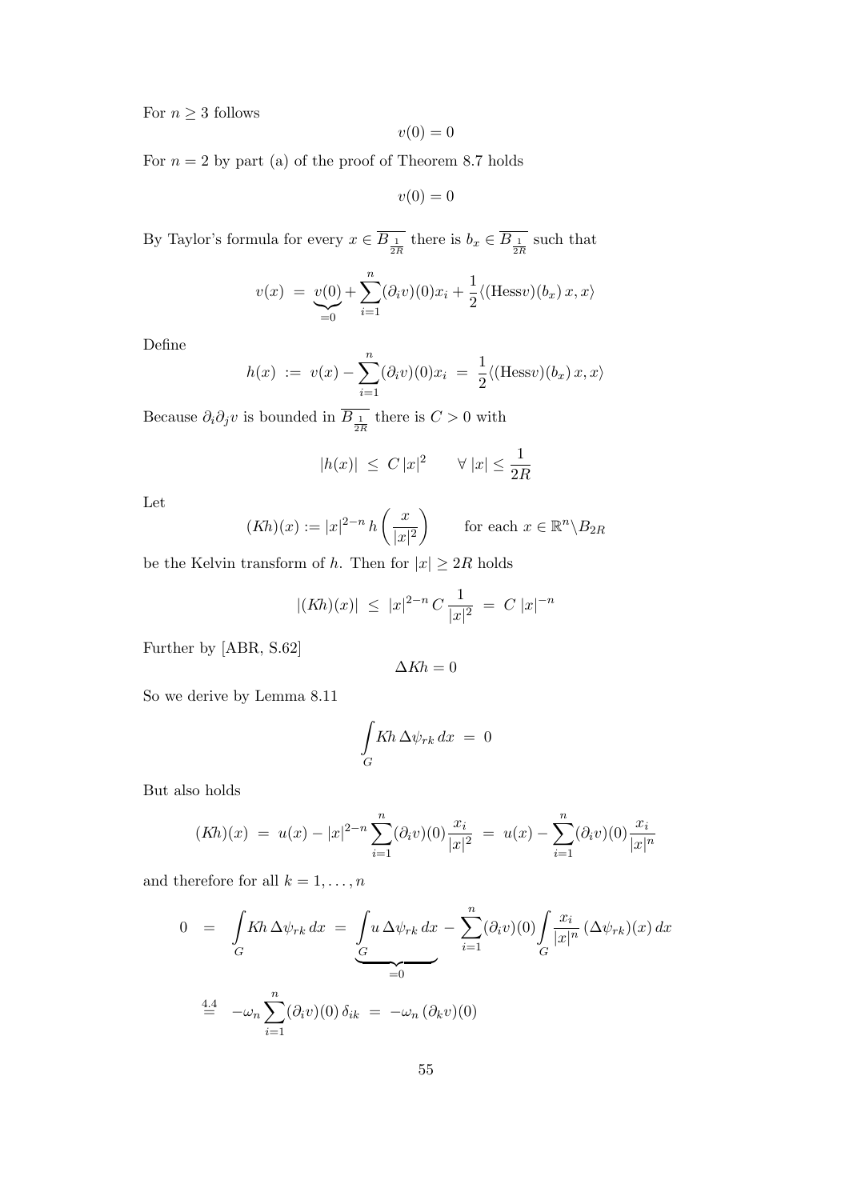For $n \geq 3$ follows

$$v(0) = 0$$

For $n = 2$ by part (a) of the proof of Theorem 8.7 holds

$$v(0) = 0$$

By Taylor's formula for every $x \in \overline{B_{\frac{1}{2R}}}$ there is $b_x \in \overline{B_{\frac{1}{2R}}}$ such that

$$v(x) \;=\; \underbrace{v(0)}_{=0} + \sum_{i=1}^{n} (\partial_i v)(0) x_i + \frac{1}{2} \langle (\mathrm{Hess} v)(b_x)\, x, x \rangle$$

Define

$$h(x) \;:=\; v(x) - \sum_{i=1}^{n} (\partial_i v)(0) x_i \;=\; \frac{1}{2} \langle (\mathrm{Hess} v)(b_x)\, x, x \rangle$$

Because $\partial_i \partial_j v$ is bounded in $\overline{B_{\frac{1}{2R}}}$ there is $C > 0$ with

$$|h(x)| \;\leq\; C\, |x|^2 \qquad \forall\, |x| \leq \frac{1}{2R}$$

Let

$$(Kh)(x) := |x|^{2-n}\, h\left( \frac{x}{|x|^2} \right) \qquad \text{for each } x \in \mathbb{R}^n \backslash B_{2R}$$

be the Kelvin transform of $h$. Then for $|x| \geq 2R$ holds

$$|(Kh)(x)| \;\leq\; |x|^{2-n}\, C\, \frac{1}{|x|^2} \;=\; C\, |x|^{-n}$$

Further by [ABR, S.62]

$$\Delta K h = 0$$

So we derive by Lemma 8.11

$$\int_G Kh\, \Delta \psi_{rk}\, dx \;=\; 0$$

But also holds

$$(Kh)(x) \;=\; u(x) - |x|^{2-n} \sum_{i=1}^{n} (\partial_i v)(0) \frac{x_i}{|x|^2} \;=\; u(x) - \sum_{i=1}^{n} (\partial_i v)(0) \frac{x_i}{|x|^n}$$

and therefore for all $k = 1, \ldots, n$

$$\begin{aligned} 0 \;&=\; \int_G Kh\, \Delta \psi_{rk}\, dx \;=\; \underbrace{\int_G u\, \Delta \psi_{rk}\, dx}_{=0} - \sum_{i=1}^{n} (\partial_i v)(0) \int_G \frac{x_i}{|x|^n}\, (\Delta \psi_{rk})(x)\, dx \\ &\overset{4.4}{=} \; -\omega_n \sum_{i=1}^{n} (\partial_i v)(0)\, \delta_{ik} \;=\; -\omega_n\, (\partial_k v)(0) \end{aligned}$$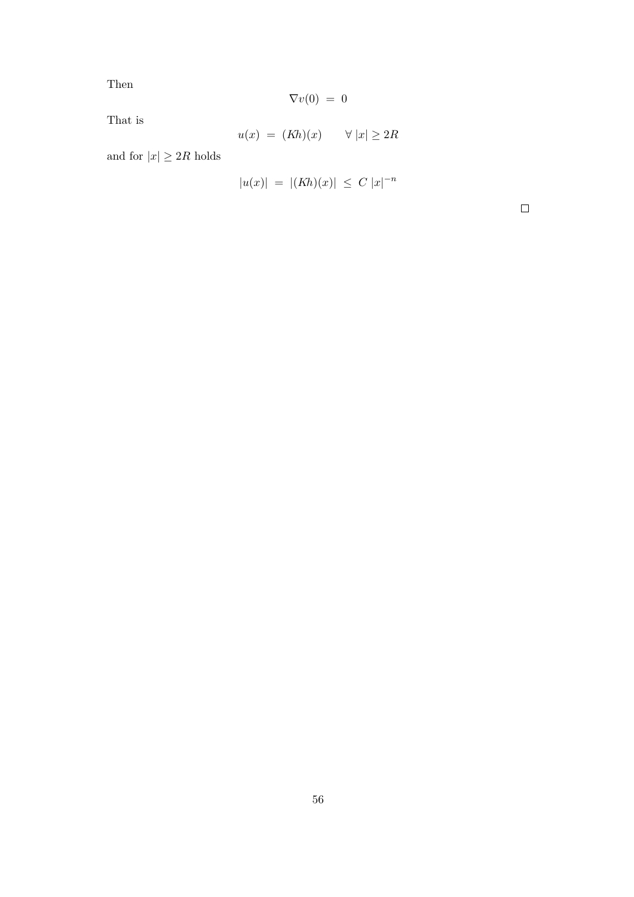Then

$$\nabla v(0) \; = \; 0$$

That is

$$u(x) \; = \; (Kh)(x) \qquad \forall \, |x| \geq 2R$$

and for $|x| \geq 2R$ holds

$$|u(x)| \; = \; |(Kh)(x)| \; \leq \; C \, |x|^{-n}$$

$\square$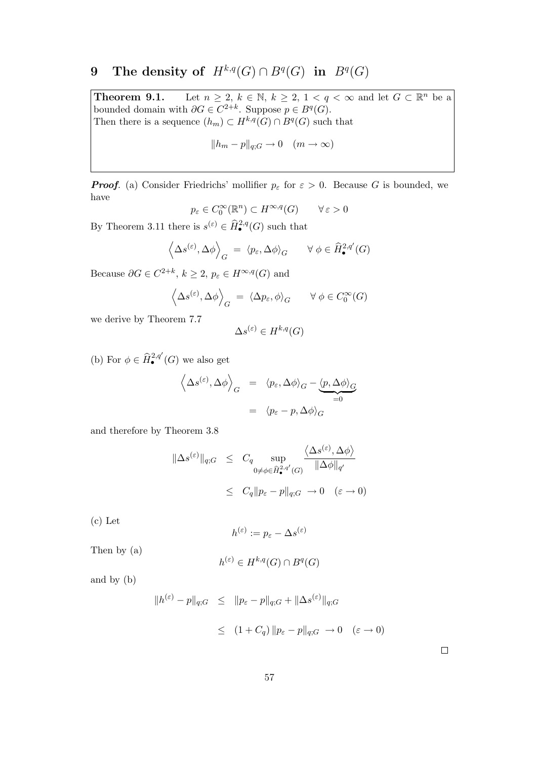# 9 The density of $H^{k,q}(G) \cap B^q(G)$ in $B^q(G)$

**Theorem 9.1.** Let $n \geq 2$, $k \in \mathbb{N}$, $k \geq 2$, $1 < q < \infty$ and let $G \subset \mathbb{R}^n$ be a bounded domain with $\partial G \in C^{2+k}$. Suppose $p \in B^q(G)$.
Then there is a sequence $(h_m) \subset H^{k,q}(G) \cap B^q(G)$ such that

$$\|h_m - p\|_{q;G} \to 0 \quad (m \to \infty)$$

***Proof*.** (a) Consider Friedrichs' mollifier $p_\varepsilon$ for $\varepsilon > 0$. Because $G$ is bounded, we have

$$p_\varepsilon \in C_0^\infty(\mathbb{R}^n) \subset H^{\infty,q}(G) \qquad \forall\, \varepsilon > 0$$

By Theorem 3.11 there is $s^{(\varepsilon)} \in \widehat{H}_\bullet^{2,q}(G)$ such that

$$\left\langle \Delta s^{(\varepsilon)}, \Delta\phi \right\rangle_G \;=\; \langle p_\varepsilon, \Delta\phi\rangle_G \qquad \forall\ \phi \in \widehat{H}_\bullet^{2,q'}(G)$$

Because $\partial G \in C^{2+k}$, $k \geq 2$, $p_\varepsilon \in H^{\infty,q}(G)$ and

$$\left\langle \Delta s^{(\varepsilon)}, \Delta\phi \right\rangle_G \;=\; \langle \Delta p_\varepsilon, \phi\rangle_G \qquad \forall\ \phi \in C_0^\infty(G)$$

we derive by Theorem 7.7

$$\Delta s^{(\varepsilon)} \in H^{k,q}(G)$$

(b) For $\phi \in \widehat{H}_\bullet^{2,q'}(G)$ we also get

$$\begin{aligned}
\left\langle \Delta s^{(\varepsilon)}, \Delta\phi \right\rangle_G &= \langle p_\varepsilon, \Delta\phi\rangle_G - \underbrace{\langle p, \Delta\phi\rangle_G}_{=0} \\
&= \langle p_\varepsilon - p, \Delta\phi\rangle_G
\end{aligned}$$

and therefore by Theorem 3.8

$$\begin{aligned}
\|\Delta s^{(\varepsilon)}\|_{q;G} &\leq C_q \sup_{0 \neq \phi \in \widehat{H}_\bullet^{2,q'}(G)} \frac{\left\langle \Delta s^{(\varepsilon)}, \Delta\phi \right\rangle}{\|\Delta\phi\|_{q'}} \\
&\leq C_q \|p_\varepsilon - p\|_{q;G} \to 0 \quad (\varepsilon \to 0)
\end{aligned}$$

(c) Let

$$h^{(\varepsilon)} := p_\varepsilon - \Delta s^{(\varepsilon)}$$

Then by (a)

$$h^{(\varepsilon)} \in H^{k,q}(G) \cap B^q(G)$$

and by (b)

$$\begin{aligned}
\|h^{(\varepsilon)} - p\|_{q;G} &\leq \|p_\varepsilon - p\|_{q;G} + \|\Delta s^{(\varepsilon)}\|_{q;G} \\
&\leq (1 + C_q)\, \|p_\varepsilon - p\|_{q;G} \to 0 \quad (\varepsilon \to 0)
\end{aligned}$$

$\square$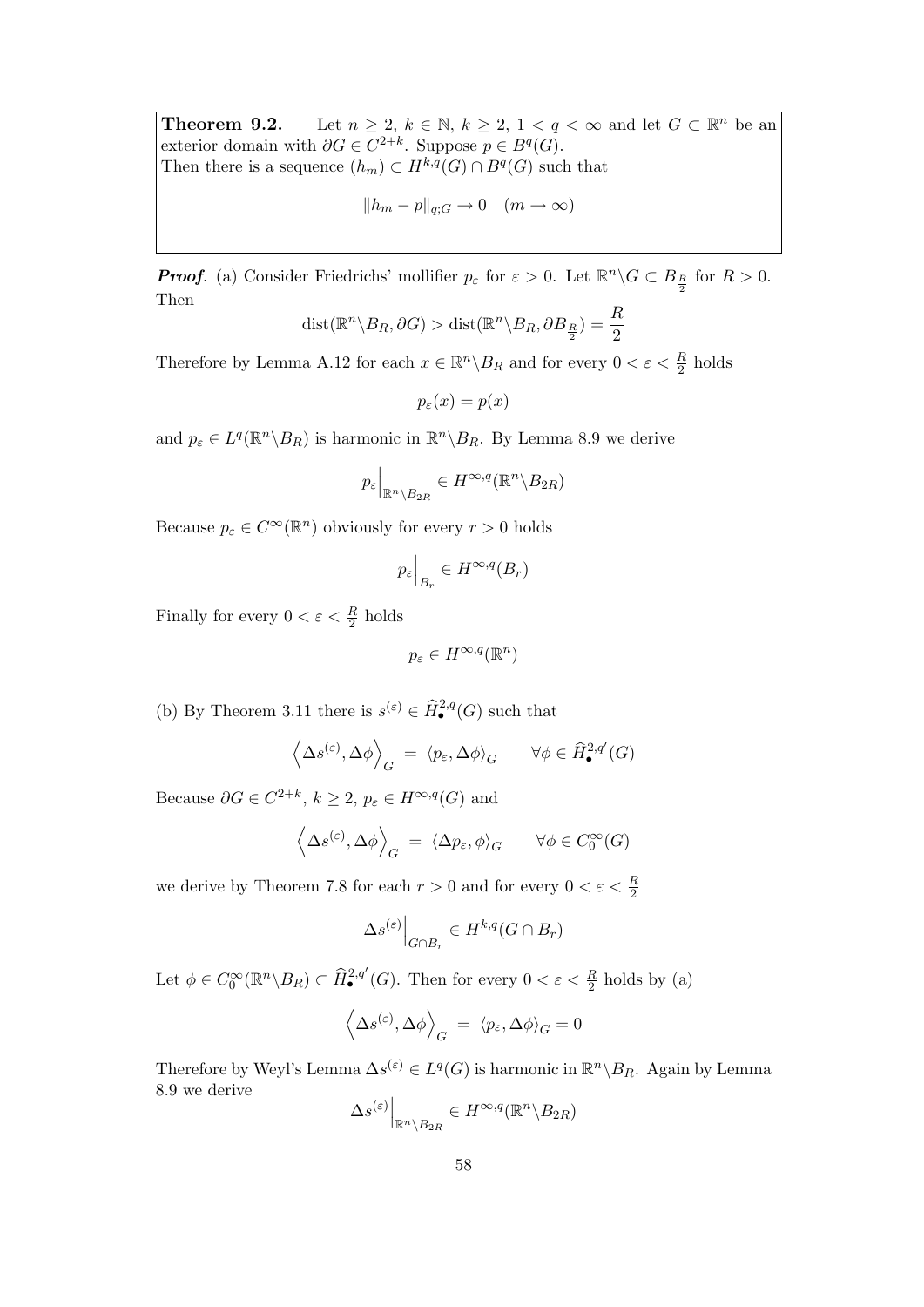**Theorem 9.2.** Let $n \geq 2$, $k \in \mathbb{N}$, $k \geq 2$, $1 < q < \infty$ and let $G \subset \mathbb{R}^n$ be an exterior domain with $\partial G \in C^{2+k}$. Suppose $p \in B^q(G)$.
Then there is a sequence $(h_m) \subset H^{k,q}(G) \cap B^q(G)$ such that

$$\|h_m - p\|_{q;G} \to 0 \quad (m \to \infty)$$

***Proof***. (a) Consider Friedrichs' mollifier $p_\varepsilon$ for $\varepsilon > 0$. Let $\mathbb{R}^n \backslash G \subset B_{\frac{R}{2}}$ for $R > 0$. Then

$$\operatorname{dist}(\mathbb{R}^n \backslash B_R, \partial G) > \operatorname{dist}(\mathbb{R}^n \backslash B_R, \partial B_{\frac{R}{2}}) = \frac{R}{2}$$

Therefore by Lemma A.12 for each $x \in \mathbb{R}^n \backslash B_R$ and for every $0 < \varepsilon < \frac{R}{2}$ holds

$$p_\varepsilon(x) = p(x)$$

and $p_\varepsilon \in L^q(\mathbb{R}^n \backslash B_R)$ is harmonic in $\mathbb{R}^n \backslash B_R$. By Lemma 8.9 we derive

$$p_\varepsilon\Big|_{\mathbb{R}^n \backslash B_{2R}} \in H^{\infty,q}(\mathbb{R}^n \backslash B_{2R})$$

Because $p_\varepsilon \in C^\infty(\mathbb{R}^n)$ obviously for every $r > 0$ holds

$$p_\varepsilon\Big|_{B_r} \in H^{\infty,q}(B_r)$$

Finally for every $0 < \varepsilon < \frac{R}{2}$ holds

$$p_\varepsilon \in H^{\infty,q}(\mathbb{R}^n)$$

(b) By Theorem 3.11 there is $s^{(\varepsilon)} \in \widehat{H}_\bullet^{2,q}(G)$ such that

$$\left\langle \Delta s^{(\varepsilon)}, \Delta\phi \right\rangle_G \;=\; \langle p_\varepsilon, \Delta\phi \rangle_G \qquad \forall \phi \in \widehat{H}_\bullet^{2,q'}(G)$$

Because $\partial G \in C^{2+k}$, $k \geq 2$, $p_\varepsilon \in H^{\infty,q}(G)$ and

$$\left\langle \Delta s^{(\varepsilon)}, \Delta\phi \right\rangle_G \;=\; \langle \Delta p_\varepsilon, \phi \rangle_G \qquad \forall \phi \in C_0^\infty(G)$$

we derive by Theorem 7.8 for each $r > 0$ and for every $0 < \varepsilon < \frac{R}{2}$

$$\Delta s^{(\varepsilon)}\Big|_{G \cap B_r} \in H^{k,q}(G \cap B_r)$$

Let $\phi \in C_0^\infty(\mathbb{R}^n \backslash B_R) \subset \widehat{H}_\bullet^{2,q'}(G)$. Then for every $0 < \varepsilon < \frac{R}{2}$ holds by (a)

$$\left\langle \Delta s^{(\varepsilon)}, \Delta\phi \right\rangle_G \;=\; \langle p_\varepsilon, \Delta\phi \rangle_G = 0$$

Therefore by Weyl's Lemma $\Delta s^{(\varepsilon)} \in L^q(G)$ is harmonic in $\mathbb{R}^n \backslash B_R$. Again by Lemma 8.9 we derive

$$\Delta s^{(\varepsilon)}\Big|_{\mathbb{R}^n \backslash B_{2R}} \in H^{\infty,q}(\mathbb{R}^n \backslash B_{2R})$$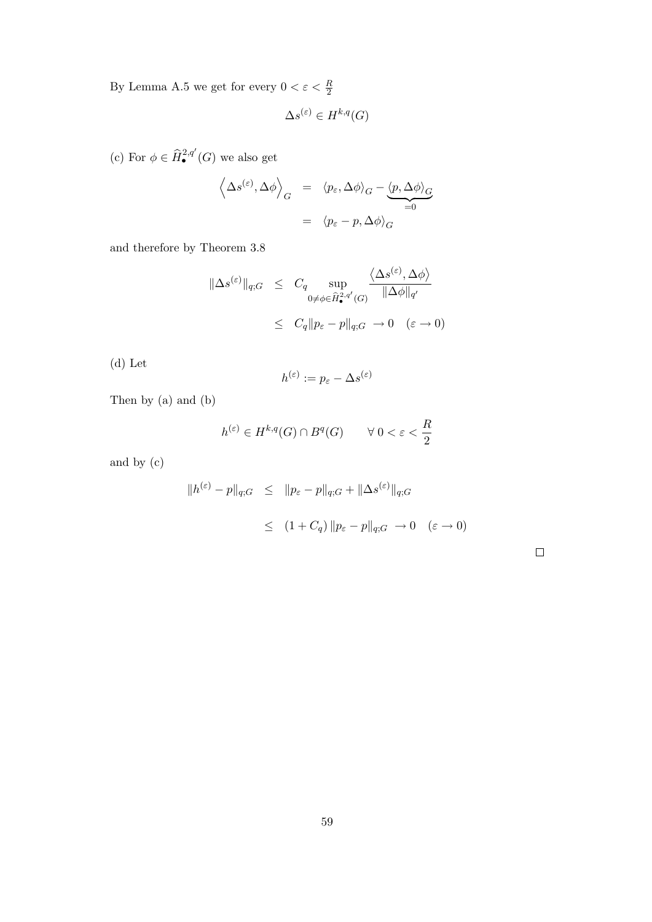By Lemma A.5 we get for every $0 < \varepsilon < \frac{R}{2}$

$$\Delta s^{(\varepsilon)} \in H^{k,q}(G)$$

(c) For $\phi \in \widehat{H}_{\bullet}^{2,q'}(G)$ we also get

$$\begin{aligned}
\left\langle \Delta s^{(\varepsilon)}, \Delta\phi \right\rangle_G &= \langle p_\varepsilon, \Delta\phi\rangle_G - \underbrace{\langle p, \Delta\phi\rangle_G}_{=0} \\
&= \langle p_\varepsilon - p, \Delta\phi\rangle_G
\end{aligned}$$

and therefore by Theorem 3.8

$$\begin{aligned}
\|\Delta s^{(\varepsilon)}\|_{q;G} &\leq C_q \sup_{0 \neq \phi \in \widehat{H}_{\bullet}^{2,q'}(G)} \frac{\left\langle \Delta s^{(\varepsilon)}, \Delta\phi \right\rangle}{\|\Delta\phi\|_{q'}} \\
&\leq C_q \|p_\varepsilon - p\|_{q;G} \;\to 0 \quad (\varepsilon \to 0)
\end{aligned}$$

(d) Let

$$h^{(\varepsilon)} := p_\varepsilon - \Delta s^{(\varepsilon)}$$

Then by (a) and (b)

$$h^{(\varepsilon)} \in H^{k,q}(G) \cap B^q(G) \qquad \forall\; 0 < \varepsilon < \frac{R}{2}$$

and by (c)

$$\begin{aligned}
\|h^{(\varepsilon)} - p\|_{q;G} &\leq \|p_\varepsilon - p\|_{q;G} + \|\Delta s^{(\varepsilon)}\|_{q;G} \\
&\leq (1 + C_q)\, \|p_\varepsilon - p\|_{q;G} \;\to 0 \quad (\varepsilon \to 0)
\end{aligned}$$

□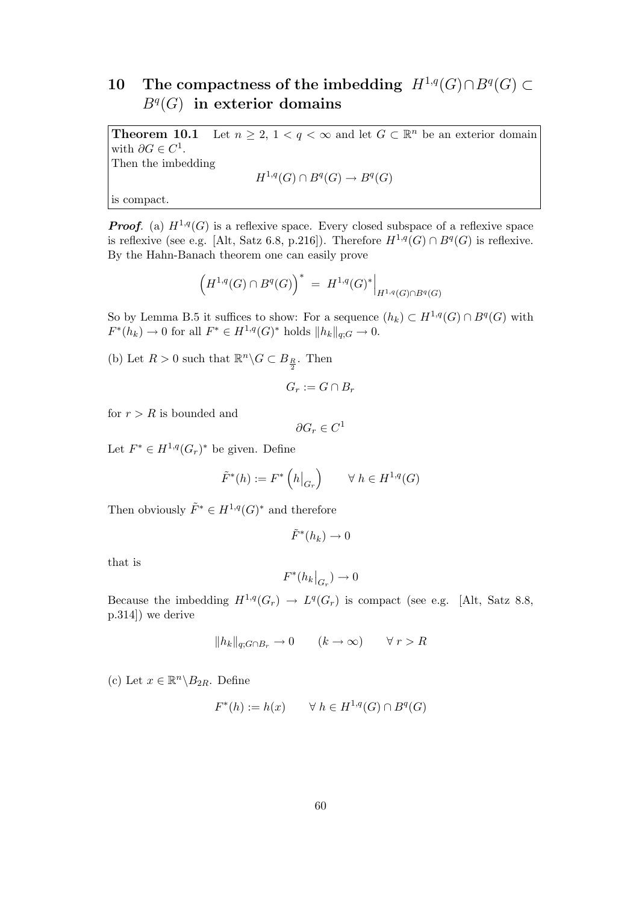# 10 The compactness of the imbedding $H^{1,q}(G) \cap B^q(G) \subset B^q(G)$ in exterior domains

**Theorem 10.1** Let $n \geq 2$, $1 < q < \infty$ and let $G \subset \mathbb{R}^n$ be an exterior domain with $\partial G \in C^1$.
Then the imbedding

$$H^{1,q}(G) \cap B^q(G) \to B^q(G)$$

is compact.

***Proof***. (a) $H^{1,q}(G)$ is a reflexive space. Every closed subspace of a reflexive space is reflexive (see e.g. [Alt, Satz 6.8, p.216]). Therefore $H^{1,q}(G) \cap B^q(G)$ is reflexive. By the Hahn-Banach theorem one can easily prove

$$\left( H^{1,q}(G) \cap B^q(G) \right)^* = H^{1,q}(G)^* \Big|_{H^{1,q}(G) \cap B^q(G)}$$

So by Lemma B.5 it suffices to show: For a sequence $(h_k) \subset H^{1,q}(G) \cap B^q(G)$ with $F^*(h_k) \to 0$ for all $F^* \in H^{1,q}(G)^*$ holds $\|h_k\|_{q;G} \to 0$.

(b) Let $R > 0$ such that $\mathbb{R}^n \backslash G \subset B_{\frac{R}{2}}$. Then

$$G_r := G \cap B_r$$

for $r > R$ is bounded and

$$\partial G_r \in C^1$$

Let $F^* \in H^{1,q}(G_r)^*$ be given. Define

$$\tilde{F}^*(h) := F^* \left( h\big|_{G_r} \right) \qquad \forall\, h \in H^{1,q}(G)$$

Then obviously $\tilde{F}^* \in H^{1,q}(G)^*$ and therefore

$$\tilde{F}^*(h_k) \to 0$$

that is

$$F^*(h_k\big|_{G_r}) \to 0$$

Because the imbedding $H^{1,q}(G_r) \to L^q(G_r)$ is compact (see e.g. [Alt, Satz 8.8, p.314]) we derive

$$\|h_k\|_{q;G \cap B_r} \to 0 \qquad (k \to \infty) \qquad \forall\, r > R$$

(c) Let $x \in \mathbb{R}^n \backslash B_{2R}$. Define

$$F^*(h) := h(x) \qquad \forall\, h \in H^{1,q}(G) \cap B^q(G)$$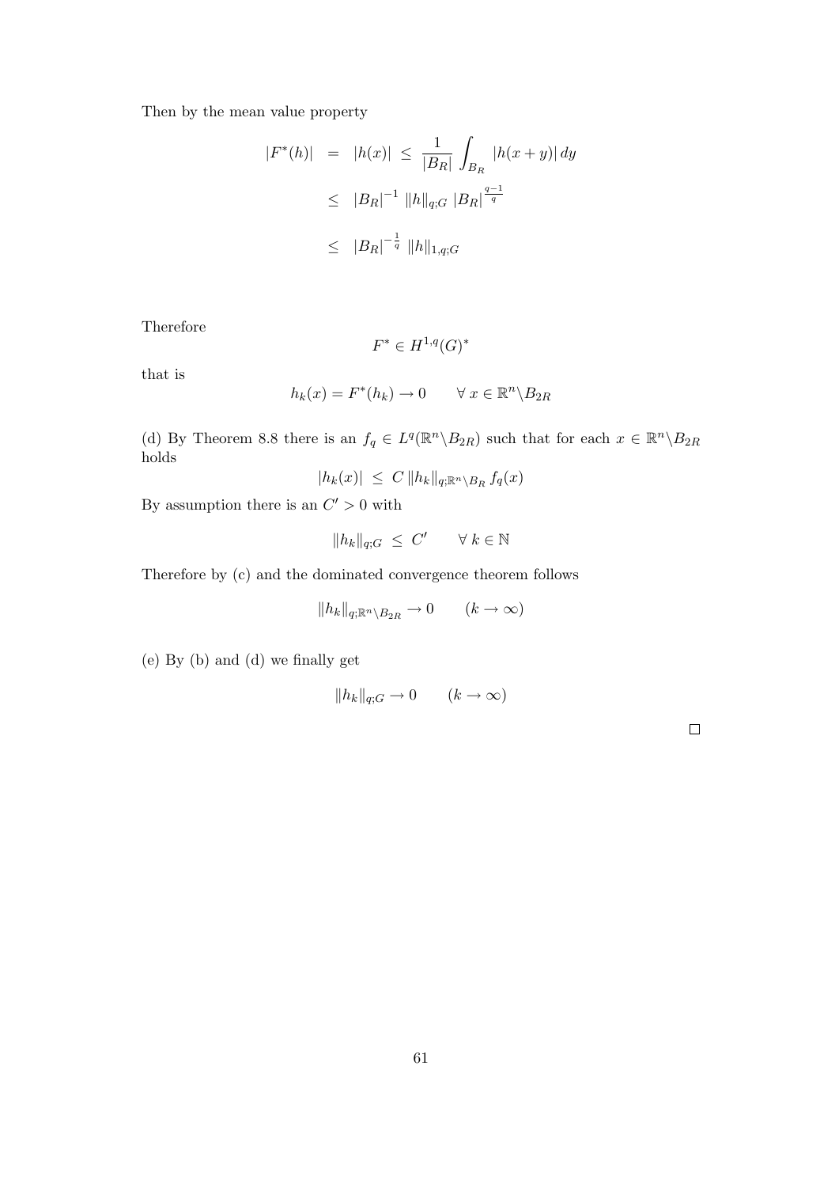Then by the mean value property

$$
\begin{aligned}
|F^*(h)| &= |h(x)| \leq \frac{1}{|B_R|} \int_{B_R} |h(x+y)| \, dy \\
&\leq |B_R|^{-1} \, \|h\|_{q;G} \, |B_R|^{\frac{q-1}{q}} \\
&\leq |B_R|^{-\frac{1}{q}} \, \|h\|_{1,q;G}
\end{aligned}
$$

Therefore

$$
F^* \in H^{1,q}(G)^*
$$

that is

$$
h_k(x) = F^*(h_k) \to 0 \qquad \forall \, x \in \mathbb{R}^n \backslash B_{2R}
$$

(d) By Theorem 8.8 there is an $f_q \in L^q(\mathbb{R}^n \backslash B_{2R})$ such that for each $x \in \mathbb{R}^n \backslash B_{2R}$ holds

$$
|h_k(x)| \leq C \, \|h_k\|_{q;\mathbb{R}^n \backslash B_R} \, f_q(x)
$$

By assumption there is an $C' > 0$ with

$$
\|h_k\|_{q;G} \leq C' \qquad \forall \, k \in \mathbb{N}
$$

Therefore by (c) and the dominated convergence theorem follows

$$
\|h_k\|_{q;\mathbb{R}^n \backslash B_{2R}} \to 0 \qquad (k \to \infty)
$$

(e) By (b) and (d) we finally get

$$
\|h_k\|_{q;G} \to 0 \qquad (k \to \infty)
$$

□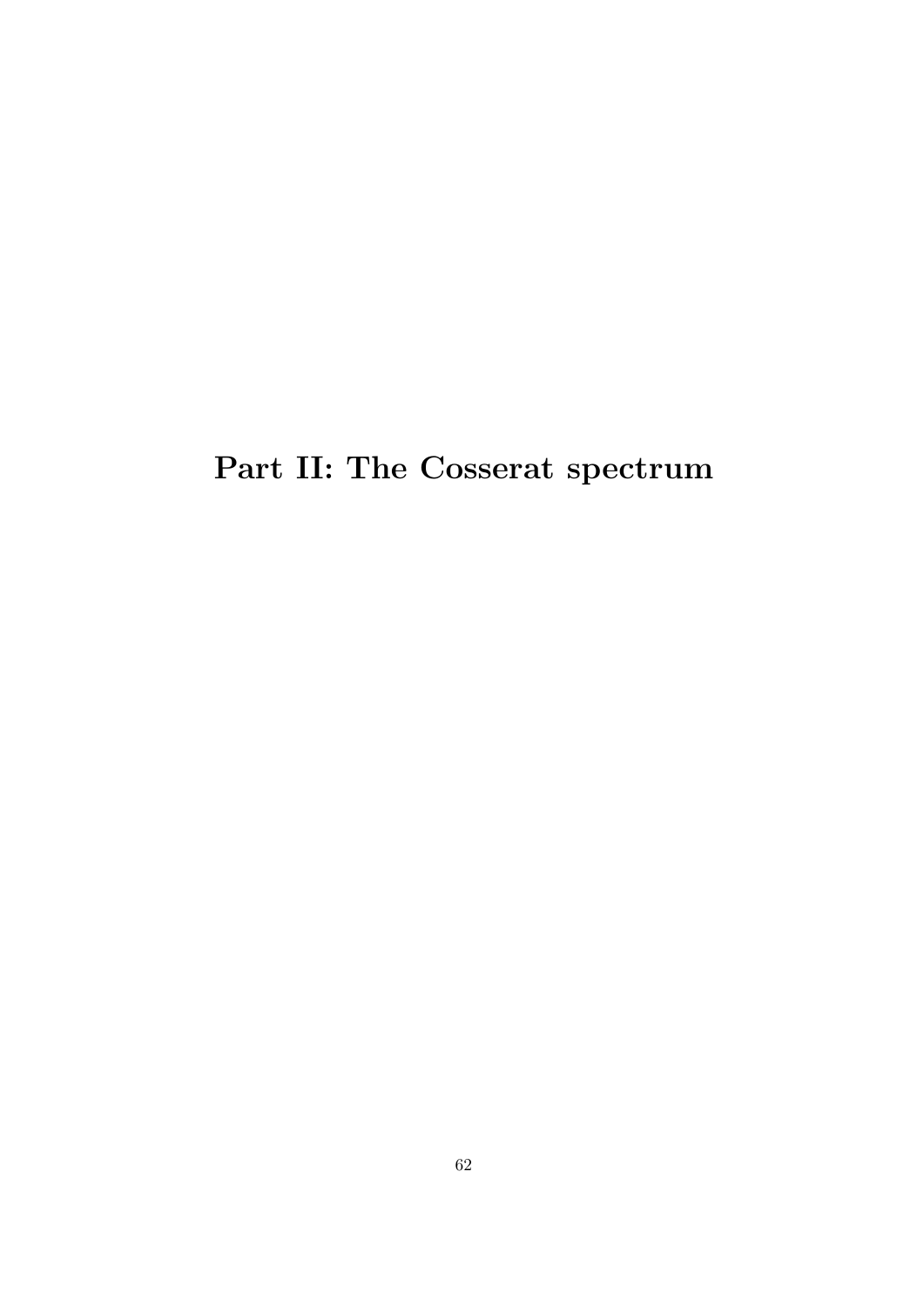# Part II: The Cosserat spectrum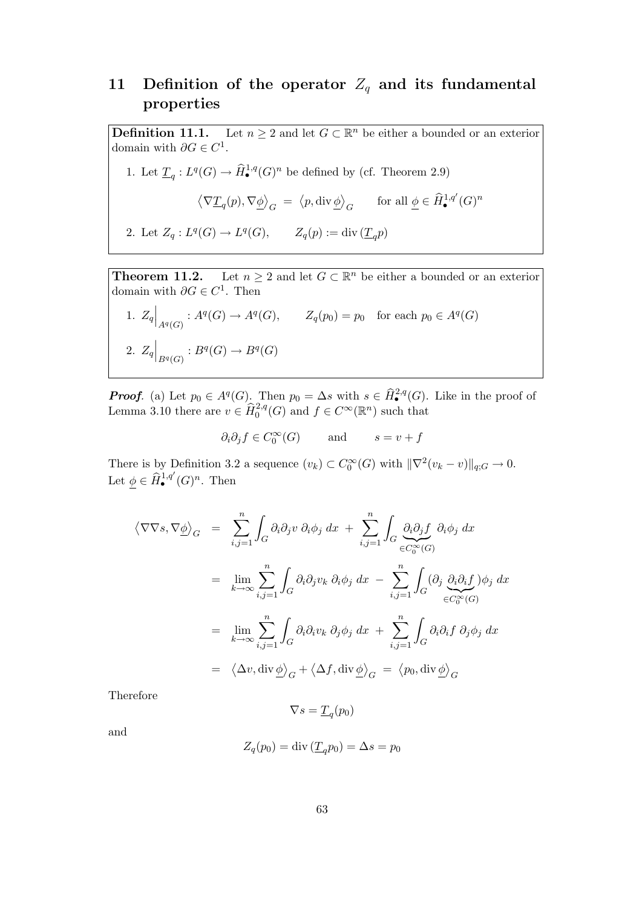# 11 Definition of the operator $Z_q$ and its fundamental properties

**Definition 11.1.** Let $n \geq 2$ and let $G \subset \mathbb{R}^n$ be either a bounded or an exterior domain with $\partial G \in C^1$.

1. Let $\underline{T}_q : L^q(G) \to \widehat{H}_\bullet^{1,q}(G)^n$ be defined by (cf. Theorem 2.9)

$$\left\langle \nabla \underline{T}_q(p), \nabla \underline{\phi} \right\rangle_G \;=\; \left\langle p, \operatorname{div} \underline{\phi} \right\rangle_G \qquad \text{for all } \underline{\phi} \in \widehat{H}_\bullet^{1,q'}(G)^n$$

2. Let $Z_q : L^q(G) \to L^q(G), \qquad Z_q(p) := \operatorname{div}(\underline{T}_q p)$

**Theorem 11.2.** Let $n \geq 2$ and let $G \subset \mathbb{R}^n$ be either a bounded or an exterior domain with $\partial G \in C^1$. Then

1. $Z_q\Big|_{A^q(G)} : A^q(G) \to A^q(G), \qquad Z_q(p_0) = p_0 \quad \text{for each } p_0 \in A^q(G)$

2. $Z_q\Big|_{B^q(G)} : B^q(G) \to B^q(G)$

***Proof.*** (a) Let $p_0 \in A^q(G)$. Then $p_0 = \Delta s$ with $s \in \widehat{H}_\bullet^{2,q}(G)$. Like in the proof of Lemma 3.10 there are $v \in \widehat{H}_0^{2,q}(G)$ and $f \in C^\infty(\mathbb{R}^n)$ such that

$$\partial_i \partial_j f \in C_0^\infty(G) \qquad \text{and} \qquad s = v + f$$

There is by Definition 3.2 a sequence $(v_k) \subset C_0^\infty(G)$ with $\|\nabla^2(v_k - v)\|_{q;G} \to 0$. Let $\underline{\phi} \in \widehat{H}_\bullet^{1,q'}(G)^n$. Then

$$\begin{aligned}
\left\langle \nabla \nabla s, \nabla \underline{\phi} \right\rangle_G &= \sum_{i,j=1}^n \int_G \partial_i \partial_j v \; \partial_i \phi_j \; dx \;+\; \sum_{i,j=1}^n \int_G \underbrace{\partial_i \partial_j f}_{\in C_0^\infty(G)} \; \partial_i \phi_j \; dx \\
&= \lim_{k \to \infty} \sum_{i,j=1}^n \int_G \partial_i \partial_j v_k \; \partial_i \phi_j \; dx \;-\; \sum_{i,j=1}^n \int_G (\partial_j \underbrace{\partial_i \partial_i f}_{\in C_0^\infty(G)}) \phi_j \; dx \\
&= \lim_{k \to \infty} \sum_{i,j=1}^n \int_G \partial_i \partial_i v_k \; \partial_j \phi_j \; dx \;+\; \sum_{i,j=1}^n \int_G \partial_i \partial_i f \; \partial_j \phi_j \; dx \\
&= \left\langle \Delta v, \operatorname{div} \underline{\phi} \right\rangle_G + \left\langle \Delta f, \operatorname{div} \underline{\phi} \right\rangle_G \;=\; \left\langle p_0, \operatorname{div} \underline{\phi} \right\rangle_G
\end{aligned}$$

Therefore

$$\nabla s = \underline{T}_q(p_0)$$

and

$$Z_q(p_0) = \operatorname{div}(\underline{T}_q p_0) = \Delta s = p_0$$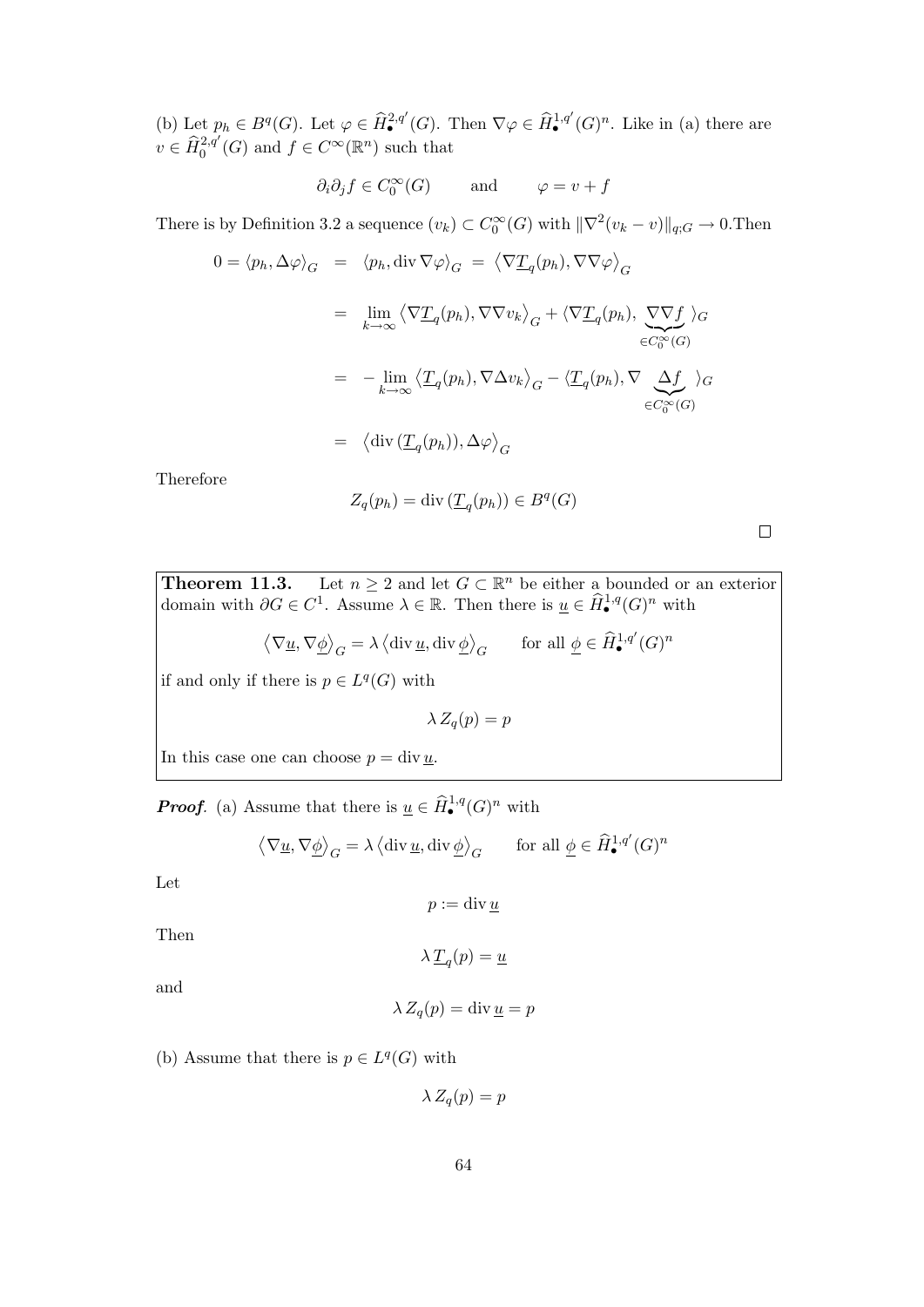(b) Let $p_h \in B^q(G)$. Let $\varphi \in \widehat{H}^{2,q'}_\bullet(G)$. Then $\nabla\varphi \in \widehat{H}^{1,q'}_\bullet(G)^n$. Like in (a) there are $v \in \widehat{H}^{2,q'}_0(G)$ and $f \in C^\infty(\mathbb{R}^n)$ such that

$$\partial_i\partial_j f \in C_0^\infty(G) \qquad \text{and} \qquad \varphi = v + f$$

There is by Definition 3.2 a sequence $(v_k) \subset C_0^\infty(G)$ with $\|\nabla^2(v_k - v)\|_{q;G} \to 0$.Then

$$\begin{aligned}
0 = \langle p_h, \Delta\varphi\rangle_G &= \langle p_h, \operatorname{div}\nabla\varphi\rangle_G = \left\langle \nabla \underline{T}_q(p_h), \nabla\nabla\varphi\right\rangle_G \\
&= \lim_{k\to\infty} \left\langle \nabla \underline{T}_q(p_h), \nabla\nabla v_k\right\rangle_G + \langle \nabla \underline{T}_q(p_h), \underbrace{\nabla\nabla f}_{\in C_0^\infty(G)}\rangle_G \\
&= -\lim_{k\to\infty} \left\langle \underline{T}_q(p_h), \nabla\Delta v_k\right\rangle_G - \langle \underline{T}_q(p_h), \nabla \underbrace{\Delta f}_{\in C_0^\infty(G)}\rangle_G \\
&= \left\langle \operatorname{div}(\underline{T}_q(p_h)), \Delta\varphi\right\rangle_G
\end{aligned}$$

Therefore

$$Z_q(p_h) = \operatorname{div}(\underline{T}_q(p_h)) \in B^q(G)$$

$\square$

**Theorem 11.3.** Let $n \geq 2$ and let $G \subset \mathbb{R}^n$ be either a bounded or an exterior domain with $\partial G \in C^1$. Assume $\lambda \in \mathbb{R}$. Then there is $\underline{u} \in \widehat{H}^{1,q}_\bullet(G)^n$ with

$$\left\langle \nabla\underline{u}, \nabla\underline{\phi}\right\rangle_G = \lambda \left\langle \operatorname{div}\underline{u}, \operatorname{div}\underline{\phi}\right\rangle_G \qquad \text{for all } \underline{\phi} \in \widehat{H}^{1,q'}_\bullet(G)^n$$

if and only if there is $p \in L^q(G)$ with

$$\lambda\, Z_q(p) = p$$

In this case one can choose $p = \operatorname{div}\underline{u}$.

***Proof.*** (a) Assume that there is $\underline{u} \in \widehat{H}^{1,q}_\bullet(G)^n$ with

$$\left\langle \nabla\underline{u}, \nabla\underline{\phi}\right\rangle_G = \lambda \left\langle \operatorname{div}\underline{u}, \operatorname{div}\underline{\phi}\right\rangle_G \qquad \text{for all } \underline{\phi} \in \widehat{H}^{1,q'}_\bullet(G)^n$$

Let

$$p := \operatorname{div}\underline{u}$$

Then

$$\lambda\, \underline{T}_q(p) = \underline{u}$$

and

$$\lambda\, Z_q(p) = \operatorname{div}\underline{u} = p$$

(b) Assume that there is $p \in L^q(G)$ with

$$\lambda\, Z_q(p) = p$$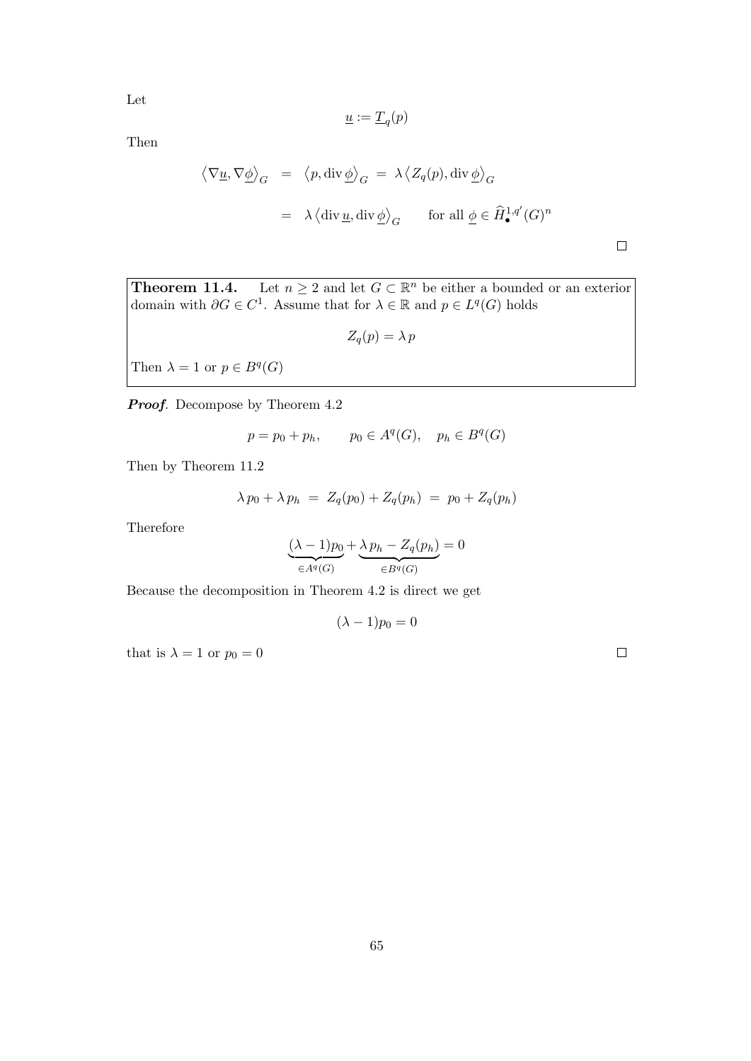Let

$$\underline{u} := \underline{T}_q(p)$$

Then

$$\begin{aligned}
\left\langle \nabla \underline{u}, \nabla \underline{\phi} \right\rangle_G &= \left\langle p, \operatorname{div} \underline{\phi} \right\rangle_G = \lambda \left\langle Z_q(p), \operatorname{div} \underline{\phi} \right\rangle_G \\
&= \lambda \left\langle \operatorname{div} \underline{u}, \operatorname{div} \underline{\phi} \right\rangle_G \qquad \text{for all } \underline{\phi} \in \widehat{H}^{1,q'}_\bullet(G)^n
\end{aligned}$$

$\square$

> **Theorem 11.4.** Let $n \geq 2$ and let $G \subset \mathbb{R}^n$ be either a bounded or an exterior domain with $\partial G \in C^1$. Assume that for $\lambda \in \mathbb{R}$ and $p \in L^q(G)$ holds
>
> $$Z_q(p) = \lambda\, p$$
>
> Then $\lambda = 1$ or $p \in B^q(G)$

***Proof.*** Decompose by Theorem 4.2

$$p = p_0 + p_h, \qquad p_0 \in A^q(G), \quad p_h \in B^q(G)$$

Then by Theorem 11.2

$$\lambda\, p_0 + \lambda\, p_h \;=\; Z_q(p_0) + Z_q(p_h) \;=\; p_0 + Z_q(p_h)$$

Therefore

$$\underbrace{(\lambda - 1)p_0}_{\in A^q(G)} + \underbrace{\lambda\, p_h - Z_q(p_h)}_{\in B^q(G)} = 0$$

Because the decomposition in Theorem 4.2 is direct we get

$$(\lambda - 1)p_0 = 0$$

that is $\lambda = 1$ or $p_0 = 0$ $\square$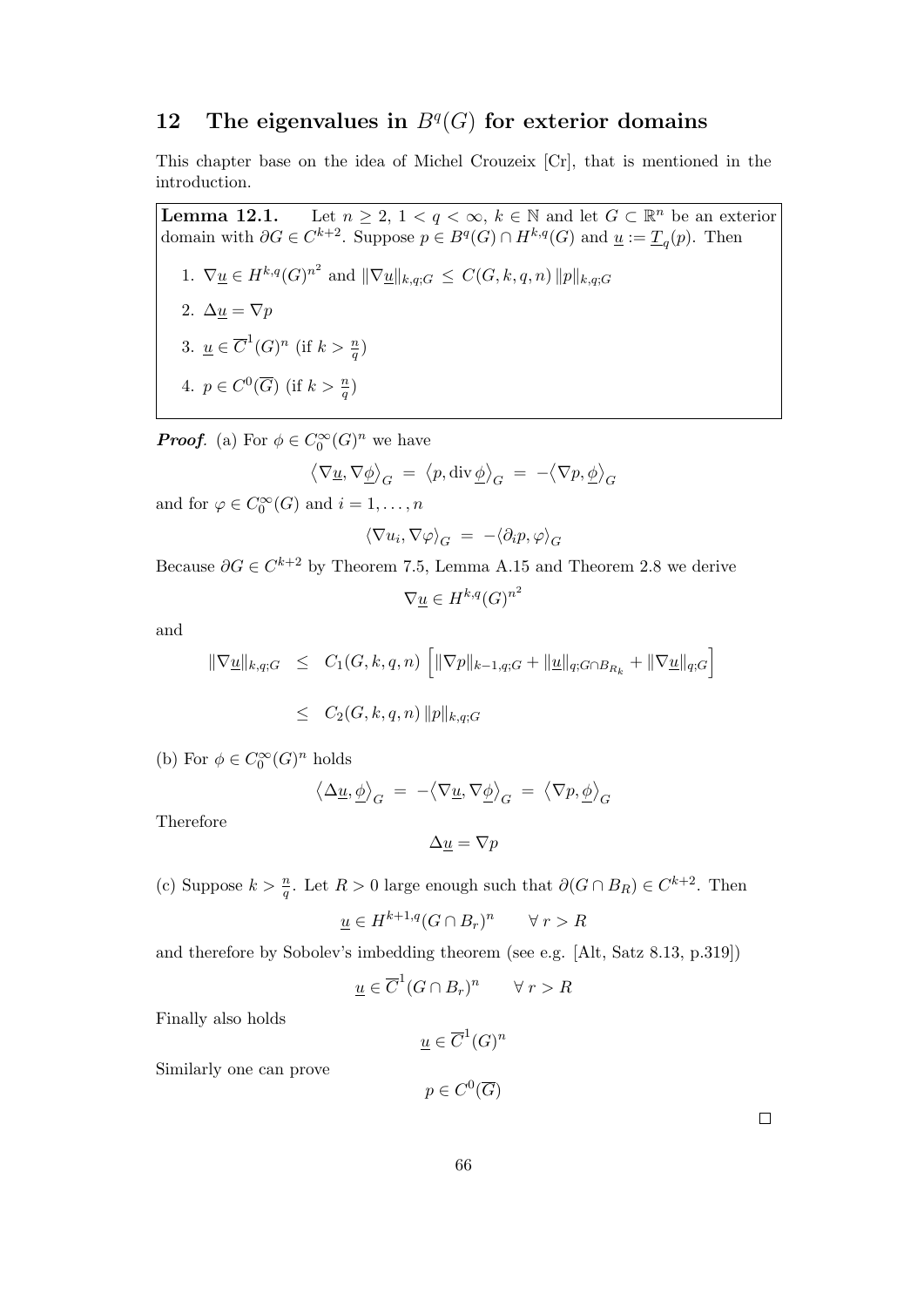## 12 The eigenvalues in $B^q(G)$ for exterior domains

This chapter base on the idea of Michel Crouzeix [Cr], that is mentioned in the introduction.

**Lemma 12.1.** Let $n \geq 2$, $1 < q < \infty$, $k \in \mathbb{N}$ and let $G \subset \mathbb{R}^n$ be an exterior domain with $\partial G \in C^{k+2}$. Suppose $p \in B^q(G) \cap H^{k,q}(G)$ and $\underline{u} := \underline{T}_q(p)$. Then

1. $\nabla \underline{u} \in H^{k,q}(G)^{n^2}$ and $\|\nabla \underline{u}\|_{k,q;G} \leq C(G,k,q,n)\,\|p\|_{k,q;G}$
2. $\Delta \underline{u} = \nabla p$
3. $\underline{u} \in \overline{C}^1(G)^n$ (if $k > \frac{n}{q}$)
4. $p \in C^0(\overline{G})$ (if $k > \frac{n}{q}$)

***Proof.*** (a) For $\phi \in C_0^\infty(G)^n$ we have

$$\langle \nabla \underline{u}, \nabla \underline{\phi} \rangle_G = \langle p, \operatorname{div} \underline{\phi} \rangle_G = -\langle \nabla p, \underline{\phi} \rangle_G$$

and for $\varphi \in C_0^\infty(G)$ and $i = 1, \ldots, n$

$$\langle \nabla u_i, \nabla \varphi \rangle_G = -\langle \partial_i p, \varphi \rangle_G$$

Because $\partial G \in C^{k+2}$ by Theorem 7.5, Lemma A.15 and Theorem 2.8 we derive

$$\nabla \underline{u} \in H^{k,q}(G)^{n^2}$$

and

$$\begin{aligned} \|\nabla \underline{u}\|_{k,q;G} &\leq C_1(G,k,q,n)\left[\|\nabla p\|_{k-1,q;G} + \|\underline{u}\|_{q;G\cap B_{R_k}} + \|\nabla \underline{u}\|_{q;G}\right] \\ &\leq C_2(G,k,q,n)\,\|p\|_{k,q;G} \end{aligned}$$

(b) For $\phi \in C_0^\infty(G)^n$ holds

$$\langle \Delta \underline{u}, \underline{\phi} \rangle_G = -\langle \nabla \underline{u}, \nabla \underline{\phi} \rangle_G = \langle \nabla p, \underline{\phi} \rangle_G$$

Therefore

$$\Delta \underline{u} = \nabla p$$

(c) Suppose $k > \frac{n}{q}$. Let $R > 0$ large enough such that $\partial(G \cap B_R) \in C^{k+2}$. Then

$$\underline{u} \in H^{k+1,q}(G \cap B_r)^n \qquad \forall\, r > R$$

and therefore by Sobolev's imbedding theorem (see e.g. [Alt, Satz 8.13, p.319])

$$\underline{u} \in \overline{C}^1(G \cap B_r)^n \qquad \forall\, r > R$$

Finally also holds

$$\underline{u} \in \overline{C}^1(G)^n$$

Similarly one can prove

$$p \in C^0(\overline{G})$$

□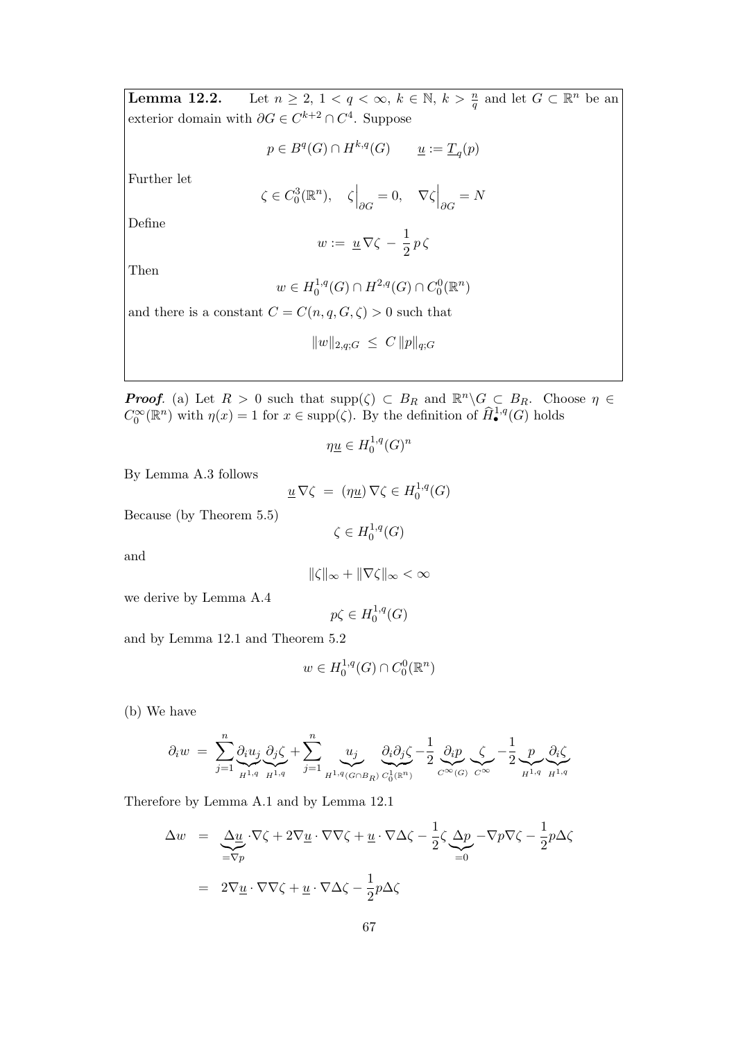**Lemma 12.2.** Let $n \geq 2$, $1 < q < \infty$, $k \in \mathbb{N}$, $k > \frac{n}{q}$ and let $G \subset \mathbb{R}^n$ be an exterior domain with $\partial G \in C^{k+2} \cap C^4$. Suppose

$$p \in B^q(G) \cap H^{k,q}(G) \qquad \underline{u} := \underline{T}_q(p)$$

Further let

$$\zeta \in C_0^3(\mathbb{R}^n), \quad \zeta\Big|_{\partial G} = 0, \quad \nabla\zeta\Big|_{\partial G} = N$$

Define

$$w := \underline{u}\,\nabla\zeta \,-\, \frac{1}{2}\,p\,\zeta$$

Then

$$w \in H_0^{1,q}(G) \cap H^{2,q}(G) \cap C_0^0(\mathbb{R}^n)$$

and there is a constant $C = C(n, q, G, \zeta) > 0$ such that

$$\|w\|_{2,q;G} \;\leq\; C\,\|p\|_{q;G}$$

***Proof***. (a) Let $R > 0$ such that $\mathrm{supp}(\zeta) \subset B_R$ and $\mathbb{R}^n \backslash G \subset B_R$. Choose $\eta \in C_0^\infty(\mathbb{R}^n)$ with $\eta(x) = 1$ for $x \in \mathrm{supp}(\zeta)$. By the definition of $\widehat{H}_\bullet^{1,q}(G)$ holds

$$\eta\underline{u} \in H_0^{1,q}(G)^n$$

By Lemma A.3 follows

$$\underline{u}\,\nabla\zeta \;=\; (\eta\underline{u})\,\nabla\zeta \in H_0^{1,q}(G)$$

Because (by Theorem 5.5)

$$\zeta \in H_0^{1,q}(G)$$

and

$$\|\zeta\|_\infty + \|\nabla\zeta\|_\infty < \infty$$

we derive by Lemma A.4

$$p\zeta \in H_0^{1,q}(G)$$

and by Lemma 12.1 and Theorem 5.2

$$w \in H_0^{1,q}(G) \cap C_0^0(\mathbb{R}^n)$$

(b) We have

$$\partial_i w \;=\; \sum_{j=1}^n \underbrace{\partial_i u_j}_{H^{1,q}} \underbrace{\partial_j \zeta}_{H^{1,q}} + \sum_{j=1}^n \underbrace{u_j}_{H^{1,q}(G\cap B_R)} \underbrace{\partial_i\partial_j\zeta}_{C_0^1(\mathbb{R}^n)} - \frac{1}{2}\underbrace{\partial_i p}_{C^\infty(G)} \underbrace{\zeta}_{C^\infty} - \frac{1}{2}\underbrace{p}_{H^{1,q}} \underbrace{\partial_i\zeta}_{H^{1,q}}$$

Therefore by Lemma A.1 and by Lemma 12.1

$$\begin{aligned}
\Delta w \;&=\; \underbrace{\Delta\underline{u}}_{=\nabla p} \cdot\nabla\zeta + 2\nabla\underline{u}\cdot\nabla\nabla\zeta + \underline{u}\cdot\nabla\Delta\zeta - \frac{1}{2}\zeta\underbrace{\Delta p}_{=0} - \nabla p\nabla\zeta - \frac{1}{2}p\Delta\zeta \\
&=\; 2\nabla\underline{u}\cdot\nabla\nabla\zeta + \underline{u}\cdot\nabla\Delta\zeta - \frac{1}{2}p\Delta\zeta
\end{aligned}$$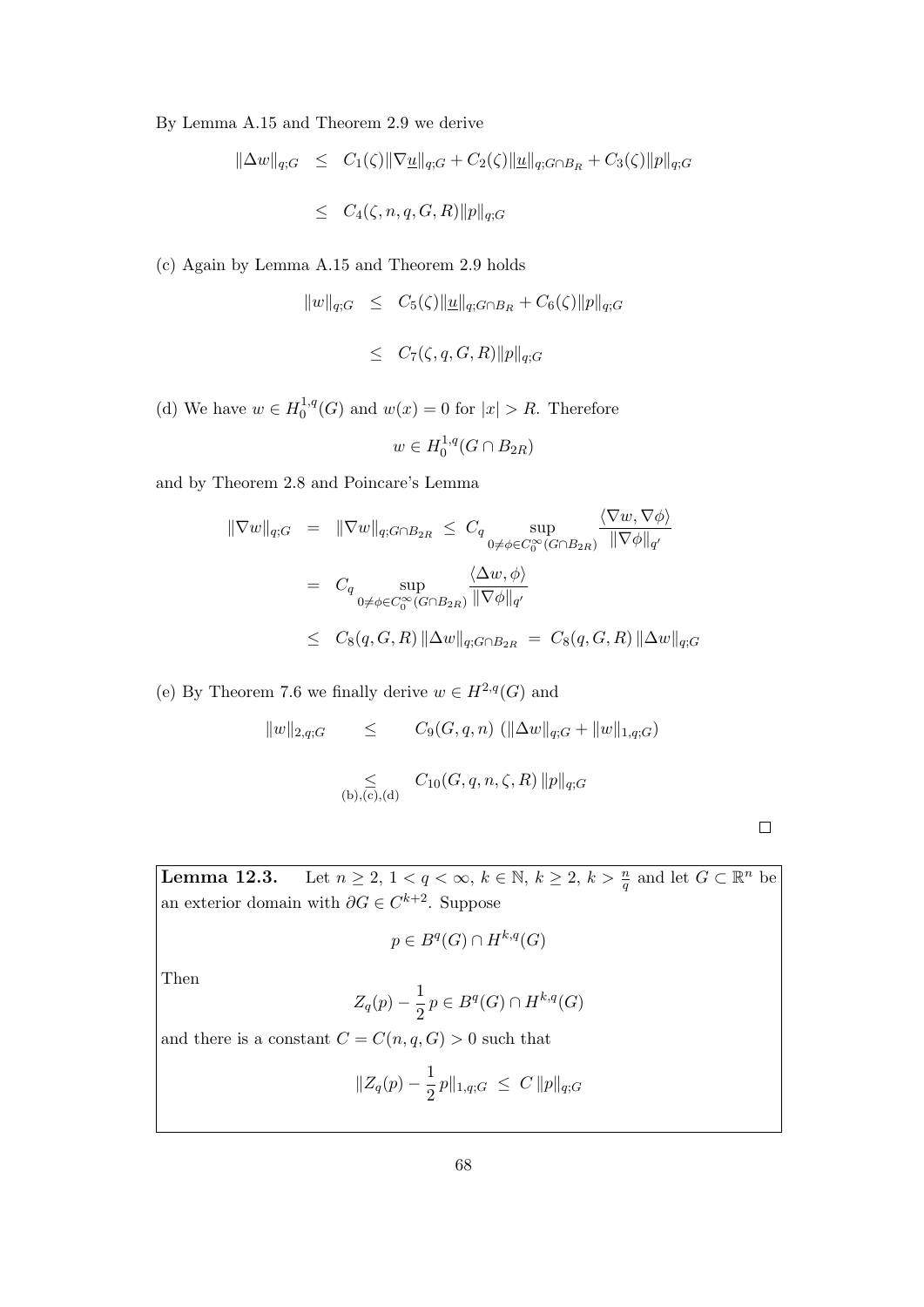By Lemma A.15 and Theorem 2.9 we derive

$$
\begin{aligned}
\|\Delta w\|_{q;G} &\leq C_1(\zeta)\|\nabla \underline{u}\|_{q;G} + C_2(\zeta)\|\underline{u}\|_{q;G\cap B_R} + C_3(\zeta)\|p\|_{q;G} \\
&\leq C_4(\zeta, n, q, G, R)\|p\|_{q;G}
\end{aligned}
$$

(c) Again by Lemma A.15 and Theorem 2.9 holds

$$
\begin{aligned}
\|w\|_{q;G} &\leq C_5(\zeta)\|\underline{u}\|_{q;G\cap B_R} + C_6(\zeta)\|p\|_{q;G} \\
&\leq C_7(\zeta, q, G, R)\|p\|_{q;G}
\end{aligned}
$$

(d) We have $w \in H_0^{1,q}(G)$ and $w(x) = 0$ for $|x| > R$. Therefore

$$
w \in H_0^{1,q}(G \cap B_{2R})
$$

and by Theorem 2.8 and Poincare's Lemma

$$
\begin{aligned}
\|\nabla w\|_{q;G} &= \|\nabla w\|_{q;G\cap B_{2R}} \leq C_q \sup_{0\neq\phi\in C_0^\infty(G\cap B_{2R})} \frac{\langle \nabla w, \nabla \phi\rangle}{\|\nabla \phi\|_{q'}} \\
&= C_q \sup_{0\neq\phi\in C_0^\infty(G\cap B_{2R})} \frac{\langle \Delta w, \phi\rangle}{\|\nabla \phi\|_{q'}} \\
&\leq C_8(q, G, R)\,\|\Delta w\|_{q;G\cap B_{2R}} = C_8(q, G, R)\,\|\Delta w\|_{q;G}
\end{aligned}
$$

(e) By Theorem 7.6 we finally derive $w \in H^{2,q}(G)$ and

$$
\begin{aligned}
\|w\|_{2,q;G} &\leq C_9(G, q, n)\,\left(\|\Delta w\|_{q;G} + \|w\|_{1,q;G}\right) \\
&\underset{\text{(b),(c),(d)}}{\leq} C_{10}(G, q, n, \zeta, R)\,\|p\|_{q;G}
\end{aligned}
$$

$\square$

**Lemma 12.3.** Let $n \geq 2$, $1 < q < \infty$, $k \in \mathbb{N}$, $k \geq 2$, $k > \frac{n}{q}$ and let $G \subset \mathbb{R}^n$ be an exterior domain with $\partial G \in C^{k+2}$. Suppose

$$
p \in B^q(G) \cap H^{k,q}(G)
$$

Then

$$
Z_q(p) - \frac{1}{2}\,p \in B^q(G) \cap H^{k,q}(G)
$$

and there is a constant $C = C(n, q, G) > 0$ such that

$$
\|Z_q(p) - \frac{1}{2}\,p\|_{1,q;G} \leq C\,\|p\|_{q;G}
$$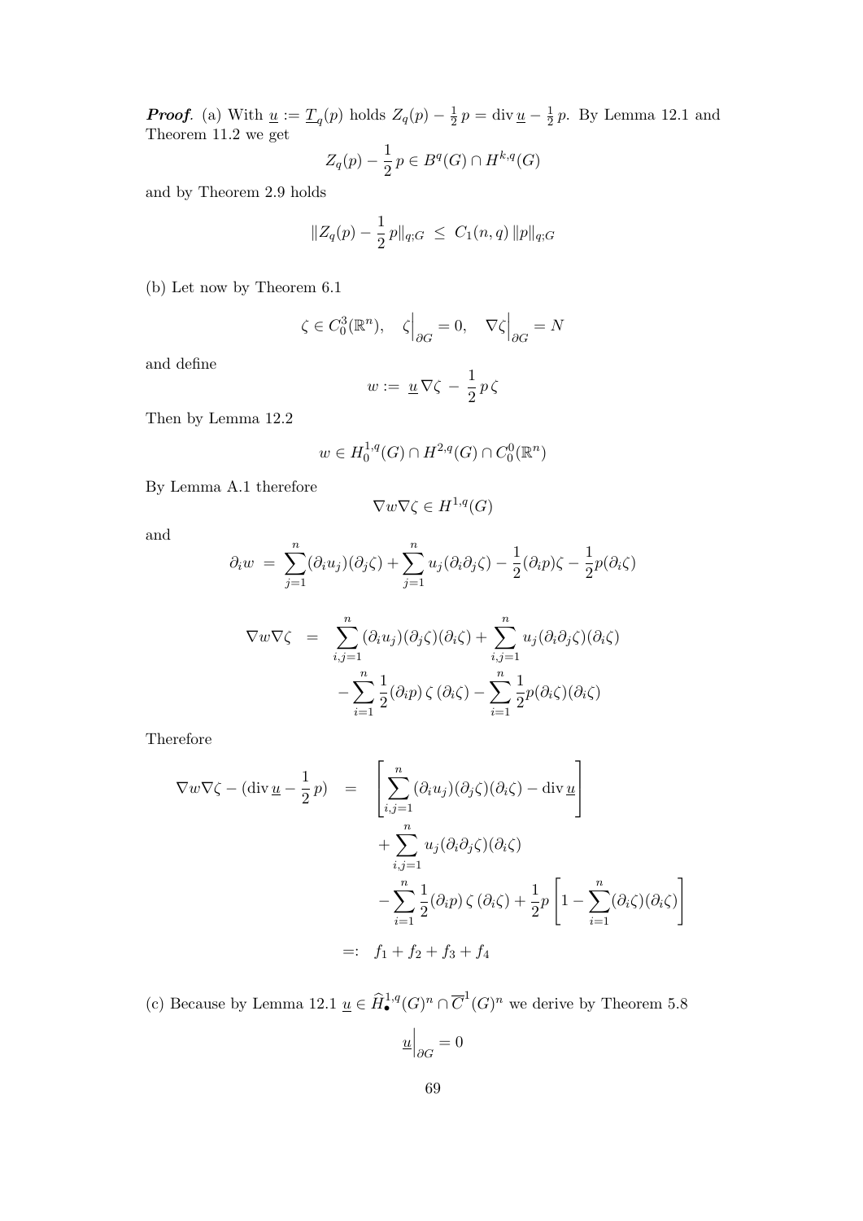***Proof***. (a) With $\underline{u} := \underline{T}_q(p)$ holds $Z_q(p) - \frac{1}{2}\,p = \operatorname{div}\underline{u} - \frac{1}{2}\,p$. By Lemma 12.1 and Theorem 11.2 we get

$$Z_q(p) - \frac{1}{2}\,p \in B^q(G) \cap H^{k,q}(G)$$

and by Theorem 2.9 holds

$$\|Z_q(p) - \frac{1}{2}\,p\|_{q;G} \;\leq\; C_1(n,q)\,\|p\|_{q;G}$$

(b) Let now by Theorem 6.1

$$\zeta \in C_0^3(\mathbb{R}^n), \quad \zeta\Big|_{\partial G} = 0, \quad \nabla\zeta\Big|_{\partial G} = N$$

and define

$$w := \;\underline{u}\,\nabla\zeta \;-\; \frac{1}{2}\,p\,\zeta$$

Then by Lemma 12.2

$$w \in H_0^{1,q}(G) \cap H^{2,q}(G) \cap C_0^0(\mathbb{R}^n)$$

By Lemma A.1 therefore

$$\nabla w \nabla\zeta \in H^{1,q}(G)$$

and

$$\partial_i w \;=\; \sum_{j=1}^n (\partial_i u_j)(\partial_j \zeta) + \sum_{j=1}^n u_j(\partial_i\partial_j\zeta) - \frac{1}{2}(\partial_i p)\zeta - \frac{1}{2}p(\partial_i\zeta)$$

$$\begin{aligned}
\nabla w \nabla \zeta \;\; &= \;\; \sum_{i,j=1}^n (\partial_i u_j)(\partial_j\zeta)(\partial_i\zeta) + \sum_{i,j=1}^n u_j(\partial_i\partial_j\zeta)(\partial_i\zeta) \\
&\quad - \sum_{i=1}^n \frac{1}{2}(\partial_i p)\,\zeta\,(\partial_i\zeta) - \sum_{i=1}^n \frac{1}{2}p(\partial_i\zeta)(\partial_i\zeta)
\end{aligned}$$

Therefore

$$\begin{aligned}
\nabla w\nabla\zeta - (\operatorname{div}\underline{u} - \frac{1}{2}\,p) \;\; &= \;\; \left[\sum_{i,j=1}^n (\partial_i u_j)(\partial_j\zeta)(\partial_i\zeta) - \operatorname{div}\underline{u}\right] \\
&\quad + \sum_{i,j=1}^n u_j(\partial_i\partial_j\zeta)(\partial_i\zeta) \\
&\quad - \sum_{i=1}^n \frac{1}{2}(\partial_i p)\,\zeta\,(\partial_i\zeta) + \frac{1}{2}p\left[1 - \sum_{i=1}^n (\partial_i\zeta)(\partial_i\zeta)\right] \\
&=: \;\; f_1 + f_2 + f_3 + f_4
\end{aligned}$$

(c) Because by Lemma 12.1 $\underline{u} \in \widehat{H}_{\bullet}^{1,q}(G)^n \cap \overline{C}^1(G)^n$ we derive by Theorem 5.8

$$\underline{u}\Big|_{\partial G} = 0$$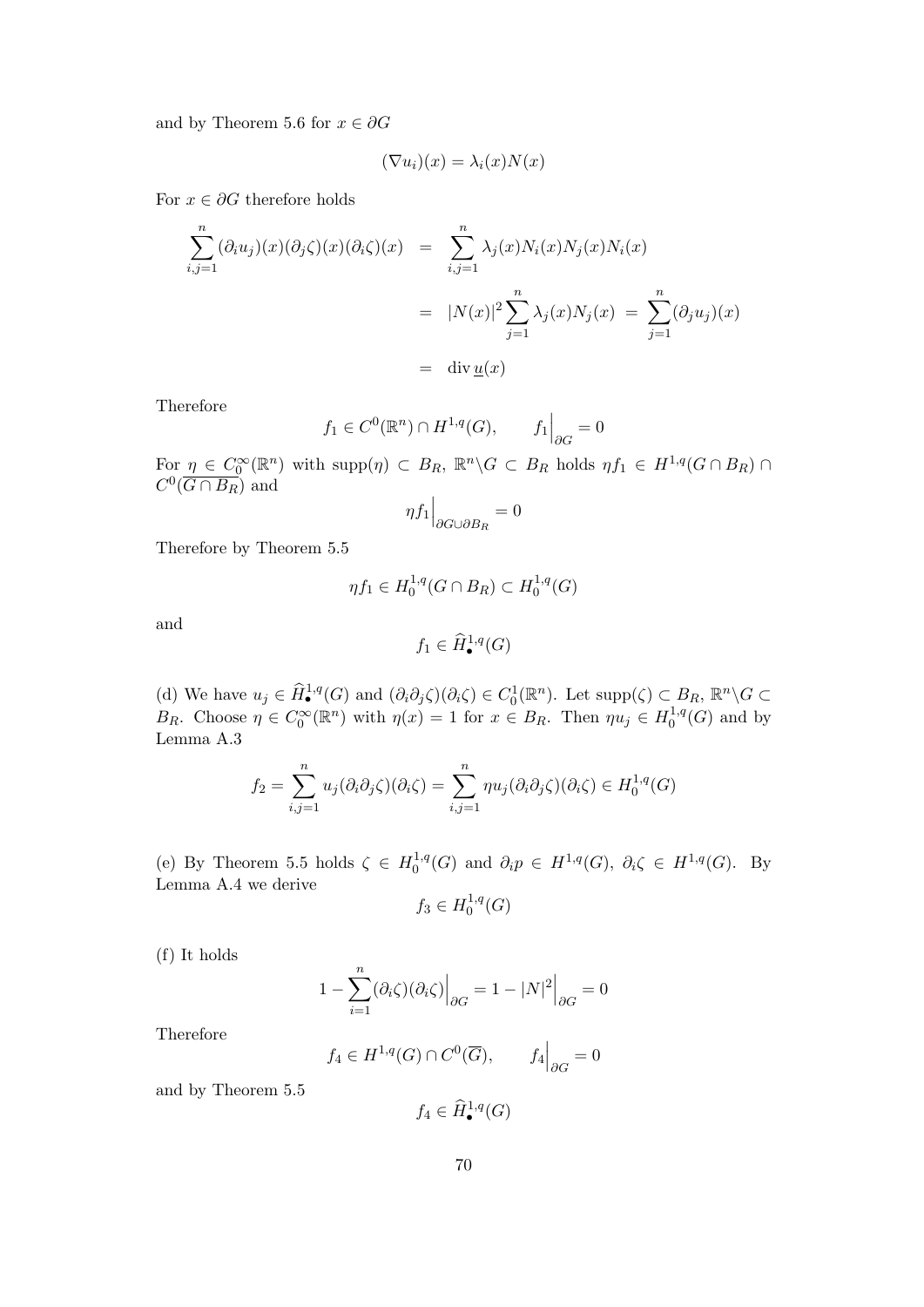and by Theorem 5.6 for $x \in \partial G$

$$(\nabla u_i)(x) = \lambda_i(x) N(x)$$

For $x \in \partial G$ therefore holds

$$\begin{aligned}
\sum_{i,j=1}^{n} (\partial_i u_j)(x)(\partial_j \zeta)(x)(\partial_i \zeta)(x) &= \sum_{i,j=1}^{n} \lambda_j(x) N_i(x) N_j(x) N_i(x) \\
&= |N(x)|^2 \sum_{j=1}^{n} \lambda_j(x) N_j(x) \;=\; \sum_{j=1}^{n} (\partial_j u_j)(x) \\
&= \operatorname{div} \underline{u}(x)
\end{aligned}$$

Therefore

$$f_1 \in C^0(\mathbb{R}^n) \cap H^{1,q}(G), \qquad f_1\Big|_{\partial G} = 0$$

For $\eta \in C_0^\infty(\mathbb{R}^n)$ with $\operatorname{supp}(\eta) \subset B_R$, $\mathbb{R}^n \backslash G \subset B_R$ holds $\eta f_1 \in H^{1,q}(G \cap B_R) \cap C^0(\overline{G \cap B_R})$ and

$$\eta f_1\Big|_{\partial G \cup \partial B_R} = 0$$

Therefore by Theorem 5.5

$$\eta f_1 \in H_0^{1,q}(G \cap B_R) \subset H_0^{1,q}(G)$$

and

$$f_1 \in \widehat{H}_\bullet^{1,q}(G)$$

(d) We have $u_j \in \widehat{H}_\bullet^{1,q}(G)$ and $(\partial_i \partial_j \zeta)(\partial_i \zeta) \in C_0^1(\mathbb{R}^n)$. Let $\operatorname{supp}(\zeta) \subset B_R$, $\mathbb{R}^n \backslash G \subset B_R$. Choose $\eta \in C_0^\infty(\mathbb{R}^n)$ with $\eta(x) = 1$ for $x \in B_R$. Then $\eta u_j \in H_0^{1,q}(G)$ and by Lemma A.3

$$f_2 = \sum_{i,j=1}^{n} u_j (\partial_i \partial_j \zeta)(\partial_i \zeta) = \sum_{i,j=1}^{n} \eta u_j (\partial_i \partial_j \zeta)(\partial_i \zeta) \in H_0^{1,q}(G)$$

(e) By Theorem 5.5 holds $\zeta \in H_0^{1,q}(G)$ and $\partial_i p \in H^{1,q}(G)$, $\partial_i \zeta \in H^{1,q}(G)$. By Lemma A.4 we derive

$$f_3 \in H_0^{1,q}(G)$$

(f) It holds

$$1 - \sum_{i=1}^{n} (\partial_i \zeta)(\partial_i \zeta)\Big|_{\partial G} = 1 - |N|^2\Big|_{\partial G} = 0$$

Therefore

$$f_4 \in H^{1,q}(G) \cap C^0(\overline{G}), \qquad f_4\Big|_{\partial G} = 0$$

and by Theorem 5.5

$$f_4 \in \widehat{H}_\bullet^{1,q}(G)$$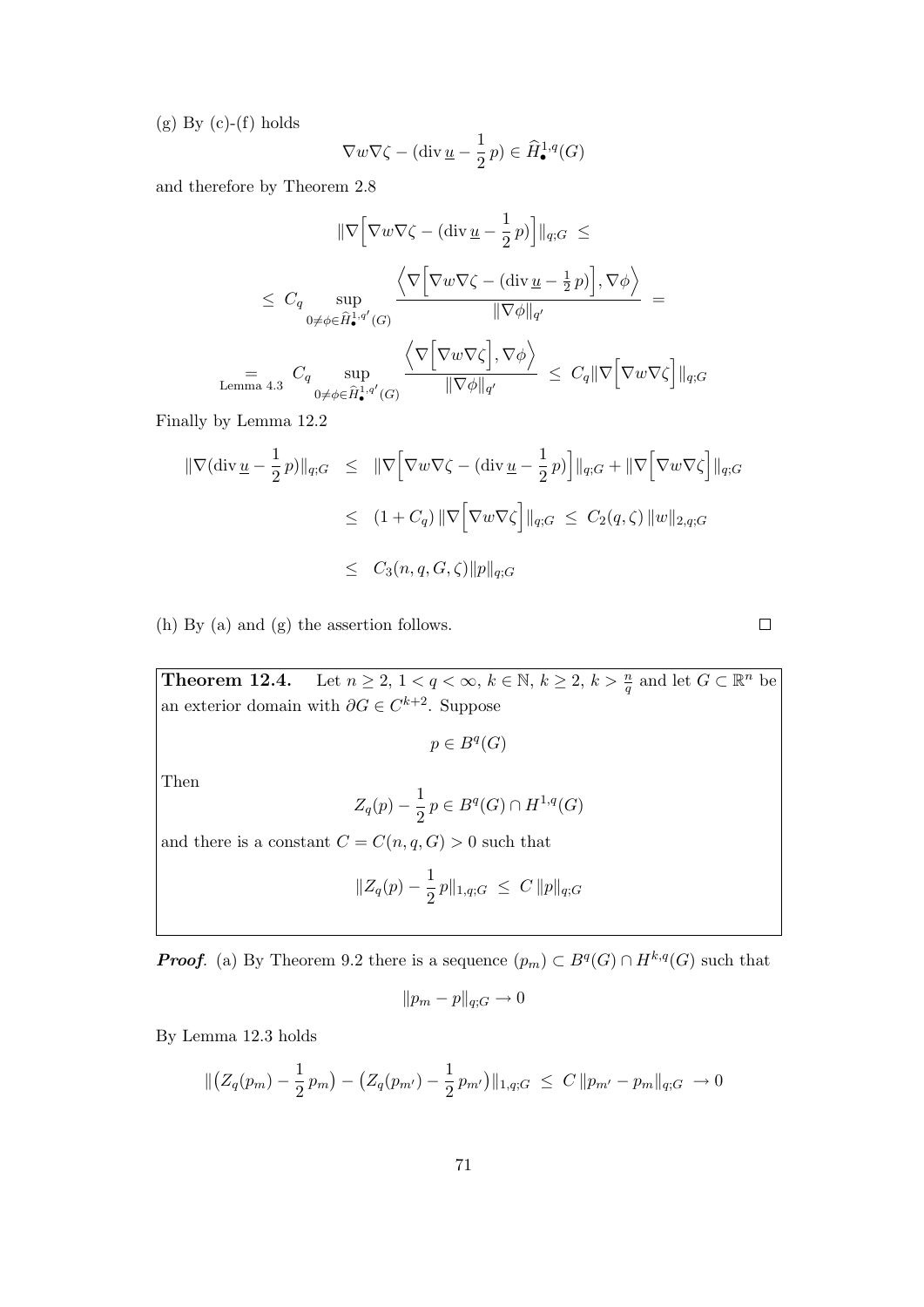(g) By (c)-(f) holds

$$\nabla w \nabla \zeta - (\operatorname{div} \underline{u} - \frac{1}{2}\, p) \in \widehat{H}^{1,q}_{\bullet}(G)$$

and therefore by Theorem 2.8

$$\|\nabla \Big[ \nabla w \nabla \zeta - (\operatorname{div} \underline{u} - \frac{1}{2}\, p) \Big] \|_{q;G} \;\leq$$

$$\leq \; C_q \sup_{0 \neq \phi \in \widehat{H}^{1,q'}_{\bullet}(G)} \frac{\Big\langle \nabla \Big[ \nabla w \nabla \zeta - (\operatorname{div} \underline{u} - \frac{1}{2}\, p) \Big], \nabla \phi \Big\rangle}{\|\nabla \phi\|_{q'}} \;=$$

$$\underset{\text{Lemma 4.3}}{=} \; C_q \sup_{0 \neq \phi \in \widehat{H}^{1,q'}_{\bullet}(G)} \frac{\Big\langle \nabla \Big[ \nabla w \nabla \zeta \Big], \nabla \phi \Big\rangle}{\|\nabla \phi\|_{q'}} \;\leq\; C_q \|\nabla \Big[ \nabla w \nabla \zeta \Big] \|_{q;G}$$

Finally by Lemma 12.2

$$\begin{aligned}
\|\nabla (\operatorname{div} \underline{u} - \frac{1}{2}\, p)\|_{q;G} \;&\leq\; \|\nabla \Big[ \nabla w \nabla \zeta - (\operatorname{div} \underline{u} - \frac{1}{2}\, p) \Big] \|_{q;G} + \|\nabla \Big[ \nabla w \nabla \zeta \Big] \|_{q;G} \\
&\leq\; (1 + C_q)\, \|\nabla \Big[ \nabla w \nabla \zeta \Big] \|_{q;G} \;\leq\; C_2(q, \zeta)\, \|w\|_{2,q;G} \\
&\leq\; C_3(n, q, G, \zeta) \|p\|_{q;G}
\end{aligned}$$

(h) By (a) and (g) the assertion follows. $\square$

**Theorem 12.4.** Let $n \geq 2$, $1 < q < \infty$, $k \in \mathbb{N}$, $k \geq 2$, $k > \frac{n}{q}$ and let $G \subset \mathbb{R}^n$ be an exterior domain with $\partial G \in C^{k+2}$. Suppose

$$p \in B^q(G)$$

Then

$$Z_q(p) - \frac{1}{2}\, p \in B^q(G) \cap H^{1,q}(G)$$

and there is a constant $C = C(n, q, G) > 0$ such that

$$\|Z_q(p) - \frac{1}{2}\, p\|_{1,q;G} \;\leq\; C\, \|p\|_{q;G}$$

***Proof*.** (a) By Theorem 9.2 there is a sequence $(p_m) \subset B^q(G) \cap H^{k,q}(G)$ such that

$$\|p_m - p\|_{q;G} \to 0$$

By Lemma 12.3 holds

$$\|\big(Z_q(p_m) - \frac{1}{2}\, p_m\big) - \big(Z_q(p_{m'}) - \frac{1}{2}\, p_{m'}\big)\|_{1,q;G} \;\leq\; C\, \|p_{m'} - p_m\|_{q;G} \;\to 0$$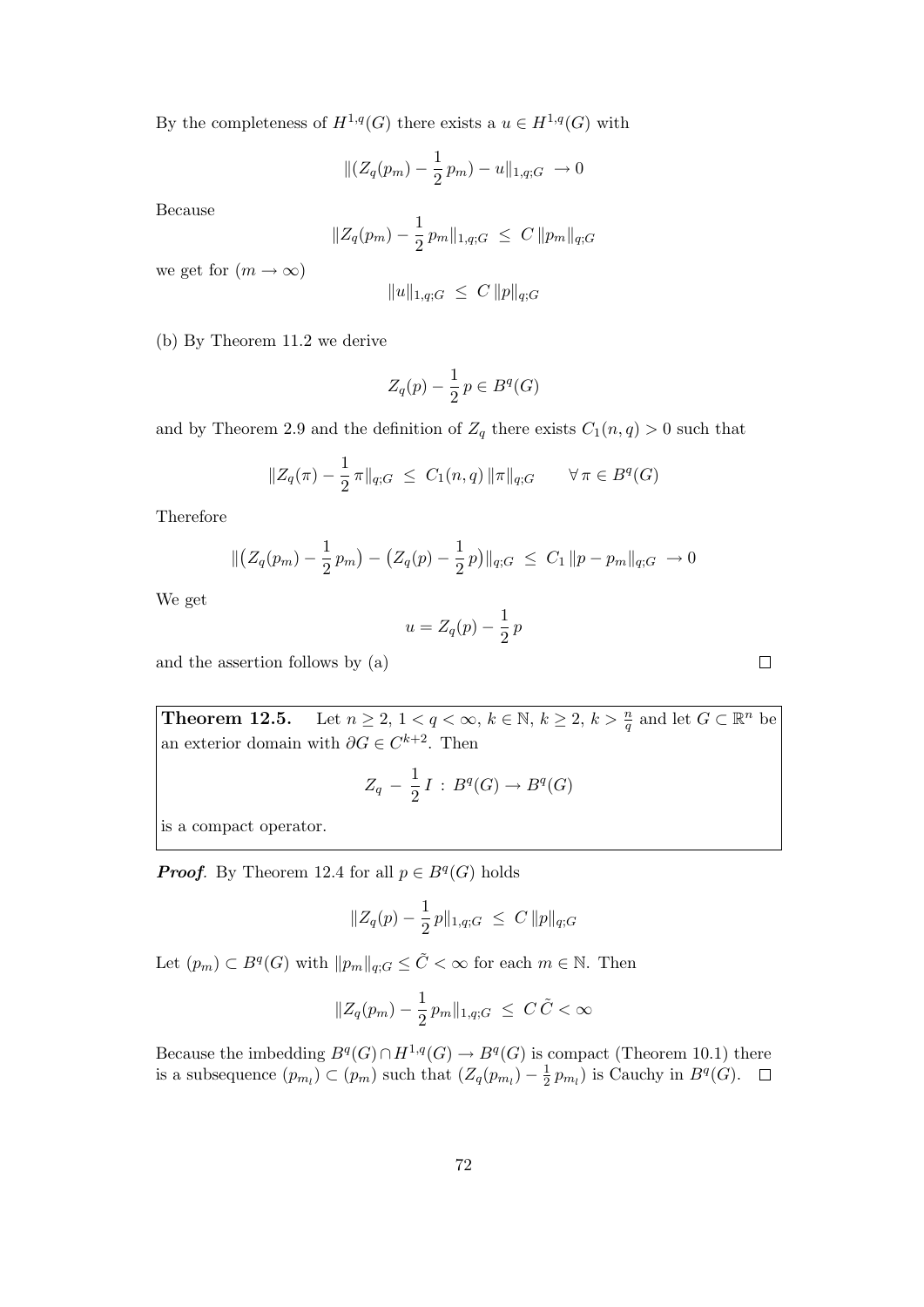By the completeness of $H^{1,q}(G)$ there exists a $u \in H^{1,q}(G)$ with

$$\|(Z_q(p_m) - \frac{1}{2}\,p_m) - u\|_{1,q;G} \;\to 0$$

Because

$$\|Z_q(p_m) - \frac{1}{2}\,p_m\|_{1,q;G} \;\leq\; C\,\|p_m\|_{q;G}$$

we get for $(m \to \infty)$

$$\|u\|_{1,q;G} \;\leq\; C\,\|p\|_{q;G}$$

(b) By Theorem 11.2 we derive

$$Z_q(p) - \frac{1}{2}\,p \in B^q(G)$$

and by Theorem 2.9 and the definition of $Z_q$ there exists $C_1(n,q) > 0$ such that

$$\|Z_q(\pi) - \frac{1}{2}\,\pi\|_{q;G} \;\leq\; C_1(n,q)\,\|\pi\|_{q;G} \qquad \forall\,\pi \in B^q(G)$$

Therefore

$$\|\big(Z_q(p_m) - \frac{1}{2}\,p_m\big) - \big(Z_q(p) - \frac{1}{2}\,p\big)\|_{q;G} \;\leq\; C_1\,\|p - p_m\|_{q;G} \;\to 0$$

We get

$$u = Z_q(p) - \frac{1}{2}\,p$$

and the assertion follows by (a) $\square$

**Theorem 12.5.** Let $n \geq 2$, $1 < q < \infty$, $k \in \mathbb{N}$, $k \geq 2$, $k > \frac{n}{q}$ and let $G \subset \mathbb{R}^n$ be an exterior domain with $\partial G \in C^{k+2}$. Then

$$Z_q \;-\; \frac{1}{2}\,I \;:\; B^q(G) \to B^q(G)$$

is a compact operator.

***Proof.*** By Theorem 12.4 for all $p \in B^q(G)$ holds

$$\|Z_q(p) - \frac{1}{2}\,p\|_{1,q;G} \;\leq\; C\,\|p\|_{q;G}$$

Let $(p_m) \subset B^q(G)$ with $\|p_m\|_{q;G} \leq \tilde{C} < \infty$ for each $m \in \mathbb{N}$. Then

$$\|Z_q(p_m) - \frac{1}{2}\,p_m\|_{1,q;G} \;\leq\; C\,\tilde{C} < \infty$$

Because the imbedding $B^q(G) \cap H^{1,q}(G) \to B^q(G)$ is compact (Theorem 10.1) there is a subsequence $(p_{m_l}) \subset (p_m)$ such that $(Z_q(p_{m_l}) - \frac{1}{2}\,p_{m_l})$ is Cauchy in $B^q(G)$. $\square$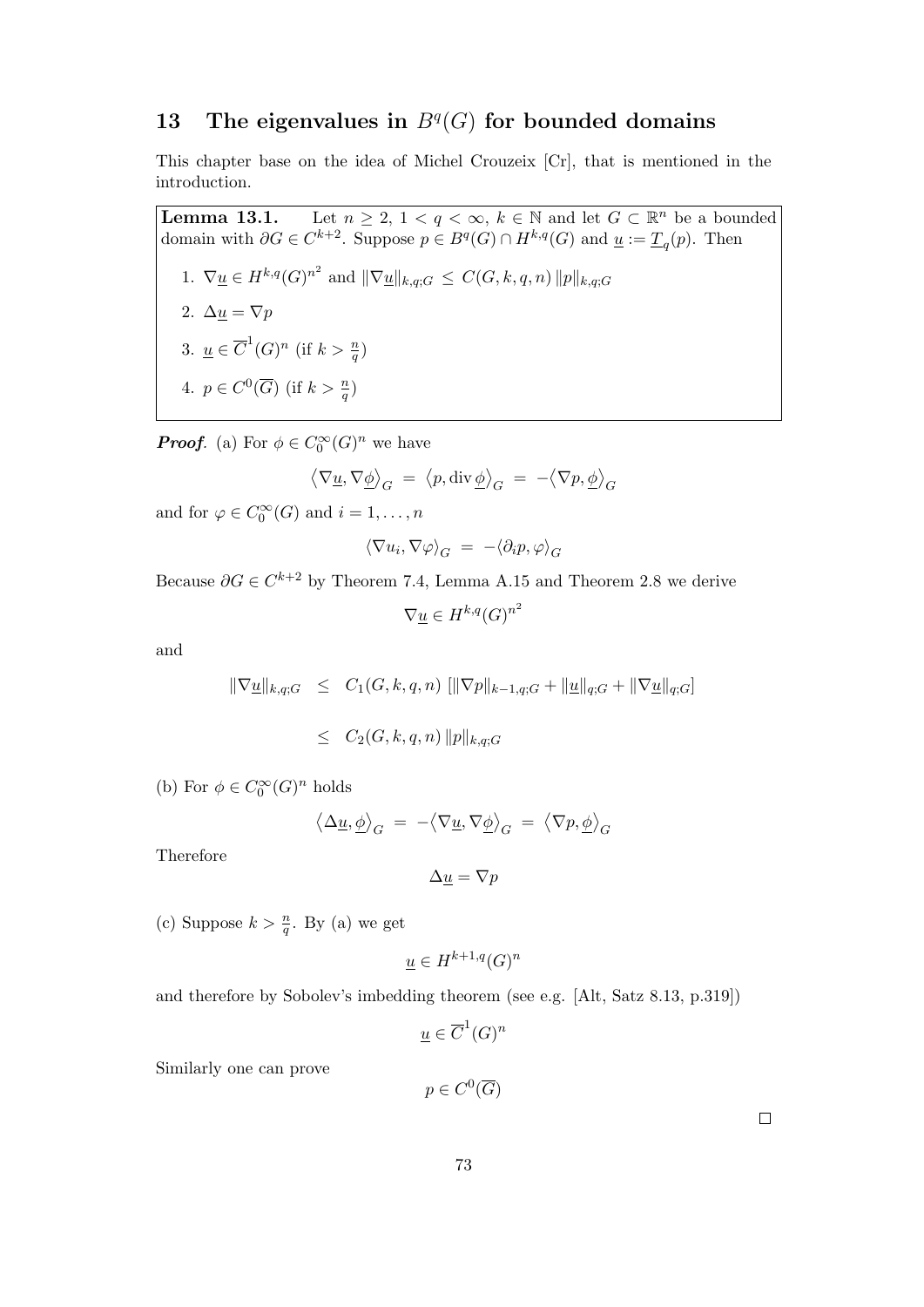# 13 The eigenvalues in $B^q(G)$ for bounded domains

This chapter base on the idea of Michel Crouzeix [Cr], that is mentioned in the introduction.

**Lemma 13.1.** Let $n \geq 2$, $1 < q < \infty$, $k \in \mathbb{N}$ and let $G \subset \mathbb{R}^n$ be a bounded domain with $\partial G \in C^{k+2}$. Suppose $p \in B^q(G) \cap H^{k,q}(G)$ and $\underline{u} := \underline{T}_q(p)$. Then

1. $\nabla \underline{u} \in H^{k,q}(G)^{n^2}$ and $\|\nabla \underline{u}\|_{k,q;G} \leq C(G,k,q,n)\, \|p\|_{k,q;G}$
2. $\Delta \underline{u} = \nabla p$
3. $\underline{u} \in \overline{C}^1(G)^n$ (if $k > \frac{n}{q}$)
4. $p \in C^0(\overline{G})$ (if $k > \frac{n}{q}$)

***Proof***. (a) For $\phi \in C_0^\infty(G)^n$ we have

$$\langle \nabla \underline{u}, \nabla \underline{\phi} \rangle_G \;=\; \langle p, \operatorname{div} \underline{\phi} \rangle_G \;=\; -\langle \nabla p, \underline{\phi} \rangle_G$$

and for $\varphi \in C_0^\infty(G)$ and $i = 1, \ldots, n$

$$\langle \nabla u_i, \nabla \varphi \rangle_G \;=\; -\langle \partial_i p, \varphi \rangle_G$$

Because $\partial G \in C^{k+2}$ by Theorem 7.4, Lemma A.15 and Theorem 2.8 we derive

$$\nabla \underline{u} \in H^{k,q}(G)^{n^2}$$

and

$$\begin{aligned}
\|\nabla \underline{u}\|_{k,q;G} \;&\leq\; C_1(G,k,q,n)\; [\|\nabla p\|_{k-1,q;G} + \|\underline{u}\|_{q;G} + \|\nabla \underline{u}\|_{q;G}] \\
&\leq\; C_2(G,k,q,n)\, \|p\|_{k,q;G}
\end{aligned}$$

(b) For $\phi \in C_0^\infty(G)^n$ holds

$$\langle \Delta \underline{u}, \underline{\phi} \rangle_G \;=\; -\langle \nabla \underline{u}, \nabla \underline{\phi} \rangle_G \;=\; \langle \nabla p, \underline{\phi} \rangle_G$$

Therefore

$$\Delta \underline{u} = \nabla p$$

(c) Suppose $k > \frac{n}{q}$. By (a) we get

$$\underline{u} \in H^{k+1,q}(G)^n$$

and therefore by Sobolev's imbedding theorem (see e.g. [Alt, Satz 8.13, p.319])

$$\underline{u} \in \overline{C}^1(G)^n$$

Similarly one can prove

$$p \in C^0(\overline{G})$$

$\square$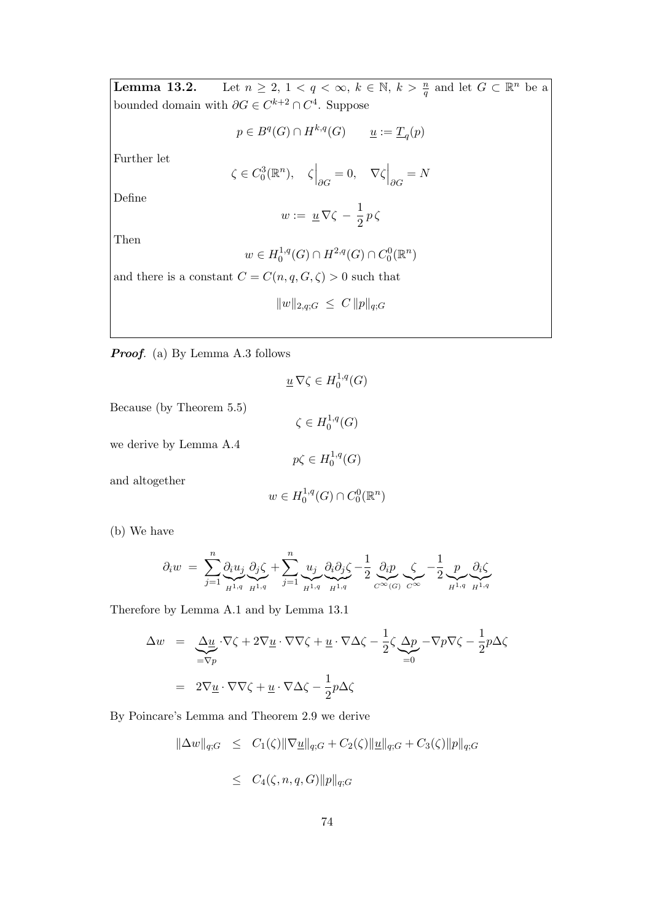**Lemma 13.2.** Let $n \geq 2$, $1 < q < \infty$, $k \in \mathbb{N}$, $k > \frac{n}{q}$ and let $G \subset \mathbb{R}^n$ be a bounded domain with $\partial G \in C^{k+2} \cap C^4$. Suppose

$$p \in B^q(G) \cap H^{k,q}(G) \qquad \underline{u} := \underline{T}_q(p)$$

Further let

$$\zeta \in C_0^3(\mathbb{R}^n), \quad \zeta\Big|_{\partial G} = 0, \quad \nabla\zeta\Big|_{\partial G} = N$$

Define

$$w := \underline{u}\,\nabla\zeta - \frac{1}{2}\,p\,\zeta$$

Then

$$w \in H_0^{1,q}(G) \cap H^{2,q}(G) \cap C_0^0(\mathbb{R}^n)$$

and there is a constant $C = C(n, q, G, \zeta) > 0$ such that

$$\|w\|_{2,q;G} \leq C\,\|p\|_{q;G}$$

***Proof***. (a) By Lemma A.3 follows

$$\underline{u}\,\nabla\zeta \in H_0^{1,q}(G)$$

Because (by Theorem 5.5)

$$\zeta \in H_0^{1,q}(G)$$

we derive by Lemma A.4

$$p\zeta \in H_0^{1,q}(G)$$

and altogether

$$w \in H_0^{1,q}(G) \cap C_0^0(\mathbb{R}^n)$$

(b) We have

$$\partial_i w = \sum_{j=1}^{n} \underbrace{\partial_i u_j}_{H^{1,q}} \underbrace{\partial_j \zeta}_{H^{1,q}} + \sum_{j=1}^{n} \underbrace{u_j}_{H^{1,q}} \underbrace{\partial_i \partial_j \zeta}_{H^{1,q}} - \frac{1}{2} \underbrace{\partial_i p}_{C^\infty(G)} \underbrace{\zeta}_{C^\infty} - \frac{1}{2} \underbrace{p}_{H^{1,q}} \underbrace{\partial_i \zeta}_{H^{1,q}}$$

Therefore by Lemma A.1 and by Lemma 13.1

$$\begin{aligned}
\Delta w &= \underbrace{\Delta \underline{u}}_{=\nabla p} \cdot \nabla\zeta + 2\nabla\underline{u} \cdot \nabla\nabla\zeta + \underline{u} \cdot \nabla\Delta\zeta - \frac{1}{2}\zeta \underbrace{\Delta p}_{=0} - \nabla p \nabla\zeta - \frac{1}{2} p \Delta\zeta \\
&= 2\nabla\underline{u} \cdot \nabla\nabla\zeta + \underline{u} \cdot \nabla\Delta\zeta - \frac{1}{2} p \Delta\zeta
\end{aligned}$$

By Poincare's Lemma and Theorem 2.9 we derive

$$\begin{aligned}
\|\Delta w\|_{q;G} &\leq C_1(\zeta)\|\nabla\underline{u}\|_{q;G} + C_2(\zeta)\|\underline{u}\|_{q;G} + C_3(\zeta)\|p\|_{q;G} \\
&\leq C_4(\zeta, n, q, G)\|p\|_{q;G}
\end{aligned}$$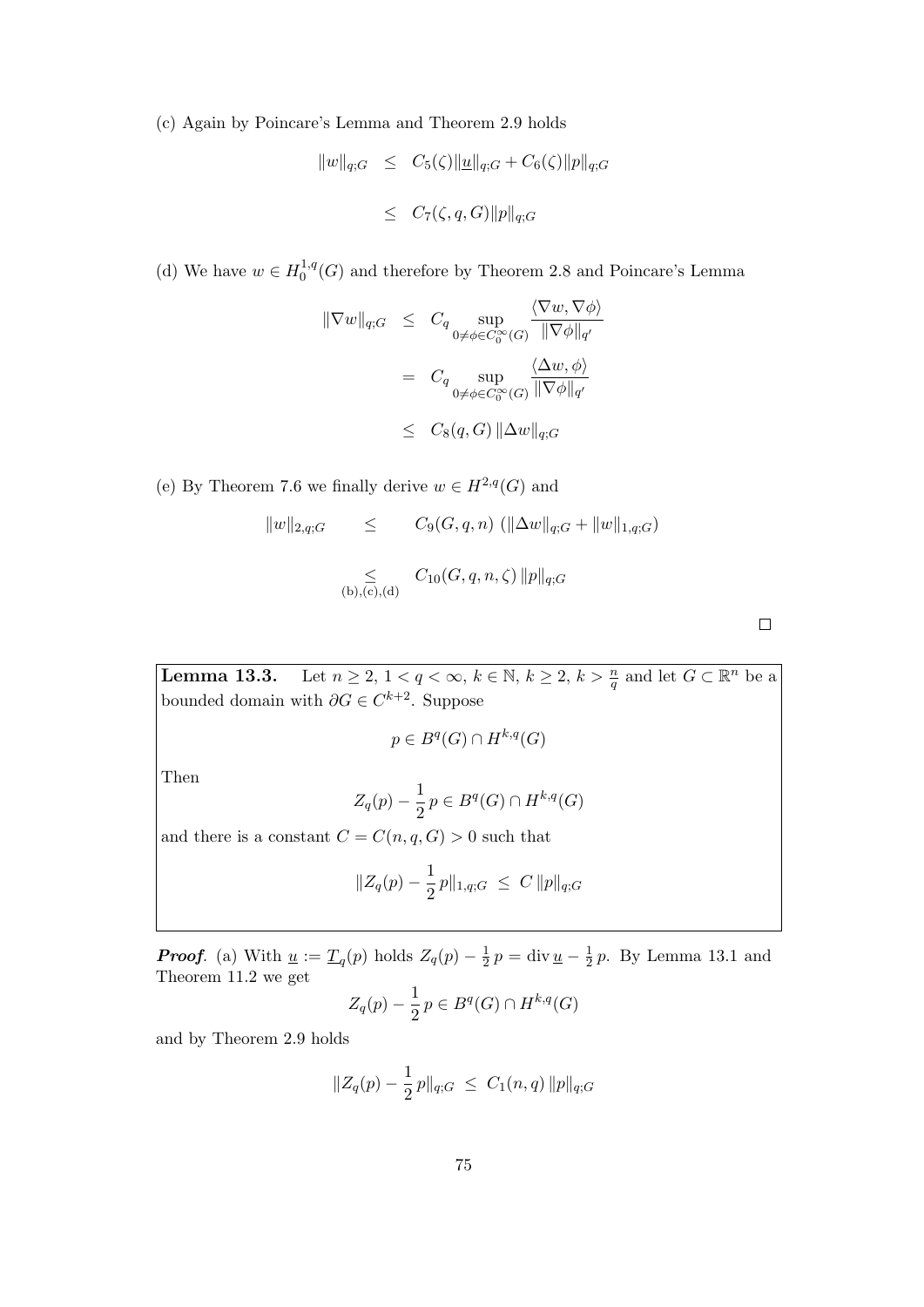(c) Again by Poincare's Lemma and Theorem 2.9 holds

$$\begin{aligned} \|w\|_{q;G} &\leq C_5(\zeta)\|\underline{u}\|_{q;G} + C_6(\zeta)\|p\|_{q;G} \\ &\leq C_7(\zeta, q, G)\|p\|_{q;G} \end{aligned}$$

(d) We have $w \in H_0^{1,q}(G)$ and therefore by Theorem 2.8 and Poincare's Lemma

$$\begin{aligned} \|\nabla w\|_{q;G} &\leq C_q \sup_{0 \neq \phi \in C_0^\infty(G)} \frac{\langle \nabla w, \nabla \phi \rangle}{\|\nabla \phi\|_{q'}} \\ &= C_q \sup_{0 \neq \phi \in C_0^\infty(G)} \frac{\langle \Delta w, \phi \rangle}{\|\nabla \phi\|_{q'}} \\ &\leq C_8(q, G)\, \|\Delta w\|_{q;G} \end{aligned}$$

(e) By Theorem 7.6 we finally derive $w \in H^{2,q}(G)$ and

$$\begin{aligned} \|w\|_{2,q;G} &\leq C_9(G, q, n)\, (\|\Delta w\|_{q;G} + \|w\|_{1,q;G}) \\ &\underset{\text{(b),(c),(d)}}{\leq} C_{10}(G, q, n, \zeta)\, \|p\|_{q;G} \end{aligned}$$

□

**Lemma 13.3.** Let $n \geq 2$, $1 < q < \infty$, $k \in \mathbb{N}$, $k \geq 2$, $k > \frac{n}{q}$ and let $G \subset \mathbb{R}^n$ be a bounded domain with $\partial G \in C^{k+2}$. Suppose

$$p \in B^q(G) \cap H^{k,q}(G)$$

Then

$$Z_q(p) - \frac{1}{2}\, p \in B^q(G) \cap H^{k,q}(G)$$

and there is a constant $C = C(n, q, G) > 0$ such that

$$\|Z_q(p) - \frac{1}{2}\, p\|_{1,q;G} \leq C\, \|p\|_{q;G}$$

***Proof.*** (a) With $\underline{u} := \underline{T}_q(p)$ holds $Z_q(p) - \frac{1}{2}\, p = \operatorname{div} \underline{u} - \frac{1}{2}\, p$. By Lemma 13.1 and Theorem 11.2 we get

$$Z_q(p) - \frac{1}{2}\, p \in B^q(G) \cap H^{k,q}(G)$$

and by Theorem 2.9 holds

$$\|Z_q(p) - \frac{1}{2}\, p\|_{q;G} \leq C_1(n, q)\, \|p\|_{q;G}$$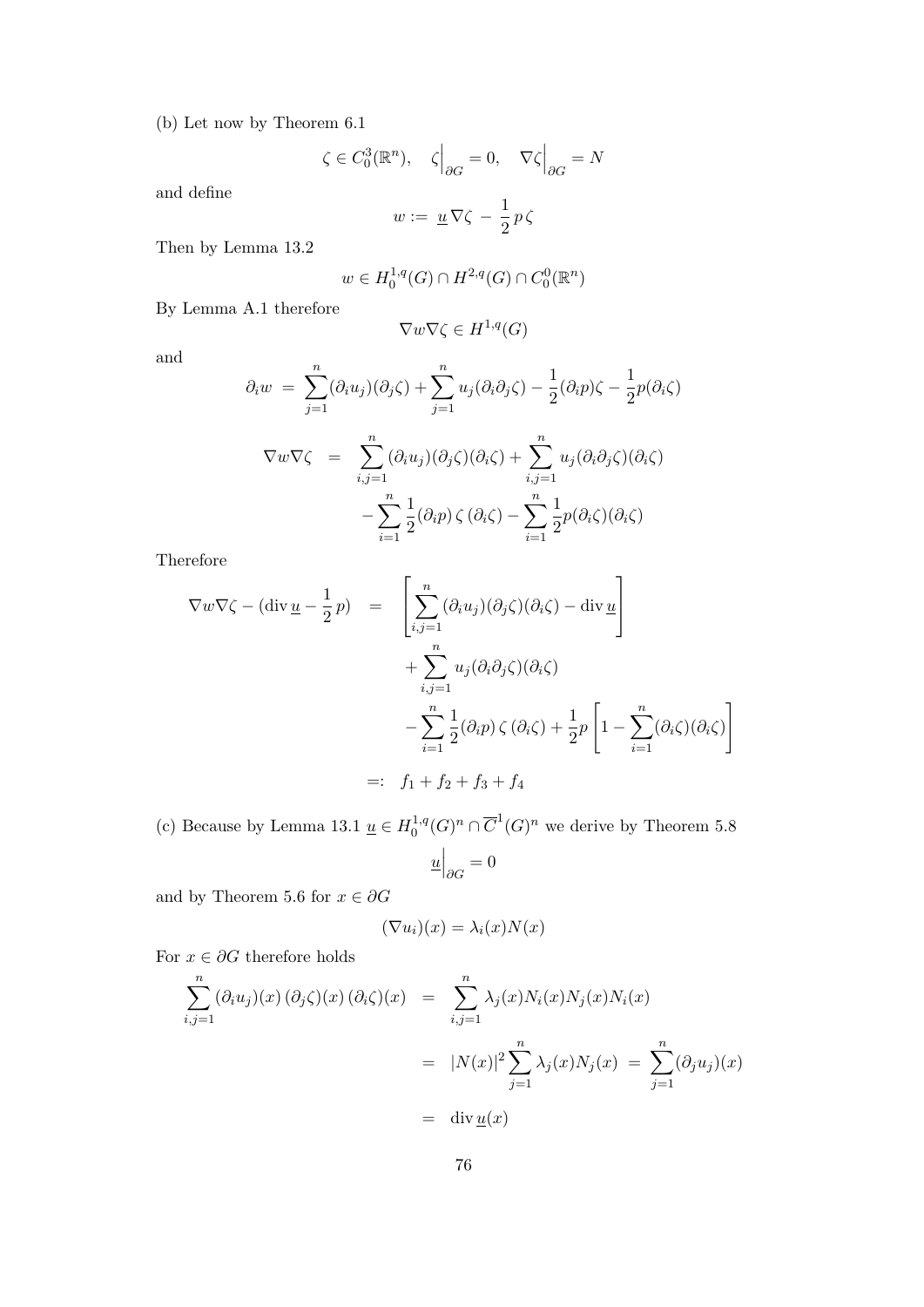(b) Let now by Theorem 6.1

$$\zeta \in C_0^3(\mathbb{R}^n), \quad \zeta\Big|_{\partial G} = 0, \quad \nabla\zeta\Big|_{\partial G} = N$$

and define

$$w := \underline{u}\,\nabla\zeta \,-\, \frac{1}{2}\,p\,\zeta$$

Then by Lemma 13.2

$$w \in H_0^{1,q}(G) \cap H^{2,q}(G) \cap C_0^0(\mathbb{R}^n)$$

By Lemma A.1 therefore

$$\nabla w \nabla\zeta \in H^{1,q}(G)$$

and

$$\partial_i w \;=\; \sum_{j=1}^n (\partial_i u_j)(\partial_j \zeta) + \sum_{j=1}^n u_j(\partial_i\partial_j\zeta) - \frac{1}{2}(\partial_i p)\zeta - \frac{1}{2}p(\partial_i\zeta)$$

$$\begin{aligned}
\nabla w \nabla \zeta \;&=\; \sum_{i,j=1}^n (\partial_i u_j)(\partial_j\zeta)(\partial_i\zeta) + \sum_{i,j=1}^n u_j(\partial_i\partial_j\zeta)(\partial_i\zeta) \\
&\quad - \sum_{i=1}^n \frac{1}{2}(\partial_i p)\,\zeta\,(\partial_i\zeta) - \sum_{i=1}^n \frac{1}{2}p(\partial_i\zeta)(\partial_i\zeta)
\end{aligned}$$

Therefore

$$\begin{aligned}
\nabla w\nabla\zeta - (\operatorname{div}\underline{u} - \frac{1}{2}\,p) \;&=\; \left[\sum_{i,j=1}^n (\partial_i u_j)(\partial_j\zeta)(\partial_i\zeta) - \operatorname{div}\underline{u}\right] \\
&\quad + \sum_{i,j=1}^n u_j(\partial_i\partial_j\zeta)(\partial_i\zeta) \\
&\quad - \sum_{i=1}^n \frac{1}{2}(\partial_i p)\,\zeta\,(\partial_i\zeta) + \frac{1}{2}p\left[1 - \sum_{i=1}^n (\partial_i\zeta)(\partial_i\zeta)\right] \\
&=: \; f_1 + f_2 + f_3 + f_4
\end{aligned}$$

(c) Because by Lemma 13.1 $\underline{u} \in H_0^{1,q}(G)^n \cap \overline{C}^1(G)^n$ we derive by Theorem 5.8

$$\underline{u}\Big|_{\partial G} = 0$$

and by Theorem 5.6 for $x \in \partial G$

$$(\nabla u_i)(x) = \lambda_i(x)N(x)$$

For $x \in \partial G$ therefore holds

$$\begin{aligned}
\sum_{i,j=1}^n (\partial_i u_j)(x)\,(\partial_j\zeta)(x)\,(\partial_i\zeta)(x) \;&=\; \sum_{i,j=1}^n \lambda_j(x)N_i(x)N_j(x)N_i(x) \\
&=\; |N(x)|^2 \sum_{j=1}^n \lambda_j(x)N_j(x) \;=\; \sum_{j=1}^n (\partial_j u_j)(x) \\
&=\; \operatorname{div}\underline{u}(x)
\end{aligned}$$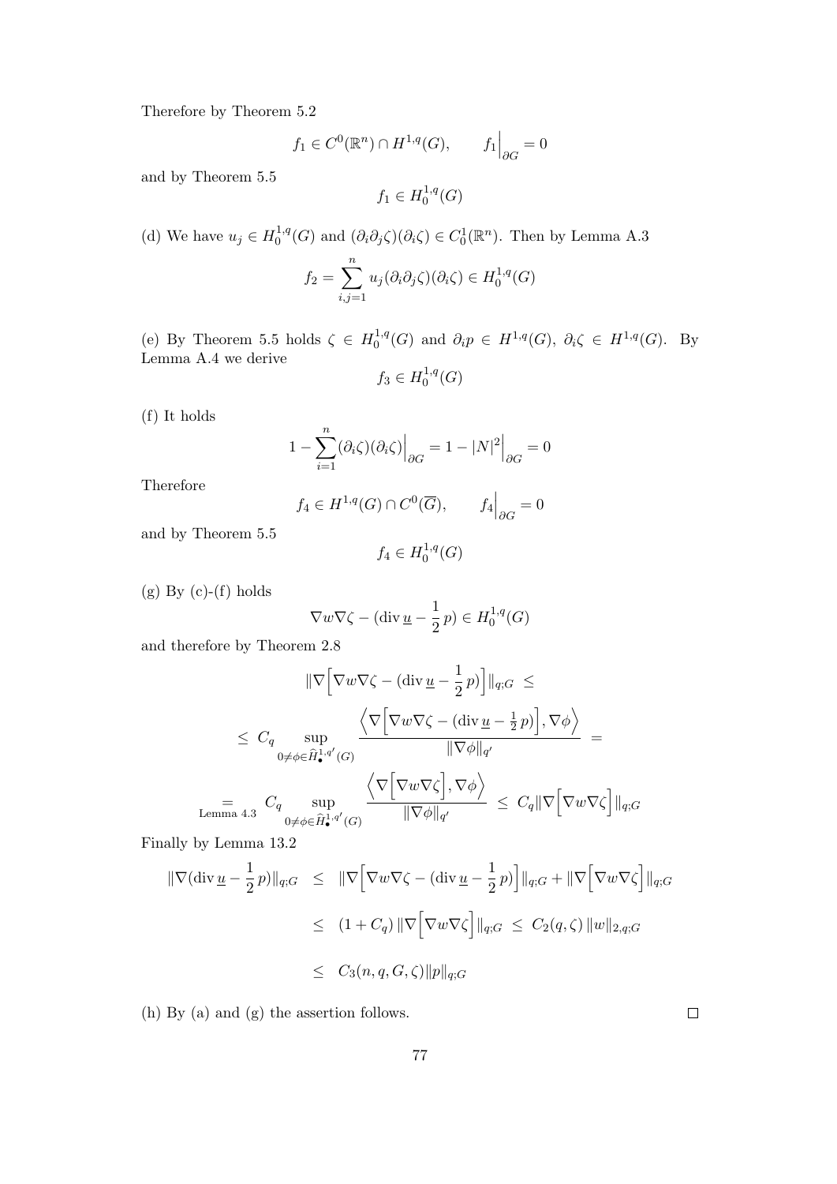Therefore by Theorem 5.2

$$f_1 \in C^0(\mathbb{R}^n) \cap H^{1,q}(G), \qquad f_1\Big|_{\partial G} = 0$$

and by Theorem 5.5

$$f_1 \in H_0^{1,q}(G)$$

(d) We have $u_j \in H_0^{1,q}(G)$ and $(\partial_i\partial_j\zeta)(\partial_i\zeta) \in C_0^1(\mathbb{R}^n)$. Then by Lemma A.3

$$f_2 = \sum_{i,j=1}^{n} u_j(\partial_i\partial_j\zeta)(\partial_i\zeta) \in H_0^{1,q}(G)$$

(e) By Theorem 5.5 holds $\zeta \in H_0^{1,q}(G)$ and $\partial_i p \in H^{1,q}(G)$, $\partial_i\zeta \in H^{1,q}(G)$. By Lemma A.4 we derive

$$f_3 \in H_0^{1,q}(G)$$

(f) It holds

$$1 - \sum_{i=1}^{n}(\partial_i\zeta)(\partial_i\zeta)\Big|_{\partial G} = 1 - |N|^2\Big|_{\partial G} = 0$$

Therefore

$$f_4 \in H^{1,q}(G) \cap C^0(\overline{G}), \qquad f_4\Big|_{\partial G} = 0$$

and by Theorem 5.5

$$f_4 \in H_0^{1,q}(G)$$

(g) By (c)-(f) holds

$$\nabla w \nabla\zeta - (\operatorname{div}\underline{u} - \frac{1}{2}\,p) \in H_0^{1,q}(G)$$

and therefore by Theorem 2.8

$$\|\nabla\Big[\nabla w\nabla\zeta - (\operatorname{div}\underline{u} - \frac{1}{2}\,p)\Big]\|_{q;G} \;\le$$

$$\le\; C_q \sup_{0\neq\phi\in\widehat{H}_\bullet^{1,q'}(G)} \frac{\Big\langle \nabla\Big[\nabla w\nabla\zeta - (\operatorname{div}\underline{u} - \frac{1}{2}\,p)\Big], \nabla\phi\Big\rangle}{\|\nabla\phi\|_{q'}} \;=$$

$$\underset{\text{Lemma 4.3}}{=}\; C_q \sup_{0\neq\phi\in\widehat{H}_\bullet^{1,q'}(G)} \frac{\Big\langle \nabla\Big[\nabla w\nabla\zeta\Big], \nabla\phi\Big\rangle}{\|\nabla\phi\|_{q'}} \;\le\; C_q\|\nabla\Big[\nabla w\nabla\zeta\Big]\|_{q;G}$$

Finally by Lemma 13.2

$$\begin{aligned}
\|\nabla(\operatorname{div}\underline{u} - \frac{1}{2}\,p)\|_{q;G} &\le \|\nabla\Big[\nabla w\nabla\zeta - (\operatorname{div}\underline{u} - \frac{1}{2}\,p)\Big]\|_{q;G} + \|\nabla\Big[\nabla w\nabla\zeta\Big]\|_{q;G} \\
&\le (1 + C_q)\,\|\nabla\Big[\nabla w\nabla\zeta\Big]\|_{q;G} \;\le\; C_2(q,\zeta)\,\|w\|_{2,q;G} \\
&\le C_3(n,q,G,\zeta)\|p\|_{q;G}
\end{aligned}$$

(h) By (a) and (g) the assertion follows. □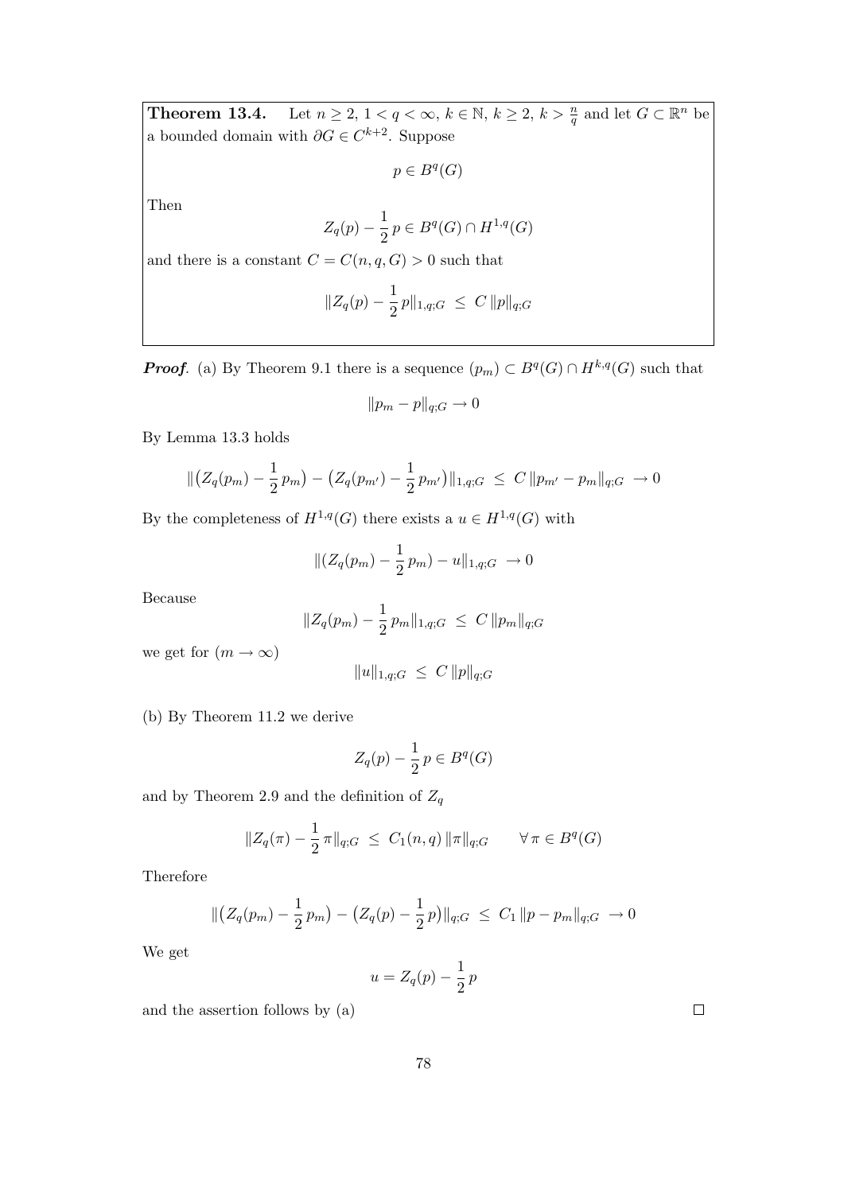**Theorem 13.4.** Let $n \geq 2$, $1 < q < \infty$, $k \in \mathbb{N}$, $k \geq 2$, $k > \frac{n}{q}$ and let $G \subset \mathbb{R}^n$ be a bounded domain with $\partial G \in C^{k+2}$. Suppose

$$p \in B^q(G)$$

Then

$$Z_q(p) - \frac{1}{2}\, p \in B^q(G) \cap H^{1,q}(G)$$

and there is a constant $C = C(n, q, G) > 0$ such that

$$\|Z_q(p) - \frac{1}{2}\, p\|_{1,q;G} \;\leq\; C\, \|p\|_{q;G}$$

***Proof.*** (a) By Theorem 9.1 there is a sequence $(p_m) \subset B^q(G) \cap H^{k,q}(G)$ such that

$$\|p_m - p\|_{q;G} \to 0$$

By Lemma 13.3 holds

$$\|\big(Z_q(p_m) - \frac{1}{2}\, p_m\big) - \big(Z_q(p_{m'}) - \frac{1}{2}\, p_{m'}\big)\|_{1,q;G} \;\leq\; C\, \|p_{m'} - p_m\|_{q;G} \;\to 0$$

By the completeness of $H^{1,q}(G)$ there exists a $u \in H^{1,q}(G)$ with

$$\|(Z_q(p_m) - \frac{1}{2}\, p_m) - u\|_{1,q;G} \;\to 0$$

Because

$$\|Z_q(p_m) - \frac{1}{2}\, p_m\|_{1,q;G} \;\leq\; C\, \|p_m\|_{q;G}$$

we get for $(m \to \infty)$

$$\|u\|_{1,q;G} \;\leq\; C\, \|p\|_{q;G}$$

(b) By Theorem 11.2 we derive

$$Z_q(p) - \frac{1}{2}\, p \in B^q(G)$$

and by Theorem 2.9 and the definition of $Z_q$

$$\|Z_q(\pi) - \frac{1}{2}\, \pi\|_{q;G} \;\leq\; C_1(n, q)\, \|\pi\|_{q;G} \qquad \forall\, \pi \in B^q(G)$$

Therefore

$$\|\big(Z_q(p_m) - \frac{1}{2}\, p_m\big) - \big(Z_q(p) - \frac{1}{2}\, p\big)\|_{q;G} \;\leq\; C_1\, \|p - p_m\|_{q;G} \;\to 0$$

We get

$$u = Z_q(p) - \frac{1}{2}\, p$$

and the assertion follows by (a) $\square$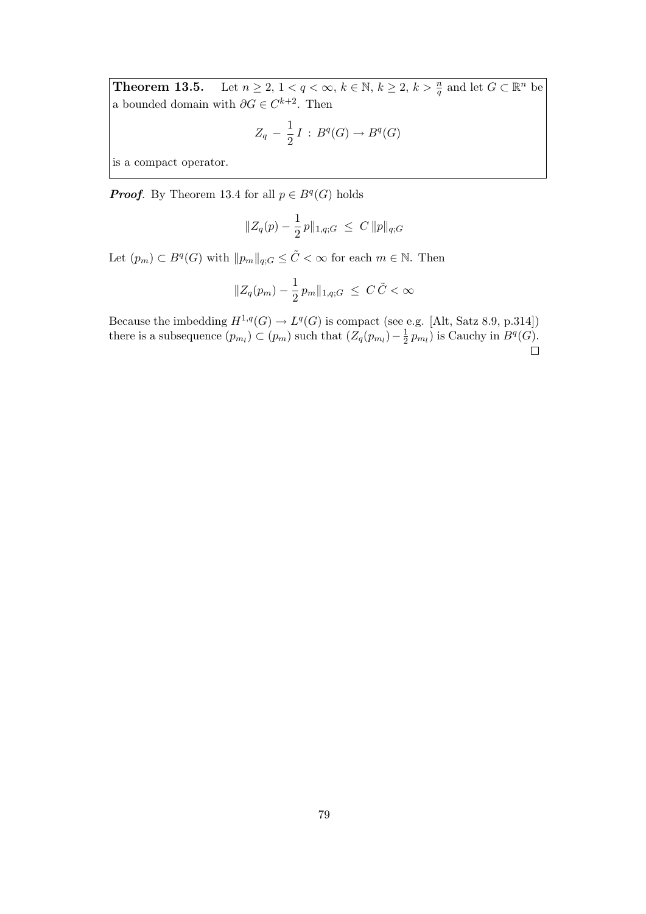**Theorem 13.5.** Let $n \geq 2$, $1 < q < \infty$, $k \in \mathbb{N}$, $k \geq 2$, $k > \frac{n}{q}$ and let $G \subset \mathbb{R}^n$ be a bounded domain with $\partial G \in C^{k+2}$. Then

$$Z_q \, - \, \frac{1}{2} \, I \, : \, B^q(G) \to B^q(G)$$

is a compact operator.

***Proof*.** By Theorem 13.4 for all $p \in B^q(G)$ holds

$$\|Z_q(p) - \frac{1}{2}\, p\|_{1,q;G} \;\leq\; C \, \|p\|_{q;G}$$

Let $(p_m) \subset B^q(G)$ with $\|p_m\|_{q;G} \leq \tilde{C} < \infty$ for each $m \in \mathbb{N}$. Then

$$\|Z_q(p_m) - \frac{1}{2}\, p_m\|_{1,q;G} \;\leq\; C \, \tilde{C} < \infty$$

Because the imbedding $H^{1,q}(G) \to L^q(G)$ is compact (see e.g. [Alt, Satz 8.9, p.314]) there is a subsequence $(p_{m_l}) \subset (p_m)$ such that $(Z_q(p_{m_l}) - \frac{1}{2}\, p_{m_l})$ is Cauchy in $B^q(G)$. $\square$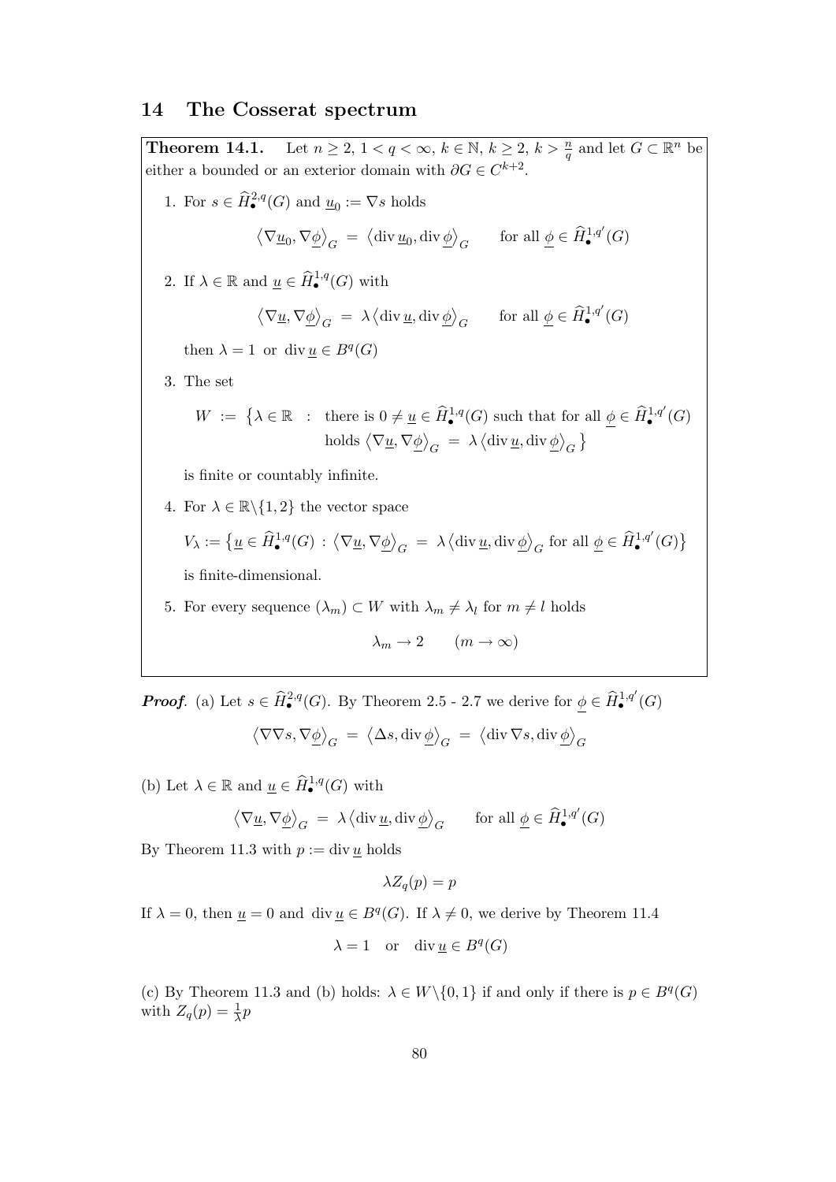## 14 The Cosserat spectrum

**Theorem 14.1.** Let $n \geq 2$, $1 < q < \infty$, $k \in \mathbb{N}$, $k \geq 2$, $k > \frac{n}{q}$ and let $G \subset \mathbb{R}^n$ be either a bounded or an exterior domain with $\partial G \in C^{k+2}$.

1. For $s \in \widehat{H}^{2,q}_{\bullet}(G)$ and $\underline{u}_0 := \nabla s$ holds

$$\left\langle \nabla \underline{u}_0, \nabla \underline{\phi} \right\rangle_G \;=\; \left\langle \operatorname{div} \underline{u}_0, \operatorname{div} \underline{\phi} \right\rangle_G \qquad \text{for all } \underline{\phi} \in \widehat{H}^{1,q'}_{\bullet}(G)$$

2. If $\lambda \in \mathbb{R}$ and $\underline{u} \in \widehat{H}^{1,q}_{\bullet}(G)$ with

$$\left\langle \nabla \underline{u}, \nabla \underline{\phi} \right\rangle_G \;=\; \lambda \left\langle \operatorname{div} \underline{u}, \operatorname{div} \underline{\phi} \right\rangle_G \qquad \text{for all } \underline{\phi} \in \widehat{H}^{1,q'}_{\bullet}(G)$$

   then $\lambda = 1$ or $\operatorname{div} \underline{u} \in B^q(G)$

3. The set

$$W \;:=\; \big\{ \lambda \in \mathbb{R} \;\; : \;\; \text{there is } 0 \neq \underline{u} \in \widehat{H}^{1,q}_{\bullet}(G) \text{ such that for all } \underline{\phi} \in \widehat{H}^{1,q'}_{\bullet}(G) \text{ holds } \left\langle \nabla \underline{u}, \nabla \underline{\phi} \right\rangle_G \;=\; \lambda \left\langle \operatorname{div} \underline{u}, \operatorname{div} \underline{\phi} \right\rangle_G \big\}$$

   is finite or countably infinite.

4. For $\lambda \in \mathbb{R}\backslash\{1, 2\}$ the vector space

$$V_\lambda := \big\{ \underline{u} \in \widehat{H}^{1,q}_{\bullet}(G) \, : \, \left\langle \nabla \underline{u}, \nabla \underline{\phi} \right\rangle_G \;=\; \lambda \left\langle \operatorname{div} \underline{u}, \operatorname{div} \underline{\phi} \right\rangle_G \text{ for all } \underline{\phi} \in \widehat{H}^{1,q'}_{\bullet}(G) \big\}$$

   is finite-dimensional.

5. For every sequence $(\lambda_m) \subset W$ with $\lambda_m \neq \lambda_l$ for $m \neq l$ holds

$$\lambda_m \to 2 \qquad (m \to \infty)$$

***Proof.*** (a) Let $s \in \widehat{H}^{2,q}_{\bullet}(G)$. By Theorem 2.5 - 2.7 we derive for $\underline{\phi} \in \widehat{H}^{1,q'}_{\bullet}(G)$

$$\left\langle \nabla \nabla s, \nabla \underline{\phi} \right\rangle_G \;=\; \left\langle \Delta s, \operatorname{div} \underline{\phi} \right\rangle_G \;=\; \left\langle \operatorname{div} \nabla s, \operatorname{div} \underline{\phi} \right\rangle_G$$

(b) Let $\lambda \in \mathbb{R}$ and $\underline{u} \in \widehat{H}^{1,q}_{\bullet}(G)$ with

$$\left\langle \nabla \underline{u}, \nabla \underline{\phi} \right\rangle_G \;=\; \lambda \left\langle \operatorname{div} \underline{u}, \operatorname{div} \underline{\phi} \right\rangle_G \qquad \text{for all } \underline{\phi} \in \widehat{H}^{1,q'}_{\bullet}(G)$$

By Theorem 11.3 with $p := \operatorname{div} \underline{u}$ holds

$$\lambda Z_q(p) = p$$

If $\lambda = 0$, then $\underline{u} = 0$ and $\operatorname{div} \underline{u} \in B^q(G)$. If $\lambda \neq 0$, we derive by Theorem 11.4

$$\lambda = 1 \quad \text{or} \quad \operatorname{div} \underline{u} \in B^q(G)$$

(c) By Theorem 11.3 and (b) holds: $\lambda \in W\backslash\{0, 1\}$ if and only if there is $p \in B^q(G)$ with $Z_q(p) = \frac{1}{\lambda} p$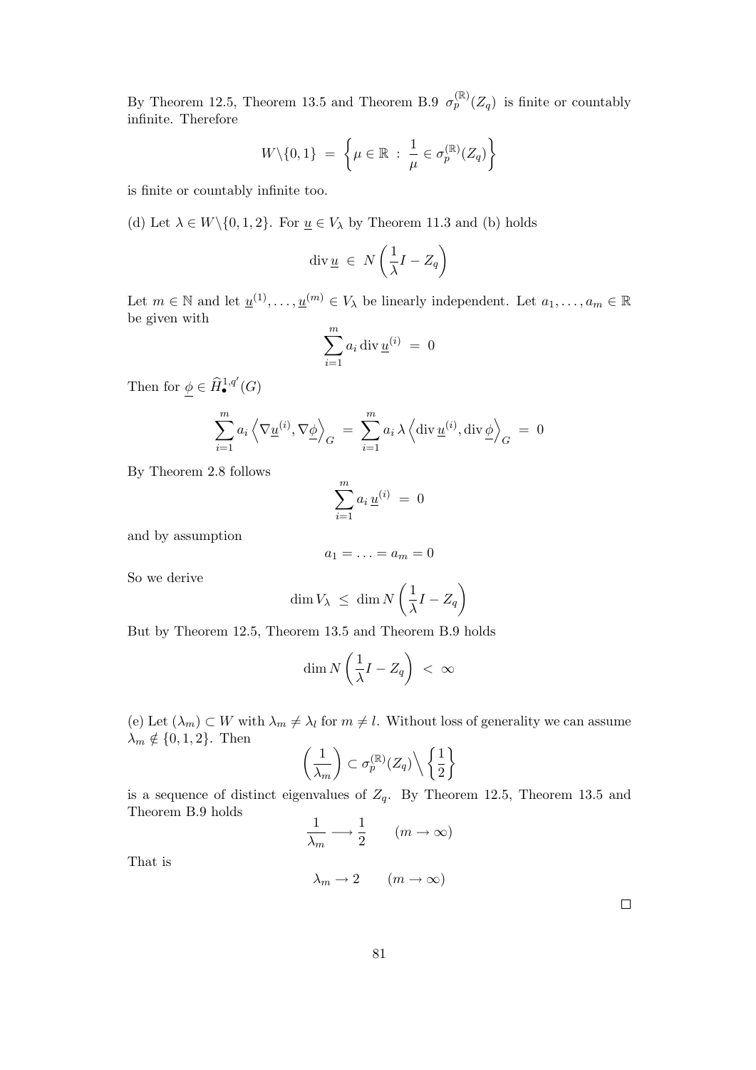By Theorem 12.5, Theorem 13.5 and Theorem B.9 $\sigma_p^{(\mathbb{R})}(Z_q)$ is finite or countably infinite. Therefore

$$W\backslash\{0,1\} \;=\; \left\{\mu \in \mathbb{R} \;:\; \frac{1}{\mu} \in \sigma_p^{(\mathbb{R})}(Z_q)\right\}$$

is finite or countably infinite too.

(d) Let $\lambda \in W\backslash\{0,1,2\}$. For $\underline{u} \in V_\lambda$ by Theorem 11.3 and (b) holds

$$\operatorname{div}\underline{u} \;\in\; N\left(\frac{1}{\lambda}I - Z_q\right)$$

Let $m \in \mathbb{N}$ and let $\underline{u}^{(1)}, \ldots, \underline{u}^{(m)} \in V_\lambda$ be linearly independent. Let $a_1, \ldots, a_m \in \mathbb{R}$ be given with

$$\sum_{i=1}^{m} a_i \operatorname{div}\underline{u}^{(i)} \;=\; 0$$

Then for $\underline{\phi} \in \widehat{H}_\bullet^{1,q'}(G)$

$$\sum_{i=1}^{m} a_i \left\langle \nabla\underline{u}^{(i)}, \nabla\underline{\phi}\right\rangle_G \;=\; \sum_{i=1}^{m} a_i\,\lambda \left\langle \operatorname{div}\underline{u}^{(i)}, \operatorname{div}\underline{\phi}\right\rangle_G \;=\; 0$$

By Theorem 2.8 follows

$$\sum_{i=1}^{m} a_i\,\underline{u}^{(i)} \;=\; 0$$

and by assumption

$$a_1 = \ldots = a_m = 0$$

So we derive

$$\dim V_\lambda \;\le\; \dim N\left(\frac{1}{\lambda}I - Z_q\right)$$

But by Theorem 12.5, Theorem 13.5 and Theorem B.9 holds

$$\dim N\left(\frac{1}{\lambda}I - Z_q\right) \;<\; \infty$$

(e) Let $(\lambda_m) \subset W$ with $\lambda_m \neq \lambda_l$ for $m \neq l$. Without loss of generality we can assume $\lambda_m \notin \{0,1,2\}$. Then

$$\left(\frac{1}{\lambda_m}\right) \subset \sigma_p^{(\mathbb{R})}(Z_q)\Big\backslash\left\{\frac{1}{2}\right\}$$

is a sequence of distinct eigenvalues of $Z_q$. By Theorem 12.5, Theorem 13.5 and Theorem B.9 holds

$$\frac{1}{\lambda_m} \longrightarrow \frac{1}{2} \qquad (m \to \infty)$$

That is

$$\lambda_m \to 2 \qquad (m \to \infty)$$

$\square$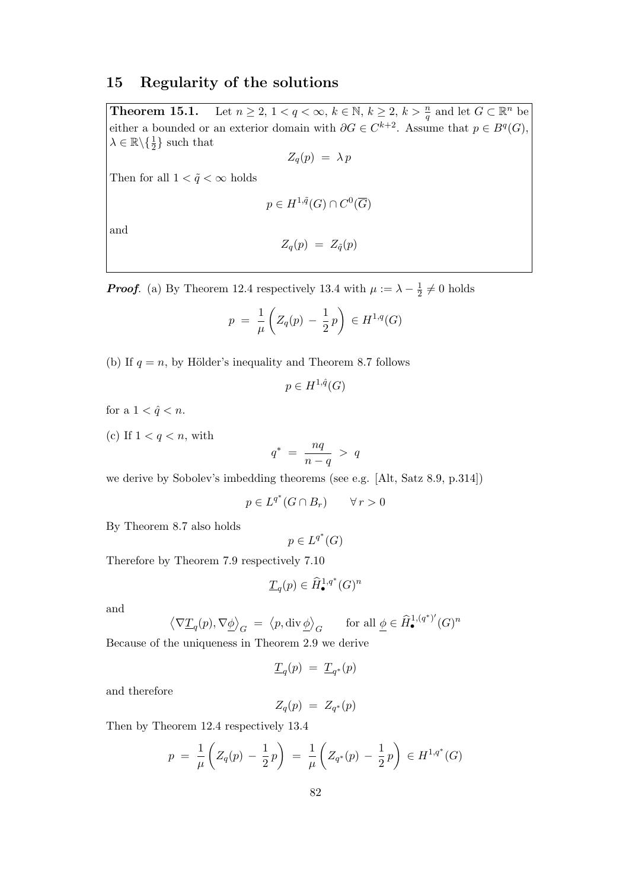## 15 Regularity of the solutions

**Theorem 15.1.** Let $n \geq 2$, $1 < q < \infty$, $k \in \mathbb{N}$, $k \geq 2$, $k > \frac{n}{q}$ and let $G \subset \mathbb{R}^n$ be either a bounded or an exterior domain with $\partial G \in C^{k+2}$. Assume that $p \in B^q(G)$, $\lambda \in \mathbb{R}\backslash\{\frac{1}{2}\}$ such that

$$Z_q(p) \;=\; \lambda\, p$$

Then for all $1 < \tilde{q} < \infty$ holds

$$p \in H^{1,\tilde{q}}(G) \cap C^0(\overline{G})$$

and

$$Z_q(p) \;=\; Z_{\tilde{q}}(p)$$

***Proof***. (a) By Theorem 12.4 respectively 13.4 with $\mu := \lambda - \frac{1}{2} \neq 0$ holds

$$p \;=\; \frac{1}{\mu}\left(Z_q(p) \,-\, \frac{1}{2}\,p\right) \;\in H^{1,q}(G)$$

(b) If $q = n$, by Hölder's inequality and Theorem 8.7 follows

$$p \in H^{1,\hat{q}}(G)$$

for a $1 < \hat{q} < n$.

(c) If $1 < q < n$, with

$$q^* \;=\; \frac{nq}{n-q} \;>\; q$$

we derive by Sobolev's imbedding theorems (see e.g. [Alt, Satz 8.9, p.314])

$$p \in L^{q^*}(G \cap B_r) \qquad \forall\, r > 0$$

By Theorem 8.7 also holds

$$p \in L^{q^*}(G)$$

Therefore by Theorem 7.9 respectively 7.10

$$\underline{T}_q(p) \in \widehat{H}^{1,q^*}_{\bullet}(G)^n$$

and

$$\left\langle \nabla \underline{T}_q(p), \nabla \underline{\phi} \right\rangle_G \;=\; \left\langle p, \operatorname{div} \underline{\phi} \right\rangle_G \qquad \text{for all } \underline{\phi} \in \widehat{H}^{1,(q^*)'}_{\bullet}(G)^n$$

Because of the uniqueness in Theorem 2.9 we derive

$$\underline{T}_q(p) \;=\; \underline{T}_{q^*}(p)$$

and therefore

$$Z_q(p) \;=\; Z_{q^*}(p)$$

Then by Theorem 12.4 respectively 13.4

$$p \;=\; \frac{1}{\mu}\left(Z_q(p) \,-\, \frac{1}{2}\,p\right) \;=\; \frac{1}{\mu}\left(Z_{q^*}(p) \,-\, \frac{1}{2}\,p\right) \;\in H^{1,q^*}(G)$$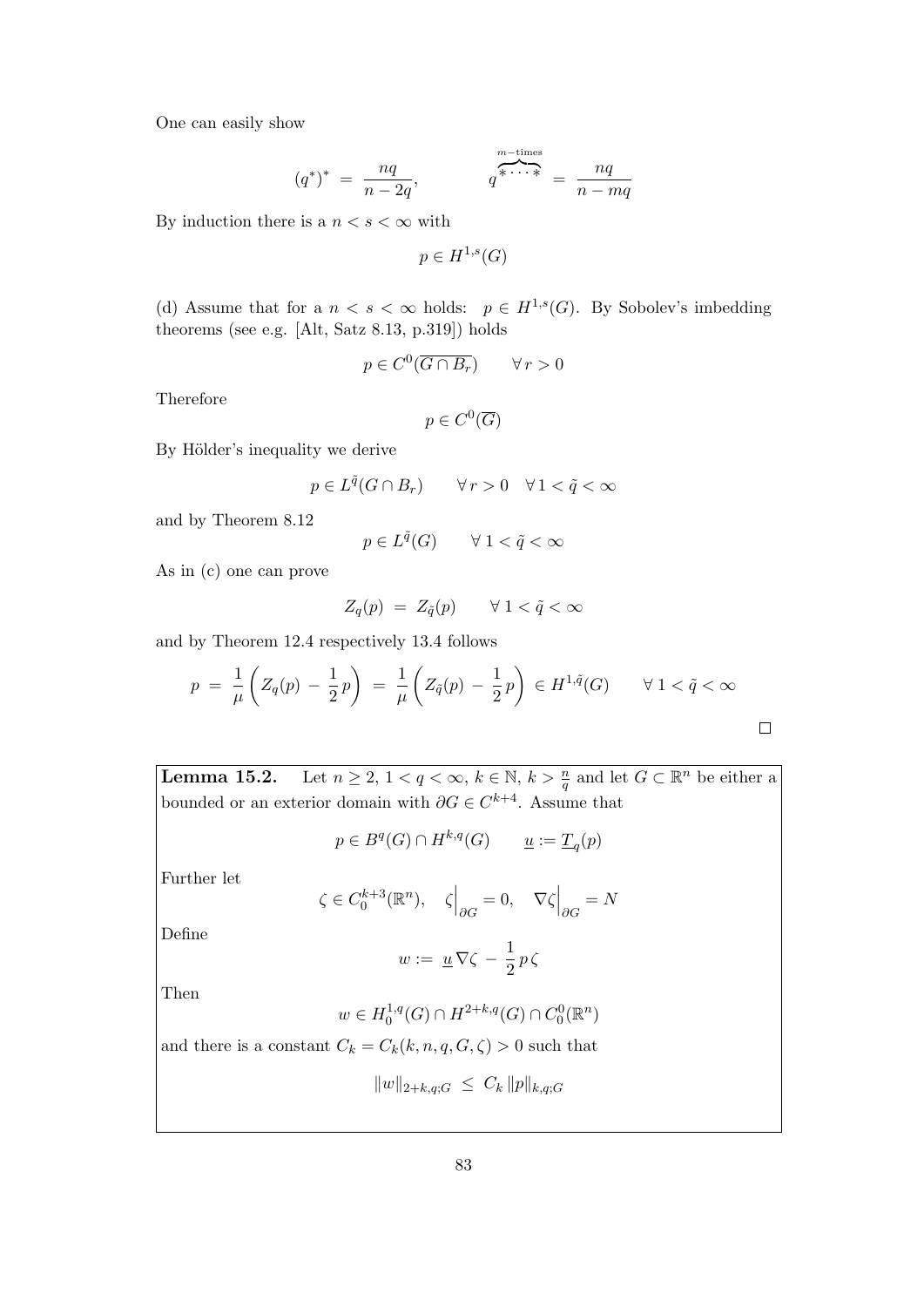One can easily show

$$(q^*)^* \;=\; \frac{nq}{n-2q}, \qquad\qquad q^{\overbrace{*\cdots *}^{m-\text{times}}} \;=\; \frac{nq}{n-mq}$$

By induction there is a $n < s < \infty$ with

$$p \in H^{1,s}(G)$$

(d) Assume that for a $n < s < \infty$ holds: $p \in H^{1,s}(G)$. By Sobolev's imbedding theorems (see e.g. [Alt, Satz 8.13, p.319]) holds

$$p \in C^0(\overline{G \cap B_r}) \qquad \forall\, r > 0$$

Therefore

$$p \in C^0(\overline{G})$$

By Hölder's inequality we derive

$$p \in L^{\tilde{q}}(G \cap B_r) \qquad \forall\, r > 0 \quad \forall\, 1 < \tilde{q} < \infty$$

and by Theorem 8.12

$$p \in L^{\tilde{q}}(G) \qquad \forall\, 1 < \tilde{q} < \infty$$

As in (c) one can prove

$$Z_q(p) \;=\; Z_{\tilde{q}}(p) \qquad \forall\, 1 < \tilde{q} < \infty$$

and by Theorem 12.4 respectively 13.4 follows

$$p \;=\; \frac{1}{\mu}\left(Z_q(p) \,-\, \frac{1}{2}\,p\right) \;=\; \frac{1}{\mu}\left(Z_{\tilde{q}}(p) \,-\, \frac{1}{2}\,p\right) \,\in H^{1,\tilde{q}}(G) \qquad \forall\, 1 < \tilde{q} < \infty$$

$\square$

**Lemma 15.2.** Let $n \geq 2$, $1 < q < \infty$, $k \in \mathbb{N}$, $k > \frac{n}{q}$ and let $G \subset \mathbb{R}^n$ be either a bounded or an exterior domain with $\partial G \in C^{k+4}$. Assume that

$$p \in B^q(G) \cap H^{k,q}(G) \qquad \underline{u} := \underline{T}_q(p)$$

Further let

$$\zeta \in C_0^{k+3}(\mathbb{R}^n), \quad \zeta\Big|_{\partial G} = 0, \quad \nabla\zeta\Big|_{\partial G} = N$$

Define

$$w := \,\underline{u}\,\nabla\zeta \,-\, \frac{1}{2}\,p\,\zeta$$

Then

$$w \in H_0^{1,q}(G) \cap H^{2+k,q}(G) \cap C_0^0(\mathbb{R}^n)$$

and there is a constant $C_k = C_k(k,n,q,G,\zeta) > 0$ such that

$$\|w\|_{2+k,q;G} \;\leq\; C_k\,\|p\|_{k,q;G}$$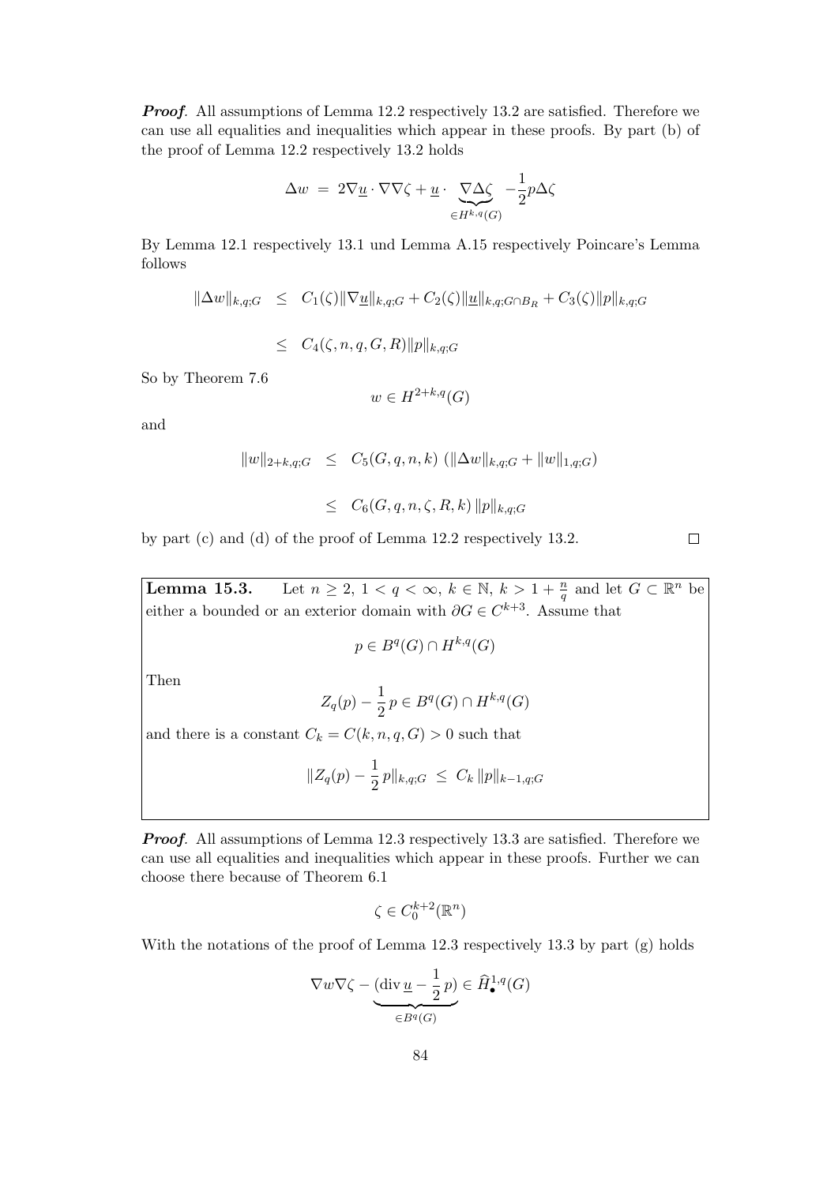***Proof***. All assumptions of Lemma 12.2 respectively 13.2 are satisfied. Therefore we can use all equalities and inequalities which appear in these proofs. By part (b) of the proof of Lemma 12.2 respectively 13.2 holds

$$\Delta w \;=\; 2\nabla\underline{u}\cdot\nabla\nabla\zeta + \underline{u}\cdot \underbrace{\nabla\Delta\zeta}_{\in H^{k,q}(G)} - \frac{1}{2}p\Delta\zeta$$

By Lemma 12.1 respectively 13.1 und Lemma A.15 respectively Poincare's Lemma follows

$$\begin{aligned}
\|\Delta w\|_{k,q;G} \;&\leq\; C_1(\zeta)\|\nabla\underline{u}\|_{k,q;G} + C_2(\zeta)\|\underline{u}\|_{k,q;G\cap B_R} + C_3(\zeta)\|p\|_{k,q;G} \\
&\leq\; C_4(\zeta,n,q,G,R)\|p\|_{k,q;G}
\end{aligned}$$

So by Theorem 7.6

$$w \in H^{2+k,q}(G)$$

and

$$\begin{aligned}
\|w\|_{2+k,q;G} \;&\leq\; C_5(G,q,n,k)\,\left(\|\Delta w\|_{k,q;G} + \|w\|_{1,q;G}\right) \\
&\leq\; C_6(G,q,n,\zeta,R,k)\,\|p\|_{k,q;G}
\end{aligned}$$

by part (c) and (d) of the proof of Lemma 12.2 respectively 13.2. $\square$

**Lemma 15.3.** Let $n \geq 2$, $1 < q < \infty$, $k \in \mathbb{N}$, $k > 1 + \frac{n}{q}$ and let $G \subset \mathbb{R}^n$ be either a bounded or an exterior domain with $\partial G \in C^{k+3}$. Assume that

$$p \in B^q(G) \cap H^{k,q}(G)$$

Then

$$Z_q(p) - \frac{1}{2}\,p \in B^q(G) \cap H^{k,q}(G)$$

and there is a constant $C_k = C(k,n,q,G) > 0$ such that

$$\|Z_q(p) - \frac{1}{2}\,p\|_{k,q;G} \;\leq\; C_k\,\|p\|_{k-1,q;G}$$

***Proof***. All assumptions of Lemma 12.3 respectively 13.3 are satisfied. Therefore we can use all equalities and inequalities which appear in these proofs. Further we can choose there because of Theorem 6.1

$$\zeta \in C_0^{k+2}(\mathbb{R}^n)$$

With the notations of the proof of Lemma 12.3 respectively 13.3 by part (g) holds

$$\nabla w\nabla\zeta - \underbrace{(\operatorname{div}\underline{u} - \frac{1}{2}\,p)}_{\in B^q(G)} \in \widehat{H}^{1,q}_{\bullet}(G)$$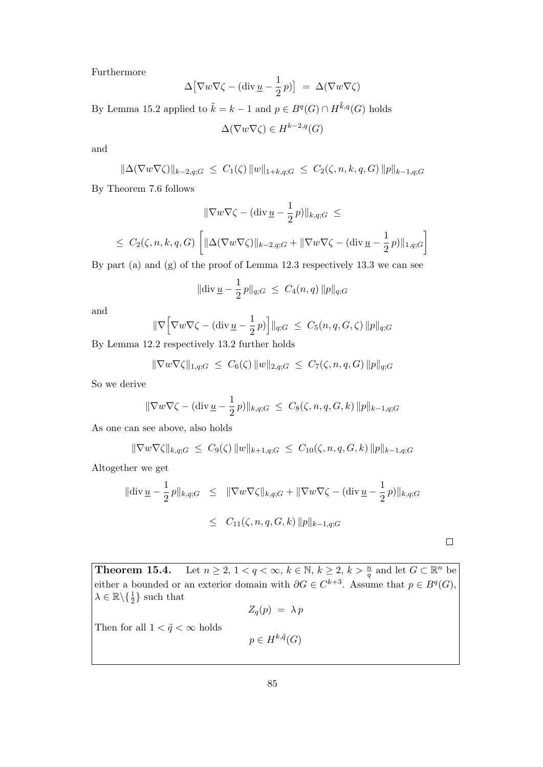Furthermore

$$\Delta\big[\nabla w \nabla \zeta - (\operatorname{div} \underline{u} - \frac{1}{2}\, p)\big] \;=\; \Delta(\nabla w \nabla \zeta)$$

By Lemma 15.2 applied to $\tilde{k} = k-1$ and $p \in B^q(G) \cap H^{\tilde{k},q}(G)$ holds

$$\Delta(\nabla w \nabla \zeta) \in H^{k-2,q}(G)$$

and

$$\|\Delta(\nabla w \nabla \zeta)\|_{k-2,q;G} \;\leq\; C_1(\zeta)\, \|w\|_{1+k,q;G} \;\leq\; C_2(\zeta, n, k, q, G)\, \|p\|_{k-1,q;G}$$

By Theorem 7.6 follows

$$\|\nabla w \nabla \zeta - (\operatorname{div} \underline{u} - \frac{1}{2}\, p)\|_{k,q;G} \;\leq$$

$$\leq\; C_2(\zeta, n, k, q, G)\, \left[ \|\Delta(\nabla w \nabla \zeta)\|_{k-2,q;G} + \|\nabla w \nabla \zeta - (\operatorname{div} \underline{u} - \frac{1}{2}\, p)\|_{1,q;G} \right]$$

By part (a) and (g) of the proof of Lemma 12.3 respectively 13.3 we can see

$$\|\operatorname{div} \underline{u} - \frac{1}{2}\, p\|_{q;G} \;\leq\; C_4(n, q)\, \|p\|_{q;G}$$

and

$$\|\nabla \Big[\nabla w \nabla \zeta - (\operatorname{div} \underline{u} - \frac{1}{2}\, p)\Big]\|_{q;G} \;\leq\; C_5(n, q, G, \zeta)\, \|p\|_{q;G}$$

By Lemma 12.2 respectively 13.2 further holds

$$\|\nabla w \nabla \zeta\|_{1,q;G} \;\leq\; C_6(\zeta)\, \|w\|_{2,q;G} \;\leq\; C_7(\zeta, n, q, G)\, \|p\|_{q;G}$$

So we derive

$$\|\nabla w \nabla \zeta - (\operatorname{div} \underline{u} - \frac{1}{2}\, p)\|_{k,q;G} \;\leq\; C_8(\zeta, n, q, G, k)\, \|p\|_{k-1,q;G}$$

As one can see above, also holds

$$\|\nabla w \nabla \zeta\|_{k,q;G} \;\leq\; C_9(\zeta)\, \|w\|_{k+1,q;G} \;\leq\; C_{10}(\zeta, n, q, G, k)\, \|p\|_{k-1,q;G}$$

Altogether we get

$$\begin{aligned}
\|\operatorname{div} \underline{u} - \frac{1}{2}\, p\|_{k,q;G} \;&\leq\; \|\nabla w \nabla \zeta\|_{k,q;G} + \|\nabla w \nabla \zeta - (\operatorname{div} \underline{u} - \frac{1}{2}\, p)\|_{k,q;G} \\
&\leq\; C_{11}(\zeta, n, q, G, k)\, \|p\|_{k-1,q;G}
\end{aligned}$$

□

**Theorem 15.4.** Let $n \geq 2$, $1 < q < \infty$, $k \in \mathbb{N}$, $k \geq 2$, $k > \frac{n}{q}$ and let $G \subset \mathbb{R}^n$ be either a bounded or an exterior domain with $\partial G \in C^{k+3}$. Assume that $p \in B^q(G)$, $\lambda \in \mathbb{R} \backslash \{\frac{1}{2}\}$ such that

$$Z_q(p) \;=\; \lambda\, p$$

Then for all $1 < \tilde{q} < \infty$ holds

$$p \in H^{k,\tilde{q}}(G)$$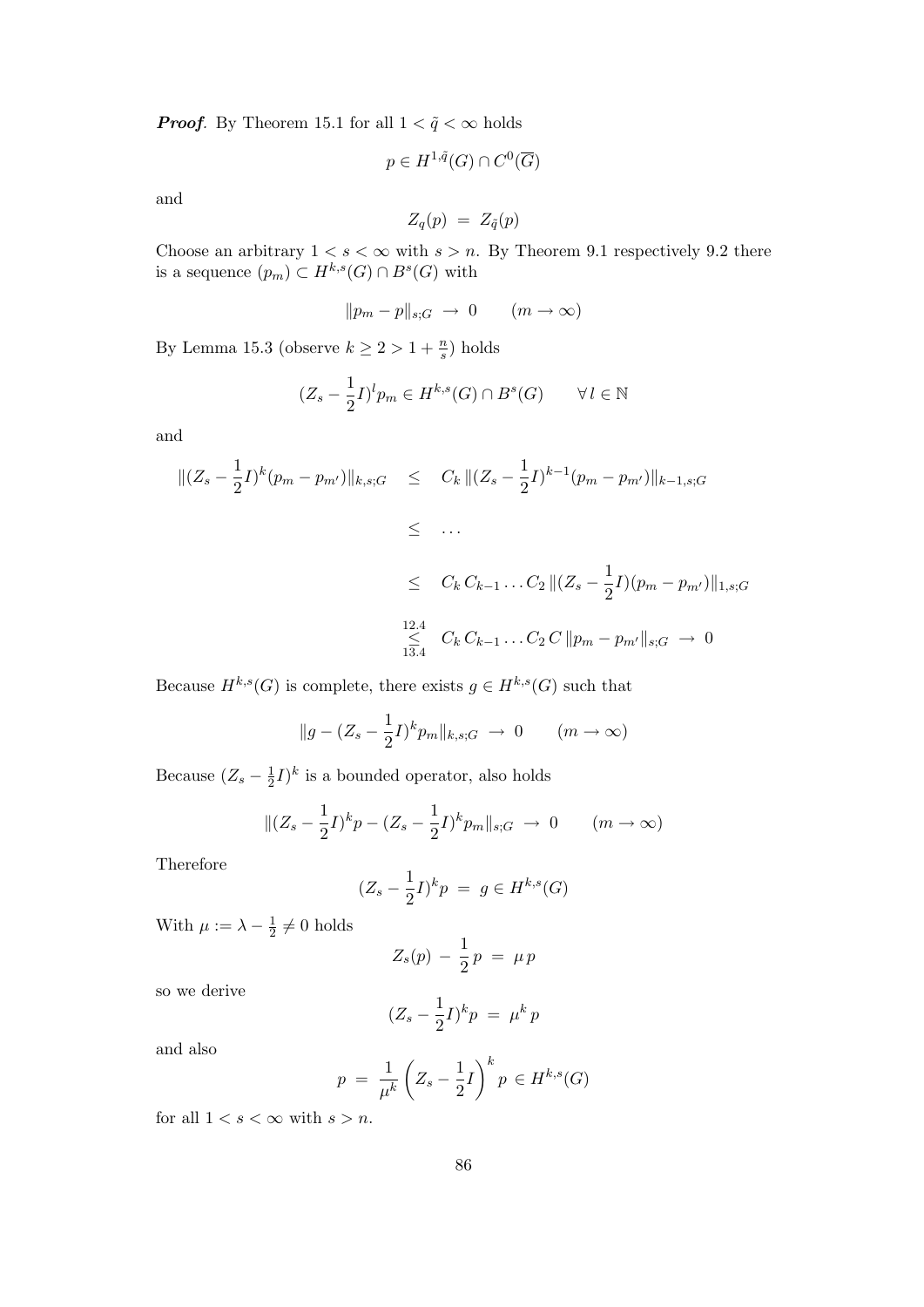***Proof***. By Theorem 15.1 for all $1 < \tilde{q} < \infty$ holds

$$p \in H^{1,\tilde{q}}(G) \cap C^0(\overline{G})$$

and

$$Z_q(p) \;=\; Z_{\tilde{q}}(p)$$

Choose an arbitrary $1 < s < \infty$ with $s > n$. By Theorem 9.1 respectively 9.2 there is a sequence $(p_m) \subset H^{k,s}(G) \cap B^s(G)$ with

$$\|p_m - p\|_{s;G} \;\rightarrow\; 0 \qquad (m \rightarrow \infty)$$

By Lemma 15.3 (observe $k \geq 2 > 1 + \frac{n}{s}$) holds

$$(Z_s - \frac{1}{2}I)^l p_m \in H^{k,s}(G) \cap B^s(G) \qquad \forall\, l \in \mathbb{N}$$

and

$$\begin{aligned}
\|(Z_s - \frac{1}{2}I)^k (p_m - p_{m'})\|_{k,s;G} \quad &\leq \quad C_k \, \|(Z_s - \frac{1}{2}I)^{k-1} (p_m - p_{m'})\|_{k-1,s;G} \\
&\leq \quad \ldots \\
&\leq \quad C_k \, C_{k-1} \ldots C_2 \, \|(Z_s - \frac{1}{2}I)(p_m - p_{m'})\|_{1,s;G} \\
&\underset{13.4}{\overset{12.4}{\leq}} \quad C_k \, C_{k-1} \ldots C_2 \, C \, \|p_m - p_{m'}\|_{s;G} \;\rightarrow\; 0
\end{aligned}$$

Because $H^{k,s}(G)$ is complete, there exists $g \in H^{k,s}(G)$ such that

$$\|g - (Z_s - \frac{1}{2}I)^k p_m\|_{k,s;G} \;\rightarrow\; 0 \qquad (m \rightarrow \infty)$$

Because $(Z_s - \frac{1}{2}I)^k$ is a bounded operator, also holds

$$\|(Z_s - \frac{1}{2}I)^k p - (Z_s - \frac{1}{2}I)^k p_m\|_{s;G} \;\rightarrow\; 0 \qquad (m \rightarrow \infty)$$

Therefore

$$(Z_s - \frac{1}{2}I)^k p \;=\; g \in H^{k,s}(G)$$

With $\mu := \lambda - \frac{1}{2} \neq 0$ holds

$$Z_s(p) \;-\; \frac{1}{2}\, p \;=\; \mu\, p$$

so we derive

$$(Z_s - \frac{1}{2}I)^k p \;=\; \mu^k \, p$$

and also

$$p \;=\; \frac{1}{\mu^k} \left( Z_s - \frac{1}{2} I \right)^k p \in H^{k,s}(G)$$

for all $1 < s < \infty$ with $s > n$.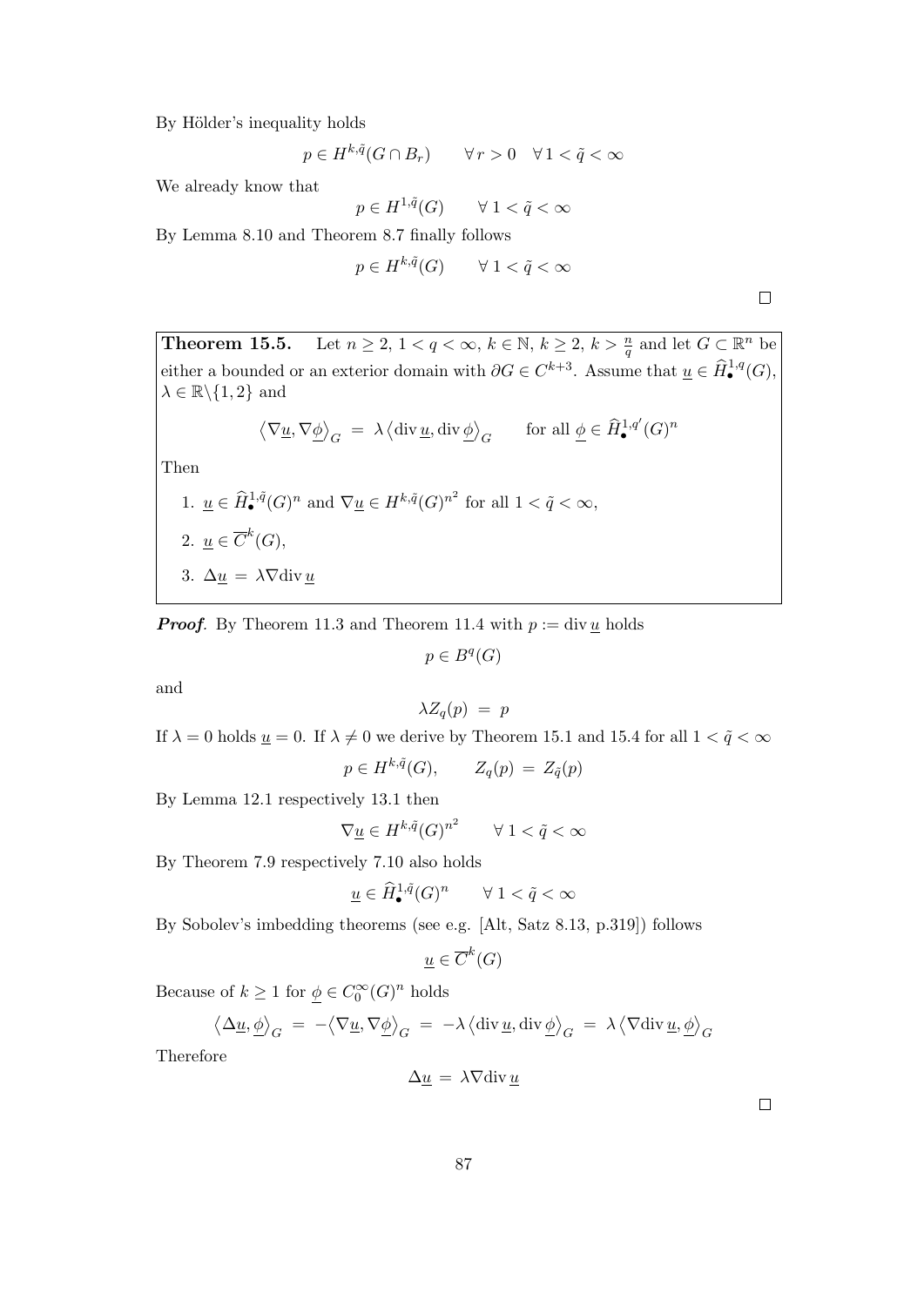By Hölder's inequality holds

$$p \in H^{k,\tilde{q}}(G \cap B_r) \qquad \forall\, r > 0 \quad \forall\, 1 < \tilde{q} < \infty$$

We already know that

$$p \in H^{1,\tilde{q}}(G) \qquad \forall\, 1 < \tilde{q} < \infty$$

By Lemma 8.10 and Theorem 8.7 finally follows

$$p \in H^{k,\tilde{q}}(G) \qquad \forall\, 1 < \tilde{q} < \infty$$

$\square$

**Theorem 15.5.** Let $n \geq 2$, $1 < q < \infty$, $k \in \mathbb{N}$, $k \geq 2$, $k > \frac{n}{q}$ and let $G \subset \mathbb{R}^n$ be either a bounded or an exterior domain with $\partial G \in C^{k+3}$. Assume that $\underline{u} \in \widehat{H}_\bullet^{1,q}(G)$, $\lambda \in \mathbb{R}\backslash\{1, 2\}$ and

$$\left\langle \nabla \underline{u}, \nabla \underline{\phi} \right\rangle_G \;=\; \lambda \left\langle \operatorname{div} \underline{u}, \operatorname{div} \underline{\phi} \right\rangle_G \qquad \text{for all } \underline{\phi} \in \widehat{H}_\bullet^{1,q'}(G)^n$$

Then

1. $\underline{u} \in \widehat{H}_\bullet^{1,\tilde{q}}(G)^n$ and $\nabla \underline{u} \in H^{k,\tilde{q}}(G)^{n^2}$ for all $1 < \tilde{q} < \infty$,
2. $\underline{u} \in \overline{C}^k(G)$,
3. $\Delta \underline{u} \;=\; \lambda \nabla \operatorname{div} \underline{u}$

***Proof*.** By Theorem 11.3 and Theorem 11.4 with $p := \operatorname{div} \underline{u}$ holds

$$p \in B^q(G)$$

and

$$\lambda Z_q(p) \;=\; p$$

If $\lambda = 0$ holds $\underline{u} = 0$. If $\lambda \neq 0$ we derive by Theorem 15.1 and 15.4 for all $1 < \tilde{q} < \infty$

$$p \in H^{k,\tilde{q}}(G), \qquad Z_q(p) \;=\; Z_{\tilde{q}}(p)$$

By Lemma 12.1 respectively 13.1 then

$$\nabla \underline{u} \in H^{k,\tilde{q}}(G)^{n^2} \qquad \forall\, 1 < \tilde{q} < \infty$$

By Theorem 7.9 respectively 7.10 also holds

$$\underline{u} \in \widehat{H}_\bullet^{1,\tilde{q}}(G)^n \qquad \forall\, 1 < \tilde{q} < \infty$$

By Sobolev's imbedding theorems (see e.g. [Alt, Satz 8.13, p.319]) follows

$$\underline{u} \in \overline{C}^k(G)$$

Because of $k \geq 1$ for $\underline{\phi} \in C_0^\infty(G)^n$ holds

$$\left\langle \Delta \underline{u}, \underline{\phi} \right\rangle_G \;=\; -\left\langle \nabla \underline{u}, \nabla \underline{\phi} \right\rangle_G \;=\; -\lambda \left\langle \operatorname{div} \underline{u}, \operatorname{div} \underline{\phi} \right\rangle_G \;=\; \lambda \left\langle \nabla \operatorname{div} \underline{u}, \underline{\phi} \right\rangle_G$$

Therefore

$$\Delta \underline{u} \;=\; \lambda \nabla \operatorname{div} \underline{u}$$

$\square$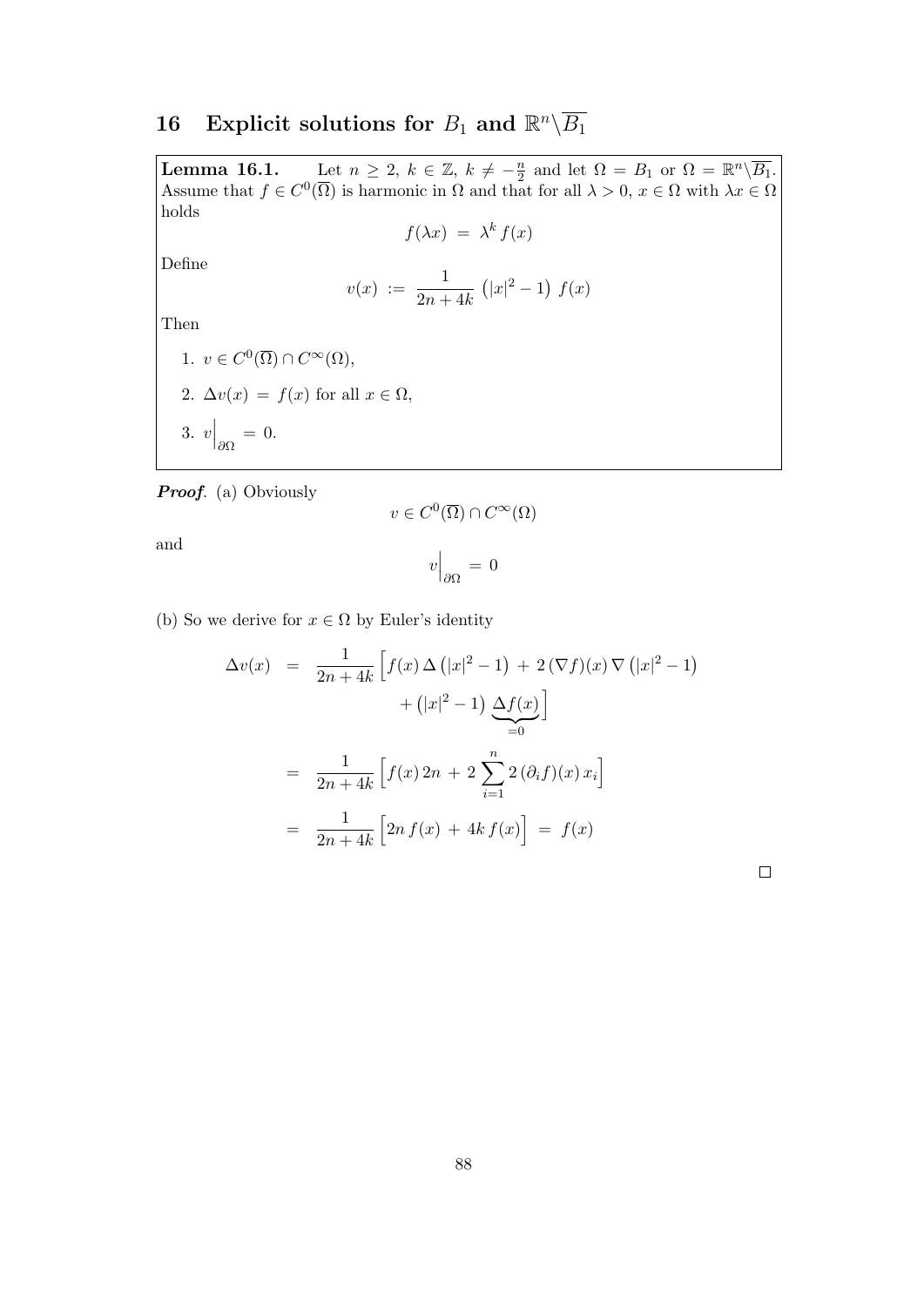# 16 Explicit solutions for $B_1$ and $\mathbb{R}^n\backslash\overline{B_1}$

**Lemma 16.1.** Let $n \geq 2$, $k \in \mathbb{Z}$, $k \neq -\frac{n}{2}$ and let $\Omega = B_1$ or $\Omega = \mathbb{R}^n\backslash\overline{B_1}$. Assume that $f \in C^0(\overline{\Omega})$ is harmonic in $\Omega$ and that for all $\lambda > 0$, $x \in \Omega$ with $\lambda x \in \Omega$ holds

$$f(\lambda x) \;=\; \lambda^k \, f(x)$$

Define

$$v(x) \;:=\; \frac{1}{2n+4k} \left(|x|^2 - 1\right) \, f(x)$$

Then

1. $v \in C^0(\overline{\Omega}) \cap C^\infty(\Omega)$,
2. $\Delta v(x) \;=\; f(x)$ for all $x \in \Omega$,
3. $v\Big|_{\partial\Omega} \;=\; 0$.

***Proof*.** (a) Obviously

$$v \in C^0(\overline{\Omega}) \cap C^\infty(\Omega)$$

and

$$v\Big|_{\partial\Omega} \;=\; 0$$

(b) So we derive for $x \in \Omega$ by Euler's identity

$$\begin{aligned}
\Delta v(x) \;&=\; \frac{1}{2n+4k}\Big[f(x)\,\Delta\left(|x|^2-1\right) \,+\, 2\,(\nabla f)(x)\,\nabla\left(|x|^2-1\right) \\
&\qquad\qquad +\left(|x|^2-1\right)\underbrace{\Delta f(x)}_{=0}\Big] \\
&=\; \frac{1}{2n+4k}\Big[f(x)\,2n \,+\, 2\sum_{i=1}^{n} 2\,(\partial_i f)(x)\,x_i\Big] \\
&=\; \frac{1}{2n+4k}\Big[2n\,f(x) \,+\, 4k\,f(x)\Big] \;=\; f(x)
\end{aligned}$$

$\square$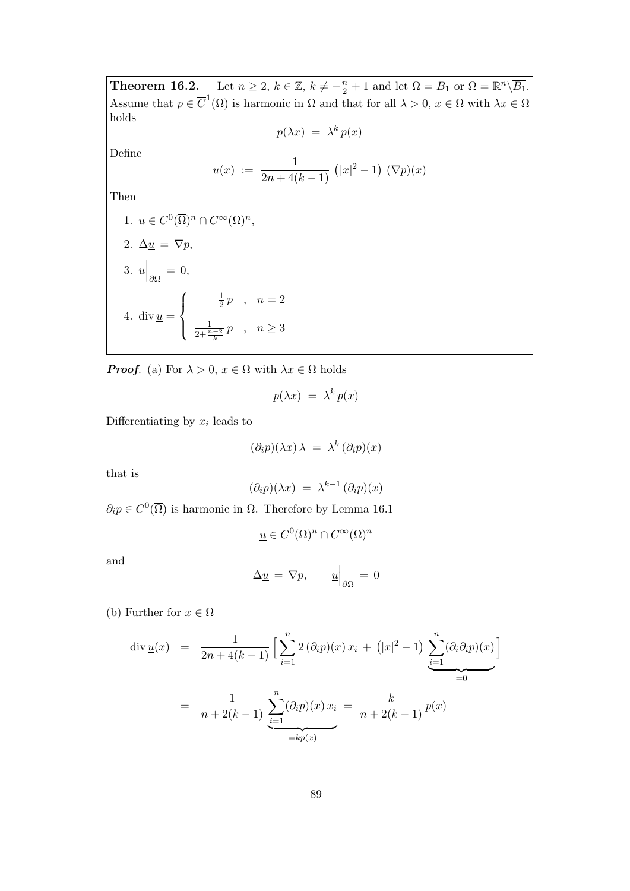**Theorem 16.2.** Let $n \geq 2$, $k \in \mathbb{Z}$, $k \neq -\frac{n}{2} + 1$ and let $\Omega = B_1$ or $\Omega = \mathbb{R}^n \backslash \overline{B_1}$. Assume that $p \in \overline{C}^1(\Omega)$ is harmonic in $\Omega$ and that for all $\lambda > 0$, $x \in \Omega$ with $\lambda x \in \Omega$ holds

$$p(\lambda x) \;=\; \lambda^k \, p(x)$$

Define

$$\underline{u}(x) \;:=\; \frac{1}{2n + 4(k-1)} \left(|x|^2 - 1\right) \, (\nabla p)(x)$$

Then

1. $\underline{u} \in C^0(\overline{\Omega})^n \cap C^\infty(\Omega)^n$,
2. $\Delta \underline{u} \;=\; \nabla p$,
3. $\underline{u}\Big|_{\partial\Omega} \;=\; 0$,
4. $\operatorname{div} \underline{u} = \begin{cases} \frac{1}{2}\, p & , \quad n = 2 \\[2ex] \frac{1}{2 + \frac{n-2}{k}}\, p & , \quad n \geq 3 \end{cases}$

***Proof.*** (a) For $\lambda > 0$, $x \in \Omega$ with $\lambda x \in \Omega$ holds

$$p(\lambda x) \;=\; \lambda^k \, p(x)$$

Differentiating by $x_i$ leads to

$$(\partial_i p)(\lambda x) \, \lambda \;=\; \lambda^k \, (\partial_i p)(x)$$

that is

$$(\partial_i p)(\lambda x) \;=\; \lambda^{k-1} \, (\partial_i p)(x)$$

$\partial_i p \in C^0(\overline{\Omega})$ is harmonic in $\Omega$. Therefore by Lemma 16.1

$$\underline{u} \in C^0(\overline{\Omega})^n \cap C^\infty(\Omega)^n$$

and

$$\Delta \underline{u} \;=\; \nabla p, \qquad \underline{u}\Big|_{\partial\Omega} \;=\; 0$$

(b) Further for $x \in \Omega$

$$\begin{aligned}
\operatorname{div} \underline{u}(x) \;&=\; \frac{1}{2n + 4(k-1)} \Big[ \sum_{i=1}^{n} 2 \, (\partial_i p)(x) \, x_i \;+\; \left(|x|^2 - 1\right) \underbrace{\sum_{i=1}^{n} (\partial_i \partial_i p)(x)}_{=0} \Big] \\
&=\; \frac{1}{n + 2(k-1)} \underbrace{\sum_{i=1}^{n} (\partial_i p)(x) \, x_i}_{= k p(x)} \;=\; \frac{k}{n + 2(k-1)} \, p(x)
\end{aligned}$$

$\square$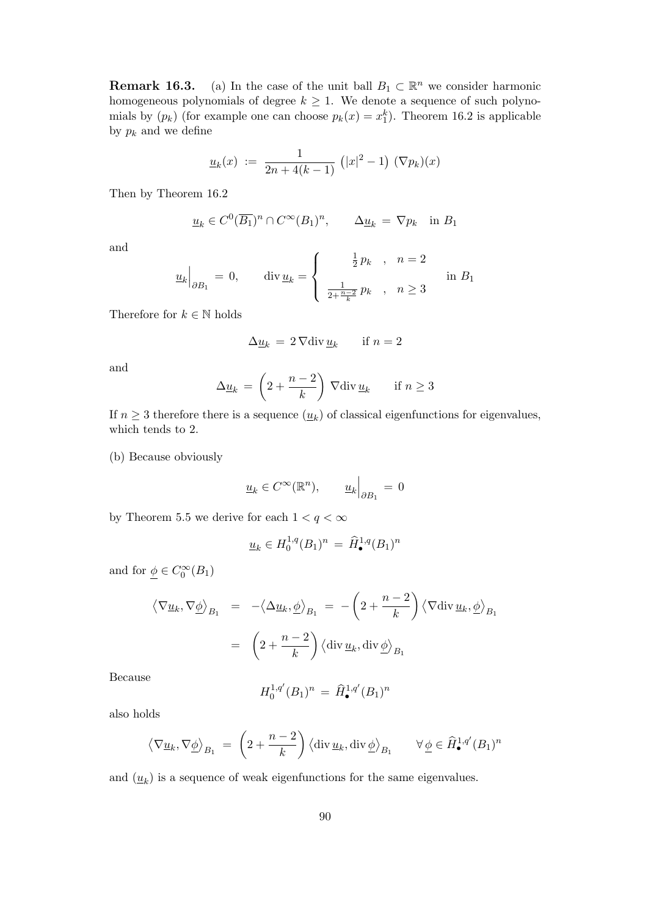**Remark 16.3.** (a) In the case of the unit ball $B_1 \subset \mathbb{R}^n$ we consider harmonic homogeneous polynomials of degree $k \geq 1$. We denote a sequence of such polynomials by $(p_k)$ (for example one can choose $p_k(x) = x_1^k$). Theorem 16.2 is applicable by $p_k$ and we define

$$\underline{u}_k(x) \;:=\; \frac{1}{2n + 4(k-1)} \left(|x|^2 - 1\right) (\nabla p_k)(x)$$

Then by Theorem 16.2

$$\underline{u}_k \in C^0(\overline{B_1})^n \cap C^\infty(B_1)^n, \qquad \Delta \underline{u}_k \;=\; \nabla p_k \quad \text{in } B_1$$

and

$$\underline{u}_k\Big|_{\partial B_1} \;=\; 0, \qquad \operatorname{div} \underline{u}_k = \begin{cases} \frac{1}{2}\, p_k & , \quad n = 2 \\[2ex] \frac{1}{2 + \frac{n-2}{k}}\, p_k & , \quad n \geq 3 \end{cases} \quad \text{in } B_1$$

Therefore for $k \in \mathbb{N}$ holds

$$\Delta \underline{u}_k \;=\; 2\, \nabla \operatorname{div} \underline{u}_k \qquad \text{if } n = 2$$

and

$$\Delta \underline{u}_k \;=\; \left(2 + \frac{n-2}{k}\right) \nabla \operatorname{div} \underline{u}_k \qquad \text{if } n \geq 3$$

If $n \geq 3$ therefore there is a sequence $(\underline{u}_k)$ of classical eigenfunctions for eigenvalues, which tends to 2.

(b) Because obviously

$$\underline{u}_k \in C^\infty(\mathbb{R}^n), \qquad \underline{u}_k\Big|_{\partial B_1} \;=\; 0$$

by Theorem 5.5 we derive for each $1 < q < \infty$

$$\underline{u}_k \in H_0^{1,q}(B_1)^n \;=\; \widehat{H}_\bullet^{1,q}(B_1)^n$$

and for $\underline{\phi} \in C_0^\infty(B_1)$

$$\begin{aligned}
\left\langle \nabla \underline{u}_k, \nabla \underline{\phi} \right\rangle_{B_1} \;&=\; -\left\langle \Delta \underline{u}_k, \underline{\phi} \right\rangle_{B_1} \;=\; -\left(2 + \frac{n-2}{k}\right) \left\langle \nabla \operatorname{div} \underline{u}_k, \underline{\phi} \right\rangle_{B_1} \\
&=\; \left(2 + \frac{n-2}{k}\right) \left\langle \operatorname{div} \underline{u}_k, \operatorname{div} \underline{\phi} \right\rangle_{B_1}
\end{aligned}$$

Because

$$H_0^{1,q'}(B_1)^n \;=\; \widehat{H}_\bullet^{1,q'}(B_1)^n$$

also holds

$$\left\langle \nabla \underline{u}_k, \nabla \underline{\phi} \right\rangle_{B_1} \;=\; \left(2 + \frac{n-2}{k}\right) \left\langle \operatorname{div} \underline{u}_k, \operatorname{div} \underline{\phi} \right\rangle_{B_1} \qquad \forall\, \underline{\phi} \in \widehat{H}_\bullet^{1,q'}(B_1)^n$$

and $(\underline{u}_k)$ is a sequence of weak eigenfunctions for the same eigenvalues.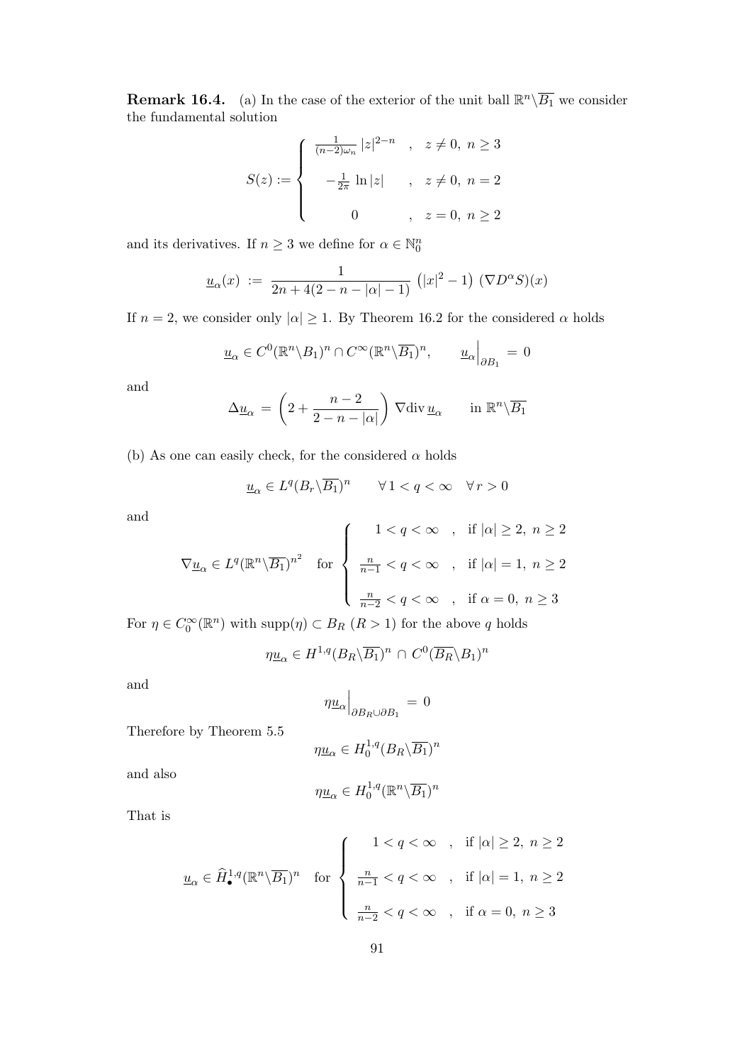**Remark 16.4.** (a) In the case of the exterior of the unit ball $\mathbb{R}^n\backslash\overline{B_1}$ we consider the fundamental solution

$$S(z) := \begin{cases} \frac{1}{(n-2)\omega_n}\,|z|^{2-n} & , \quad z \neq 0,\ n \geq 3 \\ -\frac{1}{2\pi}\,\ln|z| & , \quad z \neq 0,\ n = 2 \\ 0 & , \quad z = 0,\ n \geq 2 \end{cases}$$

and its derivatives. If $n \geq 3$ we define for $\alpha \in \mathbb{N}_0^n$

$$\underline{u}_\alpha(x) \;:=\; \frac{1}{2n + 4(2 - n - |\alpha| - 1)}\,\left(|x|^2 - 1\right)\,(\nabla D^\alpha S)(x)$$

If $n = 2$, we consider only $|\alpha| \geq 1$. By Theorem 16.2 for the considered $\alpha$ holds

$$\underline{u}_\alpha \in C^0(\mathbb{R}^n\backslash B_1)^n \cap C^\infty(\mathbb{R}^n\backslash\overline{B_1})^n, \qquad \underline{u}_\alpha\Big|_{\partial B_1} \;=\; 0$$

and

$$\Delta\underline{u}_\alpha \;=\; \left(2 + \frac{n-2}{2-n-|\alpha|}\right)\nabla\mathrm{div}\,\underline{u}_\alpha \qquad \text{in } \mathbb{R}^n\backslash\overline{B_1}$$

(b) As one can easily check, for the considered $\alpha$ holds

$$\underline{u}_\alpha \in L^q(B_r\backslash\overline{B_1})^n \qquad \forall\, 1 < q < \infty \quad \forall\, r > 0$$

and

$$\nabla\underline{u}_\alpha \in L^q(\mathbb{R}^n\backslash\overline{B_1})^{n^2} \quad \text{for} \quad \begin{cases} 1 < q < \infty & , \quad \text{if } |\alpha| \geq 2,\ n \geq 2 \\ \frac{n}{n-1} < q < \infty & , \quad \text{if } |\alpha| = 1,\ n \geq 2 \\ \frac{n}{n-2} < q < \infty & , \quad \text{if } \alpha = 0,\ n \geq 3 \end{cases}$$

For $\eta \in C_0^\infty(\mathbb{R}^n)$ with $\mathrm{supp}(\eta) \subset B_R$ $(R > 1)$ for the above $q$ holds

$$\eta\underline{u}_\alpha \in H^{1,q}(B_R\backslash\overline{B_1})^n \,\cap\, C^0(\overline{B_R}\backslash B_1)^n$$

and

$$\eta\underline{u}_\alpha\Big|_{\partial B_R \cup \partial B_1} \;=\; 0$$

Therefore by Theorem 5.5

$$\eta\underline{u}_\alpha \in H_0^{1,q}(B_R\backslash\overline{B_1})^n$$

and also

$$\eta\underline{u}_\alpha \in H_0^{1,q}(\mathbb{R}^n\backslash\overline{B_1})^n$$

That is

$$\underline{u}_\alpha \in \widehat{H}_\bullet^{1,q}(\mathbb{R}^n\backslash\overline{B_1})^n \quad \text{for} \quad \begin{cases} 1 < q < \infty & , \quad \text{if } |\alpha| \geq 2,\ n \geq 2 \\ \frac{n}{n-1} < q < \infty & , \quad \text{if } |\alpha| = 1,\ n \geq 2 \\ \frac{n}{n-2} < q < \infty & , \quad \text{if } \alpha = 0,\ n \geq 3 \end{cases}$$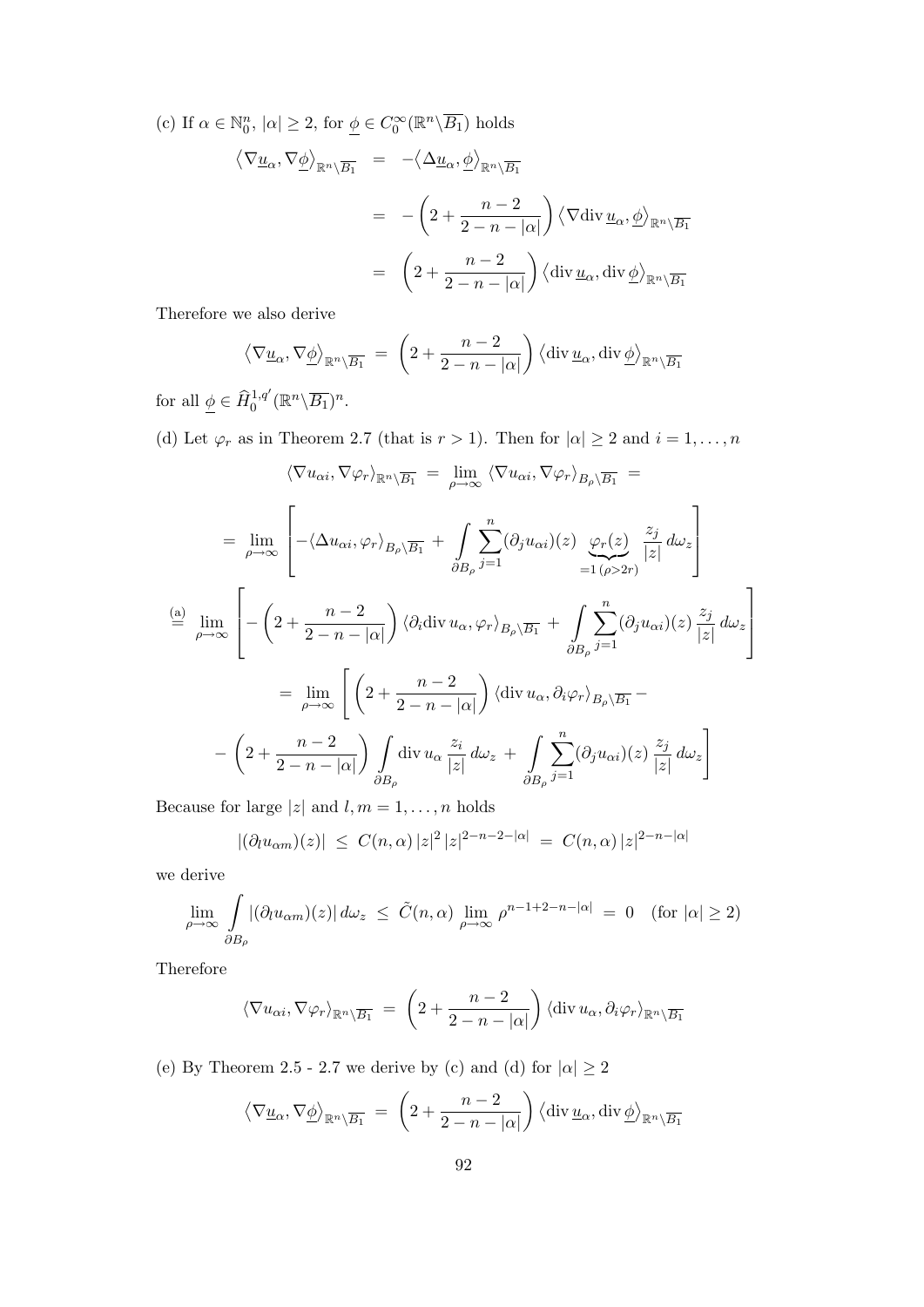(c) If $\alpha \in \mathbb{N}_0^n$, $|\alpha| \geq 2$, for $\underline{\phi} \in C_0^\infty(\mathbb{R}^n \backslash \overline{B_1})$ holds

$$
\begin{aligned}
\left\langle \nabla \underline{u}_\alpha, \nabla \underline{\phi} \right\rangle_{\mathbb{R}^n \backslash \overline{B_1}} &= -\left\langle \Delta \underline{u}_\alpha, \underline{\phi} \right\rangle_{\mathbb{R}^n \backslash \overline{B_1}} \\
&= -\left( 2 + \frac{n-2}{2-n-|\alpha|} \right) \left\langle \nabla \mathrm{div}\, \underline{u}_\alpha, \underline{\phi} \right\rangle_{\mathbb{R}^n \backslash \overline{B_1}} \\
&= \left( 2 + \frac{n-2}{2-n-|\alpha|} \right) \left\langle \mathrm{div}\, \underline{u}_\alpha, \mathrm{div}\, \underline{\phi} \right\rangle_{\mathbb{R}^n \backslash \overline{B_1}}
\end{aligned}
$$

Therefore we also derive

$$
\left\langle \nabla \underline{u}_\alpha, \nabla \underline{\phi} \right\rangle_{\mathbb{R}^n \backslash \overline{B_1}} = \left( 2 + \frac{n-2}{2-n-|\alpha|} \right) \left\langle \mathrm{div}\, \underline{u}_\alpha, \mathrm{div}\, \underline{\phi} \right\rangle_{\mathbb{R}^n \backslash \overline{B_1}}
$$

for all $\underline{\phi} \in \widehat{H}_0^{1,q'}(\mathbb{R}^n \backslash \overline{B_1})^n$.

(d) Let $\varphi_r$ as in Theorem 2.7 (that is $r > 1$). Then for $|\alpha| \geq 2$ and $i = 1, \ldots, n$

$$
\langle \nabla u_{\alpha i}, \nabla \varphi_r \rangle_{\mathbb{R}^n \backslash \overline{B_1}} = \lim_{\rho \to \infty} \langle \nabla u_{\alpha i}, \nabla \varphi_r \rangle_{B_\rho \backslash \overline{B_1}} =
$$

$$
= \lim_{\rho \to \infty} \left[ -\langle \Delta u_{\alpha i}, \varphi_r \rangle_{B_\rho \backslash \overline{B_1}} + \int\limits_{\partial B_\rho} \sum_{j=1}^n (\partial_j u_{\alpha i})(z) \underbrace{\varphi_r(z)}_{=1\,(\rho > 2r)} \frac{z_j}{|z|} \, d\omega_z \right]
$$

$$
\stackrel{(a)}{=} \lim_{\rho \to \infty} \left[ -\left( 2 + \frac{n-2}{2-n-|\alpha|} \right) \langle \partial_i \mathrm{div}\, u_\alpha, \varphi_r \rangle_{B_\rho \backslash \overline{B_1}} + \int\limits_{\partial B_\rho} \sum_{j=1}^n (\partial_j u_{\alpha i})(z) \frac{z_j}{|z|} \, d\omega_z \right]
$$

$$
= \lim_{\rho \to \infty} \left[ \left( 2 + \frac{n-2}{2-n-|\alpha|} \right) \langle \mathrm{div}\, u_\alpha, \partial_i \varphi_r \rangle_{B_\rho \backslash \overline{B_1}} - \right.
$$

$$
\left. - \left( 2 + \frac{n-2}{2-n-|\alpha|} \right) \int\limits_{\partial B_\rho} \mathrm{div}\, u_\alpha \frac{z_i}{|z|} \, d\omega_z + \int\limits_{\partial B_\rho} \sum_{j=1}^n (\partial_j u_{\alpha i})(z) \frac{z_j}{|z|} \, d\omega_z \right]
$$

Because for large $|z|$ and $l, m = 1, \ldots, n$ holds

$$
|(\partial_l u_{\alpha m})(z)| \leq C(n, \alpha) \, |z|^2 \, |z|^{2-n-2-|\alpha|} = C(n, \alpha) \, |z|^{2-n-|\alpha|}
$$

we derive

$$
\lim_{\rho \to \infty} \int\limits_{\partial B_\rho} |(\partial_l u_{\alpha m})(z)| \, d\omega_z \leq \tilde{C}(n, \alpha) \lim_{\rho \to \infty} \rho^{n-1+2-n-|\alpha|} = 0 \quad (\text{for } |\alpha| \geq 2)
$$

Therefore

$$
\langle \nabla u_{\alpha i}, \nabla \varphi_r \rangle_{\mathbb{R}^n \backslash \overline{B_1}} = \left( 2 + \frac{n-2}{2-n-|\alpha|} \right) \langle \mathrm{div}\, u_\alpha, \partial_i \varphi_r \rangle_{\mathbb{R}^n \backslash \overline{B_1}}
$$

(e) By Theorem 2.5 - 2.7 we derive by (c) and (d) for $|\alpha| \geq 2$

$$
\left\langle \nabla \underline{u}_\alpha, \nabla \underline{\phi} \right\rangle_{\mathbb{R}^n \backslash \overline{B_1}} = \left( 2 + \frac{n-2}{2-n-|\alpha|} \right) \left\langle \mathrm{div}\, \underline{u}_\alpha, \mathrm{div}\, \underline{\phi} \right\rangle_{\mathbb{R}^n \backslash \overline{B_1}}
$$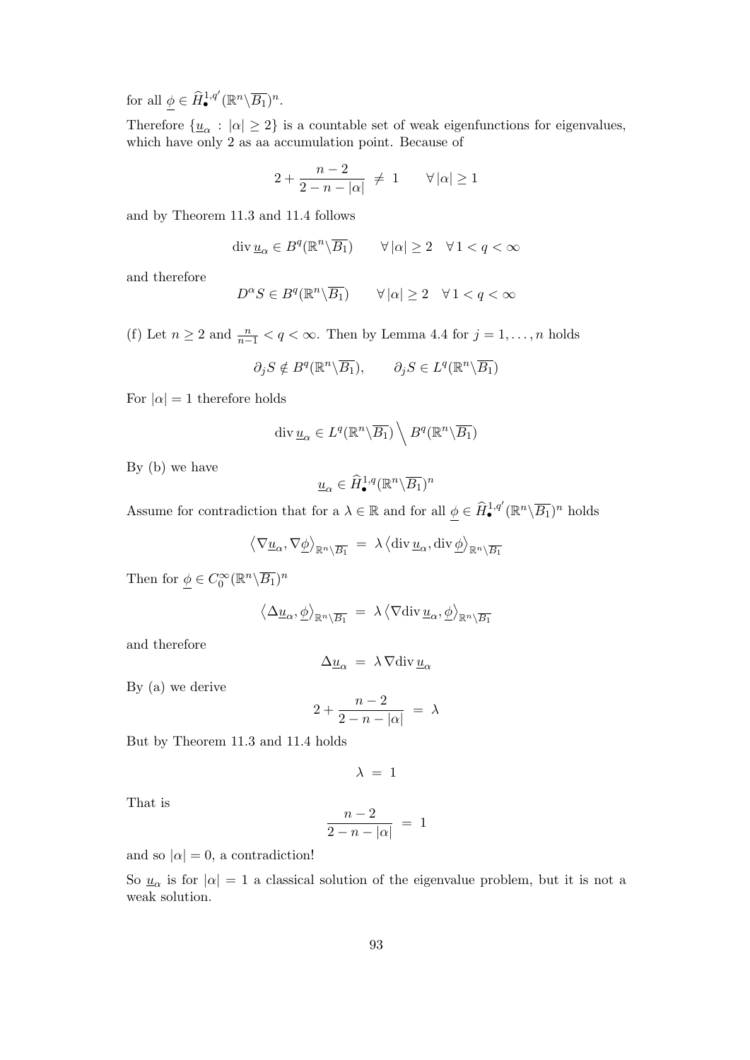for all $\underline{\phi} \in \widehat{H}^{1,q'}_{\bullet}(\mathbb{R}^n \backslash \overline{B_1})^n$.

Therefore $\{\underline{u}_\alpha \,:\, |\alpha| \geq 2\}$ is a countable set of weak eigenfunctions for eigenvalues, which have only 2 as aa accumulation point. Because of

$$2 + \frac{n-2}{2-n-|\alpha|} \;\neq\; 1 \qquad \forall\, |\alpha| \geq 1$$

and by Theorem 11.3 and 11.4 follows

$$\operatorname{div} \underline{u}_\alpha \in B^q(\mathbb{R}^n \backslash \overline{B_1}) \qquad \forall\, |\alpha| \geq 2 \quad \forall\, 1 < q < \infty$$

and therefore

$$D^\alpha S \in B^q(\mathbb{R}^n \backslash \overline{B_1}) \qquad \forall\, |\alpha| \geq 2 \quad \forall\, 1 < q < \infty$$

(f) Let $n \geq 2$ and $\frac{n}{n-1} < q < \infty$. Then by Lemma 4.4 for $j = 1, \ldots, n$ holds

$$\partial_j S \notin B^q(\mathbb{R}^n \backslash \overline{B_1}), \qquad \partial_j S \in L^q(\mathbb{R}^n \backslash \overline{B_1})$$

For $|\alpha| = 1$ therefore holds

$$\operatorname{div} \underline{u}_\alpha \in L^q(\mathbb{R}^n \backslash \overline{B_1}) \Big\backslash \; B^q(\mathbb{R}^n \backslash \overline{B_1})$$

By (b) we have

$$\underline{u}_\alpha \in \widehat{H}^{1,q}_{\bullet}(\mathbb{R}^n \backslash \overline{B_1})^n$$

Assume for contradiction that for a $\lambda \in \mathbb{R}$ and for all $\underline{\phi} \in \widehat{H}^{1,q'}_{\bullet}(\mathbb{R}^n \backslash \overline{B_1})^n$ holds

$$\left\langle \nabla \underline{u}_\alpha, \nabla \underline{\phi} \right\rangle_{\mathbb{R}^n \backslash \overline{B_1}} \;=\; \lambda \left\langle \operatorname{div} \underline{u}_\alpha, \operatorname{div} \underline{\phi} \right\rangle_{\mathbb{R}^n \backslash \overline{B_1}}$$

Then for $\underline{\phi} \in C_0^\infty(\mathbb{R}^n \backslash \overline{B_1})^n$

$$\left\langle \Delta \underline{u}_\alpha, \underline{\phi} \right\rangle_{\mathbb{R}^n \backslash \overline{B_1}} \;=\; \lambda \left\langle \nabla \operatorname{div} \underline{u}_\alpha, \underline{\phi} \right\rangle_{\mathbb{R}^n \backslash \overline{B_1}}$$

and therefore

$$\Delta \underline{u}_\alpha \;=\; \lambda \nabla \operatorname{div} \underline{u}_\alpha$$

By (a) we derive

$$2 + \frac{n-2}{2-n-|\alpha|} \;=\; \lambda$$

But by Theorem 11.3 and 11.4 holds

$$\lambda \;=\; 1$$

That is

$$\frac{n-2}{2-n-|\alpha|} \;=\; 1$$

and so $|\alpha| = 0$, a contradiction!

So $\underline{u}_\alpha$ is for $|\alpha| = 1$ a classical solution of the eigenvalue problem, but it is not a weak solution.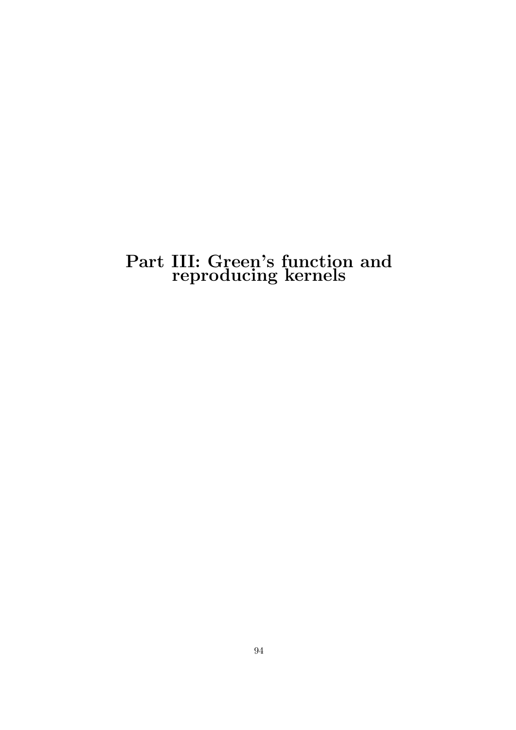# Part III: Green's function and reproducing kernels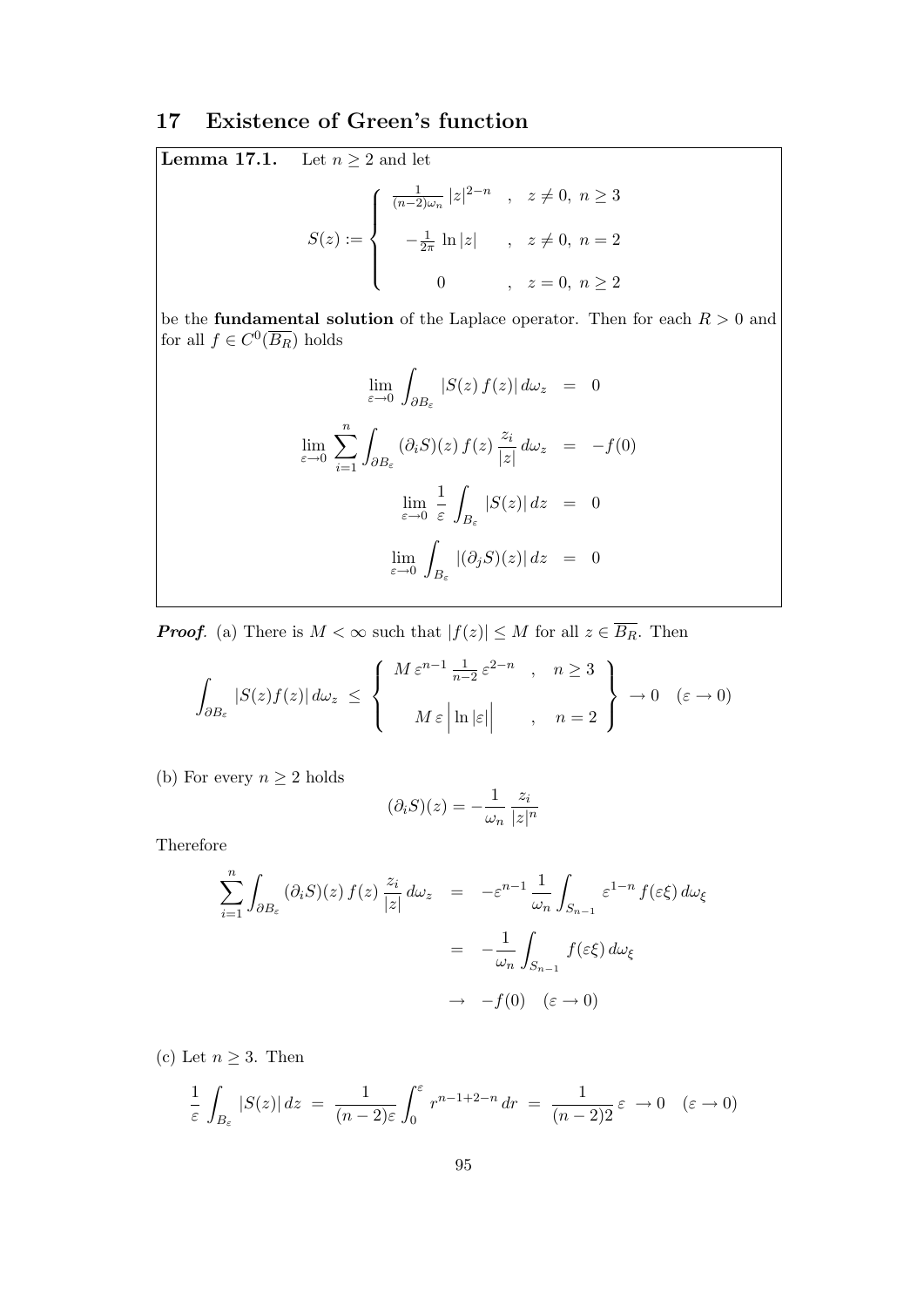## 17 Existence of Green's function

**Lemma 17.1.** Let $n \geq 2$ and let

$$S(z) := \begin{cases} \frac{1}{(n-2)\omega_n} |z|^{2-n} & , \quad z \neq 0,\ n \geq 3 \\[2ex] -\frac{1}{2\pi} \ln|z| & , \quad z \neq 0,\ n = 2 \\[2ex] 0 & , \quad z = 0,\ n \geq 2 \end{cases}$$

be the **fundamental solution** of the Laplace operator. Then for each $R > 0$ and for all $f \in C^0(\overline{B_R})$ holds

$$\lim_{\varepsilon \to 0} \int_{\partial B_\varepsilon} |S(z)\, f(z)|\, d\omega_z = 0$$

$$\lim_{\varepsilon \to 0} \sum_{i=1}^n \int_{\partial B_\varepsilon} (\partial_i S)(z)\, f(z)\, \frac{z_i}{|z|}\, d\omega_z = -f(0)$$

$$\lim_{\varepsilon \to 0} \frac{1}{\varepsilon} \int_{B_\varepsilon} |S(z)|\, dz = 0$$

$$\lim_{\varepsilon \to 0} \int_{B_\varepsilon} |(\partial_j S)(z)|\, dz = 0$$

***Proof***. (a) There is $M < \infty$ such that $|f(z)| \leq M$ for all $z \in \overline{B_R}$. Then

$$\int_{\partial B_\varepsilon} |S(z) f(z)|\, d\omega_z \;\leq\; \left\{ \begin{array}{lcl} M\, \varepsilon^{n-1}\, \frac{1}{n-2}\, \varepsilon^{2-n} & , & n \geq 3 \\[2ex] M\, \varepsilon \left| \ln|\varepsilon| \right| & , & n = 2 \end{array} \right\} \to 0 \quad (\varepsilon \to 0)$$

(b) For every $n \geq 2$ holds

$$(\partial_i S)(z) = -\frac{1}{\omega_n} \frac{z_i}{|z|^n}$$

Therefore

$$\begin{aligned} \sum_{i=1}^n \int_{\partial B_\varepsilon} (\partial_i S)(z)\, f(z)\, \frac{z_i}{|z|}\, d\omega_z &= -\varepsilon^{n-1}\, \frac{1}{\omega_n} \int_{S_{n-1}} \varepsilon^{1-n}\, f(\varepsilon\xi)\, d\omega_\xi \\ &= -\frac{1}{\omega_n} \int_{S_{n-1}} f(\varepsilon\xi)\, d\omega_\xi \\ &\to -f(0) \quad (\varepsilon \to 0) \end{aligned}$$

(c) Let $n \geq 3$. Then

$$\frac{1}{\varepsilon} \int_{B_\varepsilon} |S(z)|\, dz \;=\; \frac{1}{(n-2)\varepsilon} \int_0^\varepsilon r^{n-1+2-n}\, dr \;=\; \frac{1}{(n-2)2}\, \varepsilon \;\to 0 \quad (\varepsilon \to 0)$$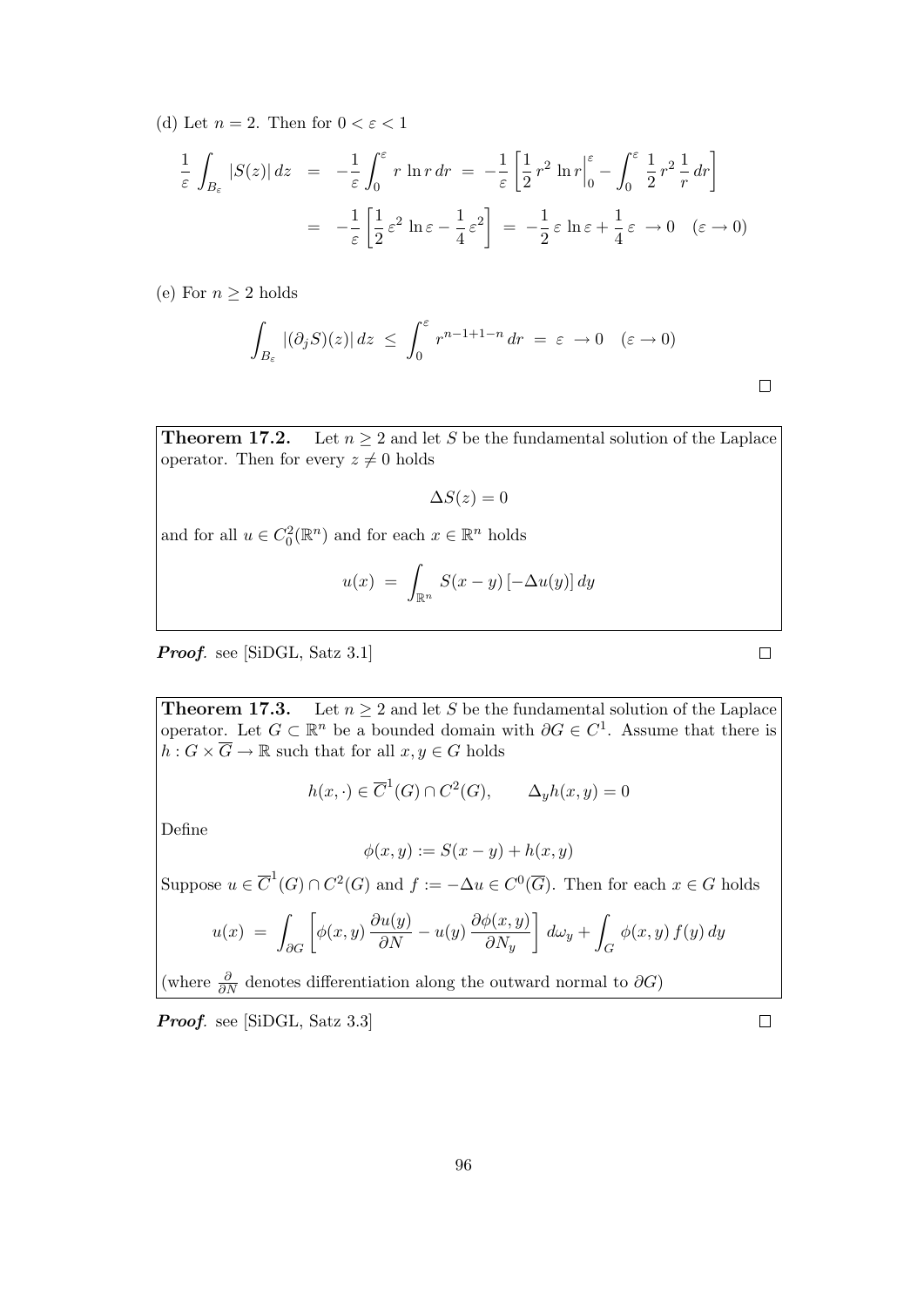(d) Let $n = 2$. Then for $0 < \varepsilon < 1$

$$
\begin{aligned}
\frac{1}{\varepsilon} \int_{B_\varepsilon} |S(z)|\, dz &= -\frac{1}{\varepsilon} \int_0^\varepsilon r \ln r \, dr \;=\; -\frac{1}{\varepsilon} \left[ \frac{1}{2} r^2 \ln r \Big|_0^\varepsilon - \int_0^\varepsilon \frac{1}{2} r^2 \frac{1}{r}\, dr \right] \\
&= -\frac{1}{\varepsilon} \left[ \frac{1}{2} \varepsilon^2 \ln \varepsilon - \frac{1}{4} \varepsilon^2 \right] \;=\; -\frac{1}{2} \varepsilon \ln \varepsilon + \frac{1}{4} \varepsilon \;\to 0 \quad (\varepsilon \to 0)
\end{aligned}
$$

(e) For $n \geq 2$ holds

$$
\int_{B_\varepsilon} |(\partial_j S)(z)|\, dz \;\leq\; \int_0^\varepsilon r^{n-1+1-n}\, dr \;=\; \varepsilon \;\to 0 \quad (\varepsilon \to 0)
$$

□

**Theorem 17.2.** Let $n \geq 2$ and let $S$ be the fundamental solution of the Laplace operator. Then for every $z \neq 0$ holds

$$
\Delta S(z) = 0
$$

and for all $u \in C_0^2(\mathbb{R}^n)$ and for each $x \in \mathbb{R}^n$ holds

$$
u(x) \;=\; \int_{\mathbb{R}^n} S(x-y)\, [-\Delta u(y)]\, dy
$$

***Proof.*** see [SiDGL, Satz 3.1] □

**Theorem 17.3.** Let $n \geq 2$ and let $S$ be the fundamental solution of the Laplace operator. Let $G \subset \mathbb{R}^n$ be a bounded domain with $\partial G \in C^1$. Assume that there is $h : G \times \overline{G} \to \mathbb{R}$ such that for all $x, y \in G$ holds

$$
h(x, \cdot) \in \overline{C}^1(G) \cap C^2(G), \qquad \Delta_y h(x,y) = 0
$$

Define

$$
\phi(x,y) := S(x-y) + h(x,y)
$$

Suppose $u \in \overline{C}^1(G) \cap C^2(G)$ and $f := -\Delta u \in C^0(\overline{G})$. Then for each $x \in G$ holds

$$
u(x) \;=\; \int_{\partial G} \left[ \phi(x,y) \frac{\partial u(y)}{\partial N} - u(y) \frac{\partial \phi(x,y)}{\partial N_y} \right] d\omega_y + \int_G \phi(x,y)\, f(y)\, dy
$$

(where $\frac{\partial}{\partial N}$ denotes differentiation along the outward normal to $\partial G$)

***Proof.*** see [SiDGL, Satz 3.3] □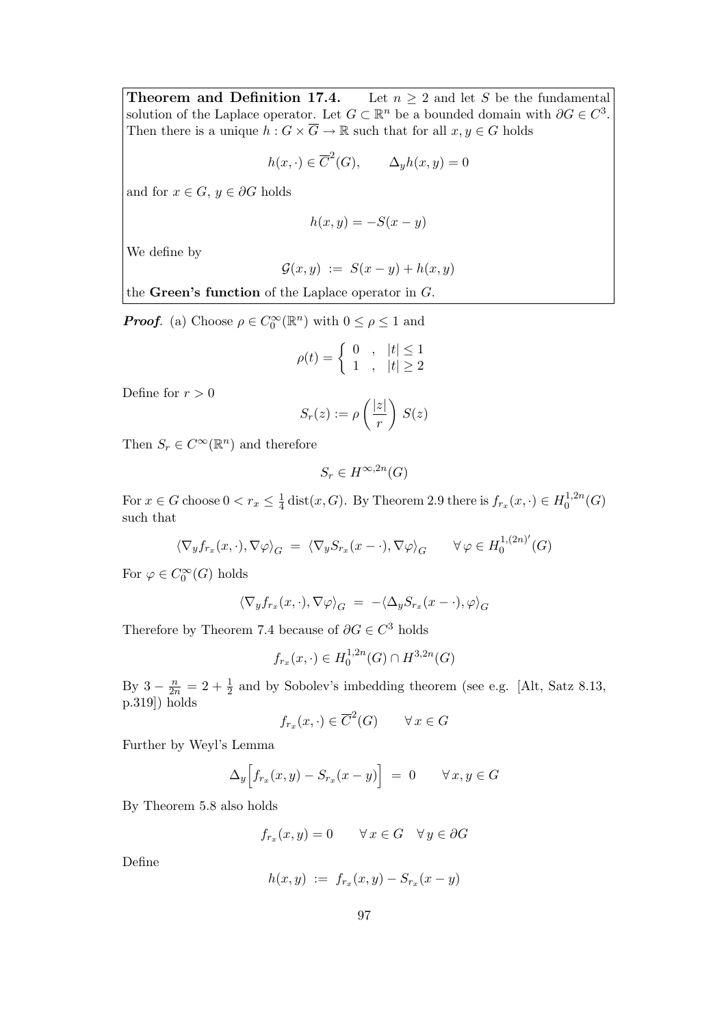**Theorem and Definition 17.4.** Let $n \geq 2$ and let $S$ be the fundamental solution of the Laplace operator. Let $G \subset \mathbb{R}^n$ be a bounded domain with $\partial G \in C^3$. Then there is a unique $h : G \times \overline{G} \to \mathbb{R}$ such that for all $x, y \in G$ holds

$$h(x, \cdot) \in \overline{C}^2(G), \qquad \Delta_y h(x, y) = 0$$

and for $x \in G$, $y \in \partial G$ holds

$$h(x, y) = -S(x - y)$$

We define by

$$\mathcal{G}(x, y) \ := \ S(x - y) + h(x, y)$$

the **Green's function** of the Laplace operator in $G$.

***Proof.*** (a) Choose $\rho \in C_0^\infty(\mathbb{R}^n)$ with $0 \leq \rho \leq 1$ and

$$\rho(t) = \begin{cases} 0 & , \quad |t| \leq 1 \\ 1 & , \quad |t| \geq 2 \end{cases}$$

Define for $r > 0$

$$S_r(z) := \rho\left(\frac{|z|}{r}\right) S(z)$$

Then $S_r \in C^\infty(\mathbb{R}^n)$ and therefore

$$S_r \in H^{\infty, 2n}(G)$$

For $x \in G$ choose $0 < r_x \leq \frac{1}{4}\operatorname{dist}(x, G)$. By Theorem 2.9 there is $f_{r_x}(x, \cdot) \in H_0^{1,2n}(G)$ such that

$$\langle \nabla_y f_{r_x}(x, \cdot), \nabla \varphi \rangle_G \ = \ \langle \nabla_y S_{r_x}(x - \cdot), \nabla \varphi \rangle_G \qquad \forall \, \varphi \in H_0^{1,(2n)'}(G)$$

For $\varphi \in C_0^\infty(G)$ holds

$$\langle \nabla_y f_{r_x}(x, \cdot), \nabla \varphi \rangle_G \ = \ -\langle \Delta_y S_{r_x}(x - \cdot), \varphi \rangle_G$$

Therefore by Theorem 7.4 because of $\partial G \in C^3$ holds

$$f_{r_x}(x, \cdot) \in H_0^{1,2n}(G) \cap H^{3,2n}(G)$$

By $3 - \frac{n}{2n} = 2 + \frac{1}{2}$ and by Sobolev's imbedding theorem (see e.g. [Alt, Satz 8.13, p.319]) holds

$$f_{r_x}(x, \cdot) \in \overline{C}^2(G) \qquad \forall \, x \in G$$

Further by Weyl's Lemma

$$\Delta_y \Big[ f_{r_x}(x, y) - S_{r_x}(x - y) \Big] \ = \ 0 \qquad \forall \, x, y \in G$$

By Theorem 5.8 also holds

$$f_{r_x}(x, y) = 0 \qquad \forall \, x \in G \quad \forall \, y \in \partial G$$

Define

$$h(x, y) \ := \ f_{r_x}(x, y) - S_{r_x}(x - y)$$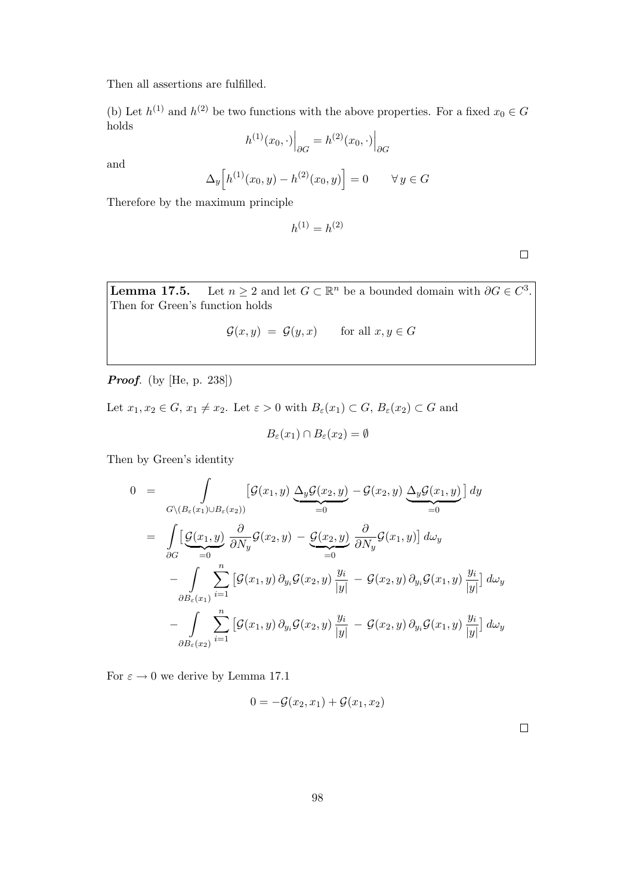Then all assertions are fulfilled.

(b) Let $h^{(1)}$ and $h^{(2)}$ be two functions with the above properties. For a fixed $x_0 \in G$ holds

$$h^{(1)}(x_0, \cdot)\Big|_{\partial G} = h^{(2)}(x_0, \cdot)\Big|_{\partial G}$$

and

$$\Delta_y \Big[ h^{(1)}(x_0, y) - h^{(2)}(x_0, y) \Big] = 0 \qquad \forall\, y \in G$$

Therefore by the maximum principle

$$h^{(1)} = h^{(2)}$$

□

**Lemma 17.5.** Let $n \geq 2$ and let $G \subset \mathbb{R}^n$ be a bounded domain with $\partial G \in C^3$. Then for Green's function holds

$$\mathcal{G}(x, y) \; = \; \mathcal{G}(y, x) \qquad \text{for all } x, y \in G$$

***Proof.*** (by [He, p. 238])

Let $x_1, x_2 \in G$, $x_1 \neq x_2$. Let $\varepsilon > 0$ with $B_\varepsilon(x_1) \subset G$, $B_\varepsilon(x_2) \subset G$ and

$$B_\varepsilon(x_1) \cap B_\varepsilon(x_2) = \emptyset$$

Then by Green's identity

$$\begin{aligned}
0 \; &= \int\limits_{G \setminus (B_\varepsilon(x_1) \cup B_\varepsilon(x_2))} \big[ \mathcal{G}(x_1, y) \underbrace{\Delta_y \mathcal{G}(x_2, y)}_{=0} - \mathcal{G}(x_2, y) \underbrace{\Delta_y \mathcal{G}(x_1, y)}_{=0} \big] \, dy \\
&= \int\limits_{\partial G} \big[ \underbrace{\mathcal{G}(x_1, y)}_{=0} \frac{\partial}{\partial N_y} \mathcal{G}(x_2, y) \; - \; \underbrace{\mathcal{G}(x_2, y)}_{=0} \frac{\partial}{\partial N_y} \mathcal{G}(x_1, y) \big] \, d\omega_y \\
&\quad - \int\limits_{\partial B_\varepsilon(x_1)} \sum_{i=1}^{n} \big[ \mathcal{G}(x_1, y) \, \partial_{y_i} \mathcal{G}(x_2, y) \, \frac{y_i}{|y|} \; - \; \mathcal{G}(x_2, y) \, \partial_{y_i} \mathcal{G}(x_1, y) \, \frac{y_i}{|y|} \big] \, d\omega_y \\
&\quad - \int\limits_{\partial B_\varepsilon(x_2)} \sum_{i=1}^{n} \big[ \mathcal{G}(x_1, y) \, \partial_{y_i} \mathcal{G}(x_2, y) \, \frac{y_i}{|y|} \; - \; \mathcal{G}(x_2, y) \, \partial_{y_i} \mathcal{G}(x_1, y) \, \frac{y_i}{|y|} \big] \, d\omega_y
\end{aligned}$$

For $\varepsilon \to 0$ we derive by Lemma 17.1

$$0 = -\mathcal{G}(x_2, x_1) + \mathcal{G}(x_1, x_2)$$

□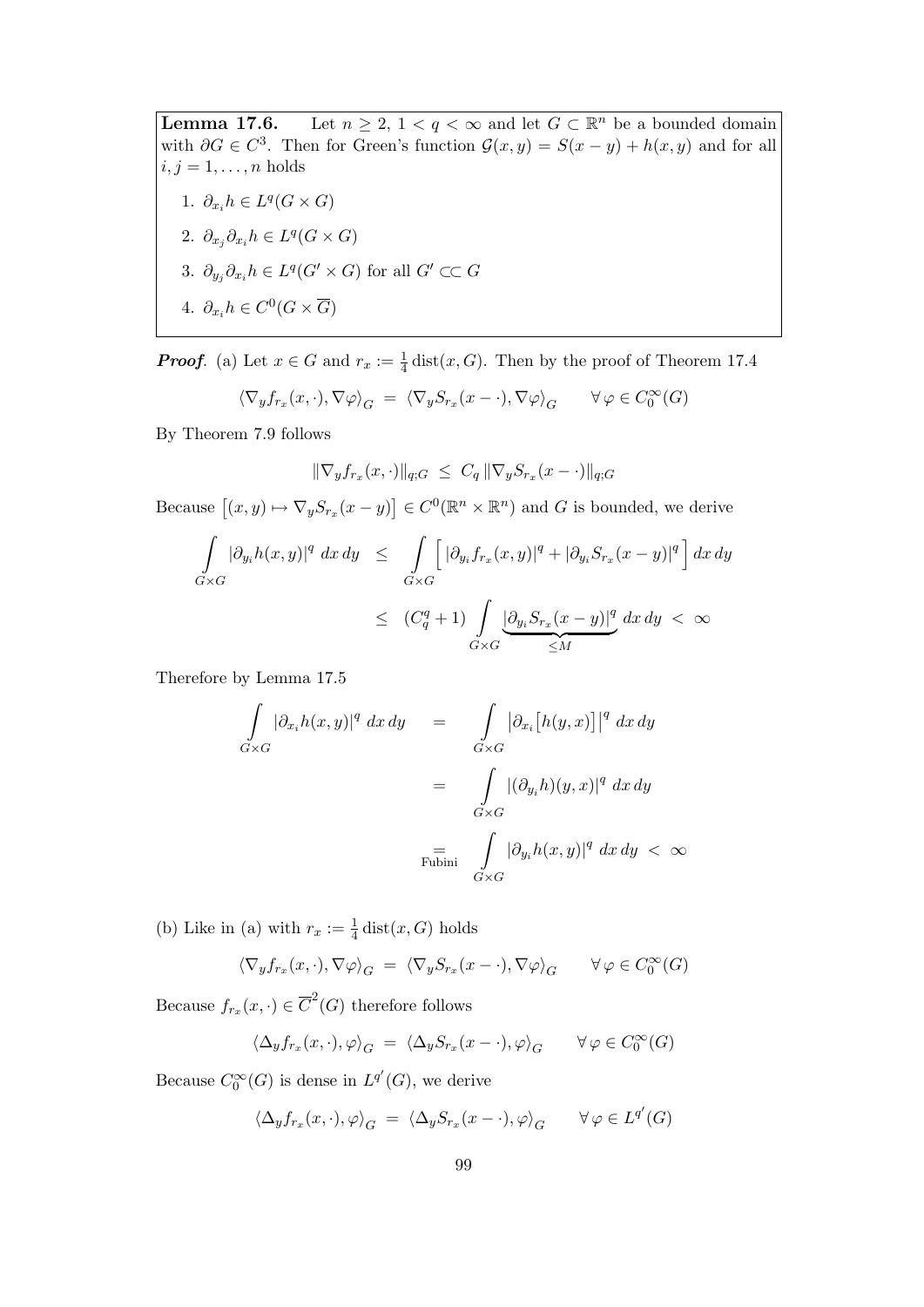**Lemma 17.6.** Let $n \geq 2$, $1 < q < \infty$ and let $G \subset \mathbb{R}^n$ be a bounded domain with $\partial G \in C^3$. Then for Green's function $\mathcal{G}(x,y) = S(x-y) + h(x,y)$ and for all $i,j = 1,\ldots,n$ holds

1. $\partial_{x_i} h \in L^q(G \times G)$
2. $\partial_{x_j}\partial_{x_i} h \in L^q(G \times G)$
3. $\partial_{y_j}\partial_{x_i} h \in L^q(G' \times G)$ for all $G' \subset\subset G$
4. $\partial_{x_i} h \in C^0(G \times \overline{G})$

***Proof.*** (a) Let $x \in G$ and $r_x := \frac{1}{4}\operatorname{dist}(x,G)$. Then by the proof of Theorem 17.4

$$\langle \nabla_y f_{r_x}(x,\cdot), \nabla\varphi \rangle_G \;=\; \langle \nabla_y S_{r_x}(x-\cdot), \nabla\varphi \rangle_G \qquad \forall\, \varphi \in C_0^\infty(G)$$

By Theorem 7.9 follows

$$\|\nabla_y f_{r_x}(x,\cdot)\|_{q;G} \;\leq\; C_q \,\|\nabla_y S_{r_x}(x-\cdot)\|_{q;G}$$

Because $\big[(x,y) \mapsto \nabla_y S_{r_x}(x-y)\big] \in C^0(\mathbb{R}^n \times \mathbb{R}^n)$ and $G$ is bounded, we derive

$$\begin{aligned}
\int\limits_{G\times G} |\partial_{y_i} h(x,y)|^q \; dx\, dy \;&\leq\; \int\limits_{G\times G} \Big[\, |\partial_{y_i} f_{r_x}(x,y)|^q + |\partial_{y_i} S_{r_x}(x-y)|^q \Big]\, dx\, dy \\
&\leq\; (C_q^q + 1) \int\limits_{G\times G} \underbrace{|\partial_{y_i} S_{r_x}(x-y)|^q}_{\leq M} \; dx\, dy \;<\; \infty
\end{aligned}$$

Therefore by Lemma 17.5

$$\begin{aligned}
\int\limits_{G\times G} |\partial_{x_i} h(x,y)|^q \; dx\, dy \quad &= \quad \int\limits_{G\times G} \big|\partial_{x_i}\big[h(y,x)\big]\big|^q \; dx\, dy \\
&= \quad \int\limits_{G\times G} |(\partial_{y_i} h)(y,x)|^q \; dx\, dy \\
&\underset{\text{Fubini}}{=} \quad \int\limits_{G\times G} |\partial_{y_i} h(x,y)|^q \; dx\, dy \;<\; \infty
\end{aligned}$$

(b) Like in (a) with $r_x := \frac{1}{4}\operatorname{dist}(x,G)$ holds

$$\langle \nabla_y f_{r_x}(x,\cdot), \nabla\varphi \rangle_G \;=\; \langle \nabla_y S_{r_x}(x-\cdot), \nabla\varphi \rangle_G \qquad \forall\, \varphi \in C_0^\infty(G)$$

Because $f_{r_x}(x,\cdot) \in \overline{C}^2(G)$ therefore follows

$$\langle \Delta_y f_{r_x}(x,\cdot), \varphi \rangle_G \;=\; \langle \Delta_y S_{r_x}(x-\cdot), \varphi \rangle_G \qquad \forall\, \varphi \in C_0^\infty(G)$$

Because $C_0^\infty(G)$ is dense in $L^{q'}(G)$, we derive

$$\langle \Delta_y f_{r_x}(x,\cdot), \varphi \rangle_G \;=\; \langle \Delta_y S_{r_x}(x-\cdot), \varphi \rangle_G \qquad \forall\, \varphi \in L^{q'}(G)$$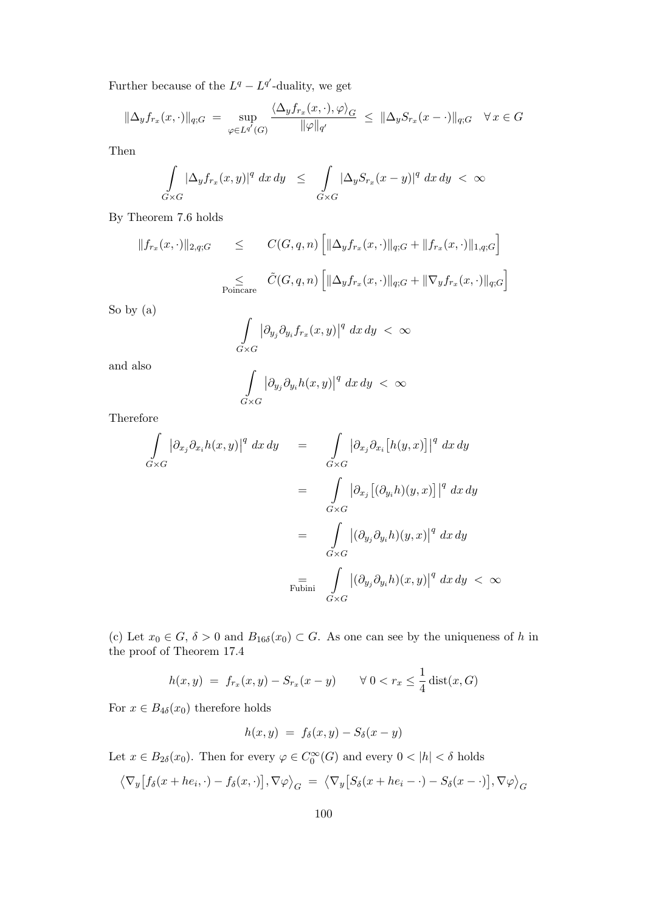Further because of the $L^q - L^{q'}$-duality, we get

$$\|\Delta_y f_{r_x}(x,\cdot)\|_{q;G} \;=\; \sup_{\varphi \in L^{q'}(G)} \frac{\langle \Delta_y f_{r_x}(x,\cdot), \varphi\rangle_G}{\|\varphi\|_{q'}} \;\leq\; \|\Delta_y S_{r_x}(x-\cdot)\|_{q;G} \quad \forall\, x \in G$$

Then

$$\int\limits_{G\times G} |\Delta_y f_{r_x}(x,y)|^q \, dx\, dy \;\;\leq\;\; \int\limits_{G\times G} |\Delta_y S_{r_x}(x-y)|^q \, dx\, dy \;<\; \infty$$

By Theorem 7.6 holds

$$\begin{aligned}
\|f_{r_x}(x,\cdot)\|_{2,q;G} \quad &\leq \quad C(G,q,n)\left[\|\Delta_y f_{r_x}(x,\cdot)\|_{q;G} + \|f_{r_x}(x,\cdot)\|_{1,q;G}\right] \\
&\underset{\text{Poincare}}{\leq} \quad \tilde{C}(G,q,n)\left[\|\Delta_y f_{r_x}(x,\cdot)\|_{q;G} + \|\nabla_y f_{r_x}(x,\cdot)\|_{q;G}\right]
\end{aligned}$$

So by (a)

$$\int\limits_{G\times G} \left|\partial_{y_j}\partial_{y_i} f_{r_x}(x,y)\right|^q \, dx\, dy \;<\; \infty$$

and also

$$\int\limits_{G\times G} \left|\partial_{y_j}\partial_{y_i} h(x,y)\right|^q \, dx\, dy \;<\; \infty$$

Therefore

$$\begin{aligned}
\int\limits_{G\times G} \left|\partial_{x_j}\partial_{x_i} h(x,y)\right|^q \, dx\, dy \quad &= \quad \int\limits_{G\times G} \left|\partial_{x_j}\partial_{x_i}\big[h(y,x)\big]\right|^q \, dx\, dy \\
&= \quad \int\limits_{G\times G} \left|\partial_{x_j}\big[(\partial_{y_i} h)(y,x)\big]\right|^q \, dx\, dy \\
&= \quad \int\limits_{G\times G} \left|(\partial_{y_j}\partial_{y_i} h)(y,x)\right|^q \, dx\, dy \\
&\underset{\text{Fubini}}{=} \quad \int\limits_{G\times G} \left|(\partial_{y_j}\partial_{y_i} h)(x,y)\right|^q \, dx\, dy \;<\; \infty
\end{aligned}$$

(c) Let $x_0 \in G$, $\delta > 0$ and $B_{16\delta}(x_0) \subset G$. As one can see by the uniqueness of $h$ in the proof of Theorem 17.4

$$h(x,y) \;=\; f_{r_x}(x,y) - S_{r_x}(x-y) \qquad \forall\, 0 < r_x \leq \frac{1}{4}\operatorname{dist}(x,G)$$

For $x \in B_{4\delta}(x_0)$ therefore holds

$$h(x,y) \;=\; f_\delta(x,y) - S_\delta(x-y)$$

Let $x \in B_{2\delta}(x_0)$. Then for every $\varphi \in C_0^\infty(G)$ and every $0 < |h| < \delta$ holds

$$\left\langle \nabla_y\big[f_\delta(x+he_i,\cdot) - f_\delta(x,\cdot)\big], \nabla\varphi\right\rangle_G \;=\; \left\langle \nabla_y\big[S_\delta(x+he_i-\cdot) - S_\delta(x-\cdot)\big], \nabla\varphi\right\rangle_G$$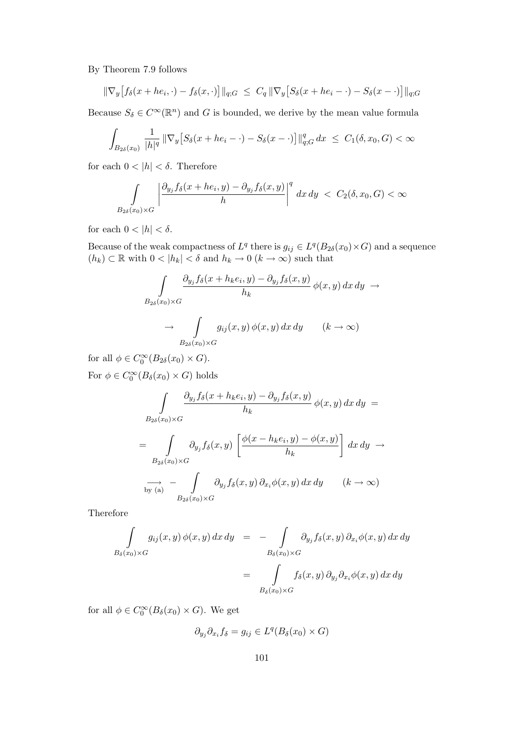By Theorem 7.9 follows

$$\|\nabla_y\big[f_\delta(x+he_i,\cdot)-f_\delta(x,\cdot)\big]\|_{q;G} \;\le\; C_q\,\|\nabla_y\big[S_\delta(x+he_i-\cdot)-S_\delta(x-\cdot)\big]\|_{q;G}$$

Because $S_\delta \in C^\infty(\mathbb{R}^n)$ and $G$ is bounded, we derive by the mean value formula

$$\int_{B_{2\delta}(x_0)} \frac{1}{|h|^q}\,\|\nabla_y\big[S_\delta(x+he_i-\cdot)-S_\delta(x-\cdot)\big]\|_{q;G}^q\,dx \;\le\; C_1(\delta,x_0,G)<\infty$$

for each $0<|h|<\delta$. Therefore

$$\int\limits_{B_{2\delta}(x_0)\times G} \left|\frac{\partial_{y_j} f_\delta(x+he_i,y)-\partial_{y_j} f_\delta(x,y)}{h}\right|^q dx\,dy \;<\; C_2(\delta,x_0,G)<\infty$$

for each $0<|h|<\delta$.

Because of the weak compactness of $L^q$ there is $g_{ij}\in L^q(B_{2\delta}(x_0)\times G)$ and a sequence $(h_k)\subset\mathbb{R}$ with $0<|h_k|<\delta$ and $h_k\to 0$ $(k\to\infty)$ such that

$$\int\limits_{B_{2\delta}(x_0)\times G} \frac{\partial_{y_j} f_\delta(x+h_ke_i,y)-\partial_{y_j} f_\delta(x,y)}{h_k}\,\phi(x,y)\,dx\,dy \;\to$$

$$\to \int\limits_{B_{2\delta}(x_0)\times G} g_{ij}(x,y)\,\phi(x,y)\,dx\,dy \qquad (k\to\infty)$$

for all $\phi\in C_0^\infty(B_{2\delta}(x_0)\times G)$.

For $\phi\in C_0^\infty(B_\delta(x_0)\times G)$ holds

$$\int\limits_{B_{2\delta}(x_0)\times G} \frac{\partial_{y_j} f_\delta(x+h_ke_i,y)-\partial_{y_j} f_\delta(x,y)}{h_k}\,\phi(x,y)\,dx\,dy \;=$$

$$= \int\limits_{B_{2\delta}(x_0)\times G} \partial_{y_j} f_\delta(x,y)\,\left[\frac{\phi(x-h_ke_i,y)-\phi(x,y)}{h_k}\right]\,dx\,dy \;\to$$

$$\underset{\text{by (a)}}{\longrightarrow}\; -\int\limits_{B_{2\delta}(x_0)\times G} \partial_{y_j} f_\delta(x,y)\,\partial_{x_i}\phi(x,y)\,dx\,dy \qquad (k\to\infty)$$

Therefore

$$\begin{aligned}
\int\limits_{B_\delta(x_0)\times G} g_{ij}(x,y)\,\phi(x,y)\,dx\,dy \;&=\; -\int\limits_{B_\delta(x_0)\times G} \partial_{y_j} f_\delta(x,y)\,\partial_{x_i}\phi(x,y)\,dx\,dy\\
&=\; \int\limits_{B_\delta(x_0)\times G} f_\delta(x,y)\,\partial_{y_j}\partial_{x_i}\phi(x,y)\,dx\,dy
\end{aligned}$$

for all $\phi\in C_0^\infty(B_\delta(x_0)\times G)$. We get

$$\partial_{y_j}\partial_{x_i} f_\delta = g_{ij}\in L^q(B_\delta(x_0)\times G)$$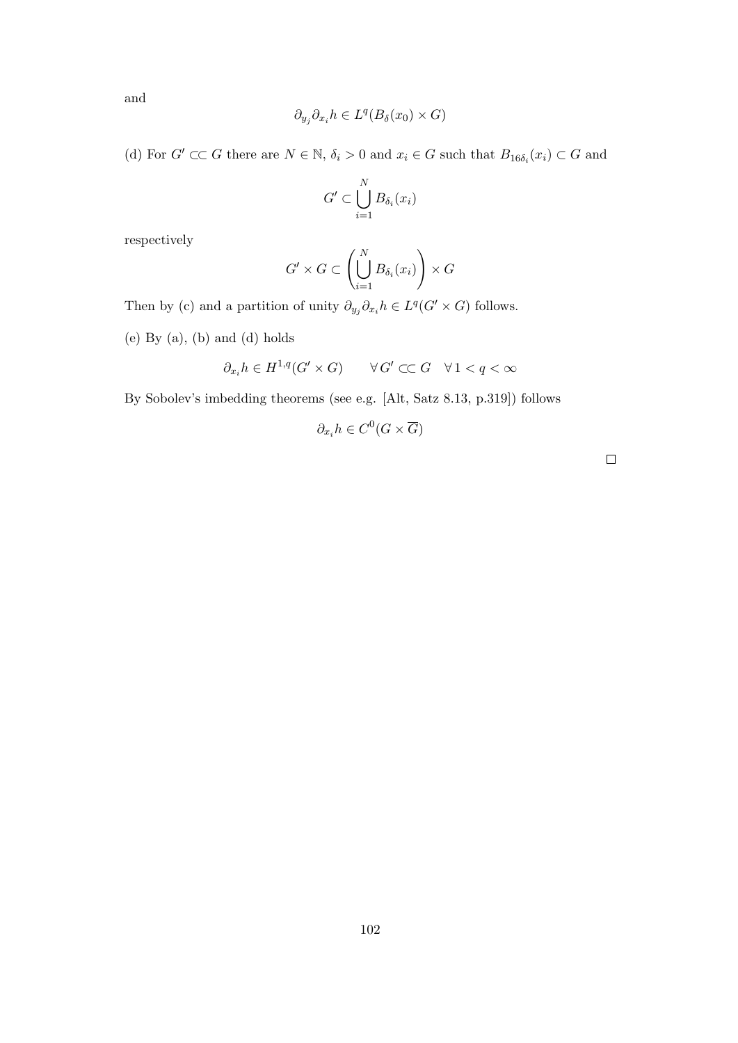and

$$\partial_{y_j}\partial_{x_i}h \in L^q(B_\delta(x_0) \times G)$$

(d) For $G' \subset\subset G$ there are $N \in \mathbb{N}$, $\delta_i > 0$ and $x_i \in G$ such that $B_{16\delta_i}(x_i) \subset G$ and

$$G' \subset \bigcup_{i=1}^{N} B_{\delta_i}(x_i)$$

respectively

$$G' \times G \subset \left( \bigcup_{i=1}^{N} B_{\delta_i}(x_i) \right) \times G$$

Then by (c) and a partition of unity $\partial_{y_j}\partial_{x_i}h \in L^q(G' \times G)$ follows.

(e) By (a), (b) and (d) holds

$$\partial_{x_i}h \in H^{1,q}(G' \times G) \qquad \forall\, G' \subset\subset G \quad \forall\, 1 < q < \infty$$

By Sobolev's imbedding theorems (see e.g. [Alt, Satz 8.13, p.319]) follows

$$\partial_{x_i}h \in C^0(G \times \overline{G})$$

$\square$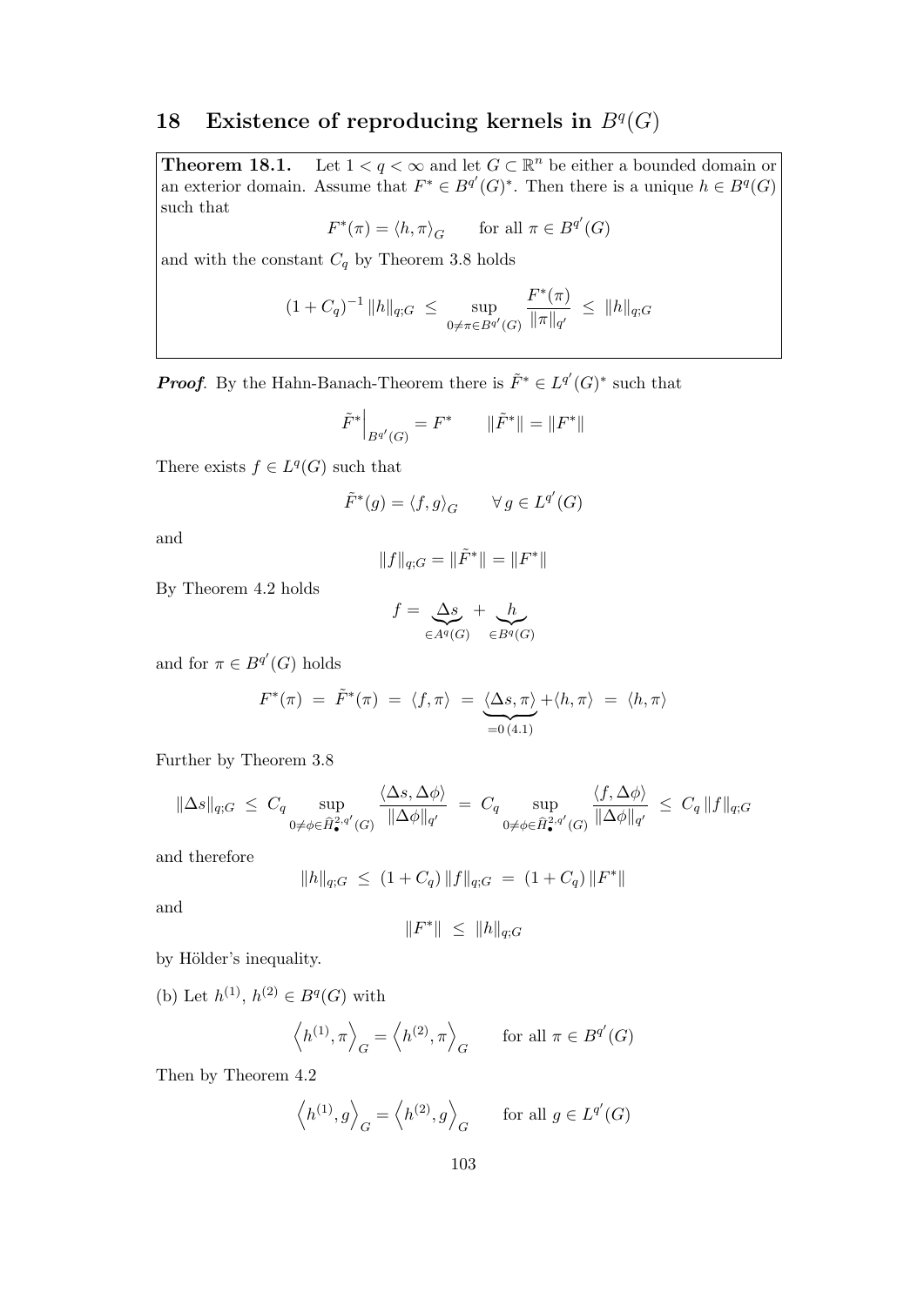## 18 Existence of reproducing kernels in $B^q(G)$

**Theorem 18.1.** Let $1 < q < \infty$ and let $G \subset \mathbb{R}^n$ be either a bounded domain or an exterior domain. Assume that $F^* \in B^{q'}(G)^*$. Then there is a unique $h \in B^q(G)$ such that

$$F^*(\pi) = \langle h, \pi \rangle_G \qquad \text{for all } \pi \in B^{q'}(G)$$

and with the constant $C_q$ by Theorem 3.8 holds

$$(1 + C_q)^{-1} \, \|h\|_{q;G} \;\leq\; \sup_{0 \neq \pi \in B^{q'}(G)} \frac{F^*(\pi)}{\|\pi\|_{q'}} \;\leq\; \|h\|_{q;G}$$

***Proof***. By the Hahn-Banach-Theorem there is $\tilde{F}^* \in L^{q'}(G)^*$ such that

$$\tilde{F}^*\Big|_{B^{q'}(G)} = F^* \qquad \|\tilde{F}^*\| = \|F^*\|$$

There exists $f \in L^q(G)$ such that

$$\tilde{F}^*(g) = \langle f, g \rangle_G \qquad \forall\, g \in L^{q'}(G)$$

and

$$\|f\|_{q;G} = \|\tilde{F}^*\| = \|F^*\|$$

By Theorem 4.2 holds

$$f = \underbrace{\Delta s}_{\in A^q(G)} + \underbrace{h}_{\in B^q(G)}$$

and for $\pi \in B^{q'}(G)$ holds

$$F^*(\pi) \;=\; \tilde{F}^*(\pi) \;=\; \langle f, \pi \rangle \;=\; \underbrace{\langle \Delta s, \pi \rangle}_{=0\,(4.1)} + \langle h, \pi \rangle \;=\; \langle h, \pi \rangle$$

Further by Theorem 3.8

$$\|\Delta s\|_{q;G} \;\leq\; C_q \sup_{0 \neq \phi \in \widehat{H}^{2,q'}_{\bullet}(G)} \frac{\langle \Delta s, \Delta\phi \rangle}{\|\Delta\phi\|_{q'}} \;=\; C_q \sup_{0 \neq \phi \in \widehat{H}^{2,q'}_{\bullet}(G)} \frac{\langle f, \Delta\phi \rangle}{\|\Delta\phi\|_{q'}} \;\leq\; C_q \, \|f\|_{q;G}$$

and therefore

$$\|h\|_{q;G} \;\leq\; (1 + C_q) \, \|f\|_{q;G} \;=\; (1 + C_q) \, \|F^*\|$$

and

$$\|F^*\| \;\leq\; \|h\|_{q;G}$$

by Hölder's inequality.

(b) Let $h^{(1)}$, $h^{(2)} \in B^q(G)$ with

$$\left\langle h^{(1)}, \pi \right\rangle_G = \left\langle h^{(2)}, \pi \right\rangle_G \qquad \text{for all } \pi \in B^{q'}(G)$$

Then by Theorem 4.2

$$\left\langle h^{(1)}, g \right\rangle_G = \left\langle h^{(2)}, g \right\rangle_G \qquad \text{for all } g \in L^{q'}(G)$$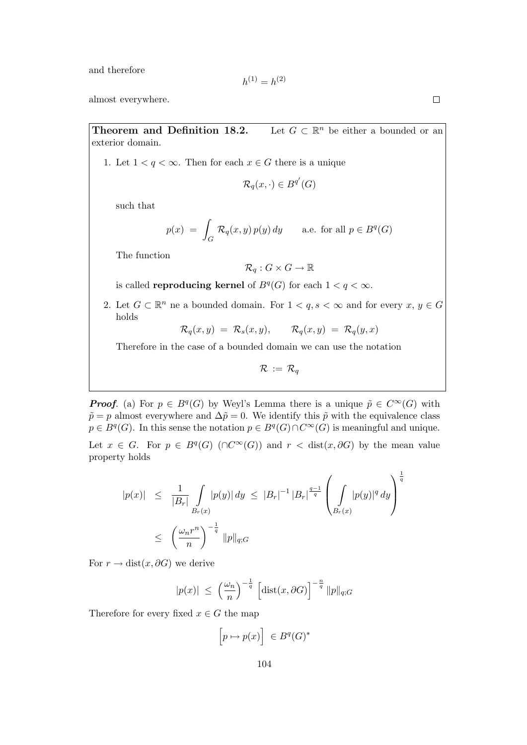and therefore

$$h^{(1)} = h^{(2)}$$

almost everywhere. $\square$

**Theorem and Definition 18.2.** Let $G \subset \mathbb{R}^n$ be either a bounded or an exterior domain.

1. Let $1 < q < \infty$. Then for each $x \in G$ there is a unique

$$\mathcal{R}_q(x, \cdot) \in B^{q'}(G)$$

such that

$$p(x) \; = \; \int_G \mathcal{R}_q(x,y)\, p(y)\, dy \qquad \text{a.e. for all } p \in B^q(G)$$

The function

$$\mathcal{R}_q : G \times G \to \mathbb{R}$$

is called **reproducing kernel** of $B^q(G)$ for each $1 < q < \infty$.

2. Let $G \subset \mathbb{R}^n$ ne a bounded domain. For $1 < q, s < \infty$ and for every $x, y \in G$ holds

$$\mathcal{R}_q(x,y) \; = \; \mathcal{R}_s(x,y), \qquad \mathcal{R}_q(x,y) \; = \; \mathcal{R}_q(y,x)$$

Therefore in the case of a bounded domain we can use the notation

$$\mathcal{R} \; := \; \mathcal{R}_q$$

***Proof*.** (a) For $p \in B^q(G)$ by Weyl's Lemma there is a unique $\tilde{p} \in C^\infty(G)$ with $\tilde{p} = p$ almost everywhere and $\Delta \tilde{p} = 0$. We identify this $\tilde{p}$ with the equivalence class $p \in B^q(G)$. In this sense the notation $p \in B^q(G) \cap C^\infty(G)$ is meaningful and unique.

Let $x \in G$. For $p \in B^q(G)$ $(\cap C^\infty(G))$ and $r < \operatorname{dist}(x, \partial G)$ by the mean value property holds

$$\begin{aligned}
|p(x)| \; &\leq \; \frac{1}{|B_r|} \int\limits_{B_r(x)} |p(y)|\, dy \; \leq \; |B_r|^{-1}\, |B_r|^{\frac{q-1}{q}} \left( \int\limits_{B_r(x)} |p(y)|^q\, dy \right)^{\frac{1}{q}} \\
&\leq \; \left( \frac{\omega_n r^n}{n} \right)^{-\frac{1}{q}} \|p\|_{q;G}
\end{aligned}$$

For $r \to \operatorname{dist}(x, \partial G)$ we derive

$$|p(x)| \; \leq \; \left( \frac{\omega_n}{n} \right)^{-\frac{1}{q}} \Big[ \operatorname{dist}(x, \partial G) \Big]^{-\frac{n}{q}} \|p\|_{q;G}$$

Therefore for every fixed $x \in G$ the map

$$\Big[ p \mapsto p(x) \Big] \; \in B^q(G)^*$$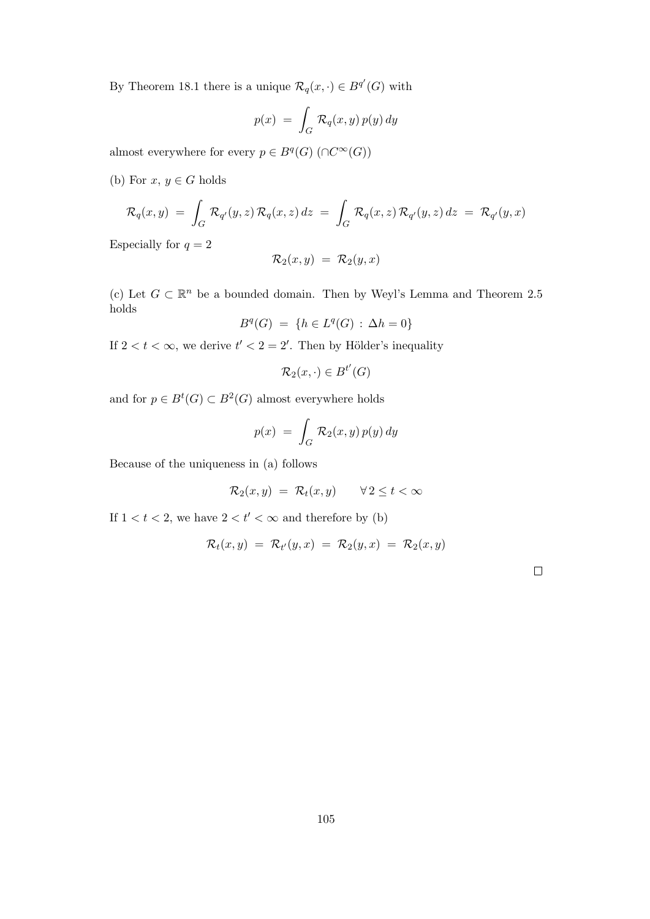By Theorem 18.1 there is a unique $\mathcal{R}_q(x,\cdot) \in B^{q'}(G)$ with

$$p(x) \;=\; \int_G \mathcal{R}_q(x,y)\,p(y)\,dy$$

almost everywhere for every $p \in B^q(G)$ $(\cap C^\infty(G))$

(b) For $x,\,y \in G$ holds

$$\mathcal{R}_q(x,y) \;=\; \int_G \mathcal{R}_{q'}(y,z)\,\mathcal{R}_q(x,z)\,dz \;=\; \int_G \mathcal{R}_q(x,z)\,\mathcal{R}_{q'}(y,z)\,dz \;=\; \mathcal{R}_{q'}(y,x)$$

Especially for $q = 2$

$$\mathcal{R}_2(x,y) \;=\; \mathcal{R}_2(y,x)$$

(c) Let $G \subset \mathbb{R}^n$ be a bounded domain. Then by Weyl's Lemma and Theorem 2.5 holds

$$B^q(G) \;=\; \{h \in L^q(G) \,:\, \Delta h = 0\}$$

If $2 < t < \infty$, we derive $t' < 2 = 2'$. Then by Hölder's inequality

$$\mathcal{R}_2(x,\cdot) \in B^{t'}(G)$$

and for $p \in B^t(G) \subset B^2(G)$ almost everywhere holds

$$p(x) \;=\; \int_G \mathcal{R}_2(x,y)\,p(y)\,dy$$

Because of the uniqueness in (a) follows

$$\mathcal{R}_2(x,y) \;=\; \mathcal{R}_t(x,y) \qquad \forall\, 2 \le t < \infty$$

If $1 < t < 2$, we have $2 < t' < \infty$ and therefore by (b)

$$\mathcal{R}_t(x,y) \;=\; \mathcal{R}_{t'}(y,x) \;=\; \mathcal{R}_2(y,x) \;=\; \mathcal{R}_2(x,y)$$

$\square$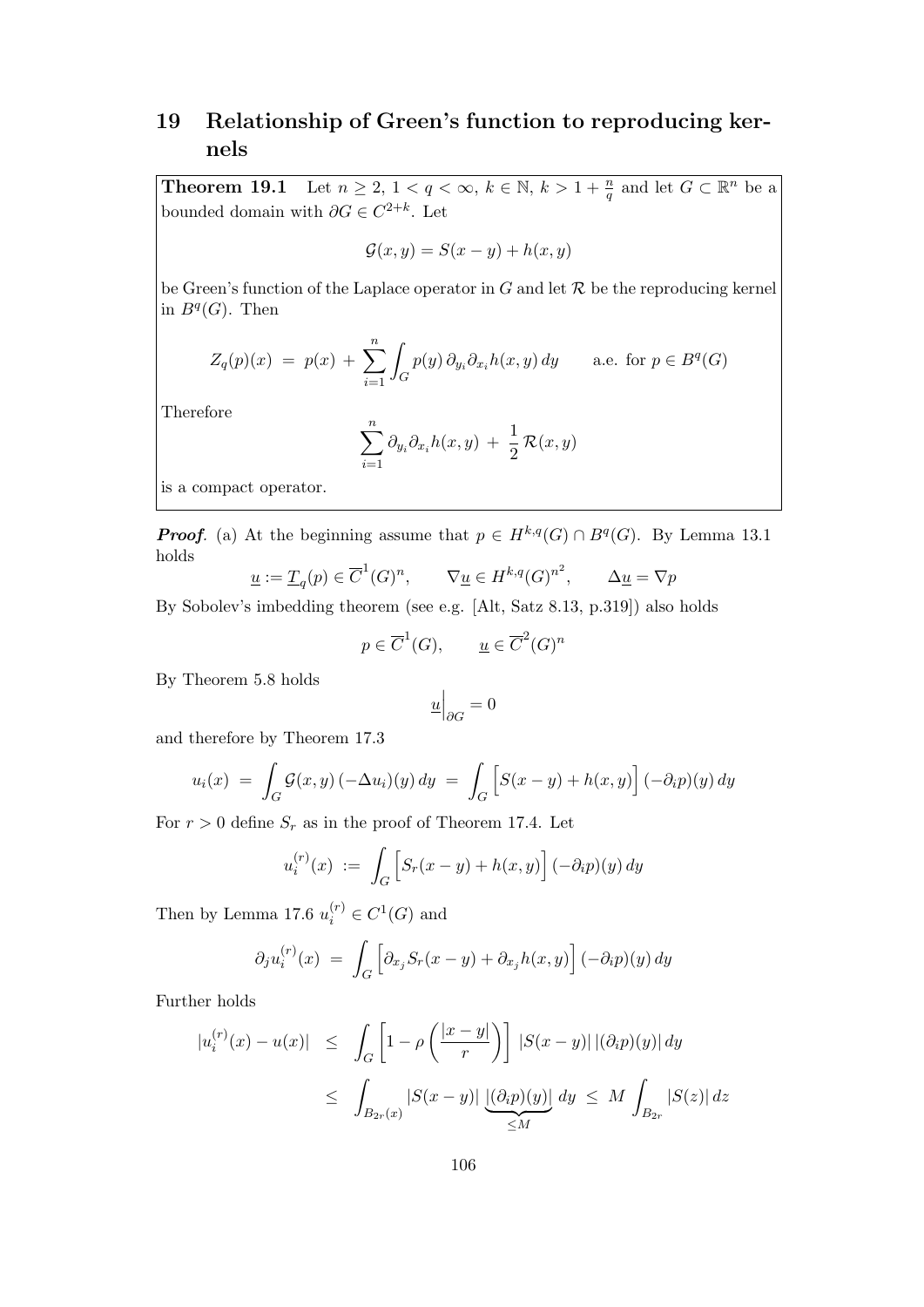# 19 Relationship of Green's function to reproducing kernels

**Theorem 19.1** Let $n \geq 2$, $1 < q < \infty$, $k \in \mathbb{N}$, $k > 1 + \frac{n}{q}$ and let $G \subset \mathbb{R}^n$ be a bounded domain with $\partial G \in C^{2+k}$. Let

$$\mathcal{G}(x,y) = S(x-y) + h(x,y)$$

be Green's function of the Laplace operator in $G$ and let $\mathcal{R}$ be the reproducing kernel in $B^q(G)$. Then

$$Z_q(p)(x) \;=\; p(x) \,+\, \sum_{i=1}^{n} \int_G p(y)\, \partial_{y_i}\partial_{x_i} h(x,y)\, dy \qquad \text{a.e. for } p \in B^q(G)$$

Therefore

$$\sum_{i=1}^{n} \partial_{y_i}\partial_{x_i} h(x,y) \,+\, \frac{1}{2}\, \mathcal{R}(x,y)$$

is a compact operator.

***Proof.*** (a) At the beginning assume that $p \in H^{k,q}(G) \cap B^q(G)$. By Lemma 13.1 holds

$$\underline{u} := \underline{T}_q(p) \in \overline{C}^1(G)^n, \qquad \nabla \underline{u} \in H^{k,q}(G)^{n^2}, \qquad \Delta \underline{u} = \nabla p$$

By Sobolev's imbedding theorem (see e.g. [Alt, Satz 8.13, p.319]) also holds

$$p \in \overline{C}^1(G), \qquad \underline{u} \in \overline{C}^2(G)^n$$

By Theorem 5.8 holds

$$\underline{u}\Big|_{\partial G} = 0$$

and therefore by Theorem 17.3

$$u_i(x) \;=\; \int_G \mathcal{G}(x,y)\,(-\Delta u_i)(y)\, dy \;=\; \int_G \Big[ S(x-y) + h(x,y) \Big]\, (-\partial_i p)(y)\, dy$$

For $r > 0$ define $S_r$ as in the proof of Theorem 17.4. Let

$$u_i^{(r)}(x) \;:=\; \int_G \Big[ S_r(x-y) + h(x,y) \Big]\, (-\partial_i p)(y)\, dy$$

Then by Lemma 17.6 $u_i^{(r)} \in C^1(G)$ and

$$\partial_j u_i^{(r)}(x) \;=\; \int_G \Big[ \partial_{x_j} S_r(x-y) + \partial_{x_j} h(x,y) \Big]\, (-\partial_i p)(y)\, dy$$

Further holds

$$\begin{aligned}
|u_i^{(r)}(x) - u(x)| \;&\leq\; \int_G \left[ 1 - \rho\left( \frac{|x-y|}{r} \right) \right]\, |S(x-y)|\, |(\partial_i p)(y)|\, dy \\
&\leq\; \int_{B_{2r}(x)} |S(x-y)|\, \underbrace{|(\partial_i p)(y)|}_{\leq M}\, dy \;\leq\; M \int_{B_{2r}} |S(z)|\, dz
\end{aligned}$$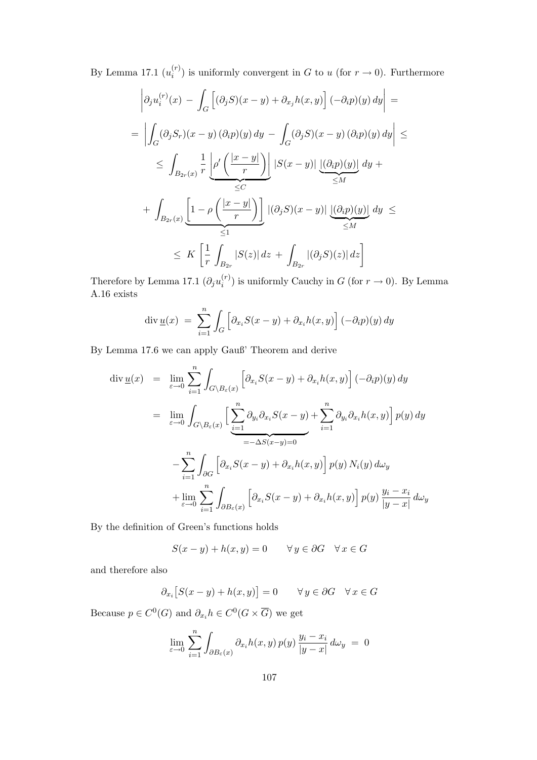By Lemma 17.1 $(u_i^{(r)})$ is uniformly convergent in $G$ to $u$ (for $r \to 0$). Furthermore

$$
\begin{aligned}
&\left| \partial_j u_i^{(r)}(x) \,-\, \int_G \Big[ (\partial_j S)(x-y) + \partial_{x_j} h(x,y) \Big] \, (-\partial_i p)(y) \, dy \right| \,= \\
&= \left| \int_G (\partial_j S_r)(x-y) \, (\partial_i p)(y) \, dy \,-\, \int_G (\partial_j S)(x-y) \, (\partial_i p)(y) \, dy \right| \,\leq \\
&\leq \int_{B_{2r}(x)} \frac{1}{r} \underbrace{\left| \rho' \left( \frac{|x-y|}{r} \right) \right|}_{\leq C} |S(x-y)| \, \underbrace{|(\partial_i p)(y)|}_{\leq M} \, dy \,+ \\
&+ \int_{B_{2r}(x)} \underbrace{\left[ 1 - \rho \left( \frac{|x-y|}{r} \right) \right]}_{\leq 1} |(\partial_j S)(x-y)| \, \underbrace{|(\partial_i p)(y)|}_{\leq M} \, dy \,\leq \\
&\leq K \left[ \frac{1}{r} \int_{B_{2r}} |S(z)| \, dz \,+\, \int_{B_{2r}} |(\partial_j S)(z)| \, dz \right]
\end{aligned}
$$

Therefore by Lemma 17.1 $(\partial_j u_i^{(r)})$ is uniformly Cauchy in $G$ (for $r \to 0$). By Lemma A.16 exists

$$
\operatorname{div} \underline{u}(x) \,=\, \sum_{i=1}^n \int_G \Big[ \partial_{x_i} S(x-y) + \partial_{x_i} h(x,y) \Big] \, (-\partial_i p)(y) \, dy
$$

By Lemma 17.6 we can apply Gauß' Theorem and derive

$$
\begin{aligned}
\operatorname{div} \underline{u}(x) &= \lim_{\varepsilon \to 0} \sum_{i=1}^n \int_{G \setminus B_\varepsilon(x)} \Big[ \partial_{x_i} S(x-y) + \partial_{x_i} h(x,y) \Big] \, (-\partial_i p)(y) \, dy \\
&= \lim_{\varepsilon \to 0} \int_{G \setminus B_\varepsilon(x)} \Big[ \underbrace{\sum_{i=1}^n \partial_{y_i} \partial_{x_i} S(x-y)}_{= -\Delta S(x-y) = 0} + \sum_{i=1}^n \partial_{y_i} \partial_{x_i} h(x,y) \Big] \, p(y) \, dy \\
&\quad - \sum_{i=1}^n \int_{\partial G} \Big[ \partial_{x_i} S(x-y) + \partial_{x_i} h(x,y) \Big] \, p(y) \, N_i(y) \, d\omega_y \\
&\quad + \lim_{\varepsilon \to 0} \sum_{i=1}^n \int_{\partial B_\varepsilon(x)} \Big[ \partial_{x_i} S(x-y) + \partial_{x_i} h(x,y) \Big] \, p(y) \, \frac{y_i - x_i}{|y-x|} \, d\omega_y
\end{aligned}
$$

By the definition of Green's functions holds

$$
S(x-y) + h(x,y) = 0 \qquad \forall \, y \in \partial G \quad \forall \, x \in G
$$

and therefore also

$$
\partial_{x_i} \big[ S(x-y) + h(x,y) \big] = 0 \qquad \forall \, y \in \partial G \quad \forall \, x \in G
$$

Because $p \in C^0(G)$ and $\partial_{x_i} h \in C^0(G \times \overline{G})$ we get

$$
\lim_{\varepsilon \to 0} \sum_{i=1}^n \int_{\partial B_\varepsilon(x)} \partial_{x_i} h(x,y) \, p(y) \, \frac{y_i - x_i}{|y-x|} \, d\omega_y \,=\, 0
$$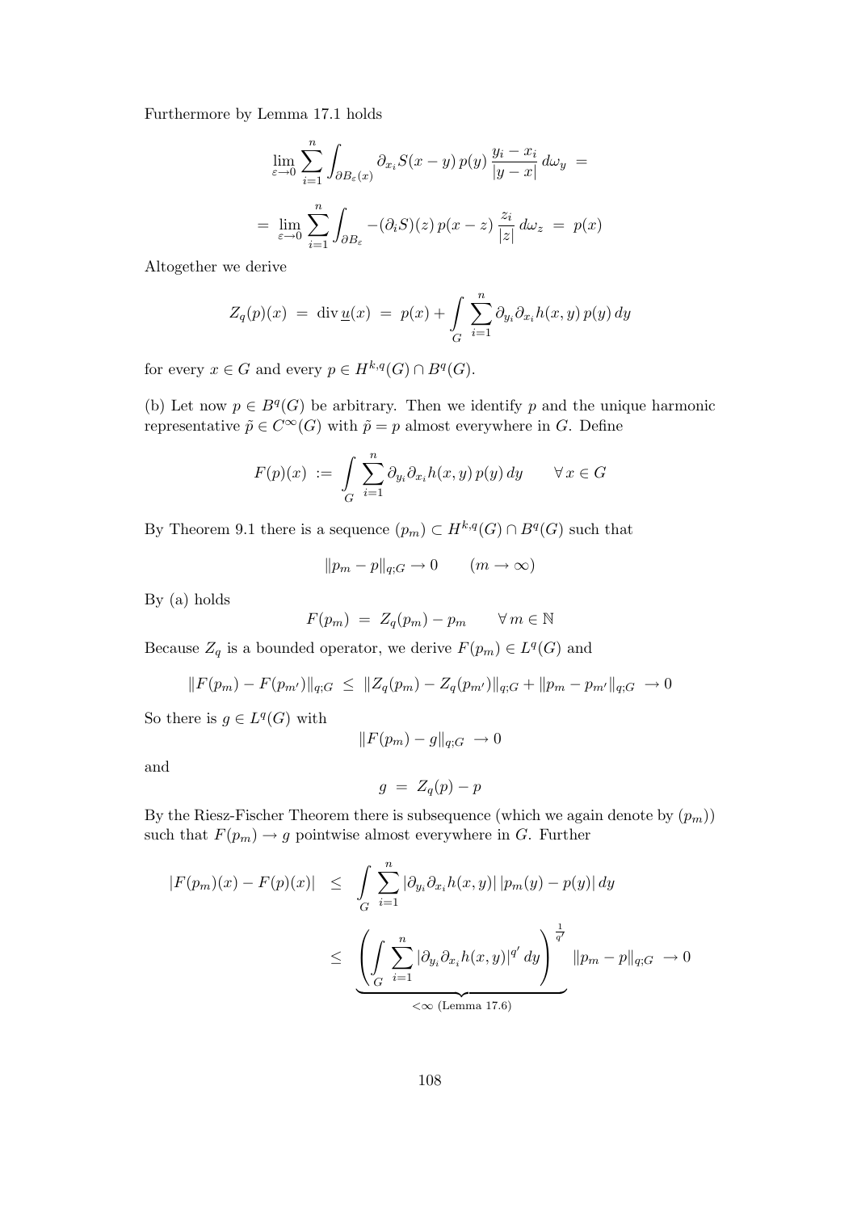Furthermore by Lemma 17.1 holds

$$\lim_{\varepsilon\to 0}\sum_{i=1}^{n}\int_{\partial B_\varepsilon(x)} \partial_{x_i}S(x-y)\,p(y)\,\frac{y_i-x_i}{|y-x|}\,d\omega_y \;=$$

$$=\;\lim_{\varepsilon\to 0}\sum_{i=1}^{n}\int_{\partial B_\varepsilon} -(\partial_i S)(z)\,p(x-z)\,\frac{z_i}{|z|}\,d\omega_z \;=\; p(x)$$

Altogether we derive

$$Z_q(p)(x) \;=\; \operatorname{div}\underline{u}(x) \;=\; p(x) + \int\limits_G \sum_{i=1}^{n} \partial_{y_i}\partial_{x_i}h(x,y)\,p(y)\,dy$$

for every $x\in G$ and every $p\in H^{k,q}(G)\cap B^q(G)$.

(b) Let now $p\in B^q(G)$ be arbitrary. Then we identify $p$ and the unique harmonic representative $\tilde p\in C^\infty(G)$ with $\tilde p = p$ almost everywhere in $G$. Define

$$F(p)(x) \;:=\; \int\limits_G \sum_{i=1}^{n} \partial_{y_i}\partial_{x_i}h(x,y)\,p(y)\,dy \qquad \forall\, x\in G$$

By Theorem 9.1 there is a sequence $(p_m)\subset H^{k,q}(G)\cap B^q(G)$ such that

$$\|p_m - p\|_{q;G}\to 0 \qquad (m\to\infty)$$

By (a) holds

$$F(p_m) \;=\; Z_q(p_m) - p_m \qquad \forall\, m\in\mathbb{N}$$

Because $Z_q$ is a bounded operator, we derive $F(p_m)\in L^q(G)$ and

$$\|F(p_m)-F(p_{m'})\|_{q;G} \;\le\; \|Z_q(p_m)-Z_q(p_{m'})\|_{q;G} + \|p_m-p_{m'}\|_{q;G} \;\to 0$$

So there is $g\in L^q(G)$ with

$$\|F(p_m)-g\|_{q;G} \;\to 0$$

and

$$g \;=\; Z_q(p)-p$$

By the Riesz-Fischer Theorem there is subsequence (which we again denote by $(p_m)$) such that $F(p_m)\to g$ pointwise almost everywhere in $G$. Further

$$\begin{aligned}
|F(p_m)(x)-F(p)(x)| \;&\le\; \int\limits_G \sum_{i=1}^{n} |\partial_{y_i}\partial_{x_i}h(x,y)|\,|p_m(y)-p(y)|\,dy \\
&\le\; \underbrace{\left(\int\limits_G \sum_{i=1}^{n} |\partial_{y_i}\partial_{x_i}h(x,y)|^{q'}\,dy\right)^{\frac{1}{q'}}}_{<\infty \text{ (Lemma 17.6)}} \|p_m-p\|_{q;G} \;\to 0
\end{aligned}$$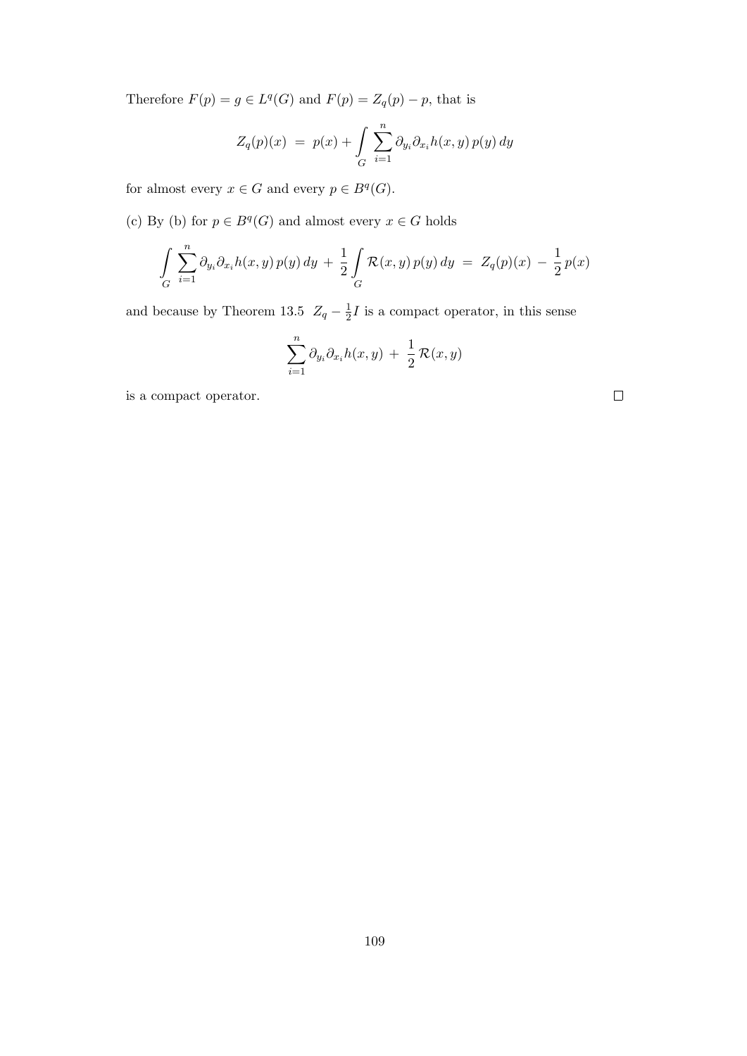Therefore $F(p) = g \in L^q(G)$ and $F(p) = Z_q(p) - p$, that is

$$Z_q(p)(x) \;=\; p(x) + \int\limits_G \sum_{i=1}^n \partial_{y_i}\partial_{x_i} h(x,y)\, p(y)\, dy$$

for almost every $x \in G$ and every $p \in B^q(G)$.

(c) By (b) for $p \in B^q(G)$ and almost every $x \in G$ holds

$$\int\limits_G \sum_{i=1}^n \partial_{y_i}\partial_{x_i} h(x,y)\, p(y)\, dy \;+\; \frac{1}{2}\int\limits_G \mathcal{R}(x,y)\, p(y)\, dy \;=\; Z_q(p)(x) \;-\; \frac{1}{2}\, p(x)$$

and because by Theorem 13.5 $\;Z_q - \frac{1}{2}I$ is a compact operator, in this sense

$$\sum_{i=1}^n \partial_{y_i}\partial_{x_i} h(x,y) \;+\; \frac{1}{2}\, \mathcal{R}(x,y)$$

is a compact operator. $\square$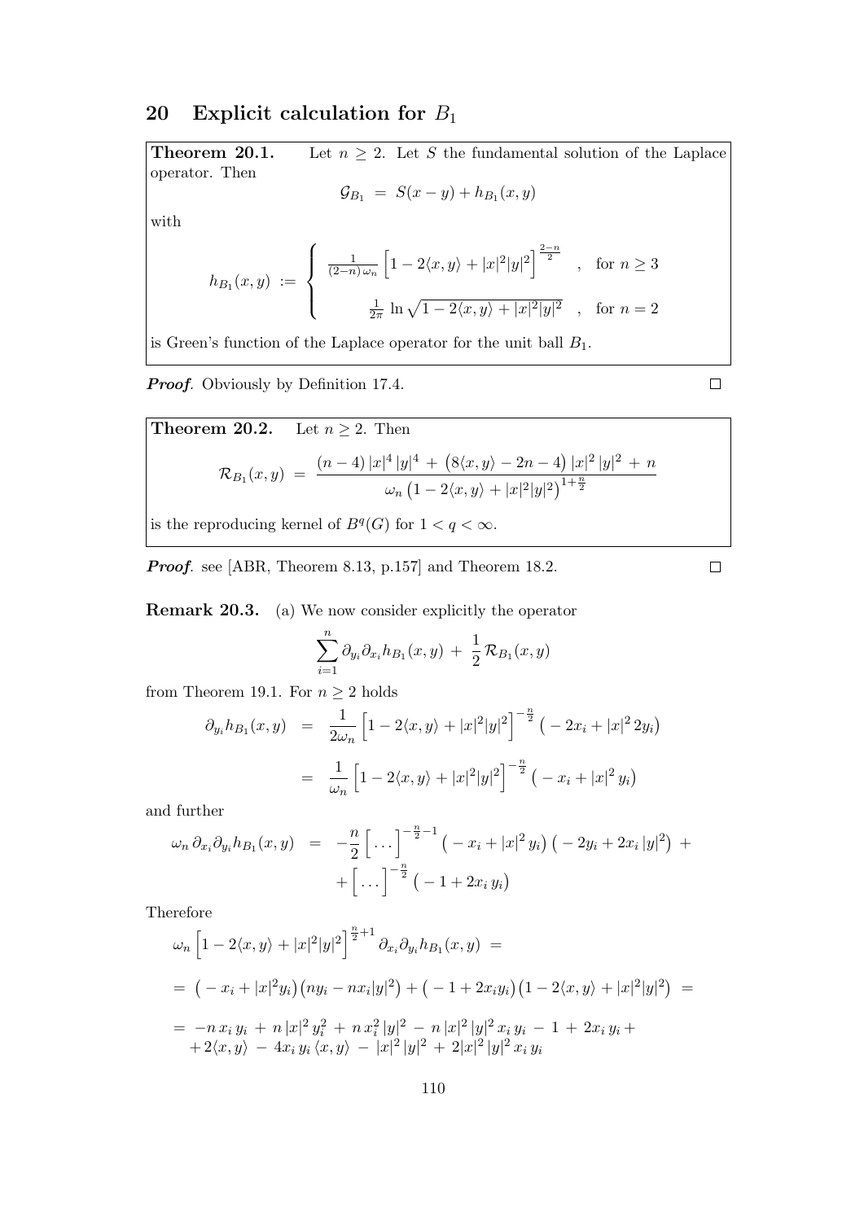## 20 Explicit calculation for $B_1$

**Theorem 20.1.** Let $n \geq 2$. Let $S$ the fundamental solution of the Laplace operator. Then

$$\mathcal{G}_{B_1} \;=\; S(x-y) + h_{B_1}(x,y)$$

with

$$h_{B_1}(x,y) \;:=\; \begin{cases} \frac{1}{(2-n)\,\omega_n}\left[1 - 2\langle x,y\rangle + |x|^2|y|^2\right]^{\frac{2-n}{2}} & , \quad \text{for } n \geq 3 \\[2ex] \frac{1}{2\pi}\,\ln\sqrt{1 - 2\langle x,y\rangle + |x|^2|y|^2} & , \quad \text{for } n = 2 \end{cases}$$

is Green's function of the Laplace operator for the unit ball $B_1$.

***Proof***. Obviously by Definition 17.4. □

**Theorem 20.2.** Let $n \geq 2$. Then

$$\mathcal{R}_{B_1}(x,y) \;=\; \frac{(n-4)\,|x|^4\,|y|^4 \,+\, \big(8\langle x,y\rangle - 2n - 4\big)\,|x|^2\,|y|^2 \,+\, n}{\omega_n\,\big(1 - 2\langle x,y\rangle + |x|^2|y|^2\big)^{1+\frac{n}{2}}}$$

is the reproducing kernel of $B^q(G)$ for $1 < q < \infty$.

***Proof***. see [ABR, Theorem 8.13, p.157] and Theorem 18.2. □

**Remark 20.3.** (a) We now consider explicitly the operator

$$\sum_{i=1}^{n} \partial_{y_i}\partial_{x_i} h_{B_1}(x,y) \;+\; \frac{1}{2}\,\mathcal{R}_{B_1}(x,y)$$

from Theorem 19.1. For $n \geq 2$ holds

$$\begin{aligned}
\partial_{y_i} h_{B_1}(x,y) \;&=\; \frac{1}{2\omega_n}\left[1 - 2\langle x,y\rangle + |x|^2|y|^2\right]^{-\frac{n}{2}}\big(-2x_i + |x|^2\,2y_i\big) \\
&=\; \frac{1}{\omega_n}\left[1 - 2\langle x,y\rangle + |x|^2|y|^2\right]^{-\frac{n}{2}}\big(-x_i + |x|^2\,y_i\big)
\end{aligned}$$

and further

$$\begin{aligned}
\omega_n\,\partial_{x_i}\partial_{y_i} h_{B_1}(x,y) \;&=\; -\frac{n}{2}\Big[\,\dots\Big]^{-\frac{n}{2}-1}\big(-x_i + |x|^2\,y_i\big)\big(-2y_i + 2x_i\,|y|^2\big) \;+ \\
&\quad + \Big[\,\dots\Big]^{-\frac{n}{2}}\big(-1 + 2x_i\,y_i\big)
\end{aligned}$$

Therefore

$$\begin{aligned}
&\omega_n\left[1 - 2\langle x,y\rangle + |x|^2|y|^2\right]^{\frac{n}{2}+1}\partial_{x_i}\partial_{y_i} h_{B_1}(x,y) \;= \\
&=\; \big(-x_i + |x|^2 y_i\big)\big(ny_i - nx_i|y|^2\big) + \big(-1 + 2x_i y_i\big)\big(1 - 2\langle x,y\rangle + |x|^2|y|^2\big) \;= \\
&=\; -n\,x_i\,y_i \,+\, n\,|x|^2\,y_i^2 \,+\, n\,x_i^2\,|y|^2 \,-\, n\,|x|^2\,|y|^2\,x_i\,y_i \,-\, 1 \,+\, 2x_i\,y_i \,+ \\
&\quad +\, 2\langle x,y\rangle \,-\, 4x_i\,y_i\,\langle x,y\rangle \,-\, |x|^2\,|y|^2 \,+\, 2|x|^2\,|y|^2\,x_i\,y_i
\end{aligned}$$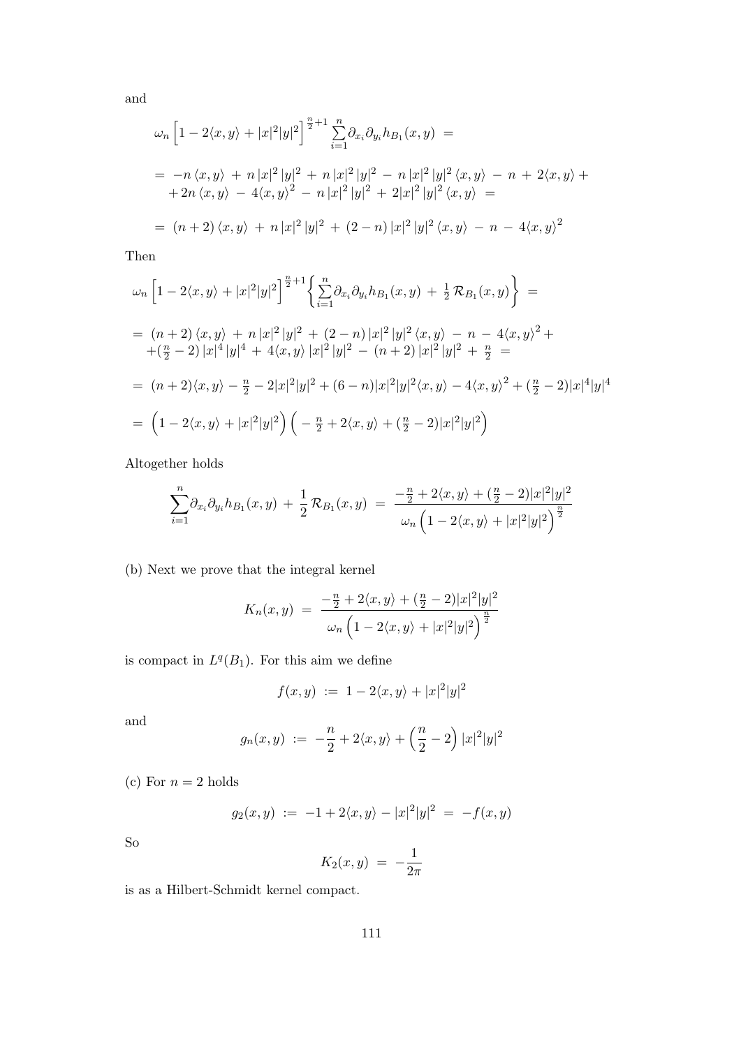and

$$
\begin{aligned}
&\omega_n \Big[1 - 2\langle x, y\rangle + |x|^2|y|^2\Big]^{\frac{n}{2}+1} \sum_{i=1}^{n} \partial_{x_i}\partial_{y_i} h_{B_1}(x,y) \ = \\
&= \ -n\,\langle x, y\rangle \ + \ n\,|x|^2\,|y|^2 \ + \ n\,|x|^2\,|y|^2 \ - \ n\,|x|^2\,|y|^2\,\langle x, y\rangle \ - \ n \ + \ 2\langle x, y\rangle \ + \\
&\quad + 2n\,\langle x, y\rangle \ - \ 4\langle x, y\rangle^2 \ - \ n\,|x|^2\,|y|^2 \ + \ 2|x|^2\,|y|^2\,\langle x, y\rangle \ = \\
&= \ (n+2)\,\langle x, y\rangle \ + \ n\,|x|^2\,|y|^2 \ + \ (2-n)\,|x|^2\,|y|^2\,\langle x, y\rangle \ - \ n \ - \ 4\langle x, y\rangle^2
\end{aligned}
$$

Then

$$
\begin{aligned}
&\omega_n \Big[1 - 2\langle x, y\rangle + |x|^2|y|^2\Big]^{\frac{n}{2}+1} \Big\{ \sum_{i=1}^{n} \partial_{x_i}\partial_{y_i} h_{B_1}(x,y) \ + \ \tfrac{1}{2}\,\mathcal{R}_{B_1}(x,y) \Big\} \ = \\
&= \ (n+2)\,\langle x, y\rangle \ + \ n\,|x|^2\,|y|^2 \ + \ (2-n)\,|x|^2\,|y|^2\,\langle x, y\rangle \ - \ n \ - \ 4\langle x, y\rangle^2 + \\
&\quad + (\tfrac{n}{2} - 2)\,|x|^4\,|y|^4 \ + \ 4\langle x, y\rangle\,|x|^2\,|y|^2 \ - \ (n+2)\,|x|^2\,|y|^2 \ + \ \tfrac{n}{2} \ = \\
&= \ (n+2)\langle x, y\rangle - \tfrac{n}{2} - 2|x|^2|y|^2 + (6-n)|x|^2|y|^2\langle x, y\rangle - 4\langle x, y\rangle^2 + (\tfrac{n}{2} - 2)|x|^4|y|^4 \\
&= \ \Big(1 - 2\langle x, y\rangle + |x|^2|y|^2\Big)\Big( - \tfrac{n}{2} + 2\langle x, y\rangle + (\tfrac{n}{2} - 2)|x|^2|y|^2\Big)
\end{aligned}
$$

Altogether holds

$$
\sum_{i=1}^{n} \partial_{x_i}\partial_{y_i} h_{B_1}(x,y) \ + \ \frac{1}{2}\,\mathcal{R}_{B_1}(x,y) \ = \ \frac{-\frac{n}{2} + 2\langle x, y\rangle + (\frac{n}{2} - 2)|x|^2|y|^2}{\omega_n\Big(1 - 2\langle x, y\rangle + |x|^2|y|^2\Big)^{\frac{n}{2}}}
$$

(b) Next we prove that the integral kernel

$$
K_n(x,y) \ = \ \frac{-\frac{n}{2} + 2\langle x, y\rangle + (\frac{n}{2} - 2)|x|^2|y|^2}{\omega_n\Big(1 - 2\langle x, y\rangle + |x|^2|y|^2\Big)^{\frac{n}{2}}}
$$

is compact in $L^q(B_1)$. For this aim we define

$$
f(x,y) \ := \ 1 - 2\langle x, y\rangle + |x|^2|y|^2
$$

and

$$
g_n(x,y) \ := \ -\frac{n}{2} + 2\langle x, y\rangle + \Big(\frac{n}{2} - 2\Big)\,|x|^2|y|^2
$$

(c) For $n = 2$ holds

$$
g_2(x,y) \ := \ -1 + 2\langle x, y\rangle - |x|^2|y|^2 \ = \ -f(x,y)
$$

So

$$
K_2(x,y) \ = \ -\frac{1}{2\pi}
$$

is as a Hilbert-Schmidt kernel compact.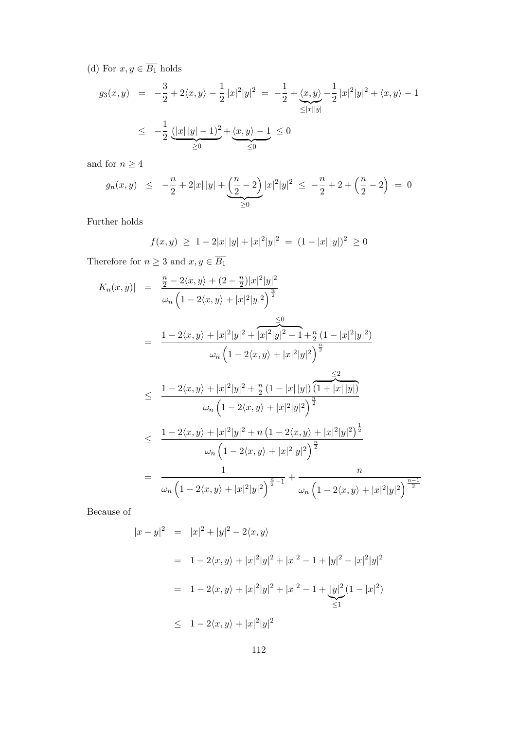(d) For $x, y \in \overline{B_1}$ holds

$$
\begin{aligned}
g_3(x,y) &= -\frac{3}{2} + 2\langle x,y\rangle - \frac{1}{2}\,|x|^2|y|^2 \;=\; -\frac{1}{2} + \underbrace{\langle x,y\rangle}_{\le |x||y|} - \frac{1}{2}\,|x|^2|y|^2 + \langle x,y\rangle - 1 \\
&\le -\frac{1}{2}\,\underbrace{(|x|\,|y|-1)^2}_{\ge 0} + \underbrace{\langle x,y\rangle - 1}_{\le 0} \;\le 0
\end{aligned}
$$

and for $n \ge 4$

$$
g_n(x,y) \;\le\; -\frac{n}{2} + 2|x|\,|y| + \underbrace{\left(\frac{n}{2}-2\right)}_{\ge 0}|x|^2|y|^2 \;\le\; -\frac{n}{2} + 2 + \left(\frac{n}{2}-2\right) \;=\; 0
$$

Further holds

$$
f(x,y) \;\ge\; 1 - 2|x|\,|y| + |x|^2|y|^2 \;=\; (1-|x|\,|y|)^2 \;\ge 0
$$

Therefore for $n \ge 3$ and $x, y \in \overline{B_1}$

$$
\begin{aligned}
|K_n(x,y)| &= \frac{\frac{n}{2} - 2\langle x,y\rangle + (2-\frac{n}{2})|x|^2|y|^2}{\omega_n\left(1 - 2\langle x,y\rangle + |x|^2|y|^2\right)^{\frac{n}{2}}} \\
&= \frac{1 - 2\langle x,y\rangle + |x|^2|y|^2 + \overbrace{|x|^2|y|^2 - 1}^{\le 0} + \frac{n}{2}\left(1-|x|^2|y|^2\right)}{\omega_n\left(1 - 2\langle x,y\rangle + |x|^2|y|^2\right)^{\frac{n}{2}}} \\
&\le \frac{1 - 2\langle x,y\rangle + |x|^2|y|^2 + \frac{n}{2}\left(1-|x|\,|y|\right)\overbrace{\left(1+|x|\,|y|\right)}^{\le 2}}{\omega_n\left(1 - 2\langle x,y\rangle + |x|^2|y|^2\right)^{\frac{n}{2}}} \\
&\le \frac{1 - 2\langle x,y\rangle + |x|^2|y|^2 + n\left(1 - 2\langle x,y\rangle + |x|^2|y|^2\right)^{\frac{1}{2}}}{\omega_n\left(1 - 2\langle x,y\rangle + |x|^2|y|^2\right)^{\frac{n}{2}}} \\
&= \frac{1}{\omega_n\left(1 - 2\langle x,y\rangle + |x|^2|y|^2\right)^{\frac{n}{2}-1}} + \frac{n}{\omega_n\left(1 - 2\langle x,y\rangle + |x|^2|y|^2\right)^{\frac{n-1}{2}}}
\end{aligned}
$$

Because of

$$
\begin{aligned}
|x-y|^2 &= |x|^2 + |y|^2 - 2\langle x,y\rangle \\
&= 1 - 2\langle x,y\rangle + |x|^2|y|^2 + |x|^2 - 1 + |y|^2 - |x|^2|y|^2 \\
&= 1 - 2\langle x,y\rangle + |x|^2|y|^2 + |x|^2 - 1 + \underbrace{|y|^2}_{\le 1}(1-|x|^2) \\
&\le 1 - 2\langle x,y\rangle + |x|^2|y|^2
\end{aligned}
$$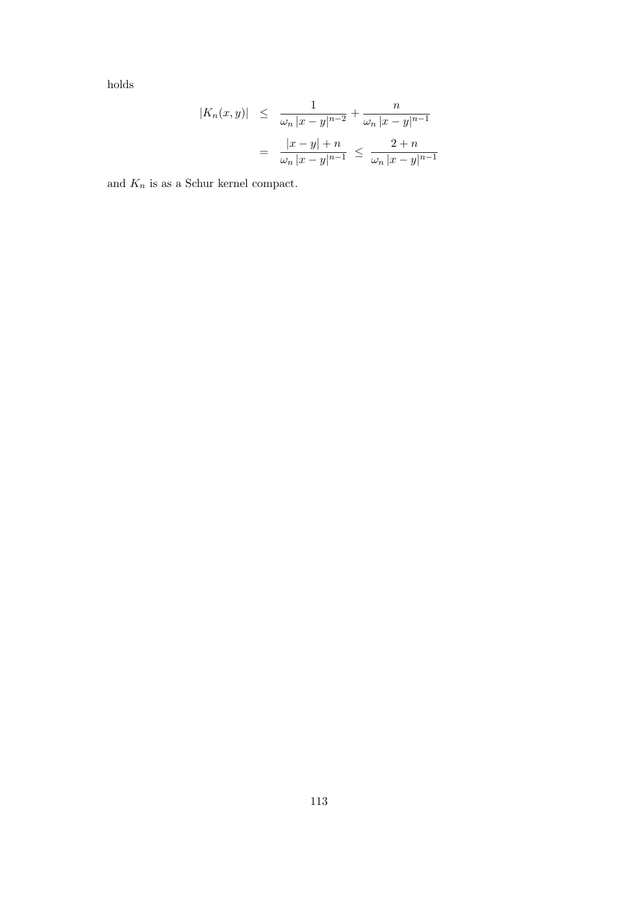holds

$$
\begin{aligned}
|K_n(x,y)| &\leq \frac{1}{\omega_n\,|x-y|^{n-2}} + \frac{n}{\omega_n\,|x-y|^{n-1}} \\
&= \frac{|x-y|+n}{\omega_n\,|x-y|^{n-1}} \;\leq\; \frac{2+n}{\omega_n\,|x-y|^{n-1}}
\end{aligned}
$$

and $K_n$ is as a Schur kernel compact.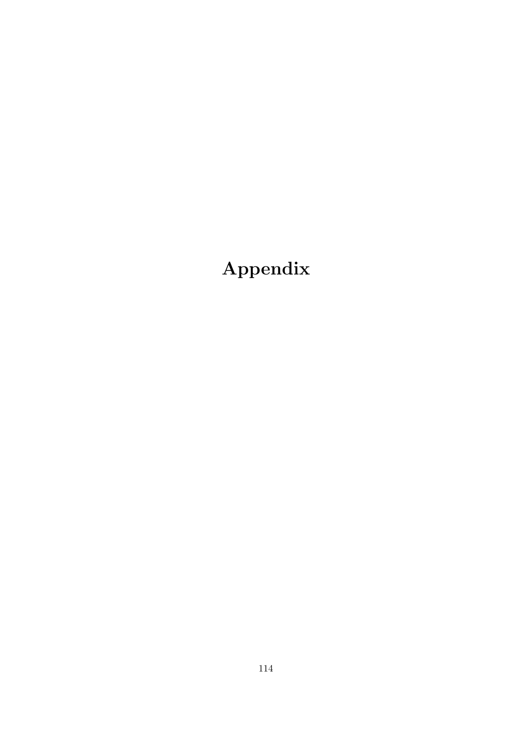# Appendix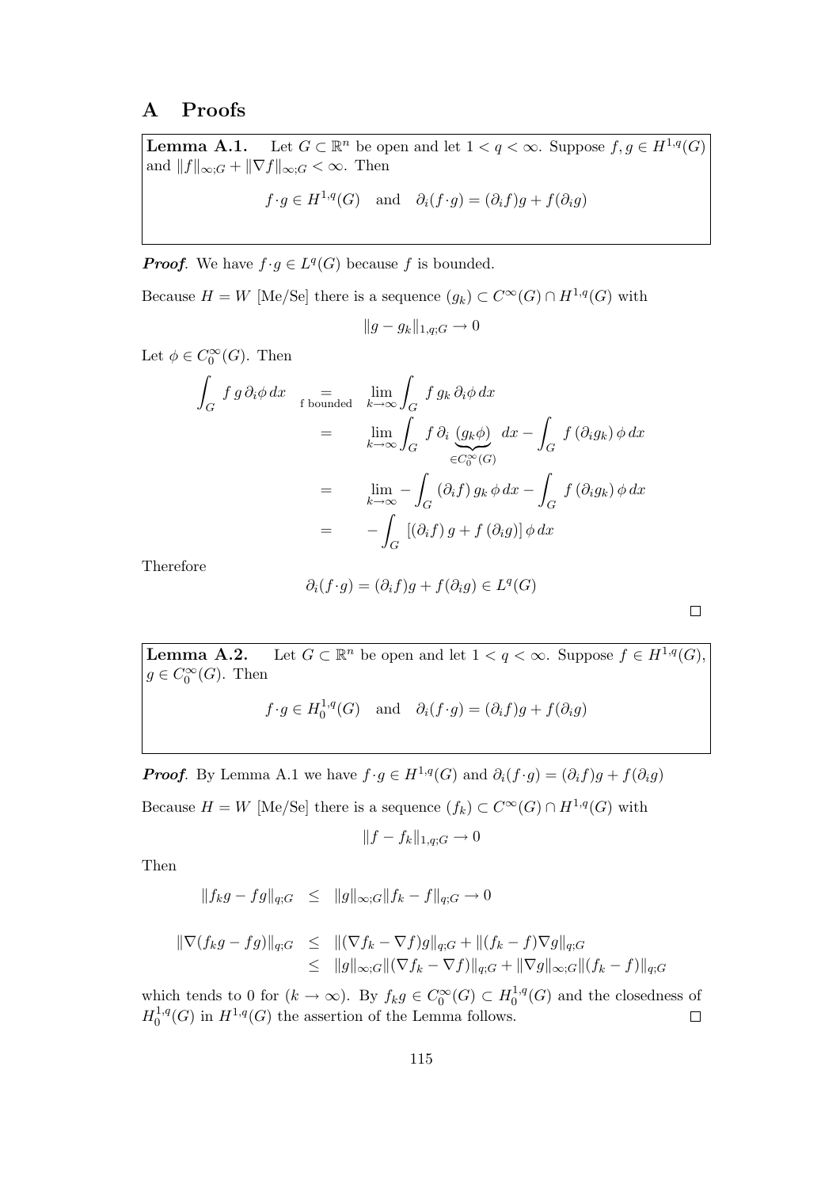# A Proofs

**Lemma A.1.** Let $G \subset \mathbb{R}^n$ be open and let $1 < q < \infty$. Suppose $f, g \in H^{1,q}(G)$ and $\|f\|_{\infty;G} + \|\nabla f\|_{\infty;G} < \infty$. Then

$$f \cdot g \in H^{1,q}(G) \quad \text{and} \quad \partial_i(f \cdot g) = (\partial_i f)g + f(\partial_i g)$$

***Proof.*** We have $f \cdot g \in L^q(G)$ because $f$ is bounded.

Because $H = W$ [Me/Se] there is a sequence $(g_k) \subset C^\infty(G) \cap H^{1,q}(G)$ with

$$\|g - g_k\|_{1,q;G} \to 0$$

Let $\phi \in C_0^\infty(G)$. Then

$$\begin{aligned}
\int_G f\, g\, \partial_i \phi\, dx \quad \underset{\text{f bounded}}{=} & \quad \lim_{k\to\infty} \int_G f\, g_k\, \partial_i \phi\, dx \\
= & \quad \lim_{k\to\infty} \int_G f\, \partial_i \underbrace{(g_k \phi)}_{\in C_0^\infty(G)}\, dx - \int_G f\, (\partial_i g_k)\, \phi\, dx \\
= & \quad \lim_{k\to\infty} - \int_G (\partial_i f)\, g_k\, \phi\, dx - \int_G f\, (\partial_i g_k)\, \phi\, dx \\
= & \quad - \int_G \left[ (\partial_i f)\, g + f\, (\partial_i g) \right] \phi\, dx
\end{aligned}$$

Therefore

$$\partial_i(f \cdot g) = (\partial_i f)g + f(\partial_i g) \in L^q(G)$$

$\square$

**Lemma A.2.** Let $G \subset \mathbb{R}^n$ be open and let $1 < q < \infty$. Suppose $f \in H^{1,q}(G)$, $g \in C_0^\infty(G)$. Then

$$f \cdot g \in H_0^{1,q}(G) \quad \text{and} \quad \partial_i(f \cdot g) = (\partial_i f)g + f(\partial_i g)$$

***Proof.*** By Lemma A.1 we have $f \cdot g \in H^{1,q}(G)$ and $\partial_i(f \cdot g) = (\partial_i f)g + f(\partial_i g)$

Because $H = W$ [Me/Se] there is a sequence $(f_k) \subset C^\infty(G) \cap H^{1,q}(G)$ with

$$\|f - f_k\|_{1,q;G} \to 0$$

Then

$$\|f_k g - f g\|_{q;G} \leq \|g\|_{\infty;G} \|f_k - f\|_{q;G} \to 0$$

$$\begin{aligned}
\|\nabla(f_k g - f g)\|_{q;G} &\leq \|(\nabla f_k - \nabla f) g\|_{q;G} + \|(f_k - f)\nabla g\|_{q;G} \\
&\leq \|g\|_{\infty;G} \|(\nabla f_k - \nabla f)\|_{q;G} + \|\nabla g\|_{\infty;G} \|(f_k - f)\|_{q;G}
\end{aligned}$$

which tends to 0 for $(k \to \infty)$. By $f_k g \in C_0^\infty(G) \subset H_0^{1,q}(G)$ and the closedness of $H_0^{1,q}(G)$ in $H^{1,q}(G)$ the assertion of the Lemma follows. $\square$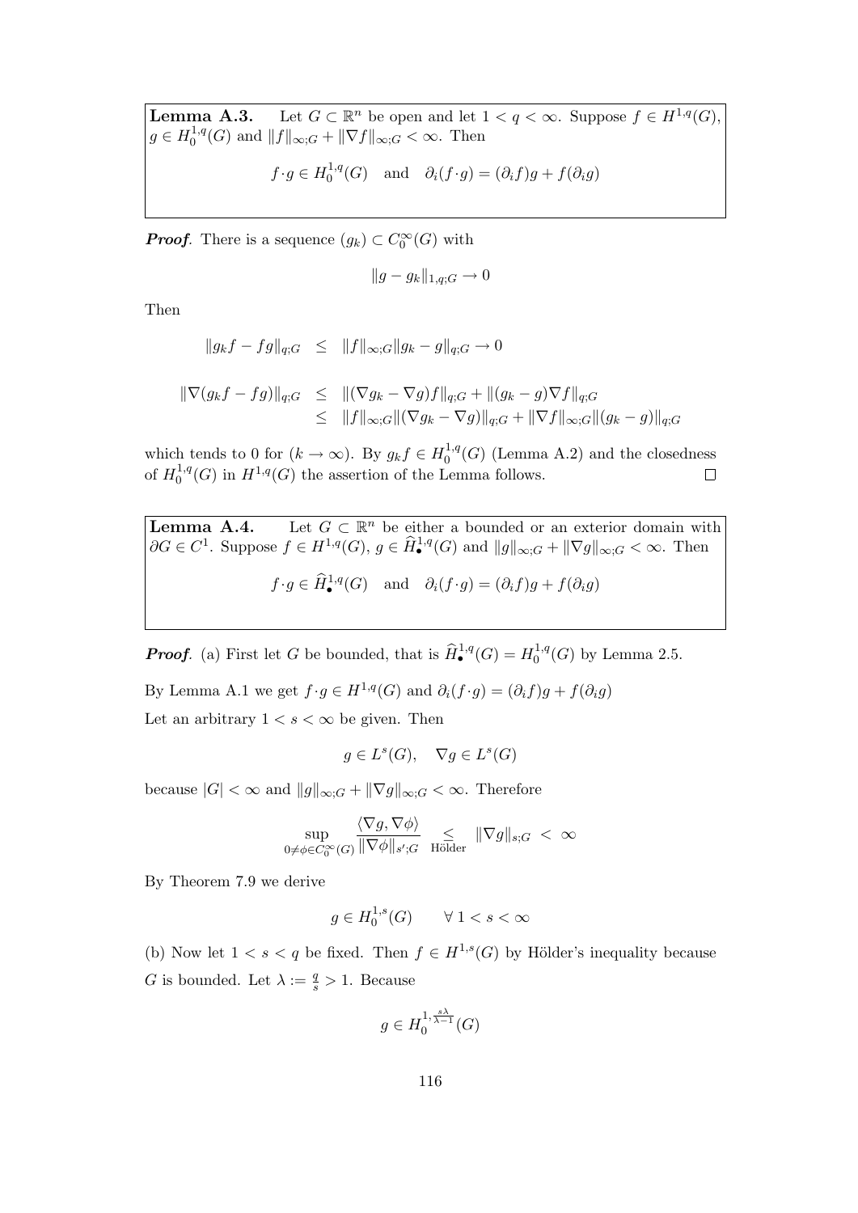**Lemma A.3.** Let $G \subset \mathbb{R}^n$ be open and let $1 < q < \infty$. Suppose $f \in H^{1,q}(G)$, $g \in H_0^{1,q}(G)$ and $\|f\|_{\infty;G} + \|\nabla f\|_{\infty;G} < \infty$. Then

$$f \cdot g \in H_0^{1,q}(G) \quad \text{and} \quad \partial_i(f \cdot g) = (\partial_i f)g + f(\partial_i g)$$

***Proof***. There is a sequence $(g_k) \subset C_0^\infty(G)$ with

$$\|g - g_k\|_{1,q;G} \to 0$$

Then

$$\|g_k f - fg\|_{q;G} \leq \|f\|_{\infty;G}\|g_k - g\|_{q;G} \to 0$$

$$\begin{aligned}
\|\nabla(g_k f - fg)\|_{q;G} &\leq \|(\nabla g_k - \nabla g)f\|_{q;G} + \|(g_k - g)\nabla f\|_{q;G} \\
&\leq \|f\|_{\infty;G}\|(\nabla g_k - \nabla g)\|_{q;G} + \|\nabla f\|_{\infty;G}\|(g_k - g)\|_{q;G}
\end{aligned}$$

which tends to 0 for $(k \to \infty)$. By $g_k f \in H_0^{1,q}(G)$ (Lemma A.2) and the closedness of $H_0^{1,q}(G)$ in $H^{1,q}(G)$ the assertion of the Lemma follows. $\square$

**Lemma A.4.** Let $G \subset \mathbb{R}^n$ be either a bounded or an exterior domain with $\partial G \in C^1$. Suppose $f \in H^{1,q}(G)$, $g \in \widehat{H}_\bullet^{1,q}(G)$ and $\|g\|_{\infty;G} + \|\nabla g\|_{\infty;G} < \infty$. Then

$$f \cdot g \in \widehat{H}_\bullet^{1,q}(G) \quad \text{and} \quad \partial_i(f \cdot g) = (\partial_i f)g + f(\partial_i g)$$

***Proof***. (a) First let $G$ be bounded, that is $\widehat{H}_\bullet^{1,q}(G) = H_0^{1,q}(G)$ by Lemma 2.5.

By Lemma A.1 we get $f \cdot g \in H^{1,q}(G)$ and $\partial_i(f \cdot g) = (\partial_i f)g + f(\partial_i g)$

Let an arbitrary $1 < s < \infty$ be given. Then

$$g \in L^s(G), \quad \nabla g \in L^s(G)$$

because $|G| < \infty$ and $\|g\|_{\infty;G} + \|\nabla g\|_{\infty;G} < \infty$. Therefore

$$\sup_{0 \neq \phi \in C_0^\infty(G)} \frac{\langle \nabla g, \nabla \phi \rangle}{\|\nabla \phi\|_{s';G}} \underset{\text{Hölder}}{\leq} \|\nabla g\|_{s;G} < \infty$$

By Theorem 7.9 we derive

$$g \in H_0^{1,s}(G) \qquad \forall\, 1 < s < \infty$$

(b) Now let $1 < s < q$ be fixed. Then $f \in H^{1,s}(G)$ by Hölder's inequality because $G$ is bounded. Let $\lambda := \frac{q}{s} > 1$. Because

$$g \in H_0^{1,\frac{s\lambda}{\lambda - 1}}(G)$$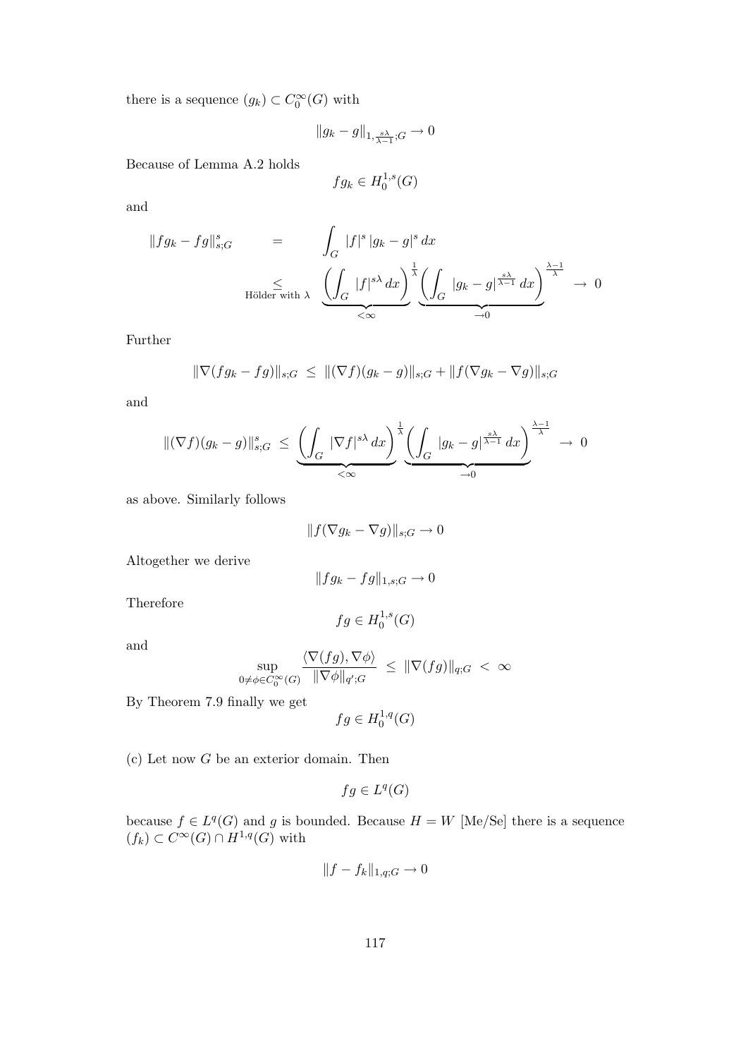there is a sequence $(g_k) \subset C_0^\infty(G)$ with

$$\|g_k - g\|_{1,\frac{s\lambda}{\lambda-1};G} \to 0$$

Because of Lemma A.2 holds

$$fg_k \in H_0^{1,s}(G)$$

and

$$\|fg_k - fg\|_{s;G}^s \quad = \quad \int_G |f|^s \, |g_k - g|^s \, dx$$
$$\underset{\text{Hölder with } \lambda}{\leq} \quad \underbrace{\left( \int_G |f|^{s\lambda} \, dx \right)^{\frac{1}{\lambda}}}_{<\infty} \underbrace{\left( \int_G |g_k - g|^{\frac{s\lambda}{\lambda-1}} \, dx \right)^{\frac{\lambda-1}{\lambda}}}_{\to 0} \;\to\; 0$$

Further

$$\|\nabla(fg_k - fg)\|_{s;G} \;\leq\; \|(\nabla f)(g_k - g)\|_{s;G} + \|f(\nabla g_k - \nabla g)\|_{s;G}$$

and

$$\|(\nabla f)(g_k - g)\|_{s;G}^s \;\leq\; \underbrace{\left( \int_G |\nabla f|^{s\lambda} \, dx \right)^{\frac{1}{\lambda}}}_{<\infty} \underbrace{\left( \int_G |g_k - g|^{\frac{s\lambda}{\lambda-1}} \, dx \right)^{\frac{\lambda-1}{\lambda}}}_{\to 0} \;\to\; 0$$

as above. Similarly follows

$$\|f(\nabla g_k - \nabla g)\|_{s;G} \to 0$$

Altogether we derive

$$\|fg_k - fg\|_{1,s;G} \to 0$$

Therefore

$$fg \in H_0^{1,s}(G)$$

and

$$\sup_{0 \neq \phi \in C_0^\infty(G)} \frac{\langle \nabla(fg), \nabla\phi \rangle}{\|\nabla\phi\|_{q';G}} \;\leq\; \|\nabla(fg)\|_{q;G} \;<\; \infty$$

By Theorem 7.9 finally we get

$$fg \in H_0^{1,q}(G)$$

(c) Let now $G$ be an exterior domain. Then

$$fg \in L^q(G)$$

because $f \in L^q(G)$ and $g$ is bounded. Because $H = W$ [Me/Se] there is a sequence $(f_k) \subset C^\infty(G) \cap H^{1,q}(G)$ with

$$\|f - f_k\|_{1,q;G} \to 0$$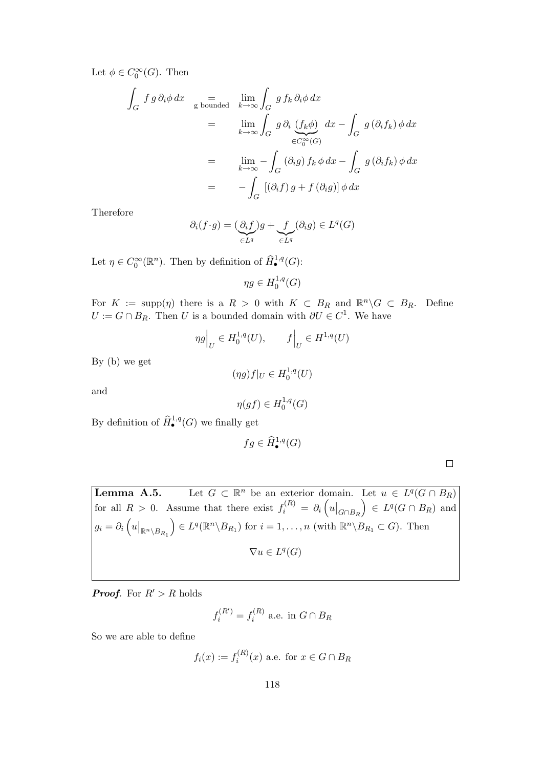Let $\phi \in C_0^\infty(G)$. Then

$$\begin{aligned}
\int_G f\, g\, \partial_i \phi \, dx \quad &\underset{\text{g bounded}}{=} \quad \lim_{k\to\infty} \int_G g\, f_k\, \partial_i \phi \, dx \\
&= \quad \lim_{k\to\infty} \int_G g\, \partial_i \underbrace{(f_k \phi)}_{\in C_0^\infty(G)} \, dx - \int_G g\, (\partial_i f_k)\, \phi \, dx \\
&= \quad \lim_{k\to\infty} - \int_G (\partial_i g)\, f_k\, \phi \, dx - \int_G g\, (\partial_i f_k)\, \phi \, dx \\
&= \quad - \int_G \left[ (\partial_i f)\, g + f\, (\partial_i g) \right] \phi \, dx
\end{aligned}$$

Therefore

$$\partial_i (f \cdot g) = (\underbrace{\partial_i f}_{\in L^q}) g + \underbrace{f}_{\in L^q} (\partial_i g) \in L^q(G)$$

Let $\eta \in C_0^\infty(\mathbb{R}^n)$. Then by definition of $\widehat{H}_\bullet^{1,q}(G)$:

$$\eta g \in H_0^{1,q}(G)$$

For $K := \operatorname{supp}(\eta)$ there is a $R > 0$ with $K \subset B_R$ and $\mathbb{R}^n \backslash G \subset B_R$. Define $U := G \cap B_R$. Then $U$ is a bounded domain with $\partial U \in C^1$. We have

$$\eta g \Big|_U \in H_0^{1,q}(U), \qquad f\Big|_U \in H^{1,q}(U)$$

By (b) we get

$$(\eta g) f|_U \in H_0^{1,q}(U)$$

and

$$\eta (g f) \in H_0^{1,q}(G)$$

By definition of $\widehat{H}_\bullet^{1,q}(G)$ we finally get

$$f g \in \widehat{H}_\bullet^{1,q}(G)$$

$\square$

**Lemma A.5.** Let $G \subset \mathbb{R}^n$ be an exterior domain. Let $u \in L^q(G \cap B_R)$ for all $R > 0$. Assume that there exist $f_i^{(R)} = \partial_i \left( u\big|_{G \cap B_R} \right) \in L^q(G \cap B_R)$ and $g_i = \partial_i \left( u\big|_{\mathbb{R}^n \backslash B_{R_1}} \right) \in L^q(\mathbb{R}^n \backslash B_{R_1})$ for $i = 1, \ldots, n$ (with $\mathbb{R}^n \backslash B_{R_1} \subset G$). Then

$$\nabla u \in L^q(G)$$

***Proof***. For $R' > R$ holds

$$f_i^{(R')} = f_i^{(R)} \text{ a.e. in } G \cap B_R$$

So we are able to define

$$f_i(x) := f_i^{(R)}(x) \text{ a.e. for } x \in G \cap B_R$$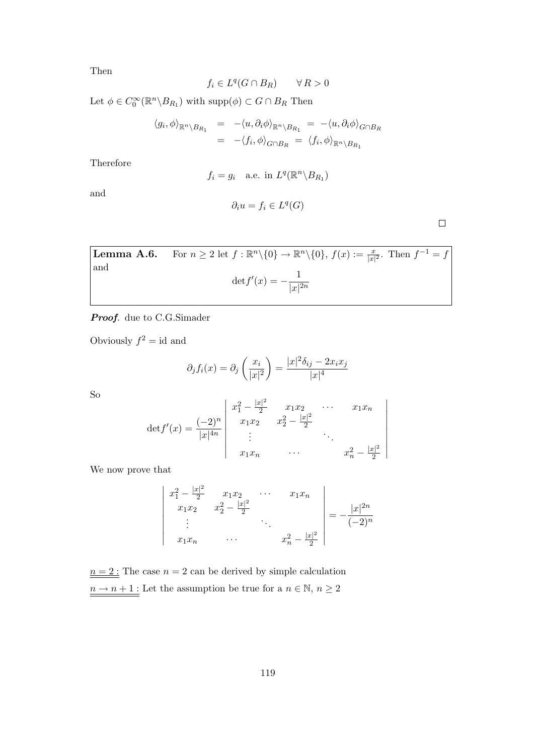Then

$$f_i \in L^q(G \cap B_R) \qquad \forall\, R > 0$$

Let $\phi \in C_0^\infty(\mathbb{R}^n \backslash B_{R_1})$ with $\operatorname{supp}(\phi) \subset G \cap B_R$ Then

$$\begin{aligned}
\langle g_i, \phi \rangle_{\mathbb{R}^n \backslash B_{R_1}} &= -\langle u, \partial_i \phi \rangle_{\mathbb{R}^n \backslash B_{R_1}} = -\langle u, \partial_i \phi \rangle_{G \cap B_R} \\
&= -\langle f_i, \phi \rangle_{G \cap B_R} = \langle f_i, \phi \rangle_{\mathbb{R}^n \backslash B_{R_1}}
\end{aligned}$$

Therefore

$$f_i = g_i \quad \text{a.e. in } L^q(\mathbb{R}^n \backslash B_{R_1})$$

and

$$\partial_i u = f_i \in L^q(G)$$

□

**Lemma A.6.** For $n \geq 2$ let $f : \mathbb{R}^n \backslash \{0\} \to \mathbb{R}^n \backslash \{0\}$, $f(x) := \frac{x}{|x|^2}$. Then $f^{-1} = f$ and

$$\det f'(x) = -\frac{1}{|x|^{2n}}$$

***Proof***. due to C.G.Simader

Obviously $f^2 = \text{id}$ and

$$\partial_j f_i(x) = \partial_j \left( \frac{x_i}{|x|^2} \right) = \frac{|x|^2 \delta_{ij} - 2x_i x_j}{|x|^4}$$

So

$$\det f'(x) = \frac{(-2)^n}{|x|^{4n}} \begin{vmatrix} x_1^2 - \frac{|x|^2}{2} & x_1 x_2 & \cdots & x_1 x_n \\ x_1 x_2 & x_2^2 - \frac{|x|^2}{2} & & \\ \vdots & & \ddots & \\ x_1 x_n & \cdots & & x_n^2 - \frac{|x|^2}{2} \end{vmatrix}$$

We now prove that

$$\begin{vmatrix} x_1^2 - \frac{|x|^2}{2} & x_1 x_2 & \cdots & x_1 x_n \\ x_1 x_2 & x_2^2 - \frac{|x|^2}{2} & & \\ \vdots & & \ddots & \\ x_1 x_n & \cdots & & x_n^2 - \frac{|x|^2}{2} \end{vmatrix} = -\frac{|x|^{2n}}{(-2)^n}$$

$\underline{\underline{n = 2:}}$ The case $n = 2$ can be derived by simple calculation

$\underline{\underline{n \to n+1:}}$ Let the assumption be true for a $n \in \mathbb{N}$, $n \geq 2$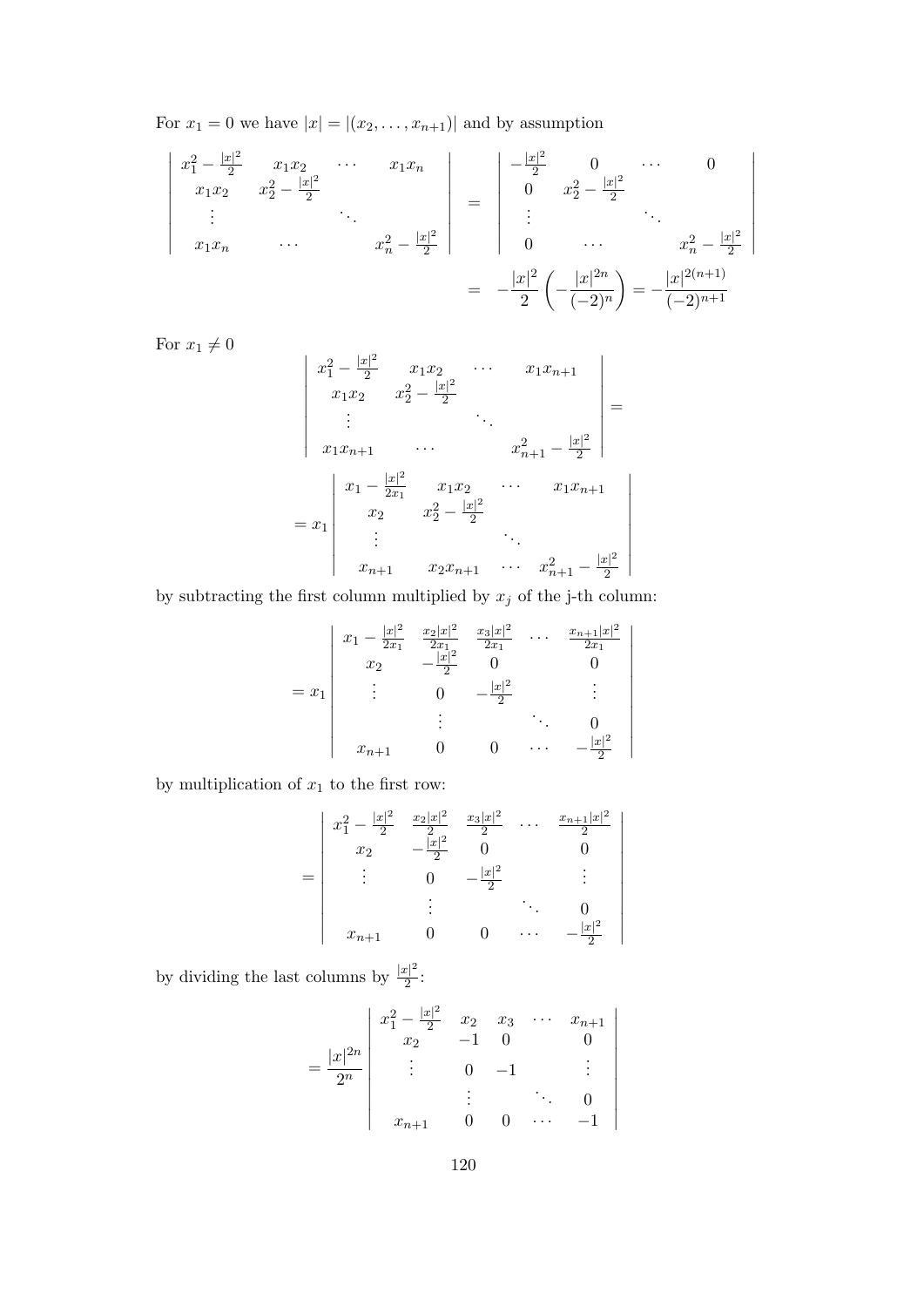For $x_1 = 0$ we have $|x| = |(x_2, \ldots, x_{n+1})|$ and by assumption

$$
\begin{vmatrix}
x_1^2 - \frac{|x|^2}{2} & x_1 x_2 & \cdots & x_1 x_n \\
x_1 x_2 & x_2^2 - \frac{|x|^2}{2} & & \\
\vdots & & \ddots & \\
x_1 x_n & \cdots & & x_n^2 - \frac{|x|^2}{2}
\end{vmatrix}
=
\begin{vmatrix}
-\frac{|x|^2}{2} & 0 & \cdots & 0 \\
0 & x_2^2 - \frac{|x|^2}{2} & & \\
\vdots & & \ddots & \\
0 & \cdots & & x_n^2 - \frac{|x|^2}{2}
\end{vmatrix}
$$

$$
= -\frac{|x|^2}{2}\left(-\frac{|x|^{2n}}{(-2)^n}\right) = -\frac{|x|^{2(n+1)}}{(-2)^{n+1}}
$$

For $x_1 \neq 0$

$$
\begin{vmatrix}
x_1^2 - \frac{|x|^2}{2} & x_1 x_2 & \cdots & x_1 x_{n+1} \\
x_1 x_2 & x_2^2 - \frac{|x|^2}{2} & & \\
\vdots & & \ddots & \\
x_1 x_{n+1} & \cdots & & x_{n+1}^2 - \frac{|x|^2}{2}
\end{vmatrix}
=
$$

$$
= x_1
\begin{vmatrix}
x_1 - \frac{|x|^2}{2x_1} & x_1 x_2 & \cdots & x_1 x_{n+1} \\
x_2 & x_2^2 - \frac{|x|^2}{2} & & \\
\vdots & & \ddots & \\
x_{n+1} & x_2 x_{n+1} & \cdots & x_{n+1}^2 - \frac{|x|^2}{2}
\end{vmatrix}
$$

by subtracting the first column multiplied by $x_j$ of the j-th column:

$$
= x_1
\begin{vmatrix}
x_1 - \frac{|x|^2}{2x_1} & \frac{x_2|x|^2}{2x_1} & \frac{x_3|x|^2}{2x_1} & \cdots & \frac{x_{n+1}|x|^2}{2x_1} \\
x_2 & -\frac{|x|^2}{2} & 0 & & 0 \\
\vdots & 0 & -\frac{|x|^2}{2} & & \vdots \\
 & \vdots & & \ddots & 0 \\
x_{n+1} & 0 & 0 & \cdots & -\frac{|x|^2}{2}
\end{vmatrix}
$$

by multiplication of $x_1$ to the first row:

$$
=
\begin{vmatrix}
x_1^2 - \frac{|x|^2}{2} & \frac{x_2|x|^2}{2} & \frac{x_3|x|^2}{2} & \cdots & \frac{x_{n+1}|x|^2}{2} \\
x_2 & -\frac{|x|^2}{2} & 0 & & 0 \\
\vdots & 0 & -\frac{|x|^2}{2} & & \vdots \\
 & \vdots & & \ddots & 0 \\
x_{n+1} & 0 & 0 & \cdots & -\frac{|x|^2}{2}
\end{vmatrix}
$$

by dividing the last columns by $\frac{|x|^2}{2}$:

$$
= \frac{|x|^{2n}}{2^n}
\begin{vmatrix}
x_1^2 - \frac{|x|^2}{2} & x_2 & x_3 & \cdots & x_{n+1} \\
x_2 & -1 & 0 & & 0 \\
\vdots & 0 & -1 & & \vdots \\
 & \vdots & & \ddots & 0 \\
x_{n+1} & 0 & 0 & \cdots & -1
\end{vmatrix}
$$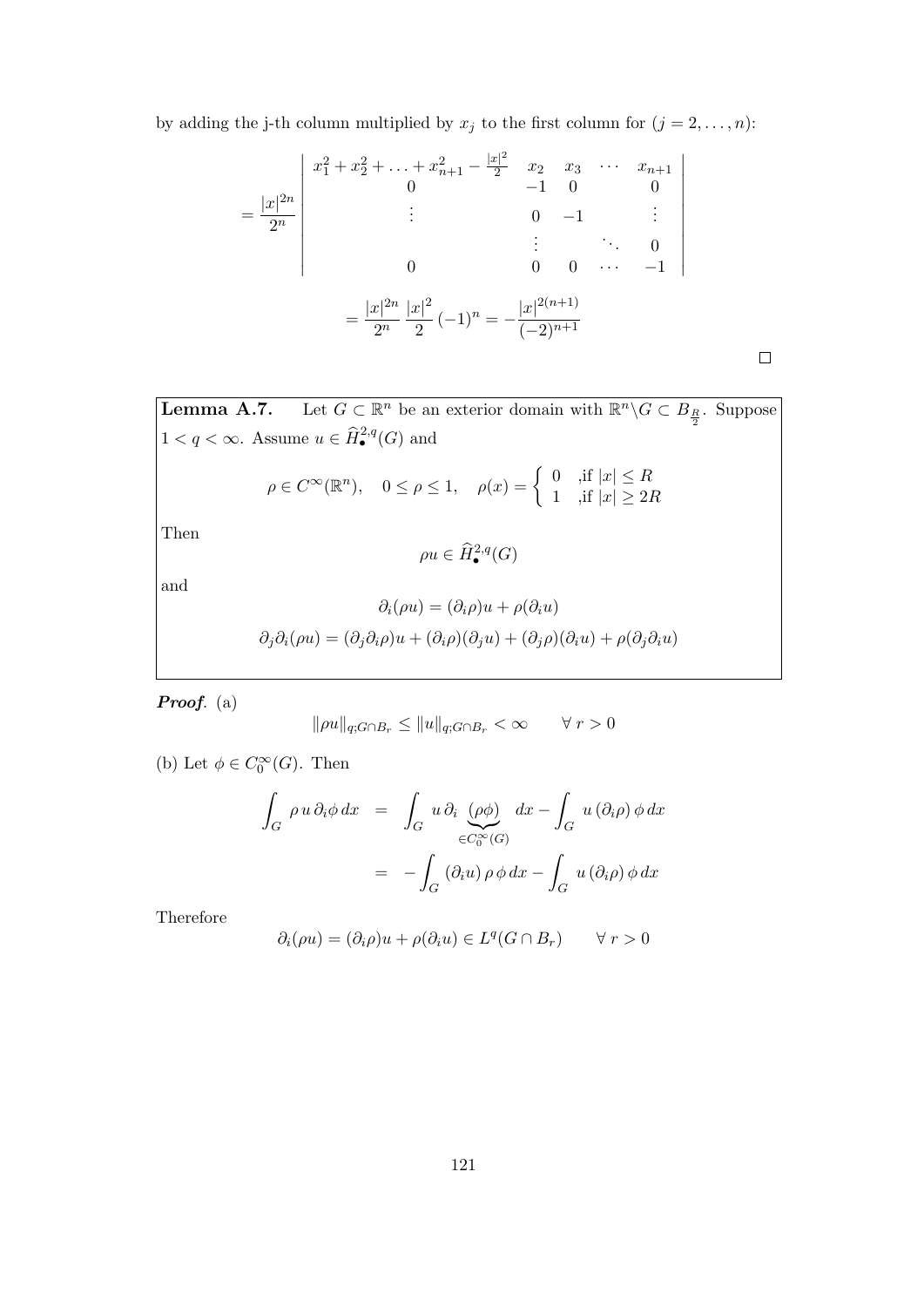by adding the j-th column multiplied by $x_j$ to the first column for $(j = 2, \ldots, n)$:

$$= \frac{|x|^{2n}}{2^n} \begin{vmatrix} x_1^2 + x_2^2 + \ldots + x_{n+1}^2 - \frac{|x|^2}{2} & x_2 & x_3 & \cdots & x_{n+1} \\ 0 & -1 & 0 & & 0 \\ \vdots & 0 & -1 & & \vdots \\ & \vdots & & \ddots & 0 \\ 0 & 0 & 0 & \cdots & -1 \end{vmatrix}$$

$$= \frac{|x|^{2n}}{2^n} \frac{|x|^2}{2} (-1)^n = -\frac{|x|^{2(n+1)}}{(-2)^{n+1}}$$

$\square$

**Lemma A.7.** Let $G \subset \mathbb{R}^n$ be an exterior domain with $\mathbb{R}^n \backslash G \subset B_{\frac{R}{2}}$. Suppose $1 < q < \infty$. Assume $u \in \widehat{H}_\bullet^{2,q}(G)$ and

$$\rho \in C^\infty(\mathbb{R}^n), \quad 0 \leq \rho \leq 1, \quad \rho(x) = \begin{cases} 0 & ,\text{if } |x| \leq R \\ 1 & ,\text{if } |x| \geq 2R \end{cases}$$

Then

$$\rho u \in \widehat{H}_\bullet^{2,q}(G)$$

and

$$\partial_i(\rho u) = (\partial_i \rho) u + \rho(\partial_i u)$$

$$\partial_j \partial_i(\rho u) = (\partial_j \partial_i \rho) u + (\partial_i \rho)(\partial_j u) + (\partial_j \rho)(\partial_i u) + \rho(\partial_j \partial_i u)$$

***Proof.*** (a)

$$\|\rho u\|_{q;G \cap B_r} \leq \|u\|_{q;G \cap B_r} < \infty \qquad \forall\, r > 0$$

(b) Let $\phi \in C_0^\infty(G)$. Then

$$\begin{aligned} \int_G \rho\, u\, \partial_i \phi\, dx &= \int_G u\, \partial_i \underbrace{(\rho \phi)}_{\in C_0^\infty(G)}\, dx - \int_G u\, (\partial_i \rho)\, \phi\, dx \\ &= -\int_G (\partial_i u)\, \rho\, \phi\, dx - \int_G u\, (\partial_i \rho)\, \phi\, dx \end{aligned}$$

Therefore

$$\partial_i(\rho u) = (\partial_i \rho) u + \rho(\partial_i u) \in L^q(G \cap B_r) \qquad \forall\, r > 0$$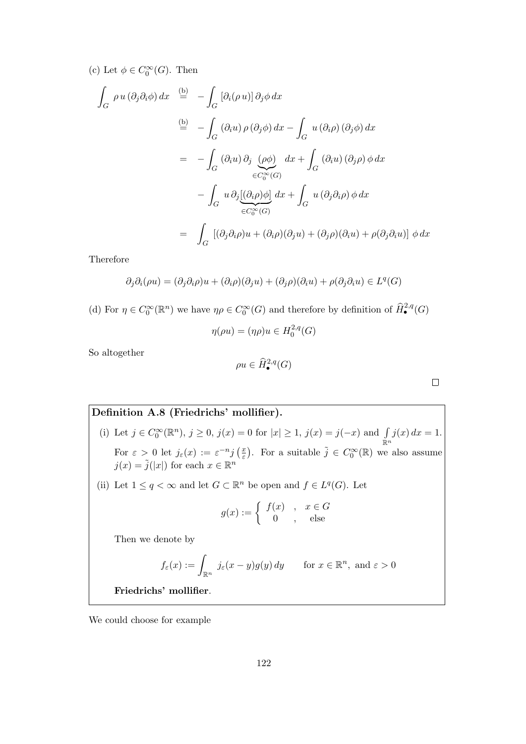(c) Let $\phi \in C_0^\infty(G)$. Then

$$
\begin{aligned}
\int_G \rho\, u\, (\partial_j \partial_i \phi)\, dx &\overset{\text{(b)}}{=} -\int_G [\partial_i(\rho\, u)]\, \partial_j \phi\, dx \\
&\overset{\text{(b)}}{=} -\int_G (\partial_i u)\, \rho\, (\partial_j \phi)\, dx - \int_G u\, (\partial_i \rho)\, (\partial_j \phi)\, dx \\
&= -\int_G (\partial_i u)\, \partial_j \underbrace{(\rho \phi)}_{\in C_0^\infty(G)}\, dx + \int_G (\partial_i u)\, (\partial_j \rho)\, \phi\, dx \\
&\quad - \int_G u\, \partial_j \underbrace{[(\partial_i \rho)\phi]}_{\in C_0^\infty(G)}\, dx + \int_G u\, (\partial_j \partial_i \rho)\, \phi\, dx \\
&= \int_G \left[ (\partial_j \partial_i \rho) u + (\partial_i \rho)(\partial_j u) + (\partial_j \rho)(\partial_i u) + \rho(\partial_j \partial_i u) \right] \phi\, dx
\end{aligned}
$$

Therefore

$$
\partial_j \partial_i(\rho u) = (\partial_j \partial_i \rho) u + (\partial_i \rho)(\partial_j u) + (\partial_j \rho)(\partial_i u) + \rho(\partial_j \partial_i u) \in L^q(G)
$$

(d) For $\eta \in C_0^\infty(\mathbb{R}^n)$ we have $\eta\rho \in C_0^\infty(G)$ and therefore by definition of $\widehat{H}_\bullet^{2,q}(G)$

$$
\eta(\rho u) = (\eta\rho) u \in H_0^{2,q}(G)
$$

So altogether

$$
\rho u \in \widehat{H}_\bullet^{2,q}(G)
$$

□

**Definition A.8 (Friedrichs' mollifier).**

(i) Let $j \in C_0^\infty(\mathbb{R}^n)$, $j \geq 0$, $j(x) = 0$ for $|x| \geq 1$, $j(x) = j(-x)$ and $\int\limits_{\mathbb{R}^n} j(x)\, dx = 1$. For $\varepsilon > 0$ let $j_\varepsilon(x) := \varepsilon^{-n} j\left(\frac{x}{\varepsilon}\right)$. For a suitable $\tilde{j} \in C_0^\infty(\mathbb{R})$ we also assume $j(x) = \tilde{j}(|x|)$ for each $x \in \mathbb{R}^n$

(ii) Let $1 \leq q < \infty$ and let $G \subset \mathbb{R}^n$ be open and $f \in L^q(G)$. Let

$$
g(x) := \begin{cases} f(x) & , \quad x \in G \\ 0 & , \quad \text{else} \end{cases}
$$

Then we denote by

$$
f_\varepsilon(x) := \int_{\mathbb{R}^n} j_\varepsilon(x - y) g(y)\, dy \qquad \text{for } x \in \mathbb{R}^n, \text{ and } \varepsilon > 0
$$

**Friedrichs' mollifier**.

We could choose for example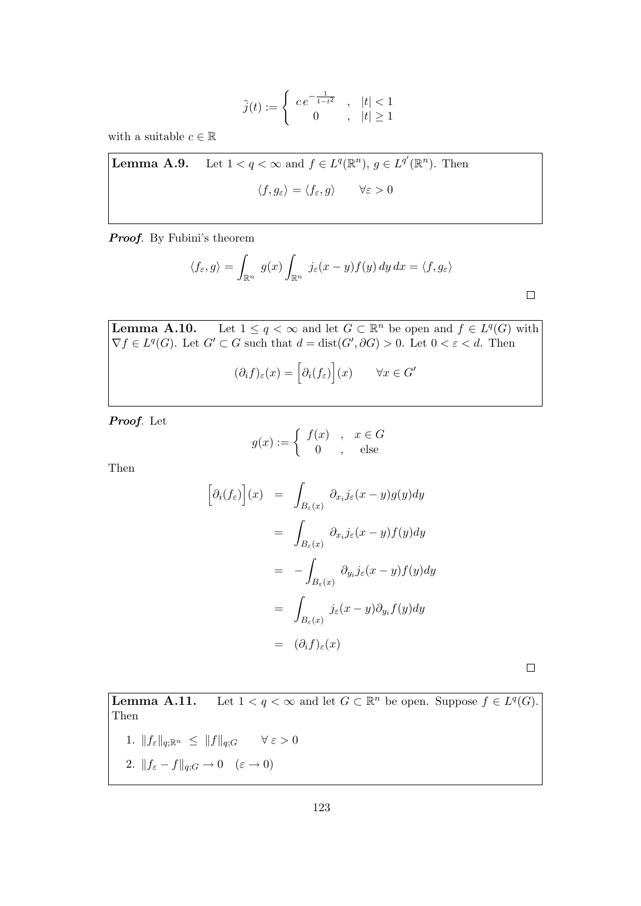$$\tilde{j}(t) := \begin{cases} c\, e^{-\frac{1}{1-t^2}} & , \quad |t| < 1 \\ 0 & , \quad |t| \geq 1 \end{cases}$$

with a suitable $c \in \mathbb{R}$

**Lemma A.9.** Let $1 < q < \infty$ and $f \in L^q(\mathbb{R}^n)$, $g \in L^{q'}(\mathbb{R}^n)$. Then

$$\langle f, g_\varepsilon \rangle = \langle f_\varepsilon, g \rangle \qquad \forall \varepsilon > 0$$

***Proof***. By Fubini's theorem

$$\langle f_\varepsilon, g \rangle = \int_{\mathbb{R}^n} g(x) \int_{\mathbb{R}^n} j_\varepsilon(x-y) f(y)\, dy\, dx = \langle f, g_\varepsilon \rangle$$

□

**Lemma A.10.** Let $1 \leq q < \infty$ and let $G \subset \mathbb{R}^n$ be open and $f \in L^q(G)$ with $\nabla f \in L^q(G)$. Let $G' \subset G$ such that $d = \operatorname{dist}(G', \partial G) > 0$. Let $0 < \varepsilon < d$. Then

$$(\partial_i f)_\varepsilon(x) = \Big[\partial_i(f_\varepsilon)\Big](x) \qquad \forall x \in G'$$

***Proof***. Let

$$g(x) := \begin{cases} f(x) & , \quad x \in G \\ 0 & , \quad \text{else} \end{cases}$$

Then

$$\begin{aligned}
\Big[\partial_i(f_\varepsilon)\Big](x) &= \int_{B_\varepsilon(x)} \partial_{x_i} j_\varepsilon(x-y) g(y) dy \\
&= \int_{B_\varepsilon(x)} \partial_{x_i} j_\varepsilon(x-y) f(y) dy \\
&= -\int_{B_\varepsilon(x)} \partial_{y_i} j_\varepsilon(x-y) f(y) dy \\
&= \int_{B_\varepsilon(x)} j_\varepsilon(x-y) \partial_{y_i} f(y) dy \\
&= (\partial_i f)_\varepsilon(x)
\end{aligned}$$

□

**Lemma A.11.** Let $1 < q < \infty$ and let $G \subset \mathbb{R}^n$ be open. Suppose $f \in L^q(G)$. Then

1. $\|f_\varepsilon\|_{q;\mathbb{R}^n} \leq \|f\|_{q;G} \qquad \forall\, \varepsilon > 0$
2. $\|f_\varepsilon - f\|_{q;G} \to 0 \quad (\varepsilon \to 0)$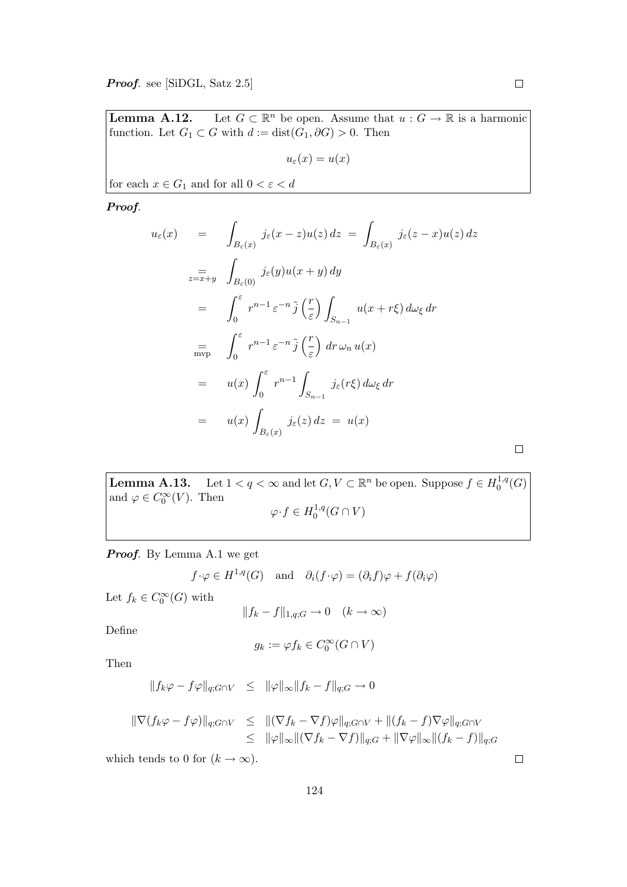***Proof***. see [SiDGL, Satz 2.5] $\square$

**Lemma A.12.** Let $G \subset \mathbb{R}^n$ be open. Assume that $u : G \to \mathbb{R}$ is a harmonic function. Let $G_1 \subset G$ with $d := \operatorname{dist}(G_1, \partial G) > 0$. Then

$$u_\varepsilon(x) = u(x)$$

for each $x \in G_1$ and for all $0 < \varepsilon < d$

***Proof***.

$$\begin{aligned}
u_\varepsilon(x) &= \int_{B_\varepsilon(x)} j_\varepsilon(x-z)u(z)\,dz \;=\; \int_{B_\varepsilon(x)} j_\varepsilon(z-x)u(z)\,dz \\
&\underset{z=x+y}{=} \int_{B_\varepsilon(0)} j_\varepsilon(y)u(x+y)\,dy \\
&= \int_0^\varepsilon r^{n-1}\,\varepsilon^{-n}\,\tilde{j}\left(\frac{r}{\varepsilon}\right)\int_{S_{n-1}} u(x+r\xi)\,d\omega_\xi\,dr \\
&\underset{\text{mvp}}{=} \int_0^\varepsilon r^{n-1}\,\varepsilon^{-n}\,\tilde{j}\left(\frac{r}{\varepsilon}\right)\,dr\,\omega_n\,u(x) \\
&= u(x)\int_0^\varepsilon r^{n-1}\int_{S_{n-1}} j_\varepsilon(r\xi)\,d\omega_\xi\,dr \\
&= u(x)\int_{B_\varepsilon(x)} j_\varepsilon(z)\,dz \;=\; u(x)
\end{aligned}$$

$\square$

**Lemma A.13.** Let $1 < q < \infty$ and let $G, V \subset \mathbb{R}^n$ be open. Suppose $f \in H_0^{1,q}(G)$ and $\varphi \in C_0^\infty(V)$. Then

$$\varphi\cdot f \in H_0^{1,q}(G \cap V)$$

***Proof***. By Lemma A.1 we get

$$f\cdot\varphi \in H^{1,q}(G) \quad \text{and} \quad \partial_i(f\cdot\varphi) = (\partial_i f)\varphi + f(\partial_i\varphi)$$

Let $f_k \in C_0^\infty(G)$ with

$$\|f_k - f\|_{1,q;G} \to 0 \quad (k \to \infty)$$

Define

$$g_k := \varphi f_k \in C_0^\infty(G \cap V)$$

Then

$$\|f_k\varphi - f\varphi\|_{q;G\cap V} \;\leq\; \|\varphi\|_\infty \|f_k - f\|_{q;G} \to 0$$

$$\begin{aligned}
\|\nabla(f_k\varphi - f\varphi)\|_{q;G\cap V} &\leq \|(\nabla f_k - \nabla f)\varphi\|_{q;G\cap V} + \|(f_k - f)\nabla\varphi\|_{q;G\cap V} \\
&\leq \|\varphi\|_\infty \|(\nabla f_k - \nabla f)\|_{q;G} + \|\nabla\varphi\|_\infty \|(f_k - f)\|_{q;G}
\end{aligned}$$

which tends to 0 for $(k \to \infty)$. $\square$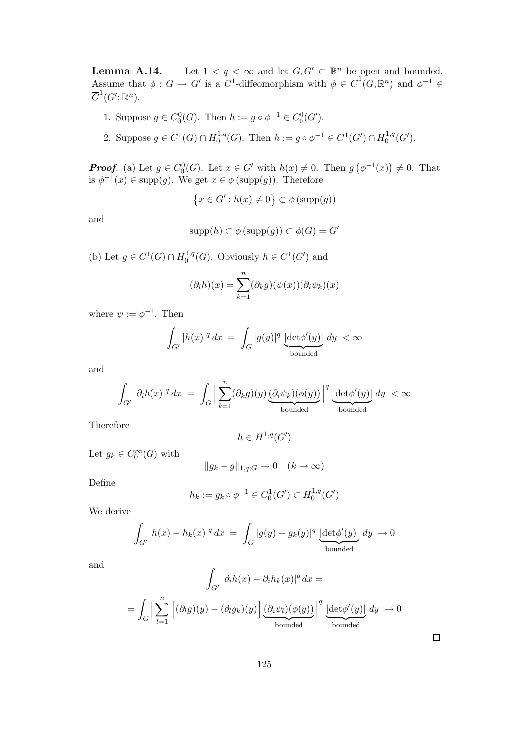**Lemma A.14.** Let $1 < q < \infty$ and let $G, G' \subset \mathbb{R}^n$ be open and bounded. Assume that $\phi : G \to G'$ is a $C^1$-diffeomorphism with $\phi \in \overline{C}^1(G; \mathbb{R}^n)$ and $\phi^{-1} \in \overline{C}^1(G'; \mathbb{R}^n)$.

1. Suppose $g \in C_0^0(G)$. Then $h := g \circ \phi^{-1} \in C_0^0(G')$.
2. Suppose $g \in C^1(G) \cap H_0^{1,q}(G)$. Then $h := g \circ \phi^{-1} \in C^1(G') \cap H_0^{1,q}(G')$.

***Proof.*** (a) Let $g \in C_0^0(G)$. Let $x \in G'$ with $h(x) \neq 0$. Then $g\left(\phi^{-1}(x)\right) \neq 0$. That is $\phi^{-1}(x) \in \operatorname{supp}(g)$. We get $x \in \phi\left(\operatorname{supp}(g)\right)$. Therefore

$$\left\{x \in G' : h(x) \neq 0\right\} \subset \phi\left(\operatorname{supp}(g)\right)$$

and

$$\operatorname{supp}(h) \subset \phi\left(\operatorname{supp}(g)\right) \subset \phi(G) = G'$$

(b) Let $g \in C^1(G) \cap H_0^{1,q}(G)$. Obviously $h \in C^1(G')$ and

$$(\partial_i h)(x) = \sum_{k=1}^{n} (\partial_k g)(\psi(x))(\partial_i \psi_k)(x)$$

where $\psi := \phi^{-1}$. Then

$$\int_{G'} |h(x)|^q \, dx \ = \ \int_G |g(y)|^q \underbrace{|\det \phi'(y)|}_{\text{bounded}} \, dy \ < \infty$$

and

$$\int_{G'} |\partial_i h(x)|^q \, dx \ = \ \int_G \Big| \sum_{k=1}^{n} (\partial_k g)(y) \underbrace{(\partial_i \psi_k)(\phi(y))}_{\text{bounded}} \Big|^q \underbrace{|\det \phi'(y)|}_{\text{bounded}} \, dy \ < \infty$$

Therefore

$$h \in H^{1,q}(G')$$

Let $g_k \in C_0^\infty(G)$ with

$$\|g_k - g\|_{1,q;G} \to 0 \quad (k \to \infty)$$

Define

$$h_k := g_k \circ \phi^{-1} \in C_0^1(G') \subset H_0^{1,q}(G')$$

We derive

$$\int_{G'} |h(x) - h_k(x)|^q \, dx \ = \ \int_G |g(y) - g_k(y)|^q \underbrace{|\det \phi'(y)|}_{\text{bounded}} \, dy \ \to 0$$

and

$$\int_{G'} |\partial_i h(x) - \partial_i h_k(x)|^q \, dx =$$

$$= \int_G \Big| \sum_{l=1}^{n} \Big[(\partial_l g)(y) - (\partial_l g_k)(y)\Big] \underbrace{(\partial_i \psi_l)(\phi(y))}_{\text{bounded}} \Big|^q \underbrace{|\det \phi'(y)|}_{\text{bounded}} \, dy \ \to 0$$

$\square$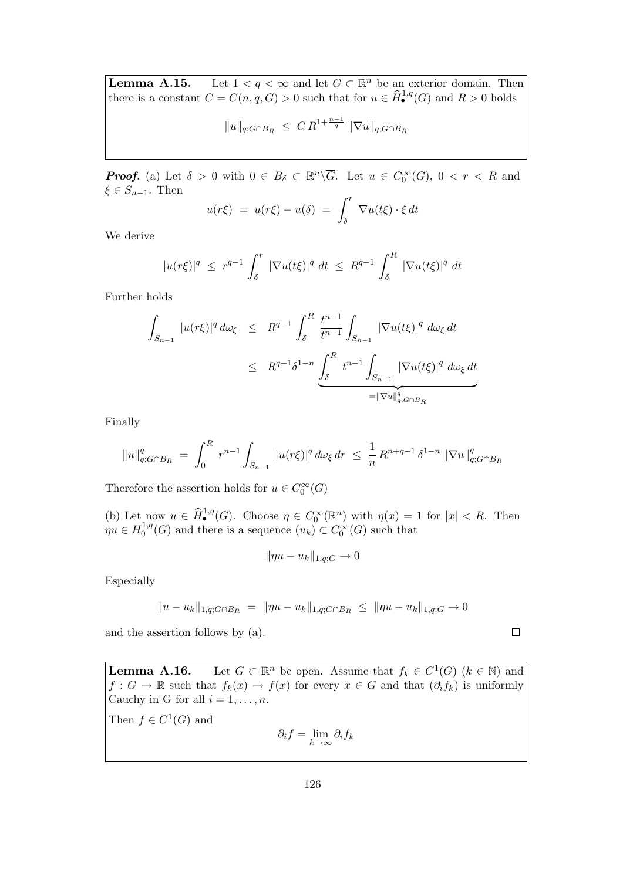**Lemma A.15.** Let $1 < q < \infty$ and let $G \subset \mathbb{R}^n$ be an exterior domain. Then there is a constant $C = C(n, q, G) > 0$ such that for $u \in \widehat{H}^{1,q}_{\bullet}(G)$ and $R > 0$ holds

$$\|u\|_{q;G\cap B_R} \;\leq\; C\, R^{1+\frac{n-1}{q}}\, \|\nabla u\|_{q;G\cap B_R}$$

***Proof.*** (a) Let $\delta > 0$ with $0 \in B_\delta \subset \mathbb{R}^n \backslash \overline{G}$. Let $u \in C_0^\infty(G)$, $0 < r < R$ and $\xi \in S_{n-1}$. Then

$$u(r\xi) \;=\; u(r\xi) - u(\delta) \;=\; \int_\delta^r \nabla u(t\xi)\cdot \xi \, dt$$

We derive

$$|u(r\xi)|^q \;\leq\; r^{q-1} \int_\delta^r |\nabla u(t\xi)|^q \; dt \;\leq\; R^{q-1} \int_\delta^R |\nabla u(t\xi)|^q \; dt$$

Further holds

$$\begin{aligned}
\int_{S_{n-1}} |u(r\xi)|^q \, d\omega_\xi \;&\leq\; R^{q-1} \int_\delta^R \frac{t^{n-1}}{t^{n-1}} \int_{S_{n-1}} |\nabla u(t\xi)|^q \; d\omega_\xi \, dt \\
&\leq\; R^{q-1}\delta^{1-n} \underbrace{\int_\delta^R t^{n-1} \int_{S_{n-1}} |\nabla u(t\xi)|^q \; d\omega_\xi \, dt}_{=\|\nabla u\|^q_{q;G\cap B_R}}
\end{aligned}$$

Finally

$$\|u\|^q_{q;G\cap B_R} \;=\; \int_0^R r^{n-1} \int_{S_{n-1}} |u(r\xi)|^q \, d\omega_\xi \, dr \;\leq\; \frac{1}{n}\, R^{n+q-1}\, \delta^{1-n}\, \|\nabla u\|^q_{q;G\cap B_R}$$

Therefore the assertion holds for $u \in C_0^\infty(G)$

(b) Let now $u \in \widehat{H}^{1,q}_{\bullet}(G)$. Choose $\eta \in C_0^\infty(\mathbb{R}^n)$ with $\eta(x) = 1$ for $|x| < R$. Then $\eta u \in H_0^{1,q}(G)$ and there is a sequence $(u_k) \subset C_0^\infty(G)$ such that

$$\|\eta u - u_k\|_{1,q;G} \to 0$$

Especially

$$\|u - u_k\|_{1,q;G\cap B_R} \;=\; \|\eta u - u_k\|_{1,q;G\cap B_R} \;\leq\; \|\eta u - u_k\|_{1,q;G} \to 0$$

and the assertion follows by (a). $\square$

**Lemma A.16.** Let $G \subset \mathbb{R}^n$ be open. Assume that $f_k \in C^1(G)$ $(k \in \mathbb{N})$ and $f : G \to \mathbb{R}$ such that $f_k(x) \to f(x)$ for every $x \in G$ and that $(\partial_i f_k)$ is uniformly Cauchy in G for all $i = 1, \ldots, n$.

Then $f \in C^1(G)$ and

$$\partial_i f = \lim_{k\to\infty} \partial_i f_k$$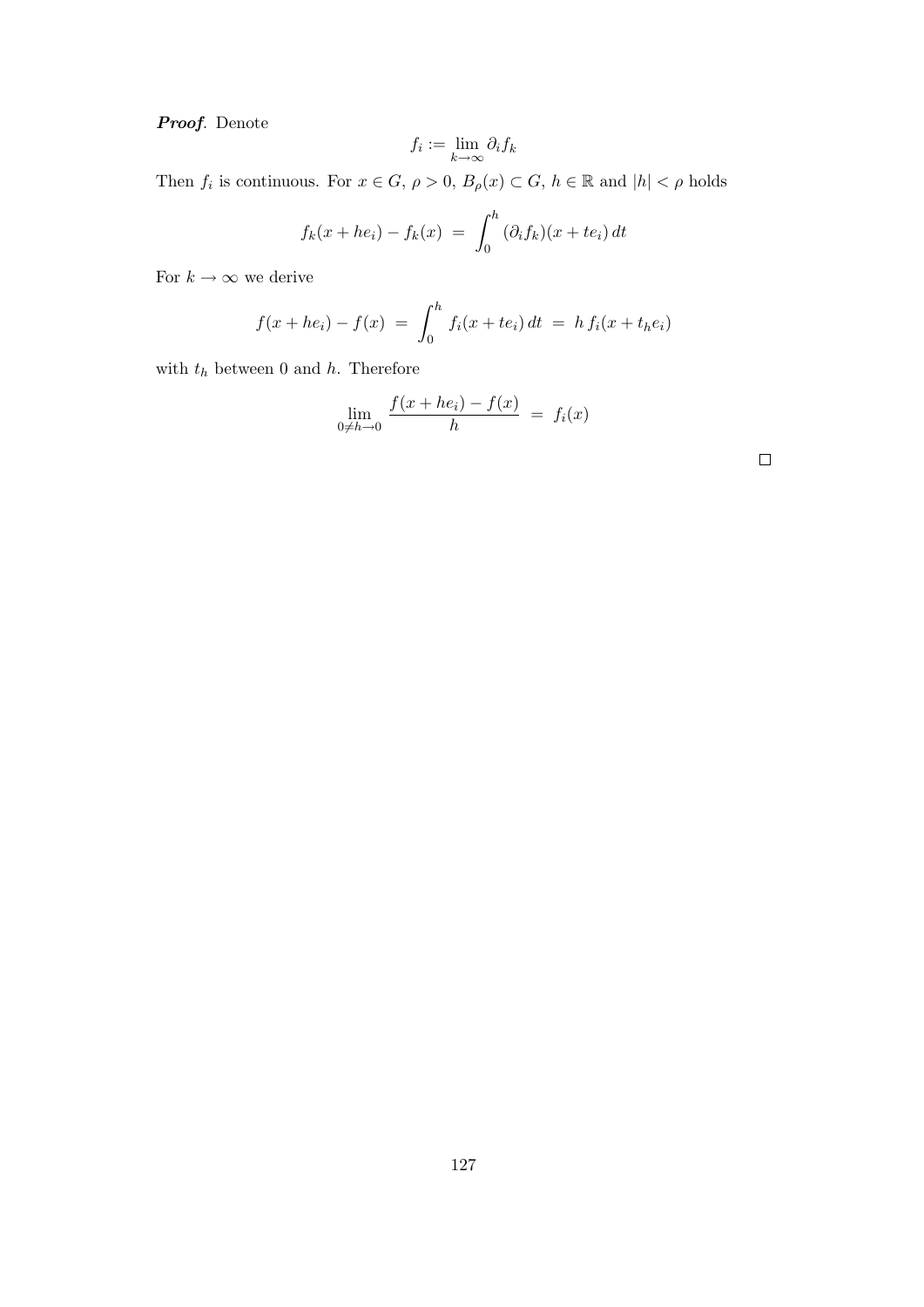***Proof*.** Denote

$$f_i := \lim_{k\to\infty} \partial_i f_k$$

Then $f_i$ is continuous. For $x \in G$, $\rho > 0$, $B_\rho(x) \subset G$, $h \in \mathbb{R}$ and $|h| < \rho$ holds

$$f_k(x + he_i) - f_k(x) \;=\; \int_0^h (\partial_i f_k)(x + te_i)\, dt$$

For $k \to \infty$ we derive

$$f(x + he_i) - f(x) \;=\; \int_0^h f_i(x + te_i)\, dt \;=\; h\, f_i(x + t_h e_i)$$

with $t_h$ between 0 and $h$. Therefore

$$\lim_{0\neq h\to 0} \frac{f(x + he_i) - f(x)}{h} \;=\; f_i(x)$$

□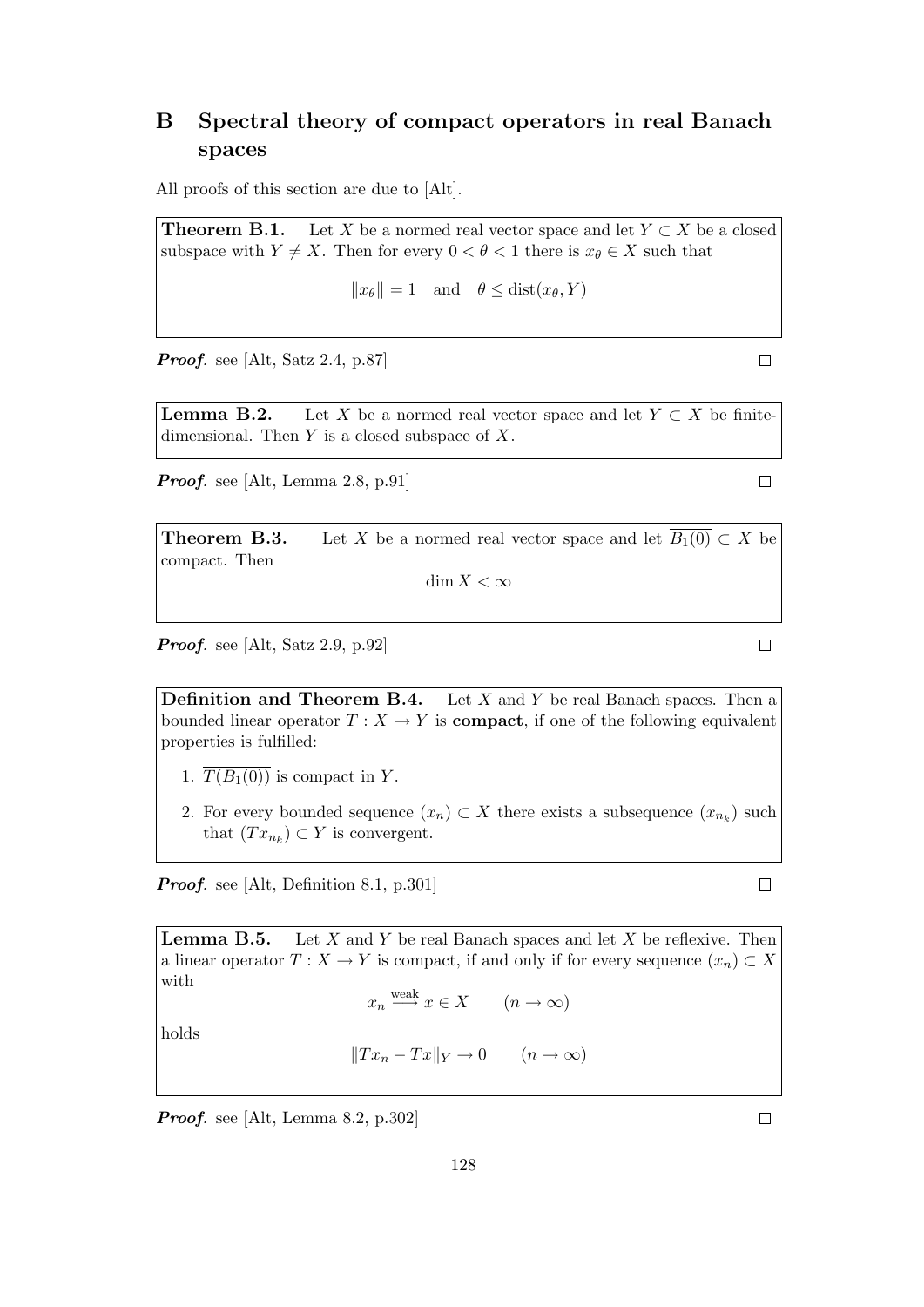# B Spectral theory of compact operators in real Banach spaces

All proofs of this section are due to [Alt].

**Theorem B.1.** Let $X$ be a normed real vector space and let $Y \subset X$ be a closed subspace with $Y \neq X$. Then for every $0 < \theta < 1$ there is $x_\theta \in X$ such that

$$\|x_\theta\| = 1 \quad \text{and} \quad \theta \leq \operatorname{dist}(x_\theta, Y)$$

***Proof.*** see [Alt, Satz 2.4, p.87] □

**Lemma B.2.** Let $X$ be a normed real vector space and let $Y \subset X$ be finite-dimensional. Then $Y$ is a closed subspace of $X$.

***Proof.*** see [Alt, Lemma 2.8, p.91] □

**Theorem B.3.** Let $X$ be a normed real vector space and let $\overline{B_1(0)} \subset X$ be compact. Then

$$\dim X < \infty$$

***Proof.*** see [Alt, Satz 2.9, p.92] □

**Definition and Theorem B.4.** Let $X$ and $Y$ be real Banach spaces. Then a bounded linear operator $T : X \to Y$ is **compact**, if one of the following equivalent properties is fulfilled:

1. $\overline{T(B_1(0))}$ is compact in $Y$.
2. For every bounded sequence $(x_n) \subset X$ there exists a subsequence $(x_{n_k})$ such that $(Tx_{n_k}) \subset Y$ is convergent.

***Proof.*** see [Alt, Definition 8.1, p.301] □

**Lemma B.5.** Let $X$ and $Y$ be real Banach spaces and let $X$ be reflexive. Then a linear operator $T : X \to Y$ is compact, if and only if for every sequence $(x_n) \subset X$ with

$$x_n \overset{\text{weak}}{\longrightarrow} x \in X \qquad (n \to \infty)$$

holds

$$\|Tx_n - Tx\|_Y \to 0 \qquad (n \to \infty)$$

***Proof.*** see [Alt, Lemma 8.2, p.302] □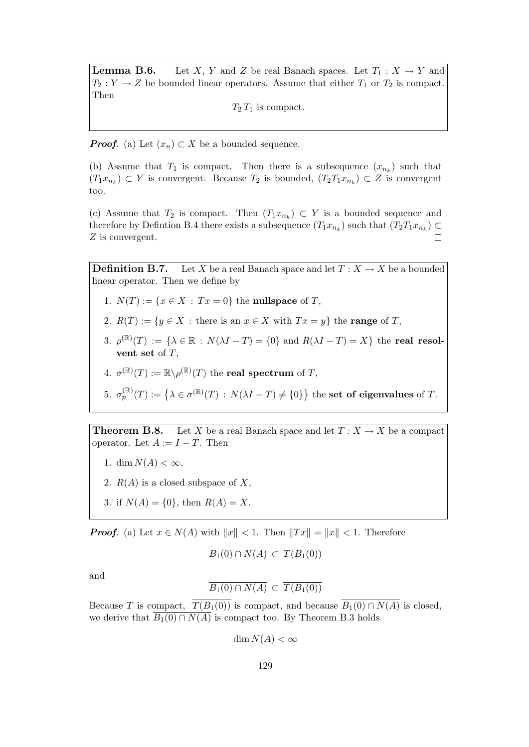**Lemma B.6.** Let $X$, $Y$ and $Z$ be real Banach spaces. Let $T_1 : X \to Y$ and $T_2 : Y \to Z$ be bounded linear operators. Assume that either $T_1$ or $T_2$ is compact. Then

$$T_2\, T_1 \text{ is compact.}$$

***Proof.*** (a) Let $(x_n) \subset X$ be a bounded sequence.

(b) Assume that $T_1$ is compact. Then there is a subsequence $(x_{n_k})$ such that $(T_1 x_{n_k}) \subset Y$ is convergent. Because $T_2$ is bounded, $(T_2 T_1 x_{n_k}) \subset Z$ is convergent too.

(c) Assume that $T_2$ is compact. Then $(T_1 x_{n_k}) \subset Y$ is a bounded sequence and therefore by Defintion B.4 there exists a subsequence $(T_1 x_{n_k})$ such that $(T_2 T_1 x_{n_k}) \subset Z$ is convergent. ◻

**Definition B.7.** Let $X$ be a real Banach space and let $T : X \to X$ be a bounded linear operator. Then we define by

1. $N(T) := \{x \in X \,:\, Tx = 0\}$ the **nullspace** of $T$,
2. $R(T) := \{y \in X \,:\, \text{there is an } x \in X \text{ with } Tx = y\}$ the **range** of $T$,
3. $\rho^{(\mathbb{R})}(T) := \{\lambda \in \mathbb{R} \,:\, N(\lambda I - T) = \{0\} \text{ and } R(\lambda I - T) = X\}$ the **real resolvent set** of $T$,
4. $\sigma^{(\mathbb{R})}(T) := \mathbb{R} \backslash \rho^{(\mathbb{R})}(T)$ the **real spectrum** of $T$,
5. $\sigma_p^{(\mathbb{R})}(T) := \left\{\lambda \in \sigma^{(\mathbb{R})}(T) \,:\, N(\lambda I - T) \neq \{0\}\right\}$ the **set of eigenvalues** of $T$.

**Theorem B.8.** Let $X$ be a real Banach space and let $T : X \to X$ be a compact operator. Let $A := I - T$. Then

1. $\dim N(A) < \infty$,
2. $R(A)$ is a closed subspace of $X$,
3. if $N(A) = \{0\}$, then $R(A) = X$.

***Proof.*** (a) Let $x \in N(A)$ with $\|x\| < 1$. Then $\|Tx\| = \|x\| < 1$. Therefore

$$B_1(0) \cap N(A) \,\subset\, T(B_1(0))$$

and

$$\overline{B_1(0) \cap N(A)} \,\subset\, \overline{T(B_1(0))}$$

Because $T$ is compact, $\overline{T(B_1(0))}$ is compact, and because $\overline{B_1(0) \cap N(A)}$ is closed, we derive that $\overline{B_1(0) \cap N(A)}$ is compact too. By Theorem B.3 holds

$$\dim N(A) < \infty$$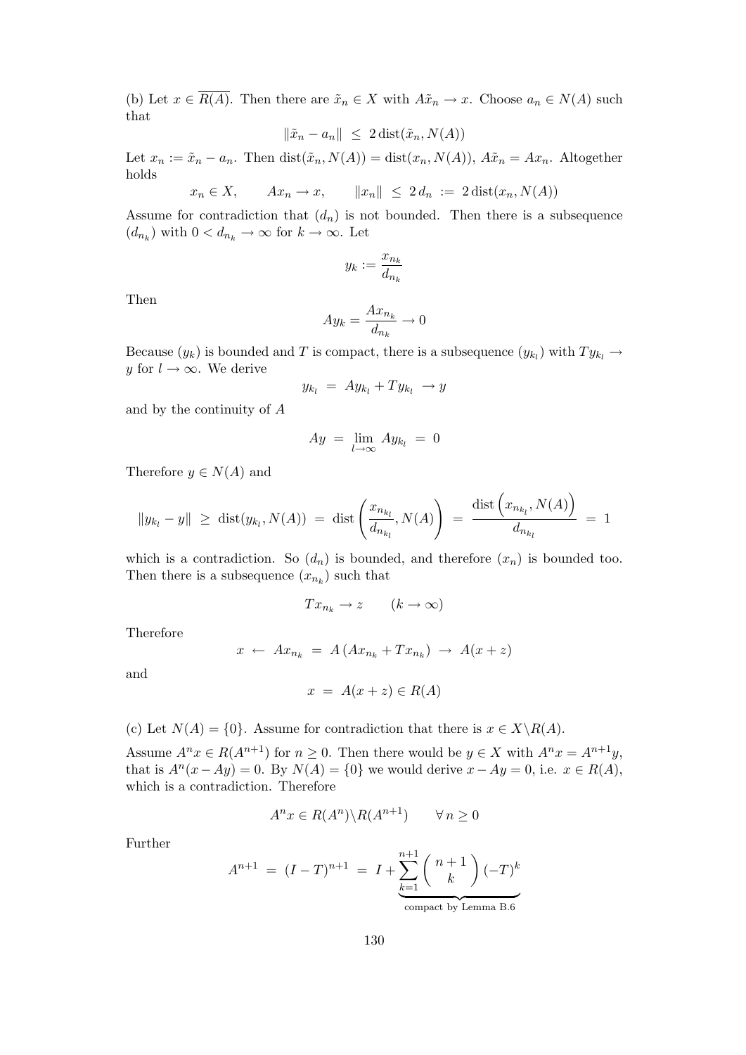(b) Let $x \in \overline{R(A)}$. Then there are $\tilde{x}_n \in X$ with $A\tilde{x}_n \to x$. Choose $a_n \in N(A)$ such that

$$\|\tilde{x}_n - a_n\| \;\leq\; 2\,\mathrm{dist}(\tilde{x}_n, N(A))$$

Let $x_n := \tilde{x}_n - a_n$. Then $\mathrm{dist}(\tilde{x}_n, N(A)) = \mathrm{dist}(x_n, N(A))$, $A\tilde{x}_n = Ax_n$. Altogether holds

$$x_n \in X, \qquad Ax_n \to x, \qquad \|x_n\| \;\leq\; 2\,d_n \;:=\; 2\,\mathrm{dist}(x_n, N(A))$$

Assume for contradiction that $(d_n)$ is not bounded. Then there is a subsequence $(d_{n_k})$ with $0 < d_{n_k} \to \infty$ for $k \to \infty$. Let

$$y_k := \frac{x_{n_k}}{d_{n_k}}$$

Then

$$Ay_k = \frac{Ax_{n_k}}{d_{n_k}} \to 0$$

Because $(y_k)$ is bounded and $T$ is compact, there is a subsequence $(y_{k_l})$ with $Ty_{k_l} \to y$ for $l \to \infty$. We derive

$$y_{k_l} \;=\; Ay_{k_l} + Ty_{k_l} \;\to y$$

and by the continuity of $A$

$$Ay \;=\; \lim_{l\to\infty} Ay_{k_l} \;=\; 0$$

Therefore $y \in N(A)$ and

$$\|y_{k_l} - y\| \;\geq\; \mathrm{dist}(y_{k_l}, N(A)) \;=\; \mathrm{dist}\left(\frac{x_{n_{k_l}}}{d_{n_{k_l}}}, N(A)\right) \;=\; \frac{\mathrm{dist}\left(x_{n_{k_l}}, N(A)\right)}{d_{n_{k_l}}} \;=\; 1$$

which is a contradiction. So $(d_n)$ is bounded, and therefore $(x_n)$ is bounded too. Then there is a subsequence $(x_{n_k})$ such that

$$Tx_{n_k} \to z \qquad (k \to \infty)$$

Therefore

$$x \;\leftarrow\; Ax_{n_k} \;=\; A\left(Ax_{n_k} + Tx_{n_k}\right) \;\to\; A(x+z)$$

and

$$x \;=\; A(x+z) \in R(A)$$

(c) Let $N(A) = \{0\}$. Assume for contradiction that there is $x \in X \backslash R(A)$.

Assume $A^n x \in R(A^{n+1})$ for $n \geq 0$. Then there would be $y \in X$ with $A^n x = A^{n+1} y$, that is $A^n(x - Ay) = 0$. By $N(A) = \{0\}$ we would derive $x - Ay = 0$, i.e. $x \in R(A)$, which is a contradiction. Therefore

$$A^n x \in R(A^n) \backslash R(A^{n+1}) \qquad \forall\, n \geq 0$$

Further

$$A^{n+1} \;=\; (I - T)^{n+1} \;=\; I + \underbrace{\sum_{k=1}^{n+1} \binom{n+1}{k} (-T)^k}_{\text{compact by Lemma B.6}}$$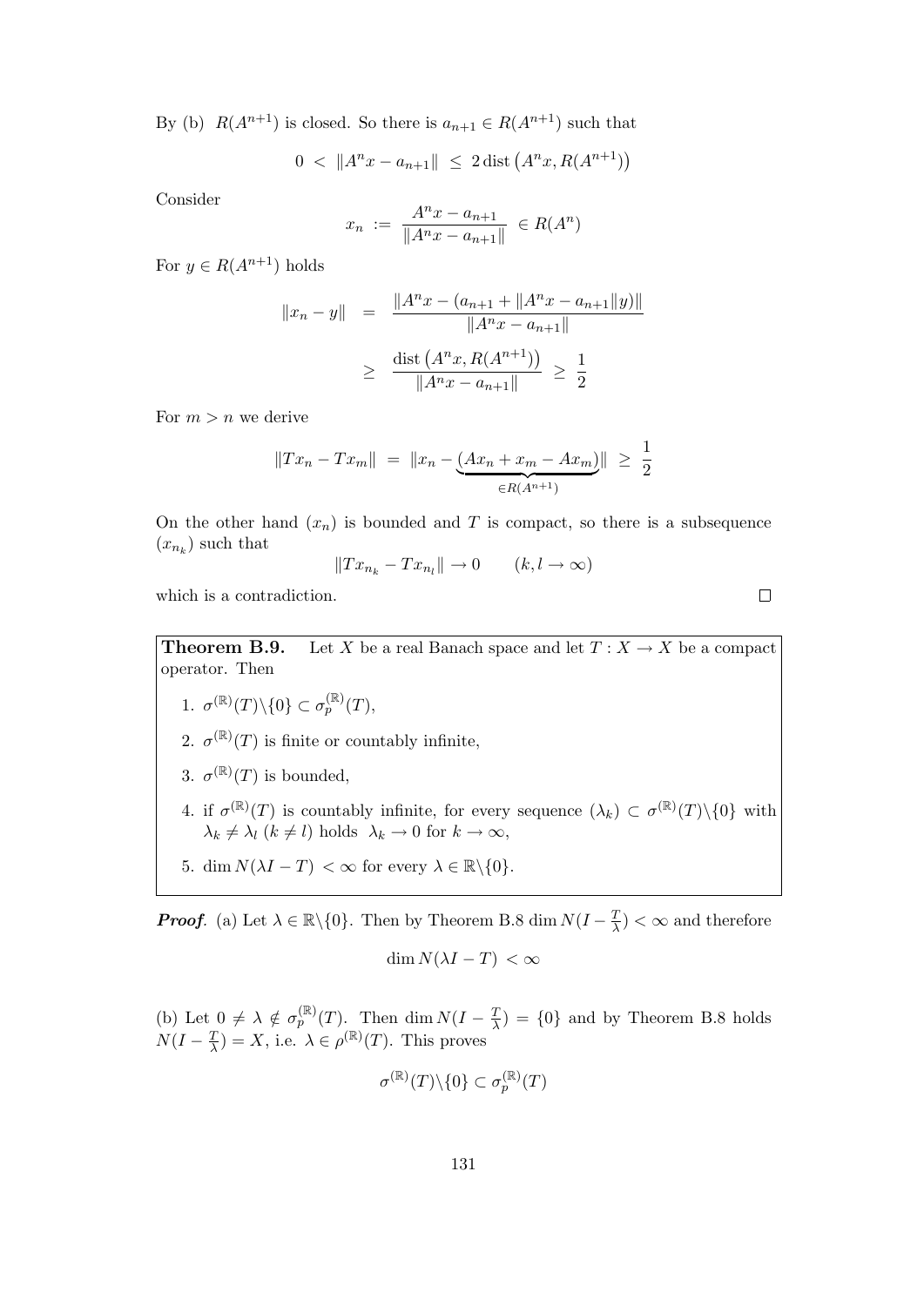By (b) $R(A^{n+1})$ is closed. So there is $a_{n+1} \in R(A^{n+1})$ such that

$$0 \; < \; \|A^n x - a_{n+1}\| \; \leq \; 2 \operatorname{dist}\left(A^n x, R(A^{n+1})\right)$$

Consider

$$x_n \; := \; \frac{A^n x - a_{n+1}}{\|A^n x - a_{n+1}\|} \; \in R(A^n)$$

For $y \in R(A^{n+1})$ holds

$$\begin{aligned} \|x_n - y\| \;\; &= \;\; \frac{\|A^n x - (a_{n+1} + \|A^n x - a_{n+1}\| y)\|}{\|A^n x - a_{n+1}\|} \\ &\geq \;\; \frac{\operatorname{dist}\left(A^n x, R(A^{n+1})\right)}{\|A^n x - a_{n+1}\|} \; \geq \; \frac{1}{2} \end{aligned}$$

For $m > n$ we derive

$$\|Tx_n - Tx_m\| \; = \; \|x_n - \underbrace{(Ax_n + x_m - Ax_m)}_{\in R(A^{n+1})}\| \; \geq \; \frac{1}{2}$$

On the other hand $(x_n)$ is bounded and $T$ is compact, so there is a subsequence $(x_{n_k})$ such that

$$\|Tx_{n_k} - Tx_{n_l}\| \to 0 \qquad (k, l \to \infty)$$

which is a contradiction. □

**Theorem B.9.** Let $X$ be a real Banach space and let $T : X \to X$ be a compact operator. Then

1. $\sigma^{(\mathbb{R})}(T) \backslash \{0\} \subset \sigma_p^{(\mathbb{R})}(T)$,
2. $\sigma^{(\mathbb{R})}(T)$ is finite or countably infinite,
3. $\sigma^{(\mathbb{R})}(T)$ is bounded,
4. if $\sigma^{(\mathbb{R})}(T)$ is countably infinite, for every sequence $(\lambda_k) \subset \sigma^{(\mathbb{R})}(T) \backslash \{0\}$ with $\lambda_k \neq \lambda_l$ $(k \neq l)$ holds $\lambda_k \to 0$ for $k \to \infty$,
5. $\dim N(\lambda I - T) < \infty$ for every $\lambda \in \mathbb{R} \backslash \{0\}$.

***Proof.*** (a) Let $\lambda \in \mathbb{R} \backslash \{0\}$. Then by Theorem B.8 $\dim N(I - \frac{T}{\lambda}) < \infty$ and therefore

$$\dim N(\lambda I - T) \; < \infty$$

(b) Let $0 \neq \lambda \notin \sigma_p^{(\mathbb{R})}(T)$. Then $\dim N(I - \frac{T}{\lambda}) = \{0\}$ and by Theorem B.8 holds $N(I - \frac{T}{\lambda}) = X$, i.e. $\lambda \in \rho^{(\mathbb{R})}(T)$. This proves

$$\sigma^{(\mathbb{R})}(T) \backslash \{0\} \subset \sigma_p^{(\mathbb{R})}(T)$$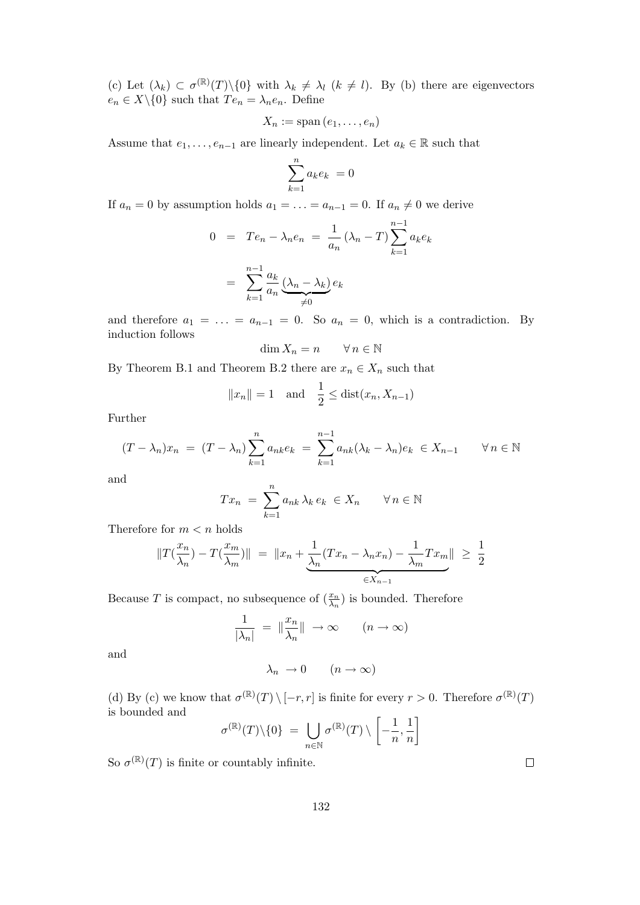(c) Let $(\lambda_k) \subset \sigma^{(\mathbb{R})}(T)\backslash\{0\}$ with $\lambda_k \neq \lambda_l$ $(k \neq l)$. By (b) there are eigenvectors $e_n \in X\backslash\{0\}$ such that $Te_n = \lambda_n e_n$. Define

$$X_n := \operatorname{span}(e_1, \ldots, e_n)$$

Assume that $e_1, \ldots, e_{n-1}$ are linearly independent. Let $a_k \in \mathbb{R}$ such that

$$\sum_{k=1}^{n} a_k e_k \; = 0$$

If $a_n = 0$ by assumption holds $a_1 = \ldots = a_{n-1} = 0$. If $a_n \neq 0$ we derive

$$\begin{aligned}
0 \;&=\; Te_n - \lambda_n e_n \;=\; \frac{1}{a_n}\,(\lambda_n - T)\sum_{k=1}^{n-1} a_k e_k \\
&=\; \sum_{k=1}^{n-1} \frac{a_k}{a_n} \underbrace{(\lambda_n - \lambda_k)}_{\neq 0} e_k
\end{aligned}$$

and therefore $a_1 = \ldots = a_{n-1} = 0$. So $a_n = 0$, which is a contradiction. By induction follows

$$\dim X_n = n \qquad \forall\, n \in \mathbb{N}$$

By Theorem B.1 and Theorem B.2 there are $x_n \in X_n$ such that

$$\|x_n\| = 1 \quad \text{and} \quad \frac{1}{2} \leq \operatorname{dist}(x_n, X_{n-1})$$

Further

$$(T - \lambda_n)x_n \;=\; (T - \lambda_n)\sum_{k=1}^{n} a_{nk} e_k \;=\; \sum_{k=1}^{n-1} a_{nk}(\lambda_k - \lambda_n)e_k \;\in X_{n-1} \qquad \forall\, n \in \mathbb{N}$$

and

$$Tx_n \;=\; \sum_{k=1}^{n} a_{nk}\,\lambda_k\, e_k \;\in X_n \qquad \forall\, n \in \mathbb{N}$$

Therefore for $m < n$ holds

$$\|T(\frac{x_n}{\lambda_n}) - T(\frac{x_m}{\lambda_m})\| \;=\; \|x_n + \underbrace{\frac{1}{\lambda_n}(Tx_n - \lambda_n x_n) - \frac{1}{\lambda_m}Tx_m}_{\in X_{n-1}}\| \;\geq\; \frac{1}{2}$$

Because $T$ is compact, no subsequence of $(\frac{x_n}{\lambda_n})$ is bounded. Therefore

$$\frac{1}{|\lambda_n|} \;=\; \|\frac{x_n}{\lambda_n}\| \;\to \infty \qquad (n \to \infty)$$

and

$$\lambda_n \;\to 0 \qquad (n \to \infty)$$

(d) By (c) we know that $\sigma^{(\mathbb{R})}(T) \setminus [-r, r]$ is finite for every $r > 0$. Therefore $\sigma^{(\mathbb{R})}(T)$ is bounded and

$$\sigma^{(\mathbb{R})}(T)\backslash\{0\} \;=\; \bigcup_{n \in \mathbb{N}} \sigma^{(\mathbb{R})}(T) \setminus \left[-\frac{1}{n}, \frac{1}{n}\right]$$

So $\sigma^{(\mathbb{R})}(T)$ is finite or countably infinite. $\square$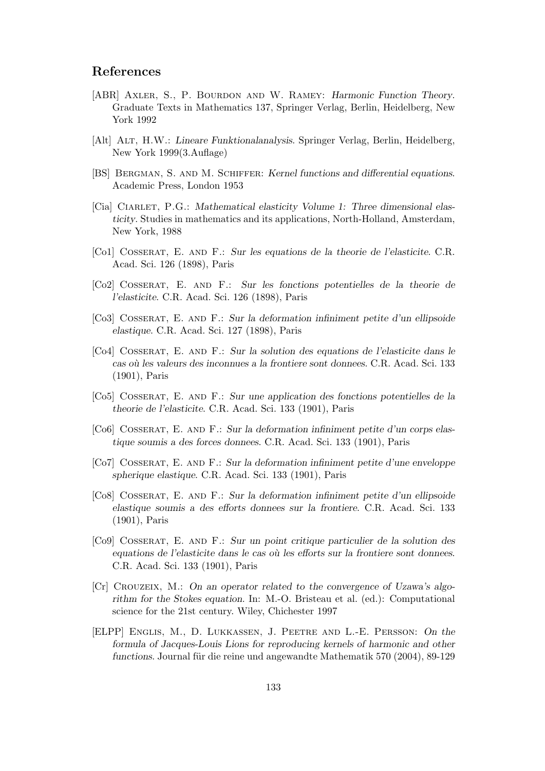## References

[ABR] Axler, S., P. Bourdon and W. Ramey: *Harmonic Function Theory*. Graduate Texts in Mathematics 137, Springer Verlag, Berlin, Heidelberg, New York 1992

[Alt] Alt, H.W.: *Lineare Funktionalanalysis*. Springer Verlag, Berlin, Heidelberg, New York 1999(3.Auflage)

[BS] Bergman, S. and M. Schiffer: *Kernel functions and differential equations*. Academic Press, London 1953

[Cia] Ciarlet, P.G.: *Mathematical elasticity Volume 1: Three dimensional elasticity*. Studies in mathematics and its applications, North-Holland, Amsterdam, New York, 1988

[Co1] Cosserat, E. and F.: *Sur les equations de la theorie de l'elasticite*. C.R. Acad. Sci. 126 (1898), Paris

[Co2] Cosserat, E. and F.: *Sur les fonctions potentielles de la theorie de l'elasticite*. C.R. Acad. Sci. 126 (1898), Paris

[Co3] Cosserat, E. and F.: *Sur la deformation infiniment petite d'un ellipsoide elastique*. C.R. Acad. Sci. 127 (1898), Paris

[Co4] Cosserat, E. and F.: *Sur la solution des equations de l'elasticite dans le cas où les valeurs des inconnues a la frontiere sont donnees*. C.R. Acad. Sci. 133 (1901), Paris

[Co5] Cosserat, E. and F.: *Sur une application des fonctions potentielles de la theorie de l'elasticite*. C.R. Acad. Sci. 133 (1901), Paris

[Co6] Cosserat, E. and F.: *Sur la deformation infiniment petite d'un corps elastique soumis a des forces donnees*. C.R. Acad. Sci. 133 (1901), Paris

[Co7] Cosserat, E. and F.: *Sur la deformation infiniment petite d'une enveloppe spherique elastique*. C.R. Acad. Sci. 133 (1901), Paris

[Co8] Cosserat, E. and F.: *Sur la deformation infiniment petite d'un ellipsoide elastique soumis a des efforts donnees sur la frontiere*. C.R. Acad. Sci. 133 (1901), Paris

[Co9] Cosserat, E. and F.: *Sur un point critique particulier de la solution des equations de l'elasticite dans le cas où les efforts sur la frontiere sont donnees*. C.R. Acad. Sci. 133 (1901), Paris

[Cr] Crouzeix, M.: *On an operator related to the convergence of Uzawa's algorithm for the Stokes equation*. In: M.-O. Bristeau et al. (ed.): Computational science for the 21st century. Wiley, Chichester 1997

[ELPP] Englis, M., D. Lukkassen, J. Peetre and L.-E. Persson: *On the formula of Jacques-Louis Lions for reproducing kernels of harmonic and other functions*. Journal für die reine und angewandte Mathematik 570 (2004), 89-129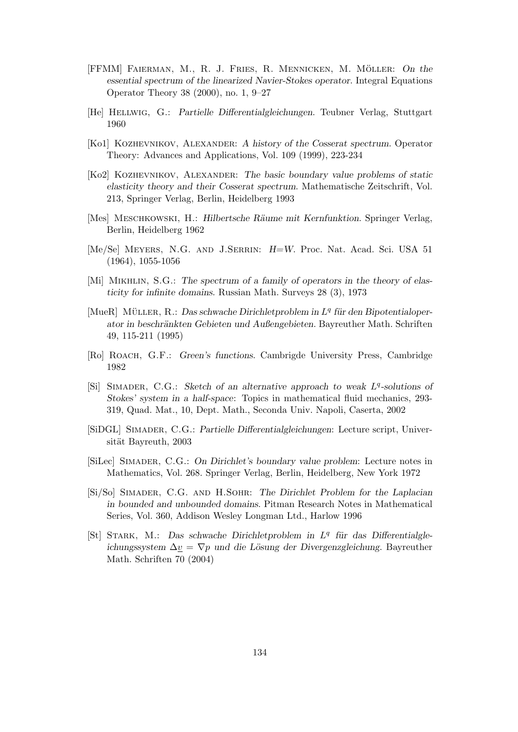[FFMM] Faierman, M., R. J. Fries, R. Mennicken, M. Möller: *On the essential spectrum of the linearized Navier-Stokes operator*. Integral Equations Operator Theory 38 (2000), no. 1, 9–27

[He] Hellwig, G.: *Partielle Differentialgleichungen*. Teubner Verlag, Stuttgart 1960

[Ko1] Kozhevnikov, Alexander: *A history of the Cosserat spectrum*. Operator Theory: Advances and Applications, Vol. 109 (1999), 223-234

[Ko2] Kozhevnikov, Alexander: *The basic boundary value problems of static elasticity theory and their Cosserat spectrum*. Mathematische Zeitschrift, Vol. 213, Springer Verlag, Berlin, Heidelberg 1993

[Mes] Meschkowski, H.: *Hilbertsche Räume mit Kernfunktion*. Springer Verlag, Berlin, Heidelberg 1962

[Me/Se] Meyers, N.G. and J.Serrin: *H=W*. Proc. Nat. Acad. Sci. USA 51 (1964), 1055-1056

[Mi] Mikhlin, S.G.: *The spectrum of a family of operators in the theory of elasticity for infinite domains*. Russian Math. Surveys 28 (3), 1973

[MueR] Müller, R.: *Das schwache Dirichletproblem in $L^q$ für den Bipotentialoperator in beschränkten Gebieten und Außengebieten*. Bayreuther Math. Schriften 49, 115-211 (1995)

[Ro] Roach, G.F.: *Green's functions*. Cambrigde University Press, Cambridge 1982

[Si] Simader, C.G.: *Sketch of an alternative approach to weak $L^q$-solutions of Stokes' system in a half-space*: Topics in mathematical fluid mechanics, 293-319, Quad. Mat., 10, Dept. Math., Seconda Univ. Napoli, Caserta, 2002

[SiDGL] Simader, C.G.: *Partielle Differentialgleichungen*: Lecture script, Universität Bayreuth, 2003

[SiLec] Simader, C.G.: *On Dirichlet's boundary value problem*: Lecture notes in Mathematics, Vol. 268. Springer Verlag, Berlin, Heidelberg, New York 1972

[Si/So] Simader, C.G. and H.Sohr: *The Dirichlet Problem for the Laplacian in bounded and unbounded domains*. Pitman Research Notes in Mathematical Series, Vol. 360, Addison Wesley Longman Ltd., Harlow 1996

[St] Stark, M.: *Das schwache Dirichletproblem in $L^q$ für das Differentialgleichungssystem $\Delta \underline{v} = \nabla p$ und die Lösung der Divergenzgleichung*. Bayreuther Math. Schriften 70 (2004)